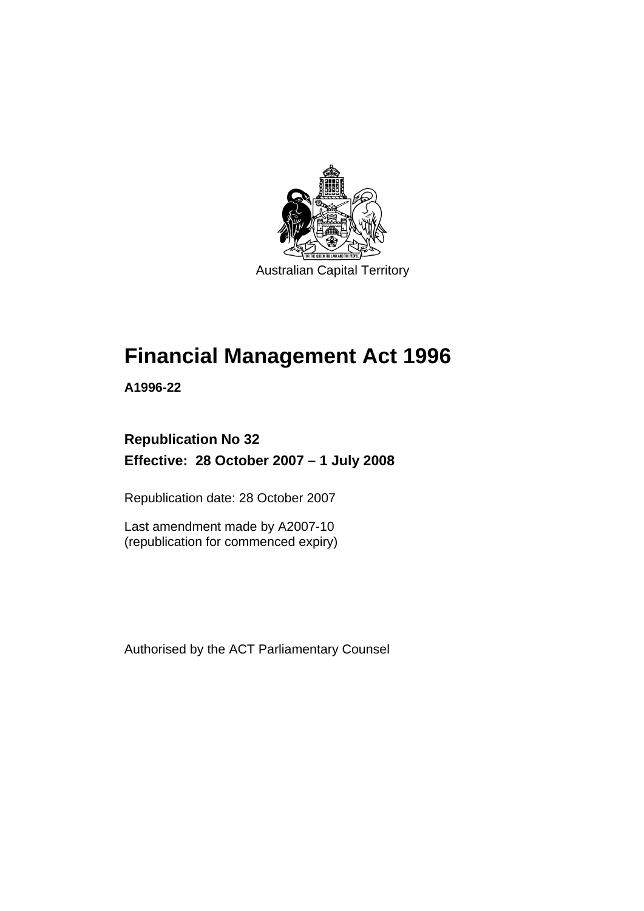Australian Capital Territory

# Financial Management Act 1996

**A1996-22**

**Republication No 32**
**Effective: 28 October 2007 – 1 July 2008**

Republication date: 28 October 2007

Last amendment made by A2007-10
(republication for commenced expiry)

Authorised by the ACT Parliamentary Counsel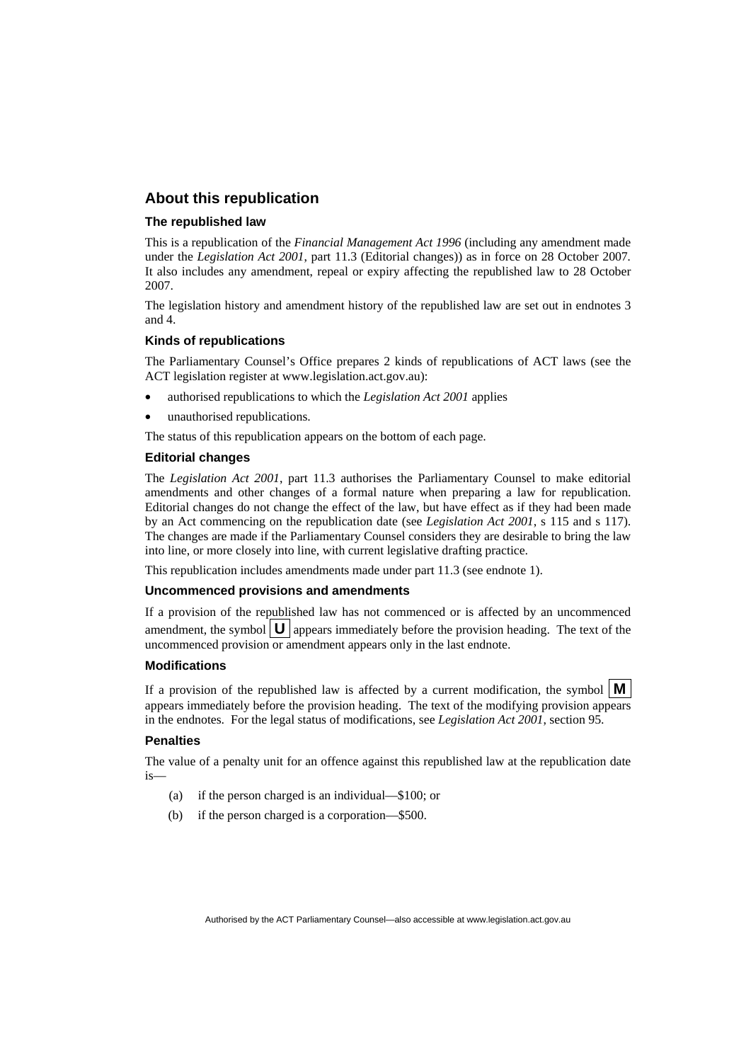## About this republication

### The republished law

This is a republication of the *Financial Management Act 1996* (including any amendment made under the *Legislation Act 2001*, part 11.3 (Editorial changes)) as in force on 28 October 2007. It also includes any amendment, repeal or expiry affecting the republished law to 28 October 2007.

The legislation history and amendment history of the republished law are set out in endnotes 3 and 4.

### Kinds of republications

The Parliamentary Counsel's Office prepares 2 kinds of republications of ACT laws (see the ACT legislation register at www.legislation.act.gov.au):

- authorised republications to which the *Legislation Act 2001* applies
- unauthorised republications.

The status of this republication appears on the bottom of each page.

### Editorial changes

The *Legislation Act 2001*, part 11.3 authorises the Parliamentary Counsel to make editorial amendments and other changes of a formal nature when preparing a law for republication. Editorial changes do not change the effect of the law, but have effect as if they had been made by an Act commencing on the republication date (see *Legislation Act 2001*, s 115 and s 117). The changes are made if the Parliamentary Counsel considers they are desirable to bring the law into line, or more closely into line, with current legislative drafting practice.

This republication includes amendments made under part 11.3 (see endnote 1).

### Uncommenced provisions and amendments

If a provision of the republished law has not commenced or is affected by an uncommenced amendment, the symbol **U** appears immediately before the provision heading. The text of the uncommenced provision or amendment appears only in the last endnote.

### Modifications

If a provision of the republished law is affected by a current modification, the symbol **M** appears immediately before the provision heading. The text of the modifying provision appears in the endnotes. For the legal status of modifications, see *Legislation Act 2001*, section 95.

### Penalties

The value of a penalty unit for an offence against this republished law at the republication date is—

(a) if the person charged is an individual—$100; or

(b) if the person charged is a corporation—$500.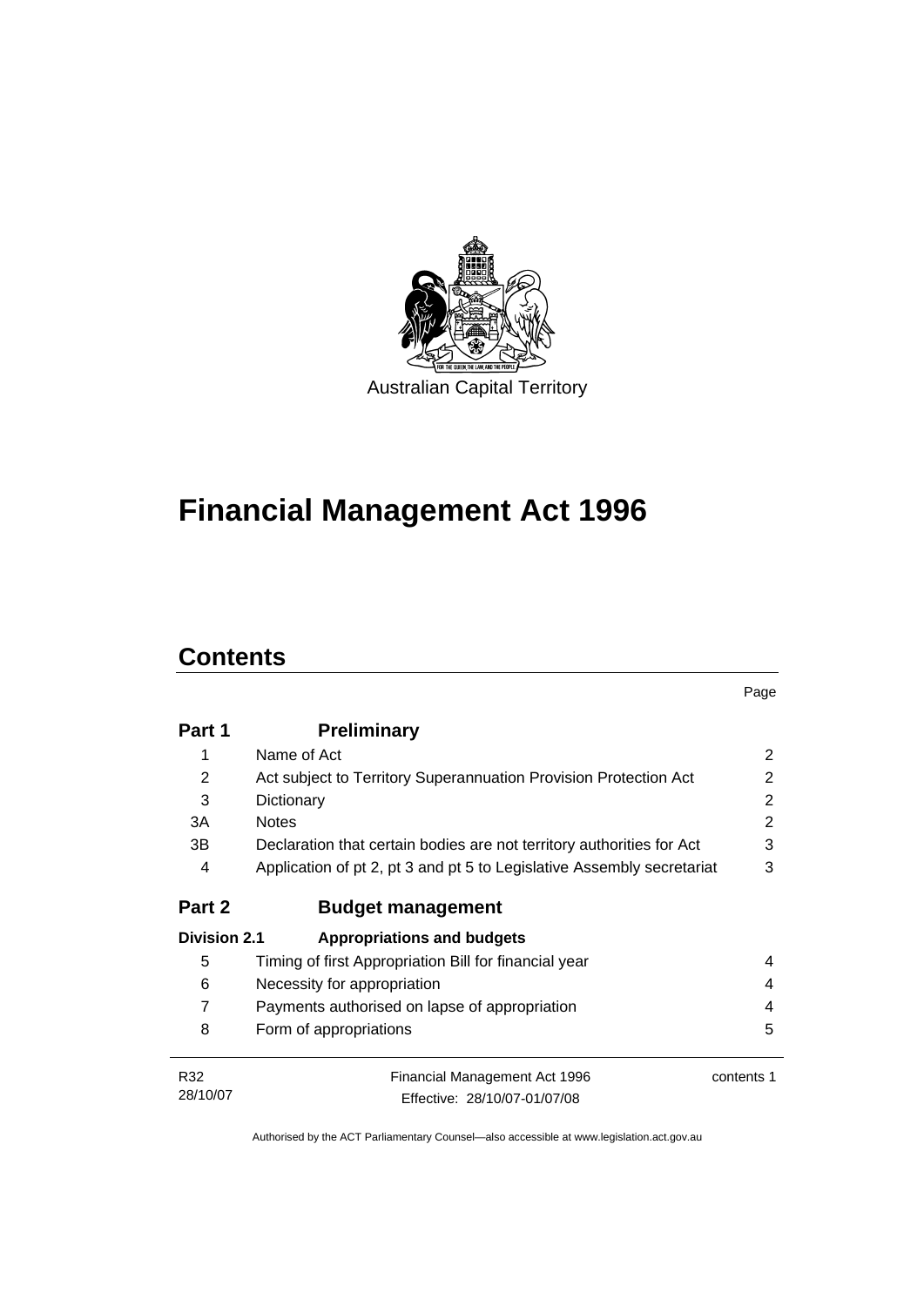Australian Capital Territory

# Financial Management Act 1996

## Contents

| | | Page |
|---|---|---|
| **Part 1** | **Preliminary** | |
| 1 | Name of Act | 2 |
| 2 | Act subject to Territory Superannuation Provision Protection Act | 2 |
| 3 | Dictionary | 2 |
| 3A | Notes | 2 |
| 3B | Declaration that certain bodies are not territory authorities for Act | 3 |
| 4 | Application of pt 2, pt 3 and pt 5 to Legislative Assembly secretariat | 3 |
| **Part 2** | **Budget management** | |
| **Division 2.1** | **Appropriations and budgets** | |
| 5 | Timing of first Appropriation Bill for financial year | 4 |
| 6 | Necessity for appropriation | 4 |
| 7 | Payments authorised on lapse of appropriation | 4 |
| 8 | Form of appropriations | 5 |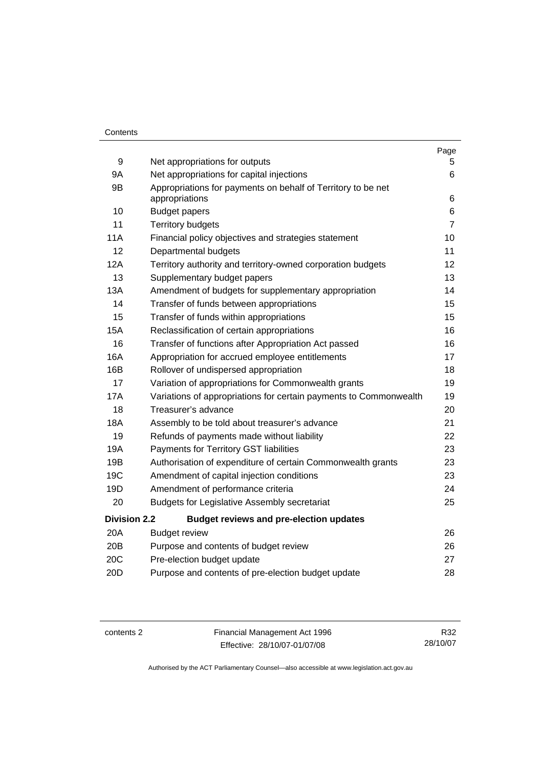| | | Page |
|---|---|---|
| 9 | Net appropriations for outputs | 5 |
| 9A | Net appropriations for capital injections | 6 |
| 9B | Appropriations for payments on behalf of Territory to be net appropriations | 6 |
| 10 | Budget papers | 6 |
| 11 | Territory budgets | 7 |
| 11A | Financial policy objectives and strategies statement | 10 |
| 12 | Departmental budgets | 11 |
| 12A | Territory authority and territory-owned corporation budgets | 12 |
| 13 | Supplementary budget papers | 13 |
| 13A | Amendment of budgets for supplementary appropriation | 14 |
| 14 | Transfer of funds between appropriations | 15 |
| 15 | Transfer of funds within appropriations | 15 |
| 15A | Reclassification of certain appropriations | 16 |
| 16 | Transfer of functions after Appropriation Act passed | 16 |
| 16A | Appropriation for accrued employee entitlements | 17 |
| 16B | Rollover of undispersed appropriation | 18 |
| 17 | Variation of appropriations for Commonwealth grants | 19 |
| 17A | Variations of appropriations for certain payments to Commonwealth | 19 |
| 18 | Treasurer's advance | 20 |
| 18A | Assembly to be told about treasurer's advance | 21 |
| 19 | Refunds of payments made without liability | 22 |
| 19A | Payments for Territory GST liabilities | 23 |
| 19B | Authorisation of expenditure of certain Commonwealth grants | 23 |
| 19C | Amendment of capital injection conditions | 23 |
| 19D | Amendment of performance criteria | 24 |
| 20 | Budgets for Legislative Assembly secretariat | 25 |
| **Division 2.2** | **Budget reviews and pre-election updates** | |
| 20A | Budget review | 26 |
| 20B | Purpose and contents of budget review | 26 |
| 20C | Pre-election budget update | 27 |
| 20D | Purpose and contents of pre-election budget update | 28 |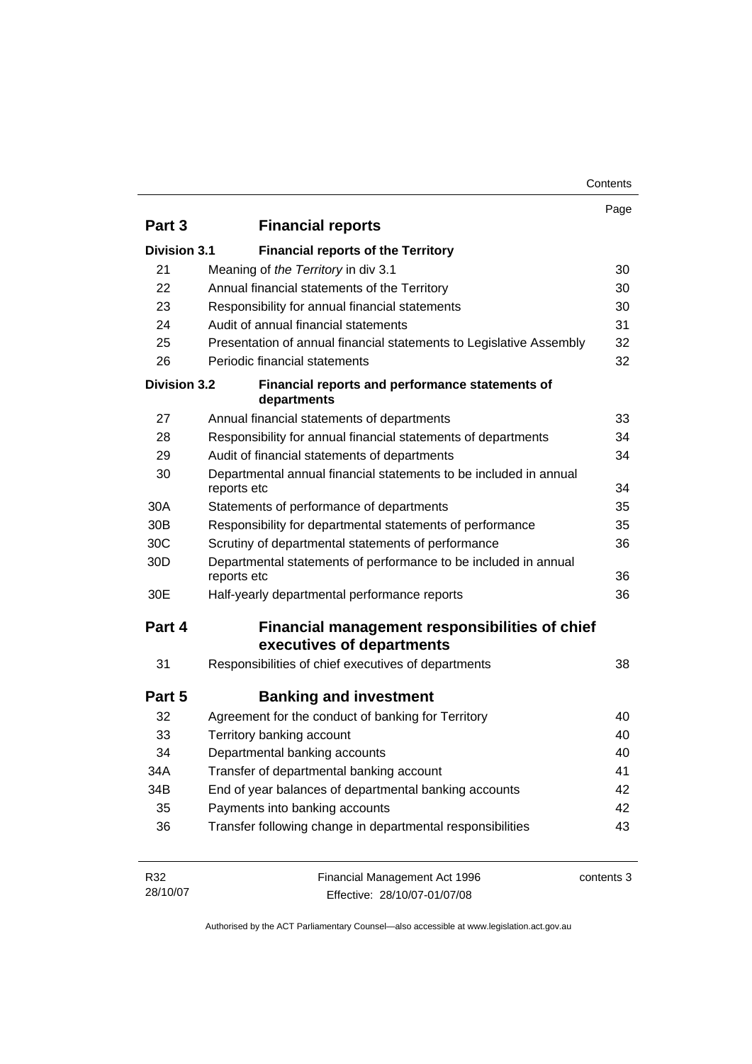| | | Page |
|---|---|---|
| **Part 3** | **Financial reports** | |
| **Division 3.1** | **Financial reports of the Territory** | |
| 21 | Meaning of *the Territory* in div 3.1 | 30 |
| 22 | Annual financial statements of the Territory | 30 |
| 23 | Responsibility for annual financial statements | 30 |
| 24 | Audit of annual financial statements | 31 |
| 25 | Presentation of annual financial statements to Legislative Assembly | 32 |
| 26 | Periodic financial statements | 32 |
| **Division 3.2** | **Financial reports and performance statements of departments** | |
| 27 | Annual financial statements of departments | 33 |
| 28 | Responsibility for annual financial statements of departments | 34 |
| 29 | Audit of financial statements of departments | 34 |
| 30 | Departmental annual financial statements to be included in annual reports etc | 34 |
| 30A | Statements of performance of departments | 35 |
| 30B | Responsibility for departmental statements of performance | 35 |
| 30C | Scrutiny of departmental statements of performance | 36 |
| 30D | Departmental statements of performance to be included in annual reports etc | 36 |
| 30E | Half-yearly departmental performance reports | 36 |
| **Part 4** | **Financial management responsibilities of chief executives of departments** | |
| 31 | Responsibilities of chief executives of departments | 38 |
| **Part 5** | **Banking and investment** | |
| 32 | Agreement for the conduct of banking for Territory | 40 |
| 33 | Territory banking account | 40 |
| 34 | Departmental banking accounts | 40 |
| 34A | Transfer of departmental banking account | 41 |
| 34B | End of year balances of departmental banking accounts | 42 |
| 35 | Payments into banking accounts | 42 |
| 36 | Transfer following change in departmental responsibilities | 43 |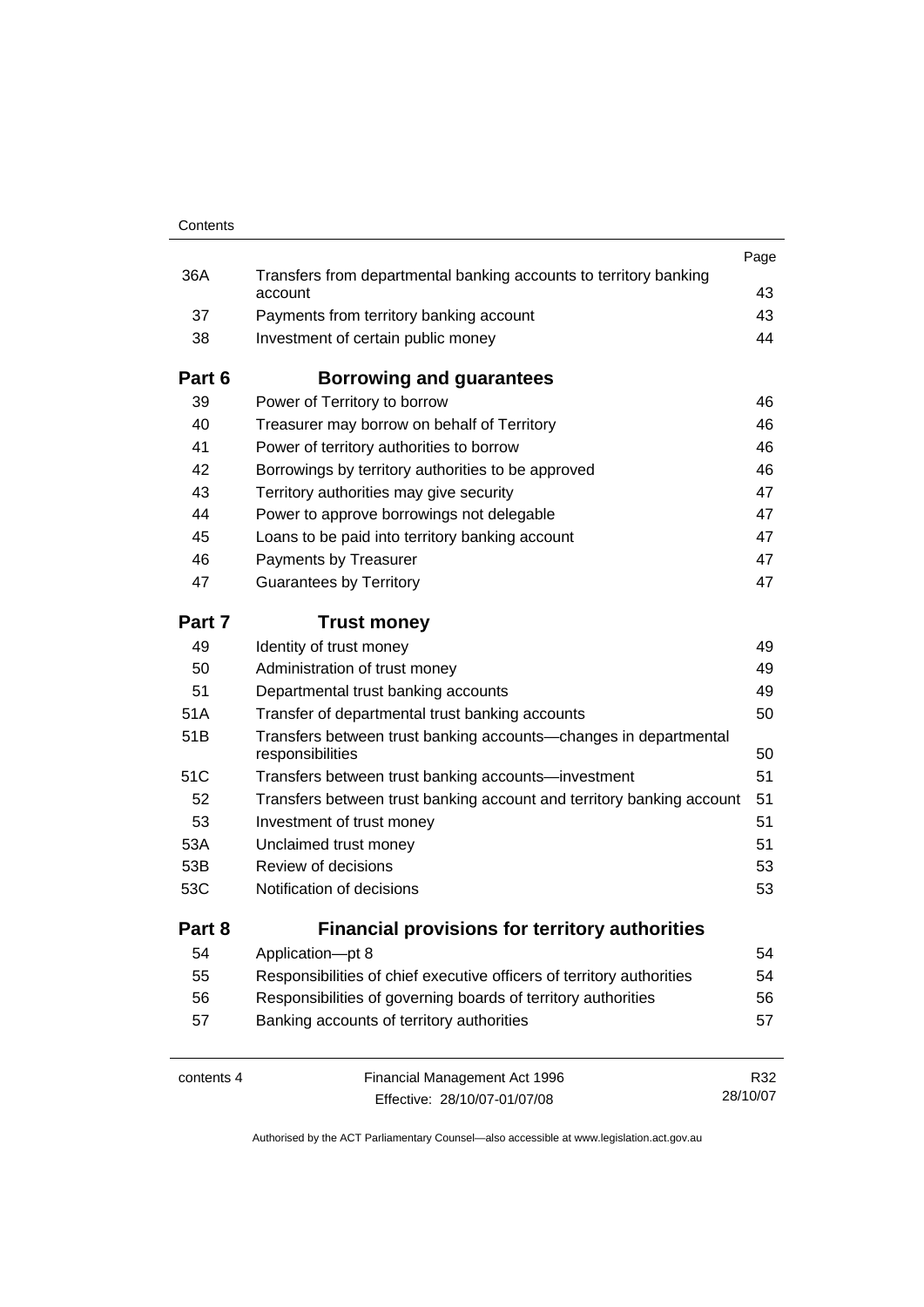| | | Page |
|---|---|---|
| 36A | Transfers from departmental banking accounts to territory banking account | 43 |
| 37 | Payments from territory banking account | 43 |
| 38 | Investment of certain public money | 44 |
| **Part 6** | **Borrowing and guarantees** | |
| 39 | Power of Territory to borrow | 46 |
| 40 | Treasurer may borrow on behalf of Territory | 46 |
| 41 | Power of territory authorities to borrow | 46 |
| 42 | Borrowings by territory authorities to be approved | 46 |
| 43 | Territory authorities may give security | 47 |
| 44 | Power to approve borrowings not delegable | 47 |
| 45 | Loans to be paid into territory banking account | 47 |
| 46 | Payments by Treasurer | 47 |
| 47 | Guarantees by Territory | 47 |
| **Part 7** | **Trust money** | |
| 49 | Identity of trust money | 49 |
| 50 | Administration of trust money | 49 |
| 51 | Departmental trust banking accounts | 49 |
| 51A | Transfer of departmental trust banking accounts | 50 |
| 51B | Transfers between trust banking accounts—changes in departmental responsibilities | 50 |
| 51C | Transfers between trust banking accounts—investment | 51 |
| 52 | Transfers between trust banking account and territory banking account | 51 |
| 53 | Investment of trust money | 51 |
| 53A | Unclaimed trust money | 51 |
| 53B | Review of decisions | 53 |
| 53C | Notification of decisions | 53 |
| **Part 8** | **Financial provisions for territory authorities** | |
| 54 | Application—pt 8 | 54 |
| 55 | Responsibilities of chief executive officers of territory authorities | 54 |
| 56 | Responsibilities of governing boards of territory authorities | 56 |
| 57 | Banking accounts of territory authorities | 57 |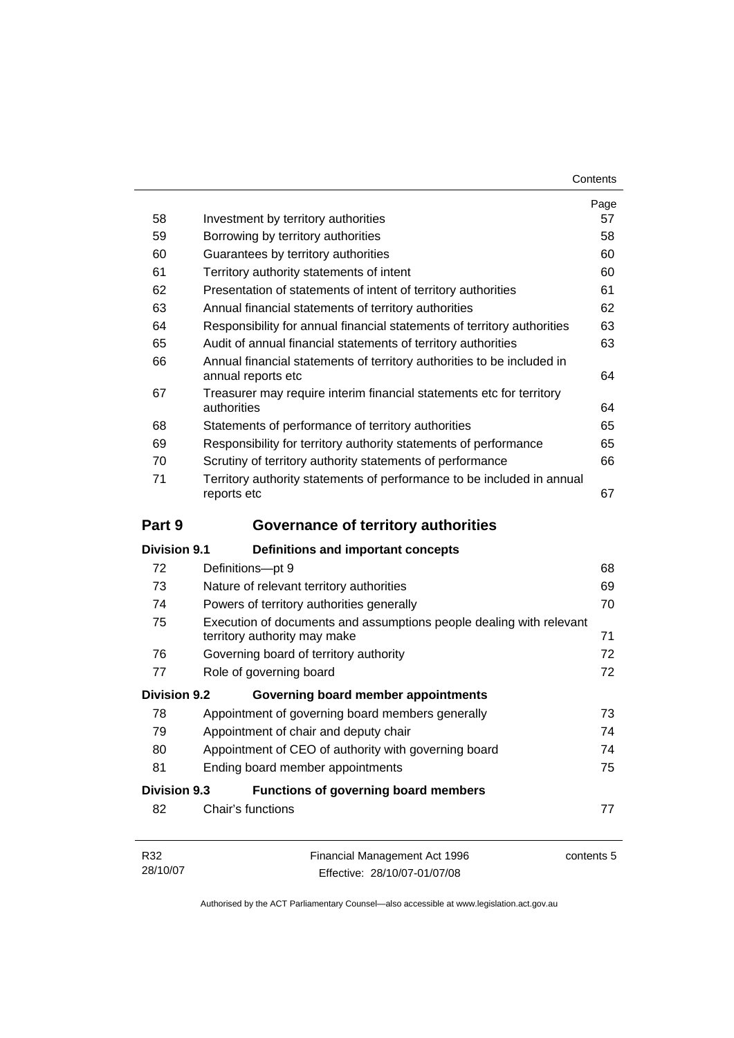| | | Page |
|---|---|---|
| 58 | Investment by territory authorities | 57 |
| 59 | Borrowing by territory authorities | 58 |
| 60 | Guarantees by territory authorities | 60 |
| 61 | Territory authority statements of intent | 60 |
| 62 | Presentation of statements of intent of territory authorities | 61 |
| 63 | Annual financial statements of territory authorities | 62 |
| 64 | Responsibility for annual financial statements of territory authorities | 63 |
| 65 | Audit of annual financial statements of territory authorities | 63 |
| 66 | Annual financial statements of territory authorities to be included in annual reports etc | 64 |
| 67 | Treasurer may require interim financial statements etc for territory authorities | 64 |
| 68 | Statements of performance of territory authorities | 65 |
| 69 | Responsibility for territory authority statements of performance | 65 |
| 70 | Scrutiny of territory authority statements of performance | 66 |
| 71 | Territory authority statements of performance to be included in annual reports etc | 67 |

## Part 9 Governance of territory authorities

### Division 9.1 Definitions and important concepts

| | | |
|---|---|---|
| 72 | Definitions—pt 9 | 68 |
| 73 | Nature of relevant territory authorities | 69 |
| 74 | Powers of territory authorities generally | 70 |
| 75 | Execution of documents and assumptions people dealing with relevant territory authority may make | 71 |
| 76 | Governing board of territory authority | 72 |
| 77 | Role of governing board | 72 |

### Division 9.2 Governing board member appointments

| | | |
|---|---|---|
| 78 | Appointment of governing board members generally | 73 |
| 79 | Appointment of chair and deputy chair | 74 |
| 80 | Appointment of CEO of authority with governing board | 74 |
| 81 | Ending board member appointments | 75 |

### Division 9.3 Functions of governing board members

| | | |
|---|---|---|
| 82 | Chair's functions | 77 |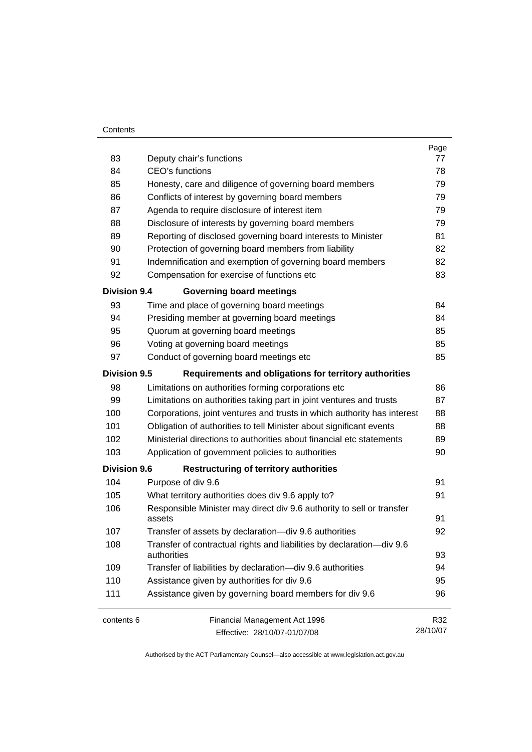| | | Page |
|---|---|---|
| 83 | Deputy chair's functions | 77 |
| 84 | CEO's functions | 78 |
| 85 | Honesty, care and diligence of governing board members | 79 |
| 86 | Conflicts of interest by governing board members | 79 |
| 87 | Agenda to require disclosure of interest item | 79 |
| 88 | Disclosure of interests by governing board members | 79 |
| 89 | Reporting of disclosed governing board interests to Minister | 81 |
| 90 | Protection of governing board members from liability | 82 |
| 91 | Indemnification and exemption of governing board members | 82 |
| 92 | Compensation for exercise of functions etc | 83 |
| **Division 9.4** | **Governing board meetings** | |
| 93 | Time and place of governing board meetings | 84 |
| 94 | Presiding member at governing board meetings | 84 |
| 95 | Quorum at governing board meetings | 85 |
| 96 | Voting at governing board meetings | 85 |
| 97 | Conduct of governing board meetings etc | 85 |
| **Division 9.5** | **Requirements and obligations for territory authorities** | |
| 98 | Limitations on authorities forming corporations etc | 86 |
| 99 | Limitations on authorities taking part in joint ventures and trusts | 87 |
| 100 | Corporations, joint ventures and trusts in which authority has interest | 88 |
| 101 | Obligation of authorities to tell Minister about significant events | 88 |
| 102 | Ministerial directions to authorities about financial etc statements | 89 |
| 103 | Application of government policies to authorities | 90 |
| **Division 9.6** | **Restructuring of territory authorities** | |
| 104 | Purpose of div 9.6 | 91 |
| 105 | What territory authorities does div 9.6 apply to? | 91 |
| 106 | Responsible Minister may direct div 9.6 authority to sell or transfer assets | 91 |
| 107 | Transfer of assets by declaration—div 9.6 authorities | 92 |
| 108 | Transfer of contractual rights and liabilities by declaration—div 9.6 authorities | 93 |
| 109 | Transfer of liabilities by declaration—div 9.6 authorities | 94 |
| 110 | Assistance given by authorities for div 9.6 | 95 |
| 111 | Assistance given by governing board members for div 9.6 | 96 |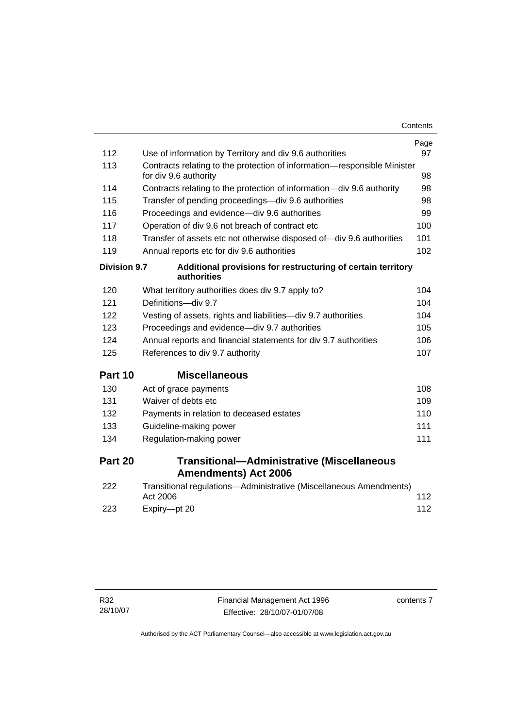| | | Page |
|---|---|---|
| 112 | Use of information by Territory and div 9.6 authorities | 97 |
| 113 | Contracts relating to the protection of information—responsible Minister for div 9.6 authority | 98 |
| 114 | Contracts relating to the protection of information—div 9.6 authority | 98 |
| 115 | Transfer of pending proceedings—div 9.6 authorities | 98 |
| 116 | Proceedings and evidence—div 9.6 authorities | 99 |
| 117 | Operation of div 9.6 not breach of contract etc | 100 |
| 118 | Transfer of assets etc not otherwise disposed of—div 9.6 authorities | 101 |
| 119 | Annual reports etc for div 9.6 authorities | 102 |
| **Division 9.7** | **Additional provisions for restructuring of certain territory authorities** | |
| 120 | What territory authorities does div 9.7 apply to? | 104 |
| 121 | Definitions—div 9.7 | 104 |
| 122 | Vesting of assets, rights and liabilities—div 9.7 authorities | 104 |
| 123 | Proceedings and evidence—div 9.7 authorities | 105 |
| 124 | Annual reports and financial statements for div 9.7 authorities | 106 |
| 125 | References to div 9.7 authority | 107 |
| **Part 10** | **Miscellaneous** | |
| 130 | Act of grace payments | 108 |
| 131 | Waiver of debts etc | 109 |
| 132 | Payments in relation to deceased estates | 110 |
| 133 | Guideline-making power | 111 |
| 134 | Regulation-making power | 111 |
| **Part 20** | **Transitional—Administrative (Miscellaneous Amendments) Act 2006** | |
| 222 | Transitional regulations—Administrative (Miscellaneous Amendments) Act 2006 | 112 |
| 223 | Expiry—pt 20 | 112 |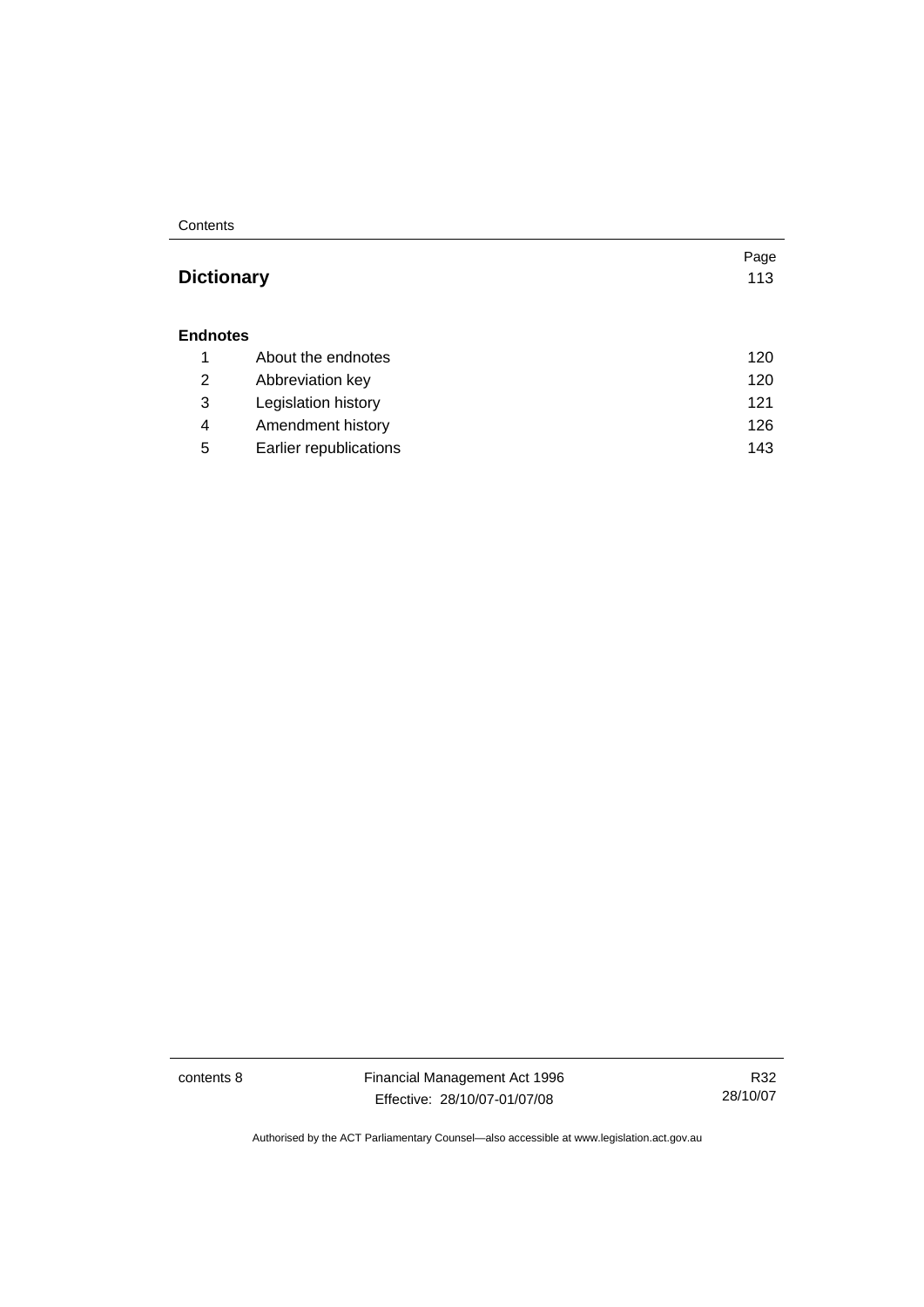| | | Page |
|---|---|---|
| **Dictionary** | | 113 |
| **Endnotes** | | |
| 1 | About the endnotes | 120 |
| 2 | Abbreviation key | 120 |
| 3 | Legislation history | 121 |
| 4 | Amendment history | 126 |
| 5 | Earlier republications | 143 |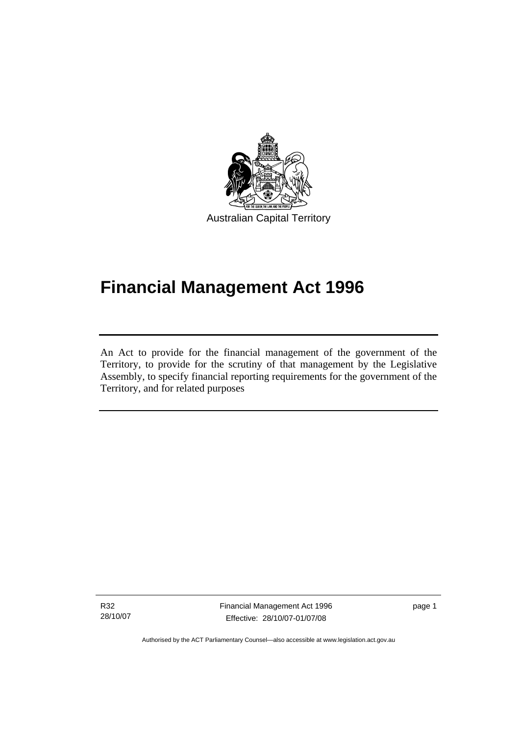Australian Capital Territory

# Financial Management Act 1996

An Act to provide for the financial management of the government of the Territory, to provide for the scrutiny of that management by the Legislative Assembly, to specify financial reporting requirements for the government of the Territory, and for related purposes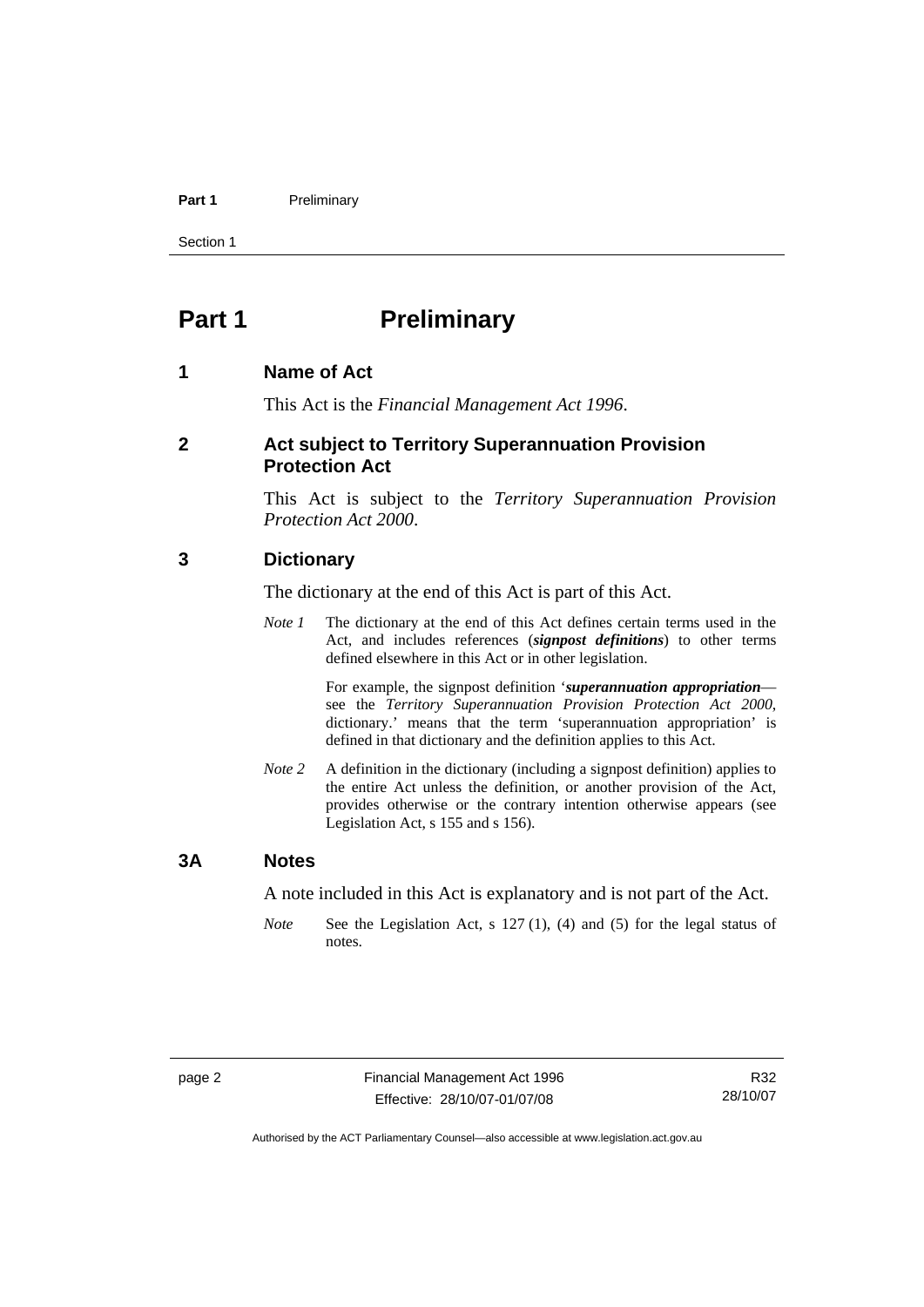# Part 1 Preliminary

## 1 Name of Act

This Act is the *Financial Management Act 1996*.

## 2 Act subject to Territory Superannuation Provision Protection Act

This Act is subject to the *Territory Superannuation Provision Protection Act 2000*.

## 3 Dictionary

The dictionary at the end of this Act is part of this Act.

*Note 1* The dictionary at the end of this Act defines certain terms used in the Act, and includes references (***signpost definitions***) to other terms defined elsewhere in this Act or in other legislation.

For example, the signpost definition '***superannuation appropriation***—see the *Territory Superannuation Provision Protection Act 2000*, dictionary.' means that the term 'superannuation appropriation' is defined in that dictionary and the definition applies to this Act.

*Note 2* A definition in the dictionary (including a signpost definition) applies to the entire Act unless the definition, or another provision of the Act, provides otherwise or the contrary intention otherwise appears (see Legislation Act, s 155 and s 156).

## 3A Notes

A note included in this Act is explanatory and is not part of the Act.

*Note* See the Legislation Act, s 127 (1), (4) and (5) for the legal status of notes.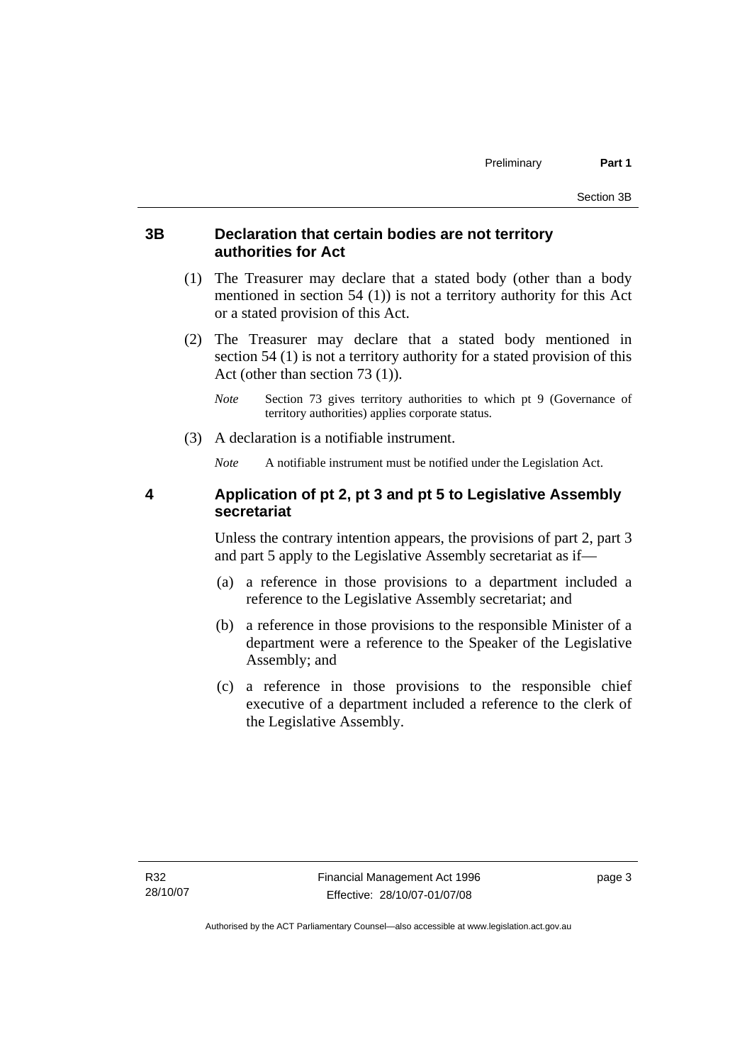## 3B Declaration that certain bodies are not territory authorities for Act

(1) The Treasurer may declare that a stated body (other than a body mentioned in section 54 (1)) is not a territory authority for this Act or a stated provision of this Act.

(2) The Treasurer may declare that a stated body mentioned in section 54 (1) is not a territory authority for a stated provision of this Act (other than section 73 (1)).

*Note* Section 73 gives territory authorities to which pt 9 (Governance of territory authorities) applies corporate status.

(3) A declaration is a notifiable instrument.

*Note* A notifiable instrument must be notified under the Legislation Act.

## 4 Application of pt 2, pt 3 and pt 5 to Legislative Assembly secretariat

Unless the contrary intention appears, the provisions of part 2, part 3 and part 5 apply to the Legislative Assembly secretariat as if—

(a) a reference in those provisions to a department included a reference to the Legislative Assembly secretariat; and

(b) a reference in those provisions to the responsible Minister of a department were a reference to the Speaker of the Legislative Assembly; and

(c) a reference in those provisions to the responsible chief executive of a department included a reference to the clerk of the Legislative Assembly.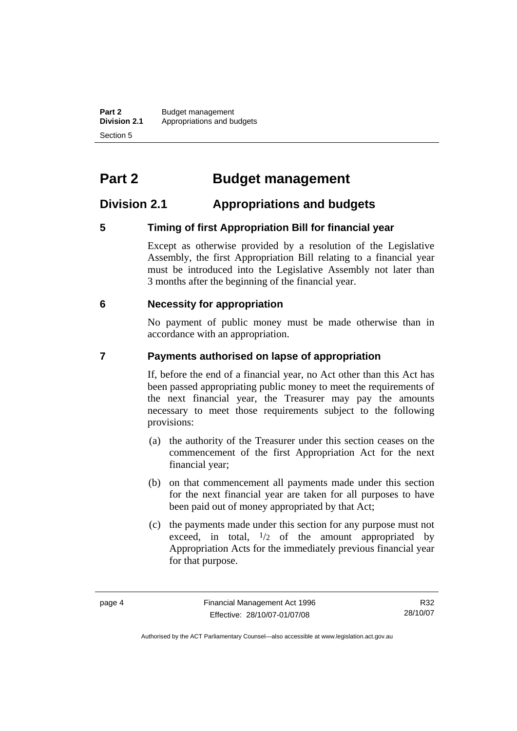# Part 2 Budget management

## Division 2.1 Appropriations and budgets

### 5 Timing of first Appropriation Bill for financial year

Except as otherwise provided by a resolution of the Legislative Assembly, the first Appropriation Bill relating to a financial year must be introduced into the Legislative Assembly not later than 3 months after the beginning of the financial year.

### 6 Necessity for appropriation

No payment of public money must be made otherwise than in accordance with an appropriation.

### 7 Payments authorised on lapse of appropriation

If, before the end of a financial year, no Act other than this Act has been passed appropriating public money to meet the requirements of the next financial year, the Treasurer may pay the amounts necessary to meet those requirements subject to the following provisions:

(a) the authority of the Treasurer under this section ceases on the commencement of the first Appropriation Act for the next financial year;

(b) on that commencement all payments made under this section for the next financial year are taken for all purposes to have been paid out of money appropriated by that Act;

(c) the payments made under this section for any purpose must not exceed, in total, $1/2$ of the amount appropriated by Appropriation Acts for the immediately previous financial year for that purpose.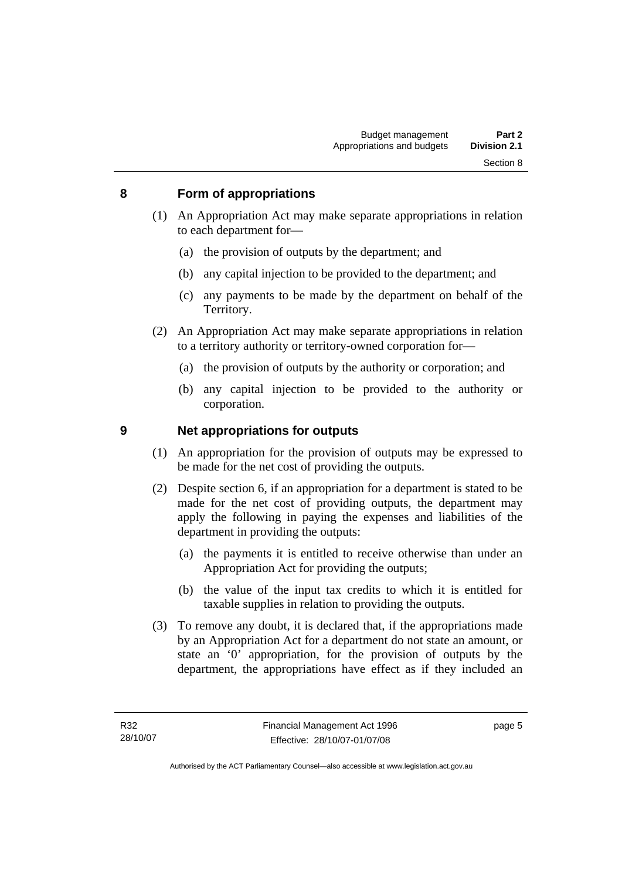## 8 Form of appropriations

(1) An Appropriation Act may make separate appropriations in relation to each department for—

(a) the provision of outputs by the department; and

(b) any capital injection to be provided to the department; and

(c) any payments to be made by the department on behalf of the Territory.

(2) An Appropriation Act may make separate appropriations in relation to a territory authority or territory-owned corporation for—

(a) the provision of outputs by the authority or corporation; and

(b) any capital injection to be provided to the authority or corporation.

## 9 Net appropriations for outputs

(1) An appropriation for the provision of outputs may be expressed to be made for the net cost of providing the outputs.

(2) Despite section 6, if an appropriation for a department is stated to be made for the net cost of providing outputs, the department may apply the following in paying the expenses and liabilities of the department in providing the outputs:

(a) the payments it is entitled to receive otherwise than under an Appropriation Act for providing the outputs;

(b) the value of the input tax credits to which it is entitled for taxable supplies in relation to providing the outputs.

(3) To remove any doubt, it is declared that, if the appropriations made by an Appropriation Act for a department do not state an amount, or state an '0' appropriation, for the provision of outputs by the department, the appropriations have effect as if they included an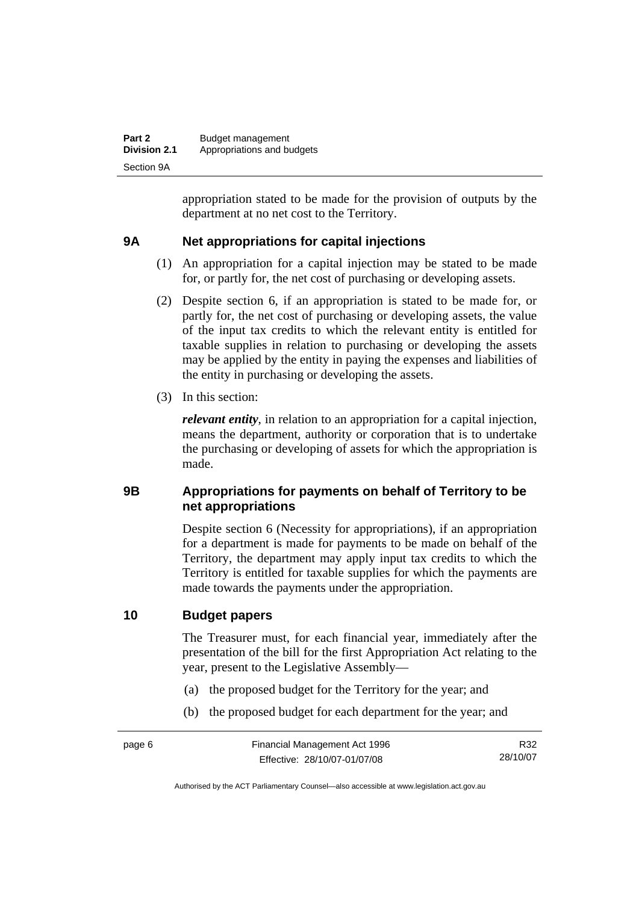appropriation stated to be made for the provision of outputs by the department at no net cost to the Territory.

### 9A Net appropriations for capital injections

(1) An appropriation for a capital injection may be stated to be made for, or partly for, the net cost of purchasing or developing assets.

(2) Despite section 6, if an appropriation is stated to be made for, or partly for, the net cost of purchasing or developing assets, the value of the input tax credits to which the relevant entity is entitled for taxable supplies in relation to purchasing or developing the assets may be applied by the entity in paying the expenses and liabilities of the entity in purchasing or developing the assets.

(3) In this section:

***relevant entity***, in relation to an appropriation for a capital injection, means the department, authority or corporation that is to undertake the purchasing or developing of assets for which the appropriation is made.

### 9B Appropriations for payments on behalf of Territory to be net appropriations

Despite section 6 (Necessity for appropriations), if an appropriation for a department is made for payments to be made on behalf of the Territory, the department may apply input tax credits to which the Territory is entitled for taxable supplies for which the payments are made towards the payments under the appropriation.

### 10 Budget papers

The Treasurer must, for each financial year, immediately after the presentation of the bill for the first Appropriation Act relating to the year, present to the Legislative Assembly—

(a) the proposed budget for the Territory for the year; and

(b) the proposed budget for each department for the year; and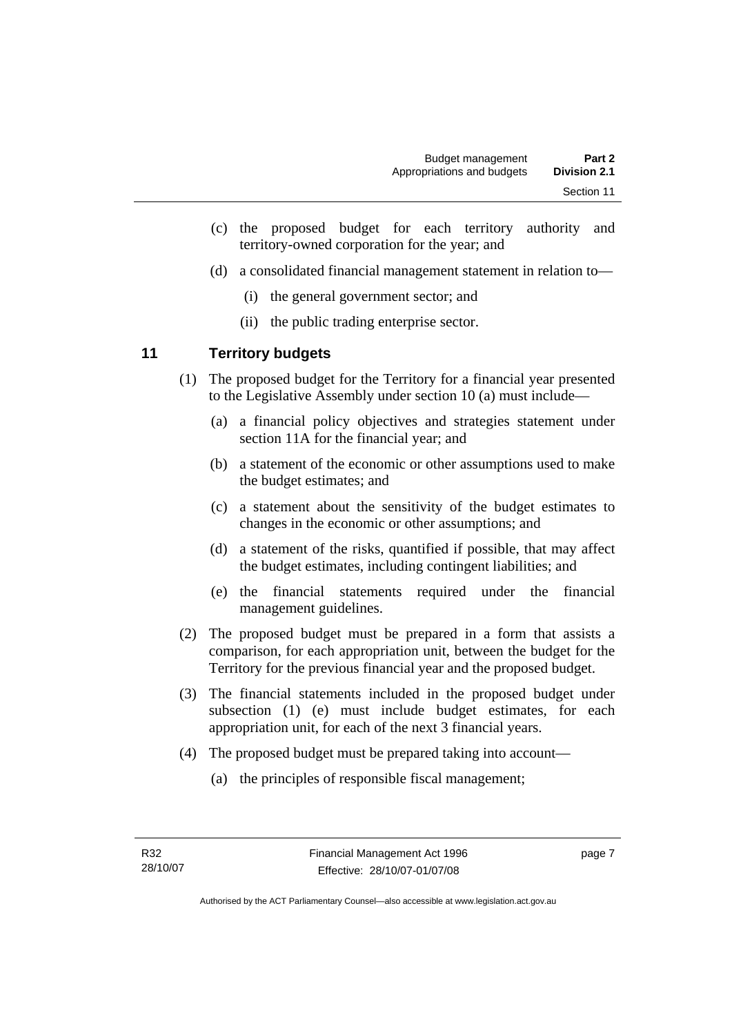(c) the proposed budget for each territory authority and territory-owned corporation for the year; and

(d) a consolidated financial management statement in relation to—

(i) the general government sector; and

(ii) the public trading enterprise sector.

## 11 Territory budgets

(1) The proposed budget for the Territory for a financial year presented to the Legislative Assembly under section 10 (a) must include—

(a) a financial policy objectives and strategies statement under section 11A for the financial year; and

(b) a statement of the economic or other assumptions used to make the budget estimates; and

(c) a statement about the sensitivity of the budget estimates to changes in the economic or other assumptions; and

(d) a statement of the risks, quantified if possible, that may affect the budget estimates, including contingent liabilities; and

(e) the financial statements required under the financial management guidelines.

(2) The proposed budget must be prepared in a form that assists a comparison, for each appropriation unit, between the budget for the Territory for the previous financial year and the proposed budget.

(3) The financial statements included in the proposed budget under subsection (1) (e) must include budget estimates, for each appropriation unit, for each of the next 3 financial years.

(4) The proposed budget must be prepared taking into account—

(a) the principles of responsible fiscal management;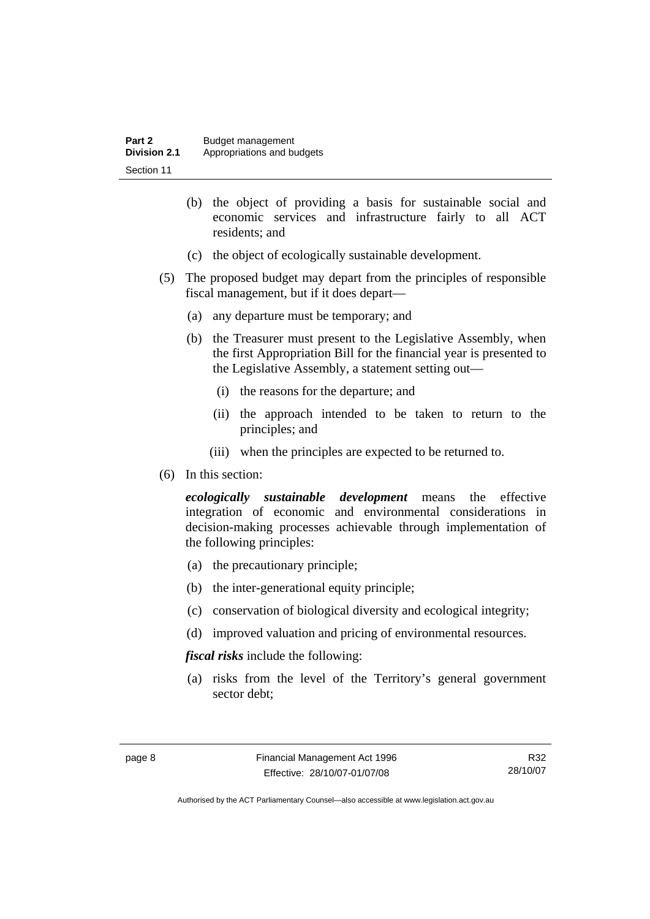(b) the object of providing a basis for sustainable social and economic services and infrastructure fairly to all ACT residents; and

(c) the object of ecologically sustainable development.

(5) The proposed budget may depart from the principles of responsible fiscal management, but if it does depart—

(a) any departure must be temporary; and

(b) the Treasurer must present to the Legislative Assembly, when the first Appropriation Bill for the financial year is presented to the Legislative Assembly, a statement setting out—

(i) the reasons for the departure; and

(ii) the approach intended to be taken to return to the principles; and

(iii) when the principles are expected to be returned to.

(6) In this section:

***ecologically sustainable development*** means the effective integration of economic and environmental considerations in decision-making processes achievable through implementation of the following principles:

(a) the precautionary principle;

(b) the inter-generational equity principle;

(c) conservation of biological diversity and ecological integrity;

(d) improved valuation and pricing of environmental resources.

***fiscal risks*** include the following:

(a) risks from the level of the Territory's general government sector debt;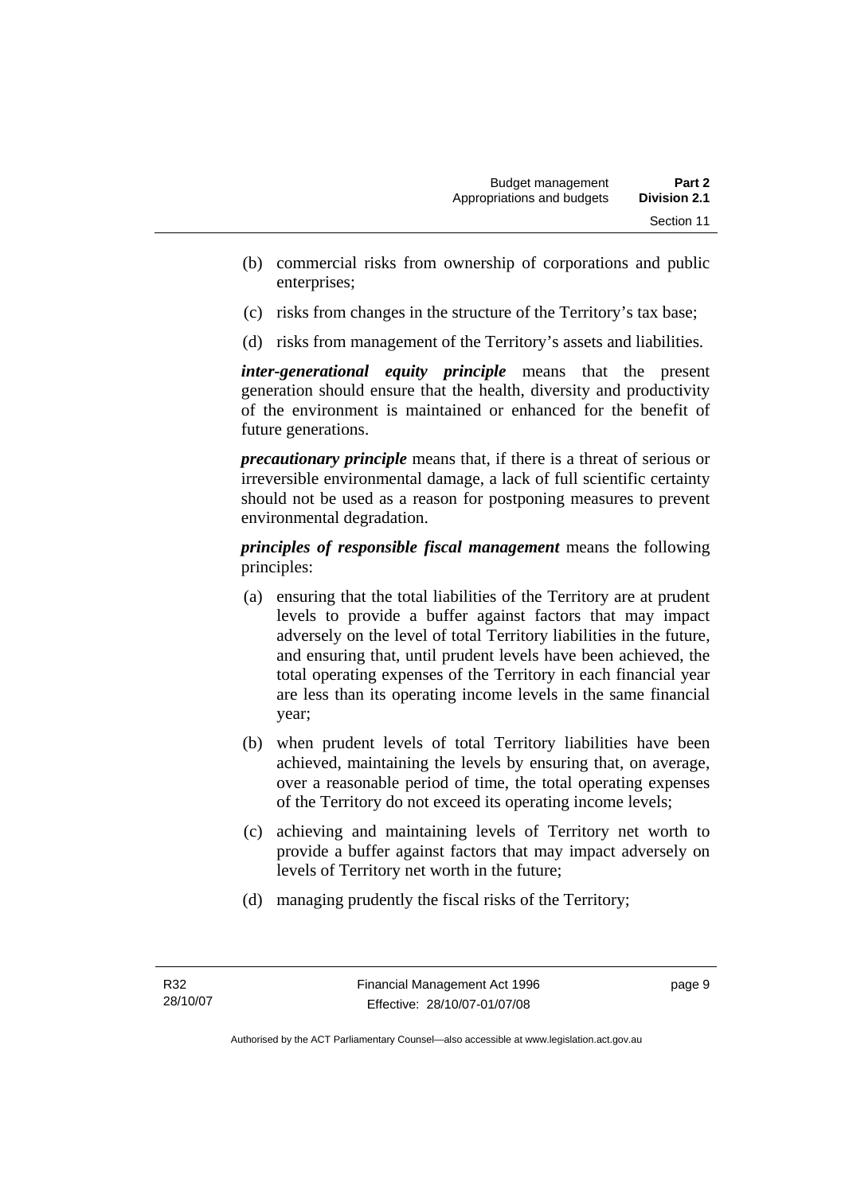(b) commercial risks from ownership of corporations and public enterprises;

(c) risks from changes in the structure of the Territory's tax base;

(d) risks from management of the Territory's assets and liabilities.

***inter-generational equity principle*** means that the present generation should ensure that the health, diversity and productivity of the environment is maintained or enhanced for the benefit of future generations.

***precautionary principle*** means that, if there is a threat of serious or irreversible environmental damage, a lack of full scientific certainty should not be used as a reason for postponing measures to prevent environmental degradation.

***principles of responsible fiscal management*** means the following principles:

(a) ensuring that the total liabilities of the Territory are at prudent levels to provide a buffer against factors that may impact adversely on the level of total Territory liabilities in the future, and ensuring that, until prudent levels have been achieved, the total operating expenses of the Territory in each financial year are less than its operating income levels in the same financial year;

(b) when prudent levels of total Territory liabilities have been achieved, maintaining the levels by ensuring that, on average, over a reasonable period of time, the total operating expenses of the Territory do not exceed its operating income levels;

(c) achieving and maintaining levels of Territory net worth to provide a buffer against factors that may impact adversely on levels of Territory net worth in the future;

(d) managing prudently the fiscal risks of the Territory;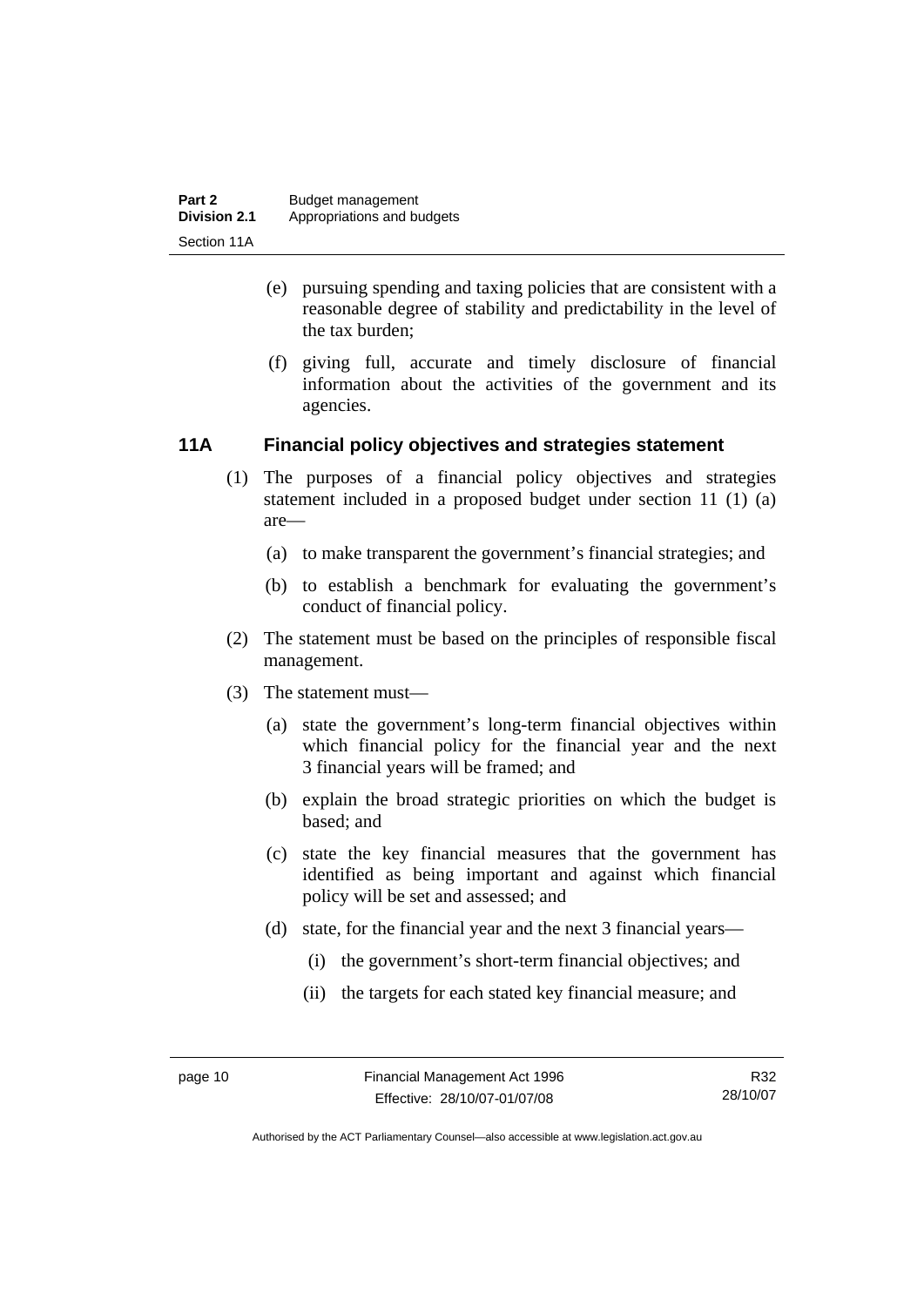(e) pursuing spending and taxing policies that are consistent with a reasonable degree of stability and predictability in the level of the tax burden;

(f) giving full, accurate and timely disclosure of financial information about the activities of the government and its agencies.

## 11A Financial policy objectives and strategies statement

(1) The purposes of a financial policy objectives and strategies statement included in a proposed budget under section 11 (1) (a) are—

(a) to make transparent the government's financial strategies; and

(b) to establish a benchmark for evaluating the government's conduct of financial policy.

(2) The statement must be based on the principles of responsible fiscal management.

(3) The statement must—

(a) state the government's long-term financial objectives within which financial policy for the financial year and the next 3 financial years will be framed; and

(b) explain the broad strategic priorities on which the budget is based; and

(c) state the key financial measures that the government has identified as being important and against which financial policy will be set and assessed; and

(d) state, for the financial year and the next 3 financial years—

(i) the government's short-term financial objectives; and

(ii) the targets for each stated key financial measure; and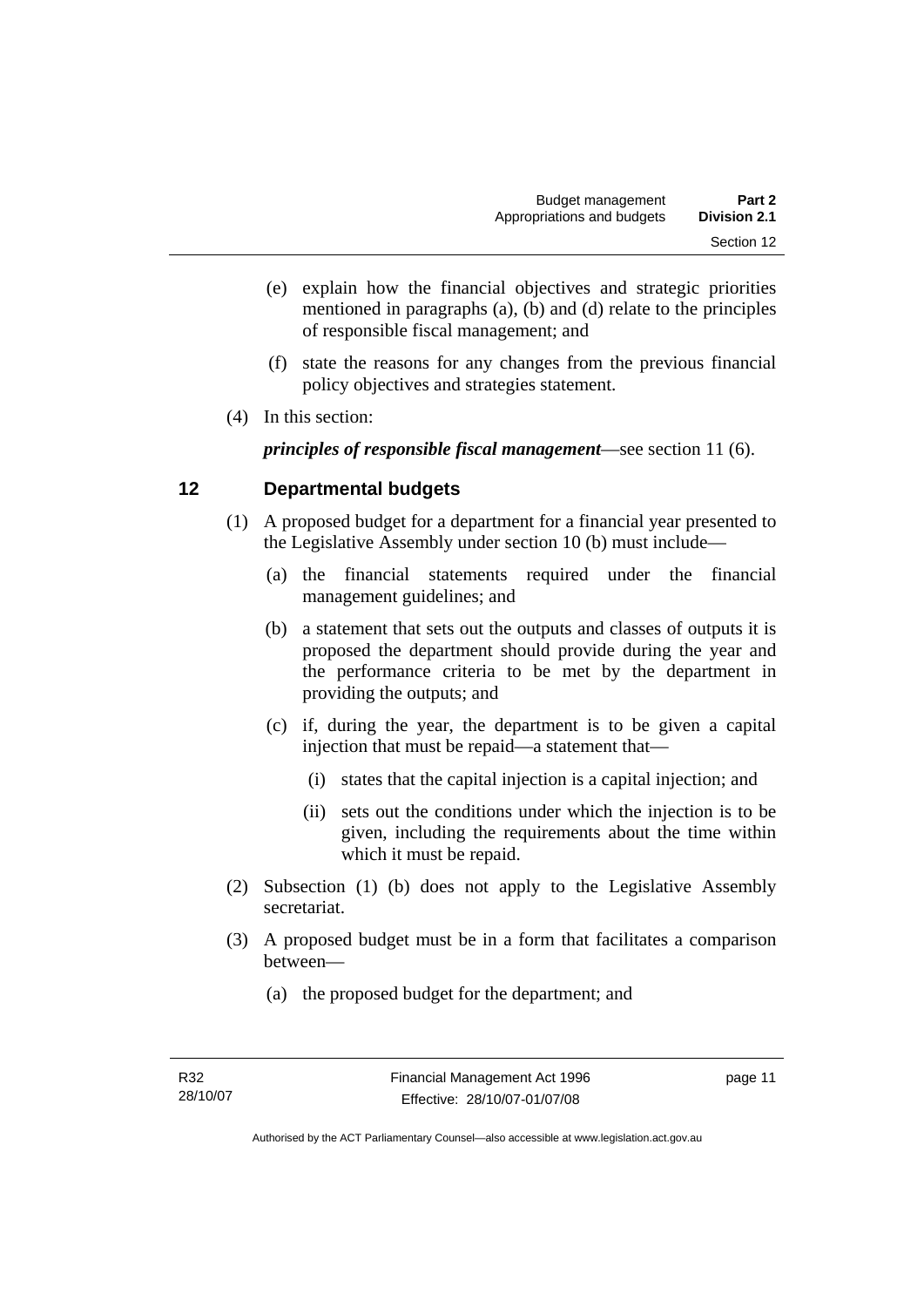(e) explain how the financial objectives and strategic priorities mentioned in paragraphs (a), (b) and (d) relate to the principles of responsible fiscal management; and

(f) state the reasons for any changes from the previous financial policy objectives and strategies statement.

(4) In this section:

***principles of responsible fiscal management***—see section 11 (6).

## 12 Departmental budgets

(1) A proposed budget for a department for a financial year presented to the Legislative Assembly under section 10 (b) must include—

(a) the financial statements required under the financial management guidelines; and

(b) a statement that sets out the outputs and classes of outputs it is proposed the department should provide during the year and the performance criteria to be met by the department in providing the outputs; and

(c) if, during the year, the department is to be given a capital injection that must be repaid—a statement that—

(i) states that the capital injection is a capital injection; and

(ii) sets out the conditions under which the injection is to be given, including the requirements about the time within which it must be repaid.

(2) Subsection (1) (b) does not apply to the Legislative Assembly secretariat.

(3) A proposed budget must be in a form that facilitates a comparison between—

(a) the proposed budget for the department; and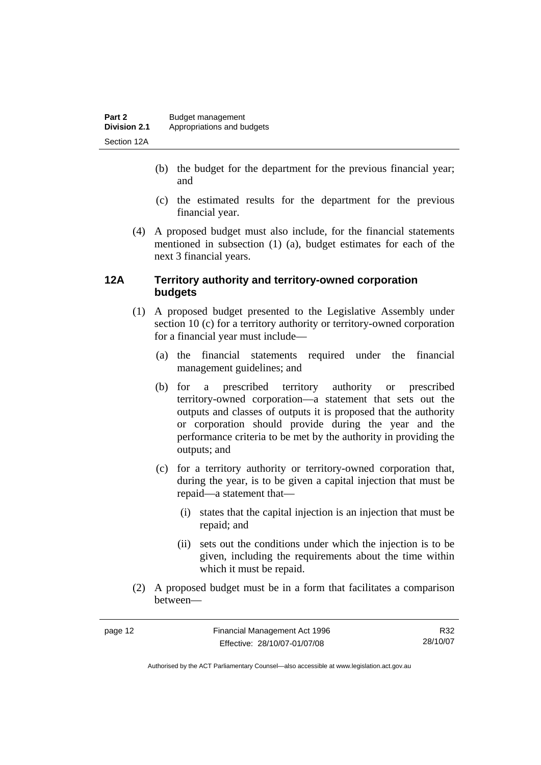(b) the budget for the department for the previous financial year; and

(c) the estimated results for the department for the previous financial year.

(4) A proposed budget must also include, for the financial statements mentioned in subsection (1) (a), budget estimates for each of the next 3 financial years.

### 12A Territory authority and territory-owned corporation budgets

(1) A proposed budget presented to the Legislative Assembly under section 10 (c) for a territory authority or territory-owned corporation for a financial year must include—

(a) the financial statements required under the financial management guidelines; and

(b) for a prescribed territory authority or prescribed territory-owned corporation—a statement that sets out the outputs and classes of outputs it is proposed that the authority or corporation should provide during the year and the performance criteria to be met by the authority in providing the outputs; and

(c) for a territory authority or territory-owned corporation that, during the year, is to be given a capital injection that must be repaid—a statement that—

(i) states that the capital injection is an injection that must be repaid; and

(ii) sets out the conditions under which the injection is to be given, including the requirements about the time within which it must be repaid.

(2) A proposed budget must be in a form that facilitates a comparison between—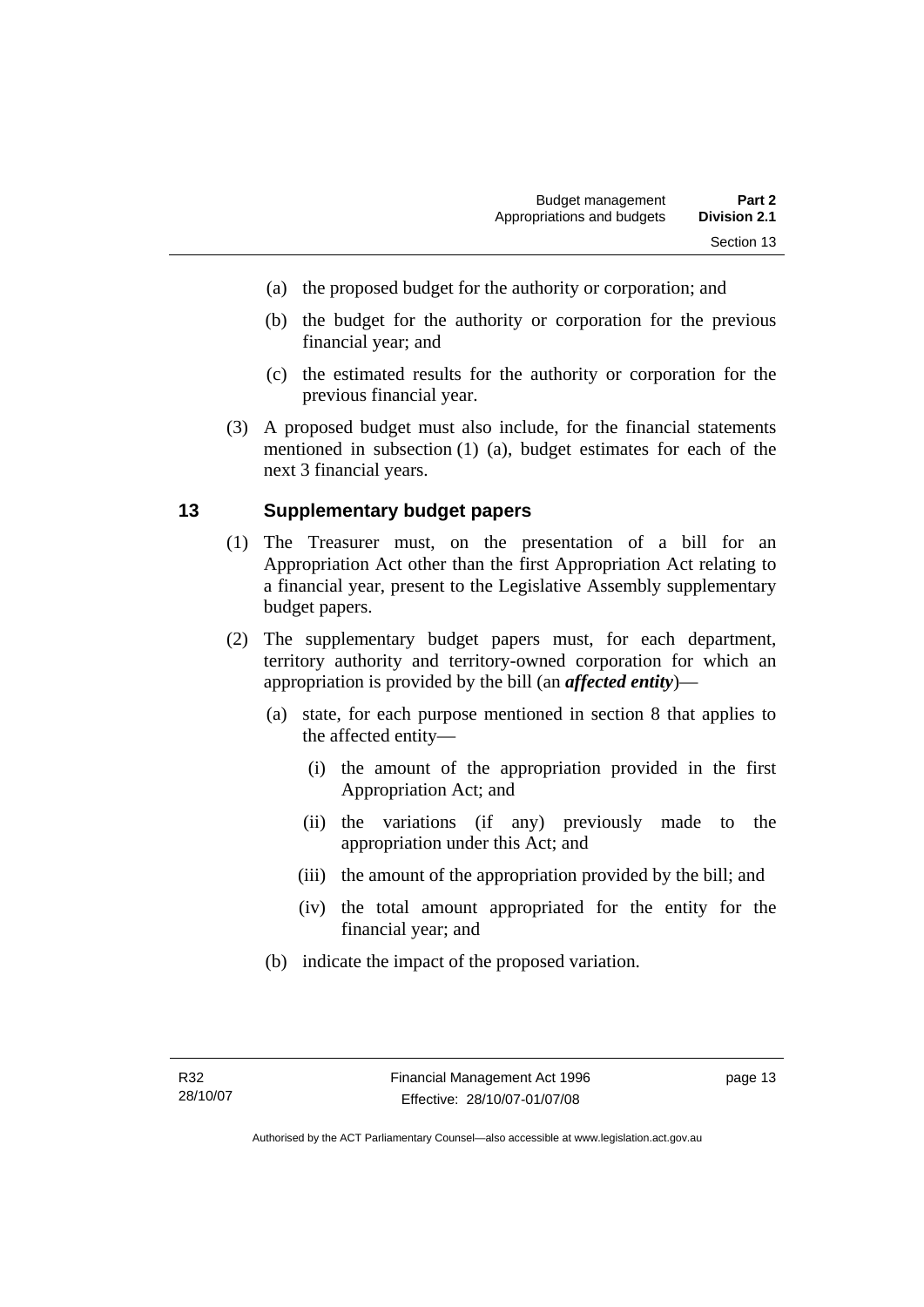(a) the proposed budget for the authority or corporation; and

(b) the budget for the authority or corporation for the previous financial year; and

(c) the estimated results for the authority or corporation for the previous financial year.

(3) A proposed budget must also include, for the financial statements mentioned in subsection (1) (a), budget estimates for each of the next 3 financial years.

## 13 Supplementary budget papers

(1) The Treasurer must, on the presentation of a bill for an Appropriation Act other than the first Appropriation Act relating to a financial year, present to the Legislative Assembly supplementary budget papers.

(2) The supplementary budget papers must, for each department, territory authority and territory-owned corporation for which an appropriation is provided by the bill (an ***affected entity***)—

(a) state, for each purpose mentioned in section 8 that applies to the affected entity—

(i) the amount of the appropriation provided in the first Appropriation Act; and

(ii) the variations (if any) previously made to the appropriation under this Act; and

(iii) the amount of the appropriation provided by the bill; and

(iv) the total amount appropriated for the entity for the financial year; and

(b) indicate the impact of the proposed variation.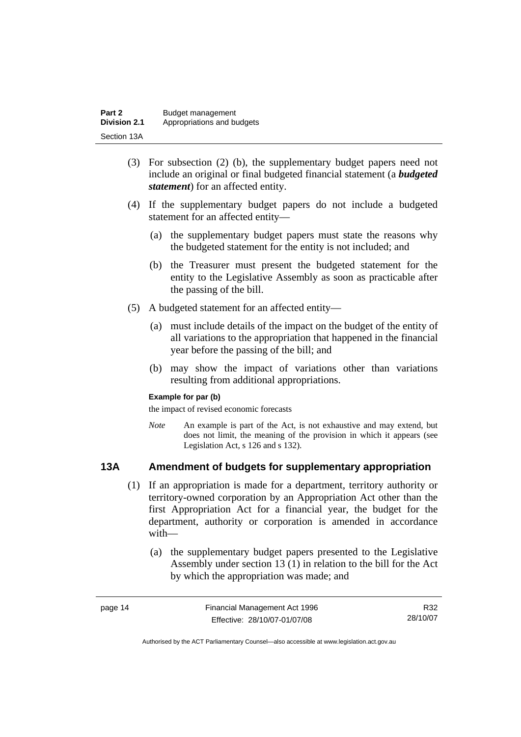(3) For subsection (2) (b), the supplementary budget papers need not include an original or final budgeted financial statement (a ***budgeted statement***) for an affected entity.

(4) If the supplementary budget papers do not include a budgeted statement for an affected entity—

(a) the supplementary budget papers must state the reasons why the budgeted statement for the entity is not included; and

(b) the Treasurer must present the budgeted statement for the entity to the Legislative Assembly as soon as practicable after the passing of the bill.

(5) A budgeted statement for an affected entity—

(a) must include details of the impact on the budget of the entity of all variations to the appropriation that happened in the financial year before the passing of the bill; and

(b) may show the impact of variations other than variations resulting from additional appropriations.

**Example for par (b)**

the impact of revised economic forecasts

*Note* An example is part of the Act, is not exhaustive and may extend, but does not limit, the meaning of the provision in which it appears (see Legislation Act, s 126 and s 132).

## 13A Amendment of budgets for supplementary appropriation

(1) If an appropriation is made for a department, territory authority or territory-owned corporation by an Appropriation Act other than the first Appropriation Act for a financial year, the budget for the department, authority or corporation is amended in accordance with—

(a) the supplementary budget papers presented to the Legislative Assembly under section 13 (1) in relation to the bill for the Act by which the appropriation was made; and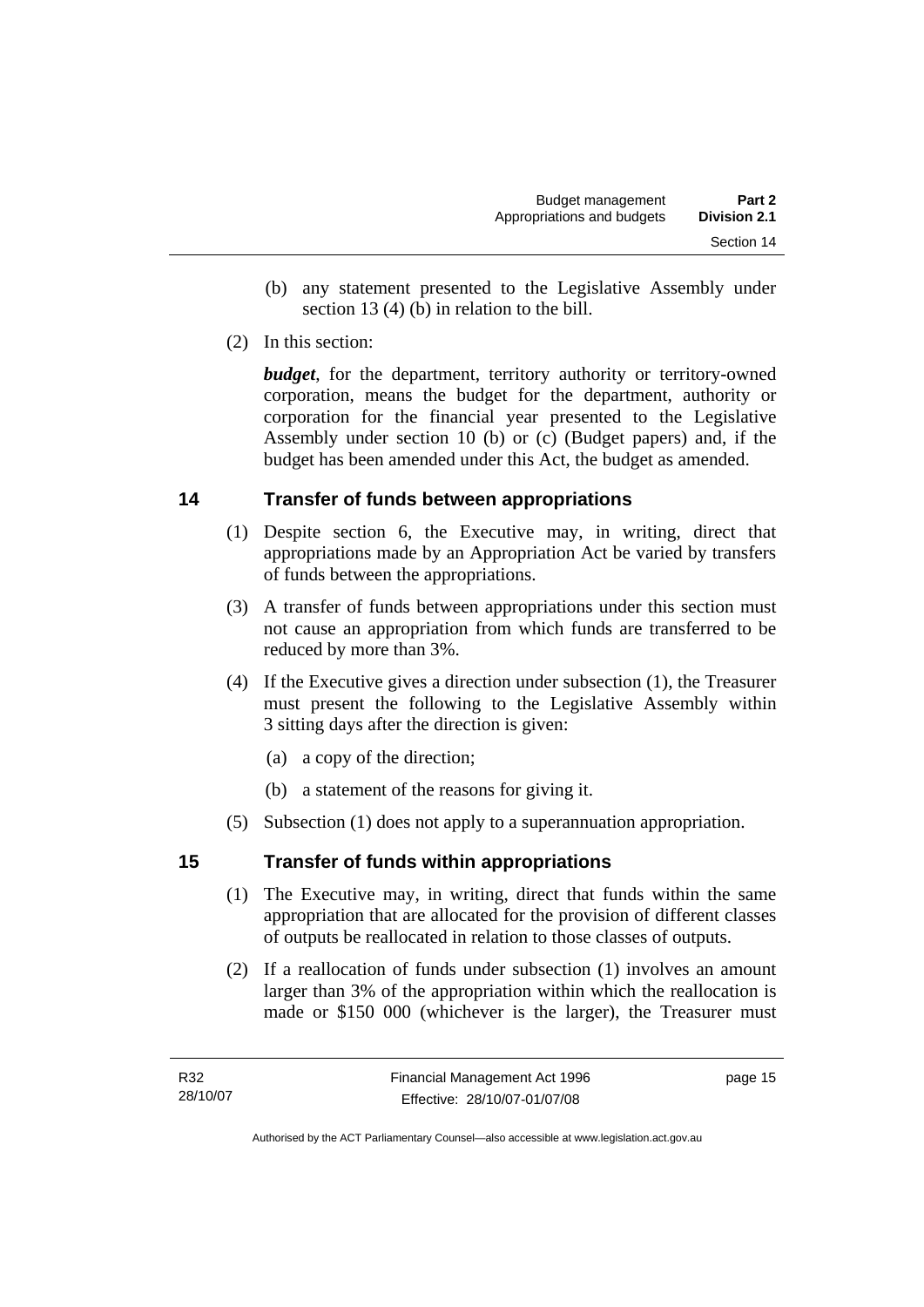(b) any statement presented to the Legislative Assembly under section 13 (4) (b) in relation to the bill.

(2) In this section:

***budget***, for the department, territory authority or territory-owned corporation, means the budget for the department, authority or corporation for the financial year presented to the Legislative Assembly under section 10 (b) or (c) (Budget papers) and, if the budget has been amended under this Act, the budget as amended.

## 14 Transfer of funds between appropriations

(1) Despite section 6, the Executive may, in writing, direct that appropriations made by an Appropriation Act be varied by transfers of funds between the appropriations.

(3) A transfer of funds between appropriations under this section must not cause an appropriation from which funds are transferred to be reduced by more than 3%.

(4) If the Executive gives a direction under subsection (1), the Treasurer must present the following to the Legislative Assembly within 3 sitting days after the direction is given:

(a) a copy of the direction;

(b) a statement of the reasons for giving it.

(5) Subsection (1) does not apply to a superannuation appropriation.

## 15 Transfer of funds within appropriations

(1) The Executive may, in writing, direct that funds within the same appropriation that are allocated for the provision of different classes of outputs be reallocated in relation to those classes of outputs.

(2) If a reallocation of funds under subsection (1) involves an amount larger than 3% of the appropriation within which the reallocation is made or $150 000 (whichever is the larger), the Treasurer must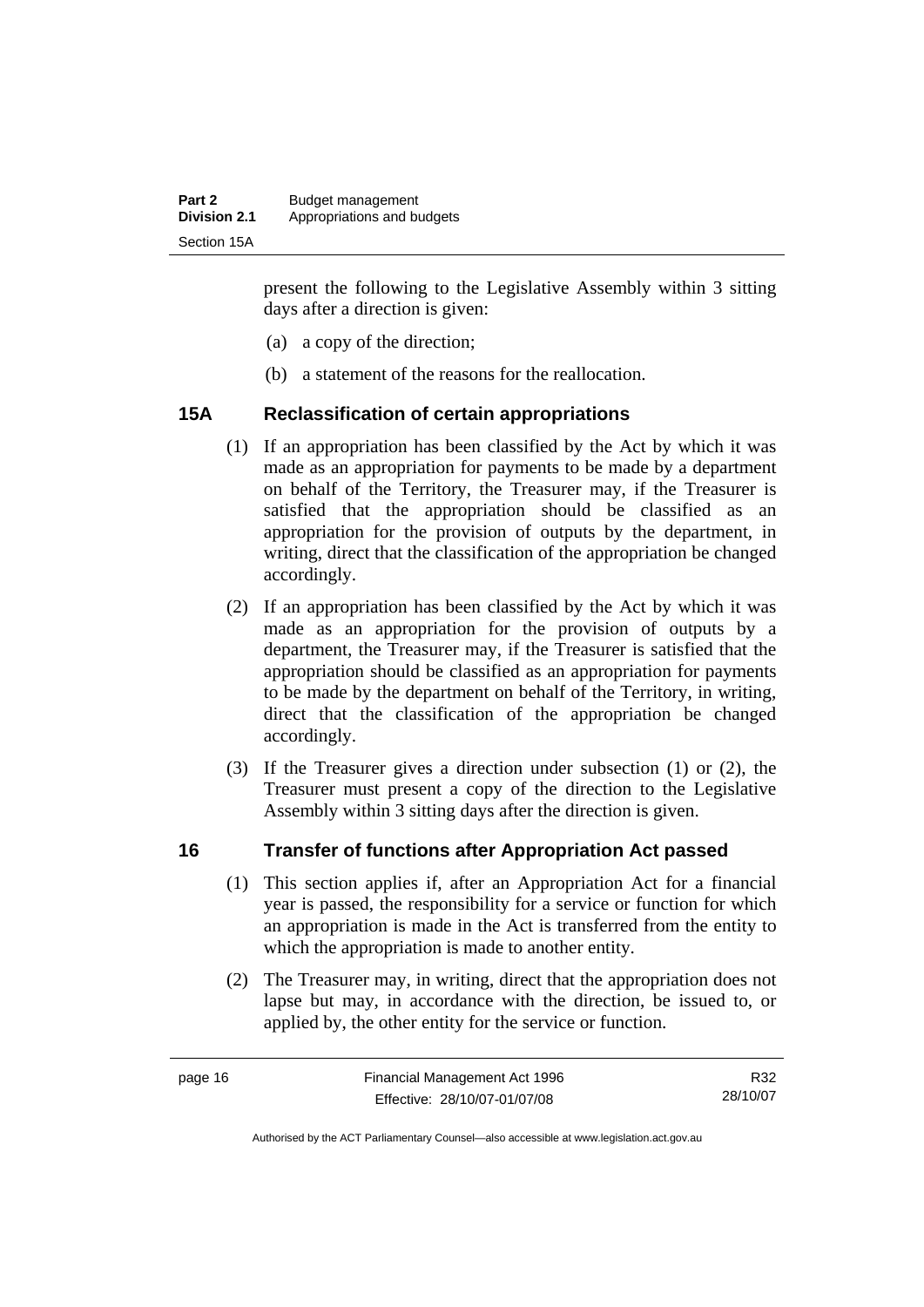present the following to the Legislative Assembly within 3 sitting days after a direction is given:

(a) a copy of the direction;

(b) a statement of the reasons for the reallocation.

## 15A Reclassification of certain appropriations

(1) If an appropriation has been classified by the Act by which it was made as an appropriation for payments to be made by a department on behalf of the Territory, the Treasurer may, if the Treasurer is satisfied that the appropriation should be classified as an appropriation for the provision of outputs by the department, in writing, direct that the classification of the appropriation be changed accordingly.

(2) If an appropriation has been classified by the Act by which it was made as an appropriation for the provision of outputs by a department, the Treasurer may, if the Treasurer is satisfied that the appropriation should be classified as an appropriation for payments to be made by the department on behalf of the Territory, in writing, direct that the classification of the appropriation be changed accordingly.

(3) If the Treasurer gives a direction under subsection (1) or (2), the Treasurer must present a copy of the direction to the Legislative Assembly within 3 sitting days after the direction is given.

## 16 Transfer of functions after Appropriation Act passed

(1) This section applies if, after an Appropriation Act for a financial year is passed, the responsibility for a service or function for which an appropriation is made in the Act is transferred from the entity to which the appropriation is made to another entity.

(2) The Treasurer may, in writing, direct that the appropriation does not lapse but may, in accordance with the direction, be issued to, or applied by, the other entity for the service or function.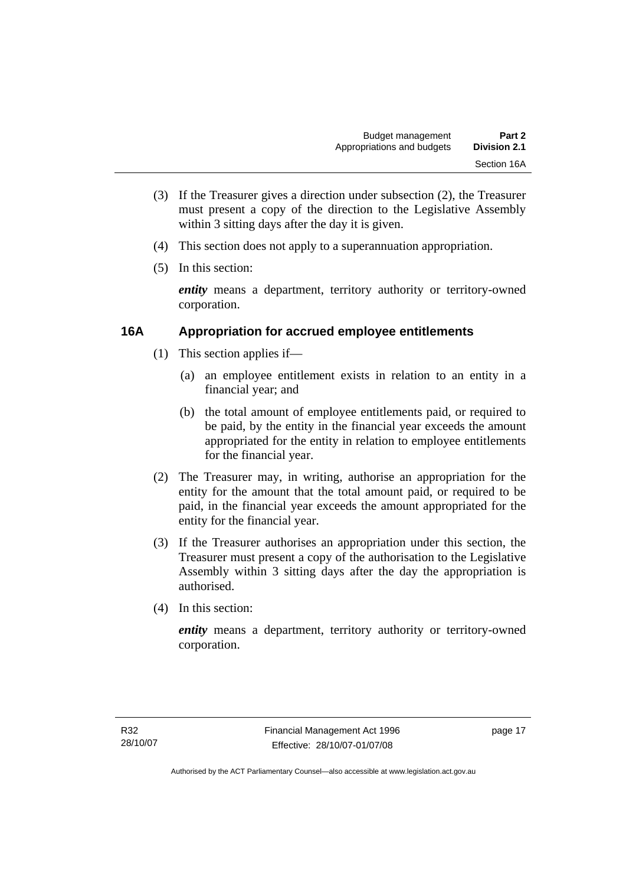(3) If the Treasurer gives a direction under subsection (2), the Treasurer must present a copy of the direction to the Legislative Assembly within 3 sitting days after the day it is given.

(4) This section does not apply to a superannuation appropriation.

(5) In this section:

***entity*** means a department, territory authority or territory-owned corporation.

### 16A Appropriation for accrued employee entitlements

(1) This section applies if—

(a) an employee entitlement exists in relation to an entity in a financial year; and

(b) the total amount of employee entitlements paid, or required to be paid, by the entity in the financial year exceeds the amount appropriated for the entity in relation to employee entitlements for the financial year.

(2) The Treasurer may, in writing, authorise an appropriation for the entity for the amount that the total amount paid, or required to be paid, in the financial year exceeds the amount appropriated for the entity for the financial year.

(3) If the Treasurer authorises an appropriation under this section, the Treasurer must present a copy of the authorisation to the Legislative Assembly within 3 sitting days after the day the appropriation is authorised.

(4) In this section:

***entity*** means a department, territory authority or territory-owned corporation.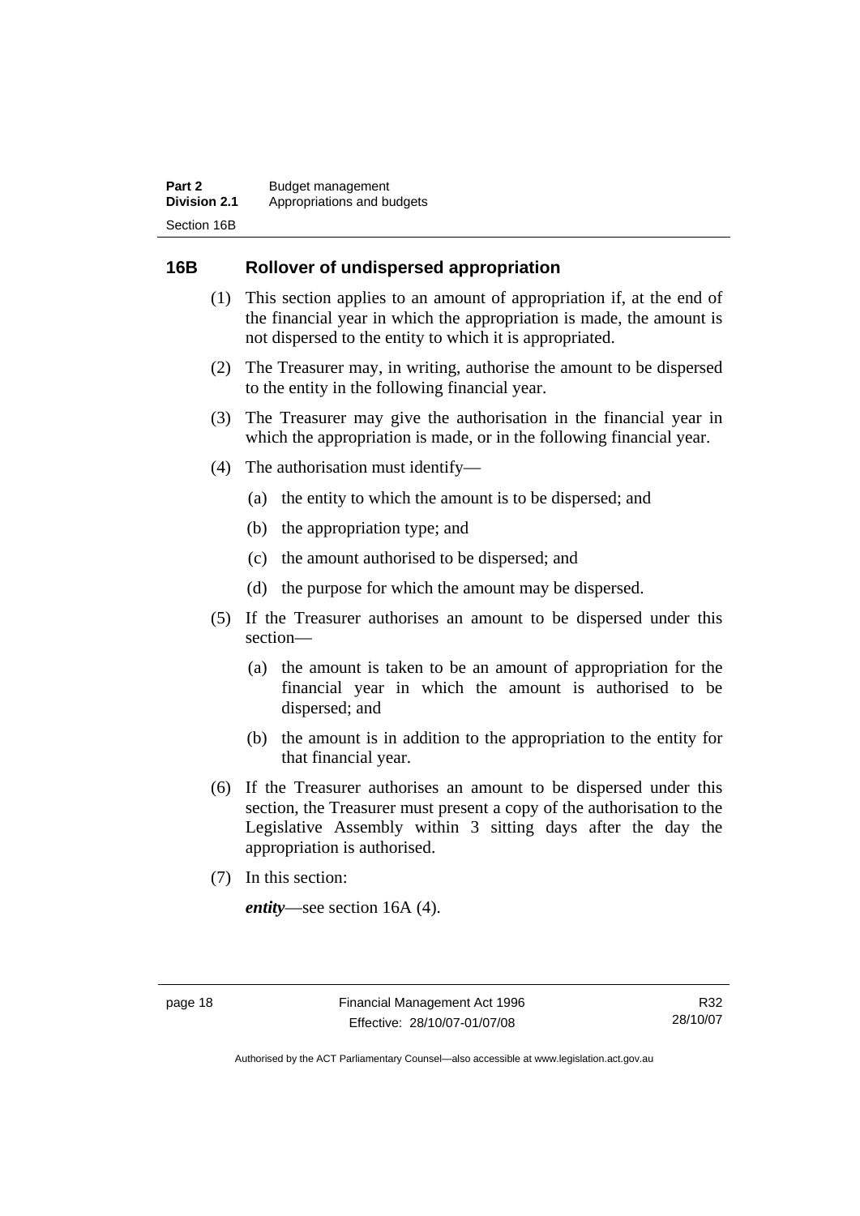## 16B Rollover of undispersed appropriation

(1) This section applies to an amount of appropriation if, at the end of the financial year in which the appropriation is made, the amount is not dispersed to the entity to which it is appropriated.

(2) The Treasurer may, in writing, authorise the amount to be dispersed to the entity in the following financial year.

(3) The Treasurer may give the authorisation in the financial year in which the appropriation is made, or in the following financial year.

(4) The authorisation must identify—

(a) the entity to which the amount is to be dispersed; and

(b) the appropriation type; and

(c) the amount authorised to be dispersed; and

(d) the purpose for which the amount may be dispersed.

(5) If the Treasurer authorises an amount to be dispersed under this section—

(a) the amount is taken to be an amount of appropriation for the financial year in which the amount is authorised to be dispersed; and

(b) the amount is in addition to the appropriation to the entity for that financial year.

(6) If the Treasurer authorises an amount to be dispersed under this section, the Treasurer must present a copy of the authorisation to the Legislative Assembly within 3 sitting days after the day the appropriation is authorised.

(7) In this section:

***entity***—see section 16A (4).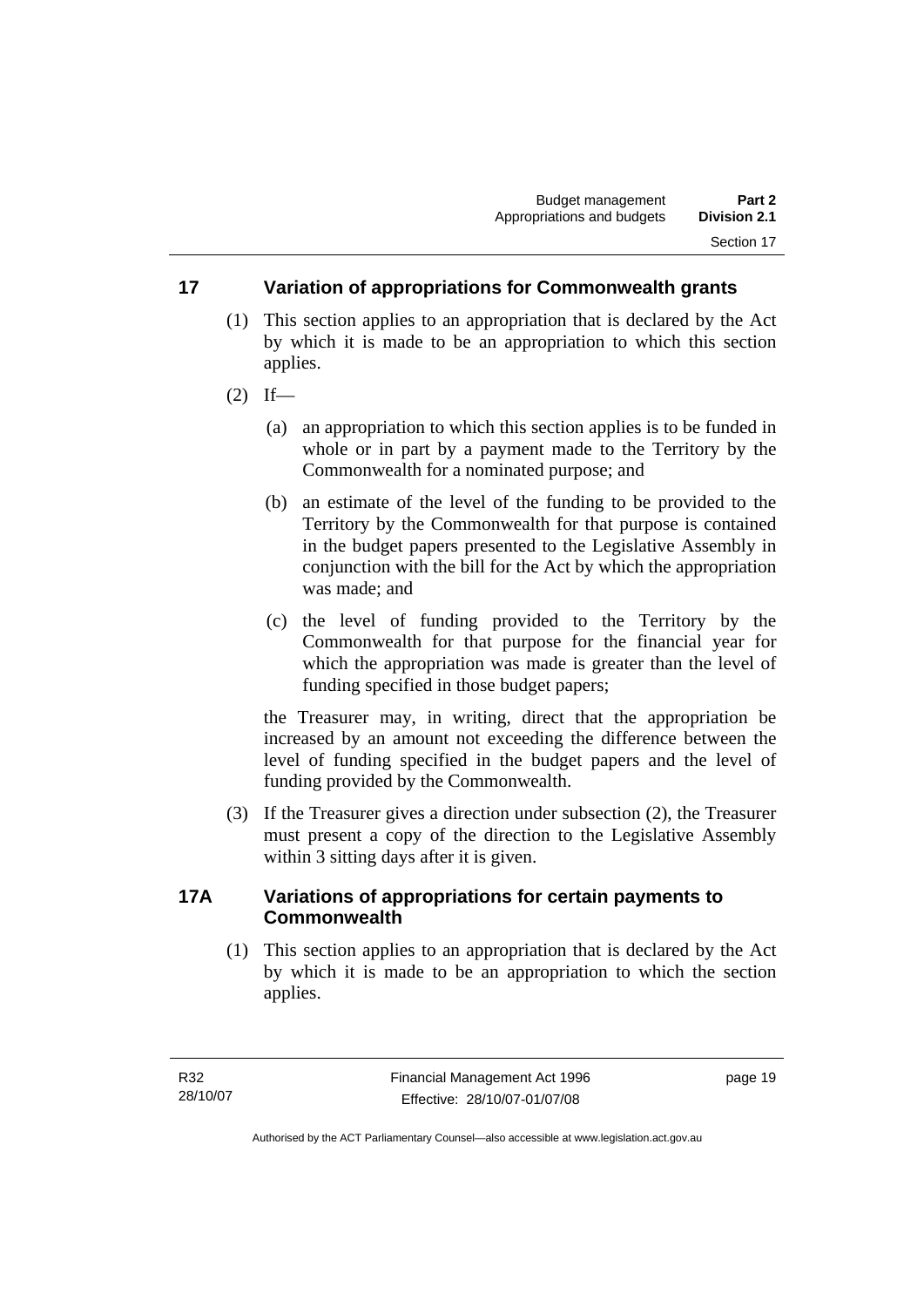## 17 Variation of appropriations for Commonwealth grants

(1) This section applies to an appropriation that is declared by the Act by which it is made to be an appropriation to which this section applies.

(2) If—

(a) an appropriation to which this section applies is to be funded in whole or in part by a payment made to the Territory by the Commonwealth for a nominated purpose; and

(b) an estimate of the level of the funding to be provided to the Territory by the Commonwealth for that purpose is contained in the budget papers presented to the Legislative Assembly in conjunction with the bill for the Act by which the appropriation was made; and

(c) the level of funding provided to the Territory by the Commonwealth for that purpose for the financial year for which the appropriation was made is greater than the level of funding specified in those budget papers;

the Treasurer may, in writing, direct that the appropriation be increased by an amount not exceeding the difference between the level of funding specified in the budget papers and the level of funding provided by the Commonwealth.

(3) If the Treasurer gives a direction under subsection (2), the Treasurer must present a copy of the direction to the Legislative Assembly within 3 sitting days after it is given.

## 17A Variations of appropriations for certain payments to Commonwealth

(1) This section applies to an appropriation that is declared by the Act by which it is made to be an appropriation to which the section applies.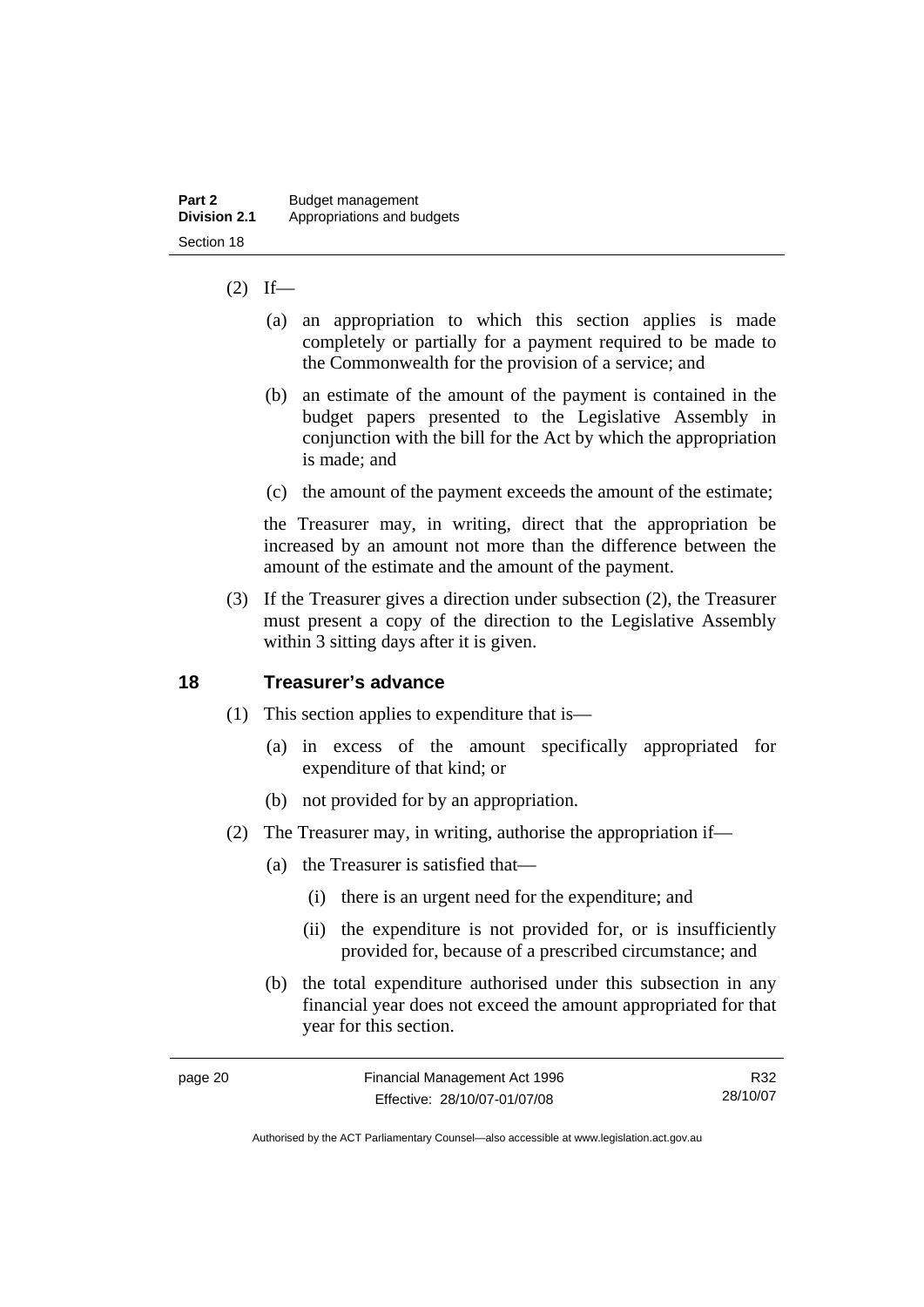(2) If—

(a) an appropriation to which this section applies is made completely or partially for a payment required to be made to the Commonwealth for the provision of a service; and

(b) an estimate of the amount of the payment is contained in the budget papers presented to the Legislative Assembly in conjunction with the bill for the Act by which the appropriation is made; and

(c) the amount of the payment exceeds the amount of the estimate;

the Treasurer may, in writing, direct that the appropriation be increased by an amount not more than the difference between the amount of the estimate and the amount of the payment.

(3) If the Treasurer gives a direction under subsection (2), the Treasurer must present a copy of the direction to the Legislative Assembly within 3 sitting days after it is given.

## 18 Treasurer's advance

(1) This section applies to expenditure that is—

(a) in excess of the amount specifically appropriated for expenditure of that kind; or

(b) not provided for by an appropriation.

(2) The Treasurer may, in writing, authorise the appropriation if—

(a) the Treasurer is satisfied that—

(i) there is an urgent need for the expenditure; and

(ii) the expenditure is not provided for, or is insufficiently provided for, because of a prescribed circumstance; and

(b) the total expenditure authorised under this subsection in any financial year does not exceed the amount appropriated for that year for this section.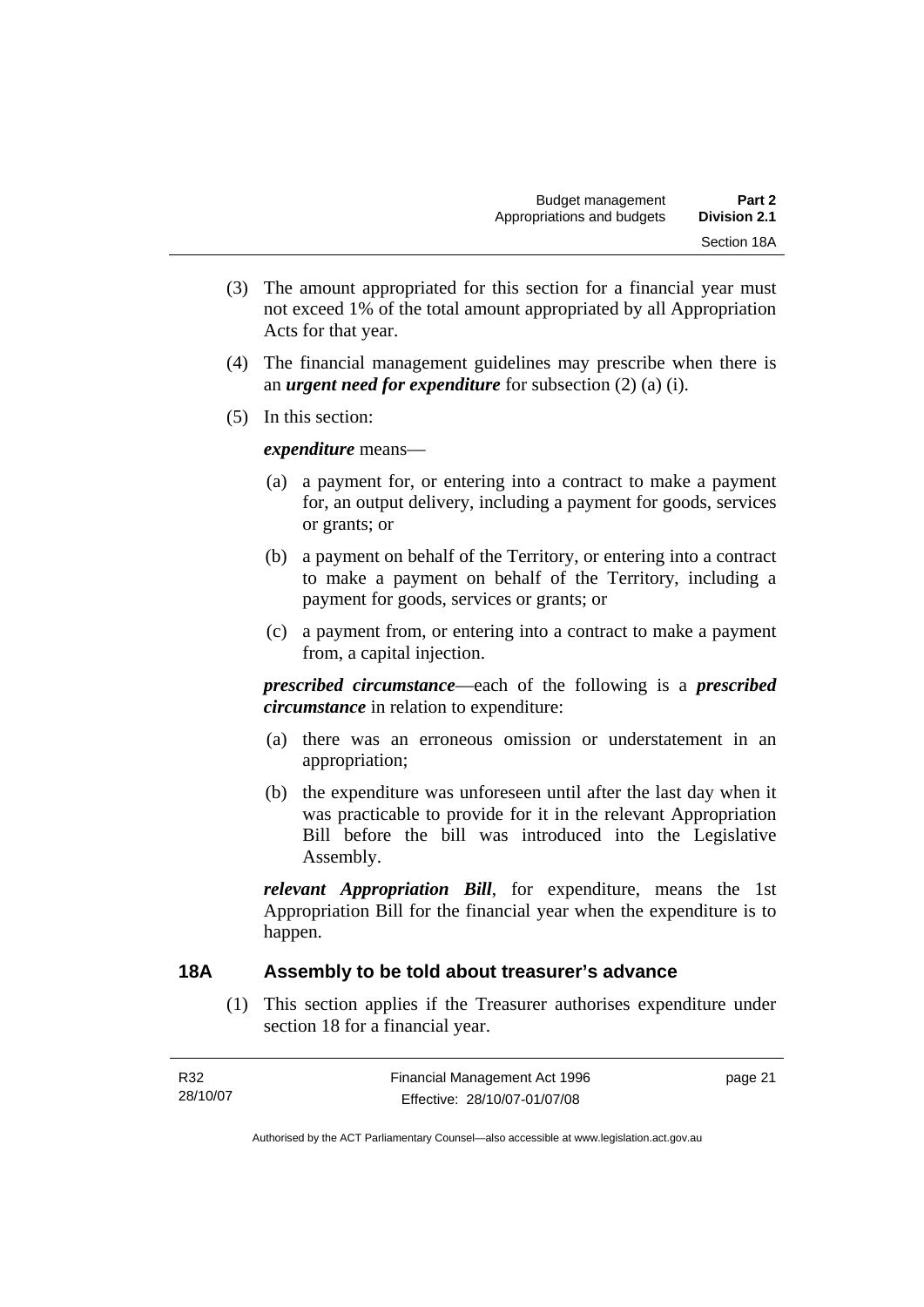(3) The amount appropriated for this section for a financial year must not exceed 1% of the total amount appropriated by all Appropriation Acts for that year.

(4) The financial management guidelines may prescribe when there is an ***urgent need for expenditure*** for subsection (2) (a) (i).

(5) In this section:

***expenditure*** means—

(a) a payment for, or entering into a contract to make a payment for, an output delivery, including a payment for goods, services or grants; or

(b) a payment on behalf of the Territory, or entering into a contract to make a payment on behalf of the Territory, including a payment for goods, services or grants; or

(c) a payment from, or entering into a contract to make a payment from, a capital injection.

***prescribed circumstance***—each of the following is a ***prescribed circumstance*** in relation to expenditure:

(a) there was an erroneous omission or understatement in an appropriation;

(b) the expenditure was unforeseen until after the last day when it was practicable to provide for it in the relevant Appropriation Bill before the bill was introduced into the Legislative Assembly.

***relevant Appropriation Bill***, for expenditure, means the 1st Appropriation Bill for the financial year when the expenditure is to happen.

## 18A Assembly to be told about treasurer's advance

(1) This section applies if the Treasurer authorises expenditure under section 18 for a financial year.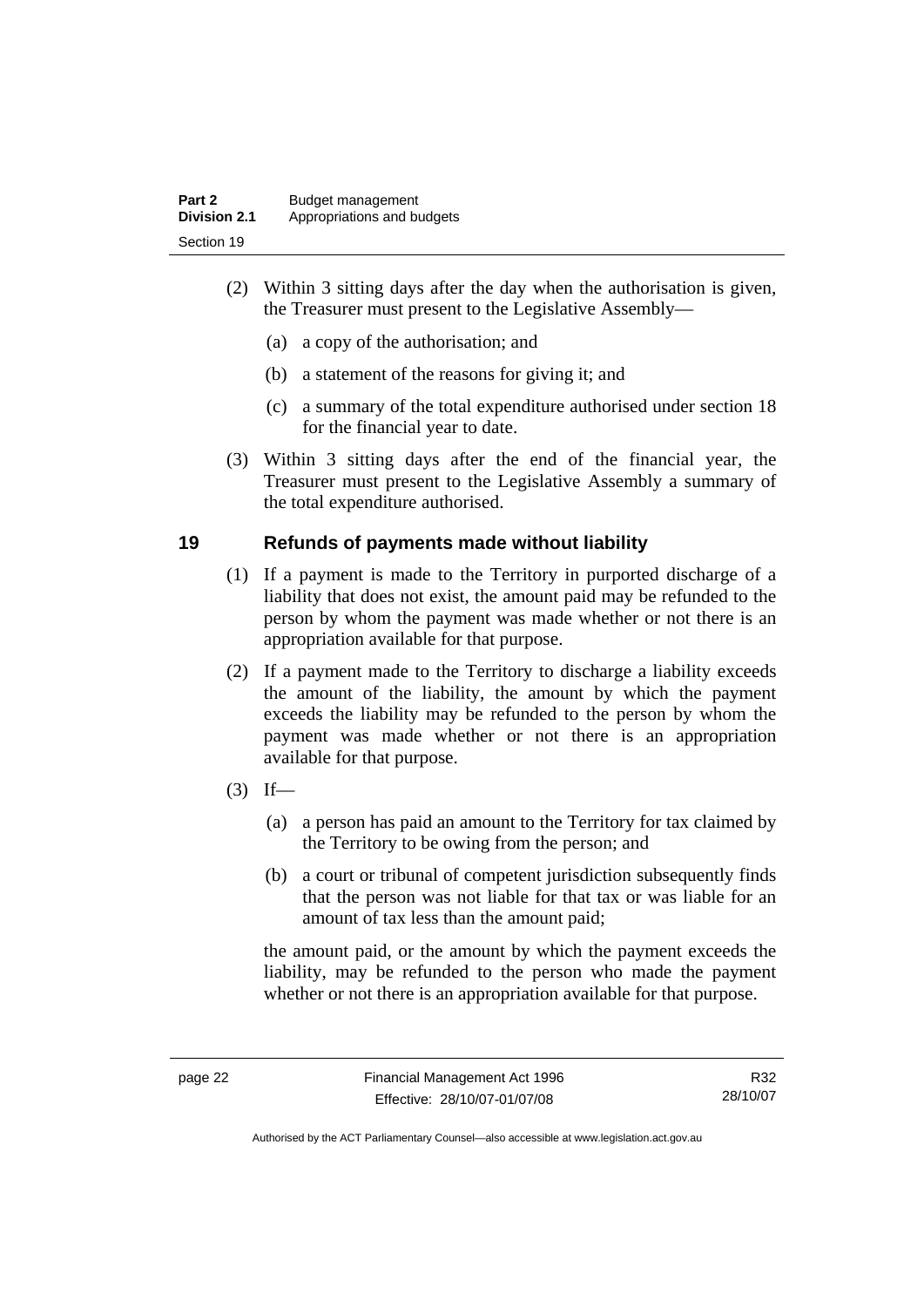(2) Within 3 sitting days after the day when the authorisation is given, the Treasurer must present to the Legislative Assembly—

(a) a copy of the authorisation; and

(b) a statement of the reasons for giving it; and

(c) a summary of the total expenditure authorised under section 18 for the financial year to date.

(3) Within 3 sitting days after the end of the financial year, the Treasurer must present to the Legislative Assembly a summary of the total expenditure authorised.

## 19 Refunds of payments made without liability

(1) If a payment is made to the Territory in purported discharge of a liability that does not exist, the amount paid may be refunded to the person by whom the payment was made whether or not there is an appropriation available for that purpose.

(2) If a payment made to the Territory to discharge a liability exceeds the amount of the liability, the amount by which the payment exceeds the liability may be refunded to the person by whom the payment was made whether or not there is an appropriation available for that purpose.

(3) If—

(a) a person has paid an amount to the Territory for tax claimed by the Territory to be owing from the person; and

(b) a court or tribunal of competent jurisdiction subsequently finds that the person was not liable for that tax or was liable for an amount of tax less than the amount paid;

the amount paid, or the amount by which the payment exceeds the liability, may be refunded to the person who made the payment whether or not there is an appropriation available for that purpose.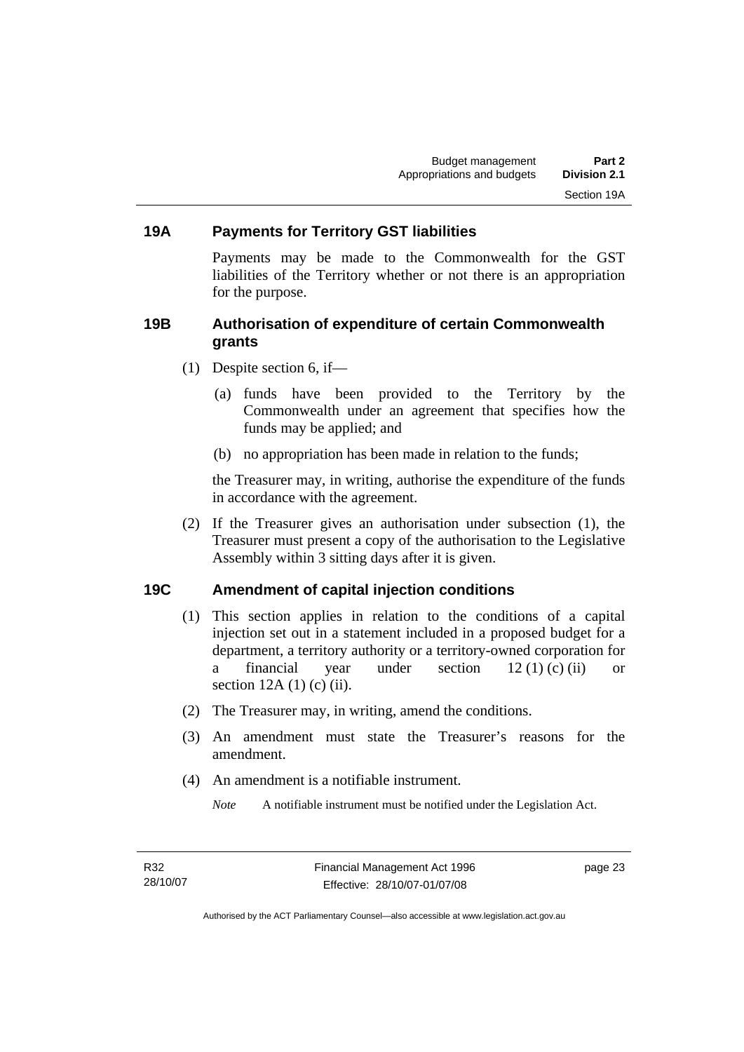## 19A Payments for Territory GST liabilities

Payments may be made to the Commonwealth for the GST liabilities of the Territory whether or not there is an appropriation for the purpose.

## 19B Authorisation of expenditure of certain Commonwealth grants

(1) Despite section 6, if—

(a) funds have been provided to the Territory by the Commonwealth under an agreement that specifies how the funds may be applied; and

(b) no appropriation has been made in relation to the funds;

the Treasurer may, in writing, authorise the expenditure of the funds in accordance with the agreement.

(2) If the Treasurer gives an authorisation under subsection (1), the Treasurer must present a copy of the authorisation to the Legislative Assembly within 3 sitting days after it is given.

## 19C Amendment of capital injection conditions

(1) This section applies in relation to the conditions of a capital injection set out in a statement included in a proposed budget for a department, a territory authority or a territory-owned corporation for a financial year under section 12 (1) (c) (ii) or section 12A (1) (c) (ii).

(2) The Treasurer may, in writing, amend the conditions.

(3) An amendment must state the Treasurer's reasons for the amendment.

(4) An amendment is a notifiable instrument.

*Note* A notifiable instrument must be notified under the Legislation Act.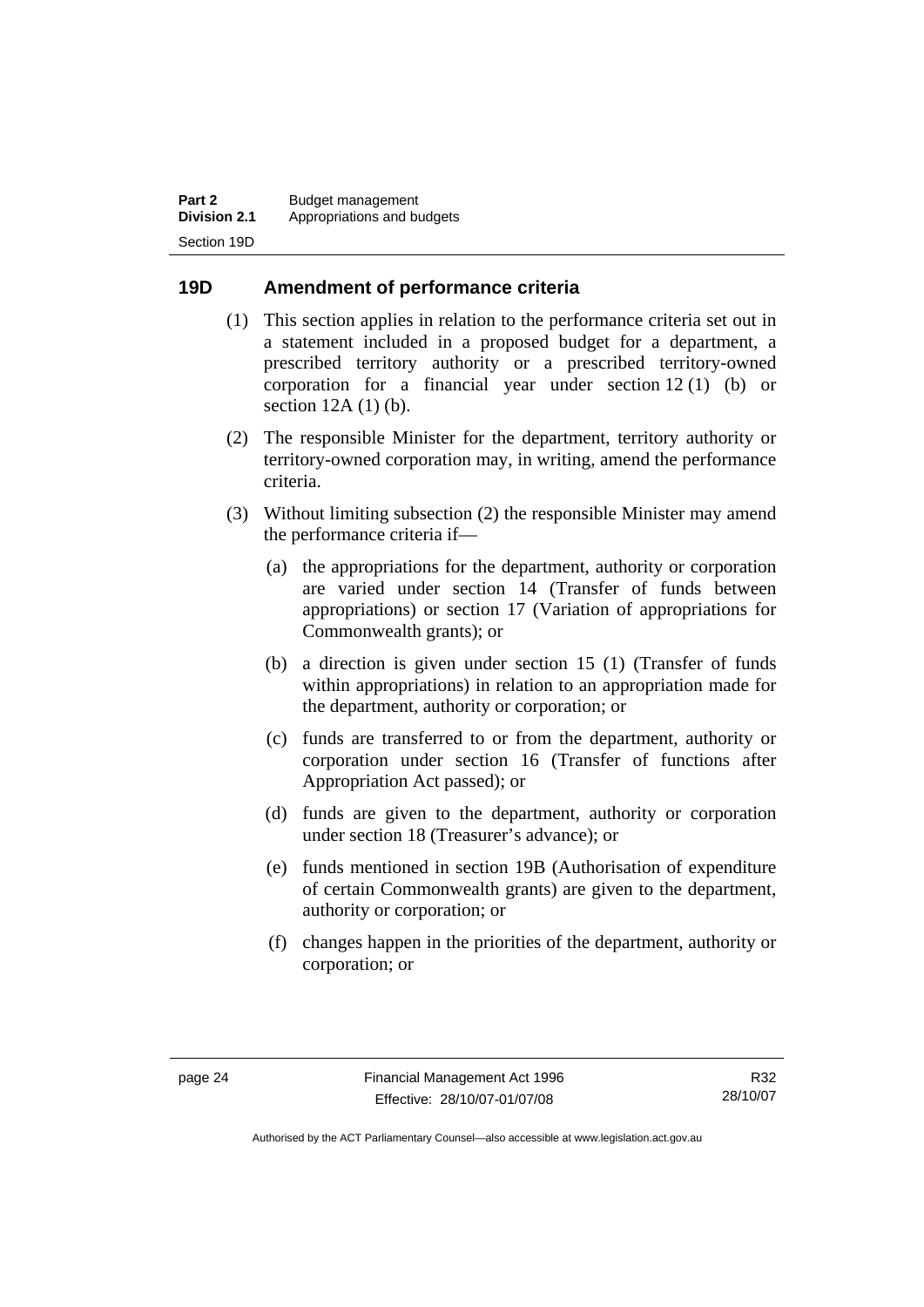## 19D Amendment of performance criteria

(1) This section applies in relation to the performance criteria set out in a statement included in a proposed budget for a department, a prescribed territory authority or a prescribed territory-owned corporation for a financial year under section 12 (1) (b) or section 12A (1) (b).

(2) The responsible Minister for the department, territory authority or territory-owned corporation may, in writing, amend the performance criteria.

(3) Without limiting subsection (2) the responsible Minister may amend the performance criteria if—

(a) the appropriations for the department, authority or corporation are varied under section 14 (Transfer of funds between appropriations) or section 17 (Variation of appropriations for Commonwealth grants); or

(b) a direction is given under section 15 (1) (Transfer of funds within appropriations) in relation to an appropriation made for the department, authority or corporation; or

(c) funds are transferred to or from the department, authority or corporation under section 16 (Transfer of functions after Appropriation Act passed); or

(d) funds are given to the department, authority or corporation under section 18 (Treasurer's advance); or

(e) funds mentioned in section 19B (Authorisation of expenditure of certain Commonwealth grants) are given to the department, authority or corporation; or

(f) changes happen in the priorities of the department, authority or corporation; or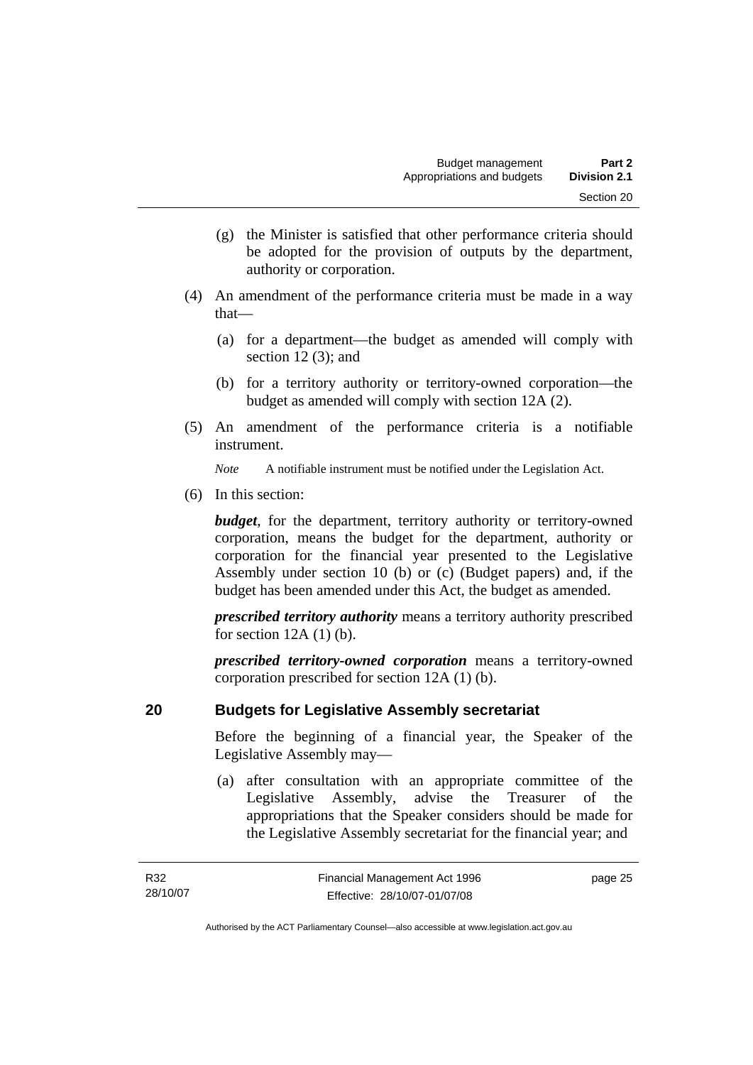(g) the Minister is satisfied that other performance criteria should be adopted for the provision of outputs by the department, authority or corporation.

(4) An amendment of the performance criteria must be made in a way that—

(a) for a department—the budget as amended will comply with section 12 (3); and

(b) for a territory authority or territory-owned corporation—the budget as amended will comply with section 12A (2).

(5) An amendment of the performance criteria is a notifiable instrument.

*Note* A notifiable instrument must be notified under the Legislation Act.

(6) In this section:

***budget***, for the department, territory authority or territory-owned corporation, means the budget for the department, authority or corporation for the financial year presented to the Legislative Assembly under section 10 (b) or (c) (Budget papers) and, if the budget has been amended under this Act, the budget as amended.

***prescribed territory authority*** means a territory authority prescribed for section 12A (1) (b).

***prescribed territory-owned corporation*** means a territory-owned corporation prescribed for section 12A (1) (b).

## 20 Budgets for Legislative Assembly secretariat

Before the beginning of a financial year, the Speaker of the Legislative Assembly may—

(a) after consultation with an appropriate committee of the Legislative Assembly, advise the Treasurer of the appropriations that the Speaker considers should be made for the Legislative Assembly secretariat for the financial year; and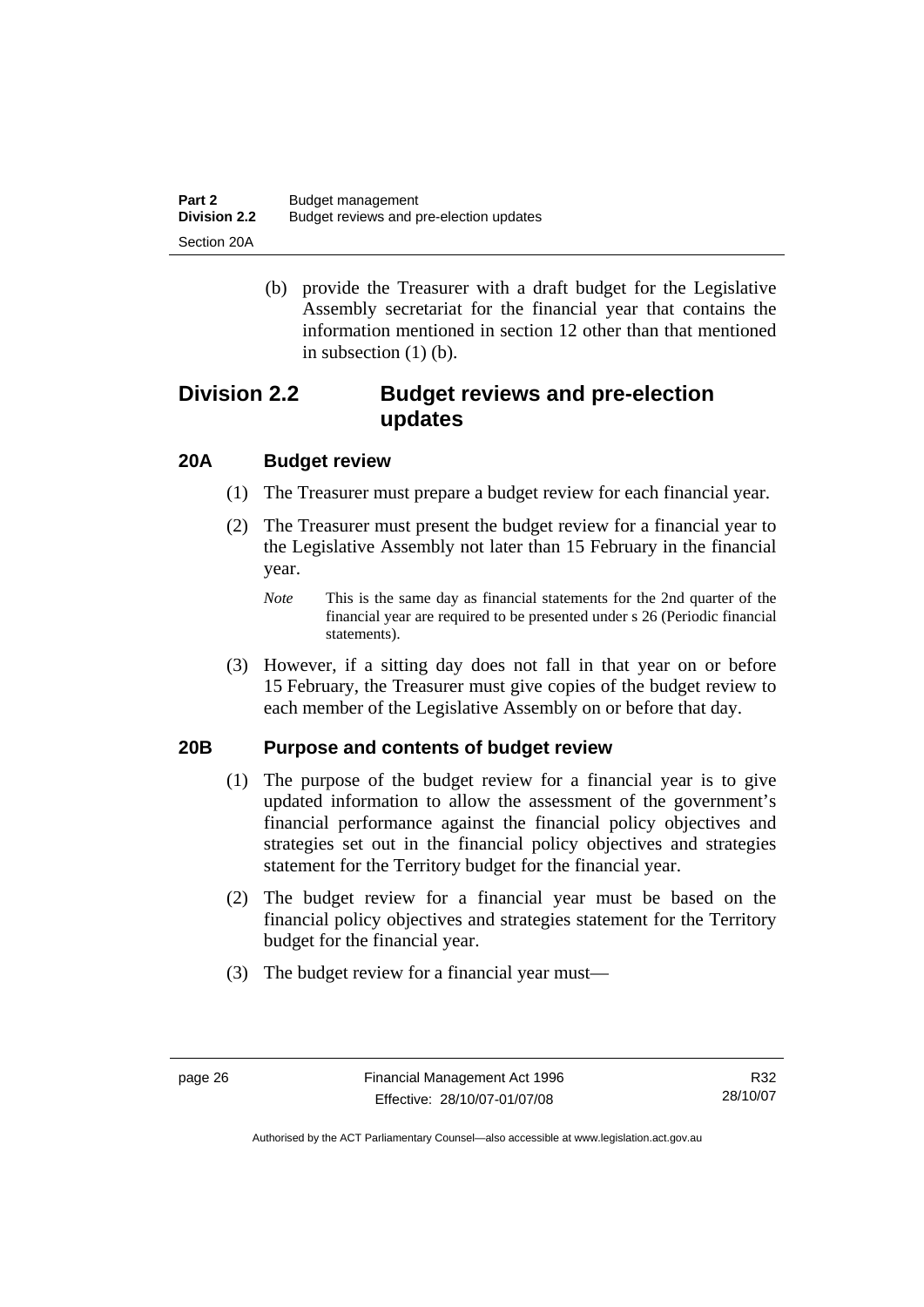(b) provide the Treasurer with a draft budget for the Legislative Assembly secretariat for the financial year that contains the information mentioned in section 12 other than that mentioned in subsection (1) (b).

## Division 2.2 Budget reviews and pre-election updates

### 20A Budget review

(1) The Treasurer must prepare a budget review for each financial year.

(2) The Treasurer must present the budget review for a financial year to the Legislative Assembly not later than 15 February in the financial year.

*Note* This is the same day as financial statements for the 2nd quarter of the financial year are required to be presented under s 26 (Periodic financial statements).

(3) However, if a sitting day does not fall in that year on or before 15 February, the Treasurer must give copies of the budget review to each member of the Legislative Assembly on or before that day.

### 20B Purpose and contents of budget review

(1) The purpose of the budget review for a financial year is to give updated information to allow the assessment of the government's financial performance against the financial policy objectives and strategies set out in the financial policy objectives and strategies statement for the Territory budget for the financial year.

(2) The budget review for a financial year must be based on the financial policy objectives and strategies statement for the Territory budget for the financial year.

(3) The budget review for a financial year must—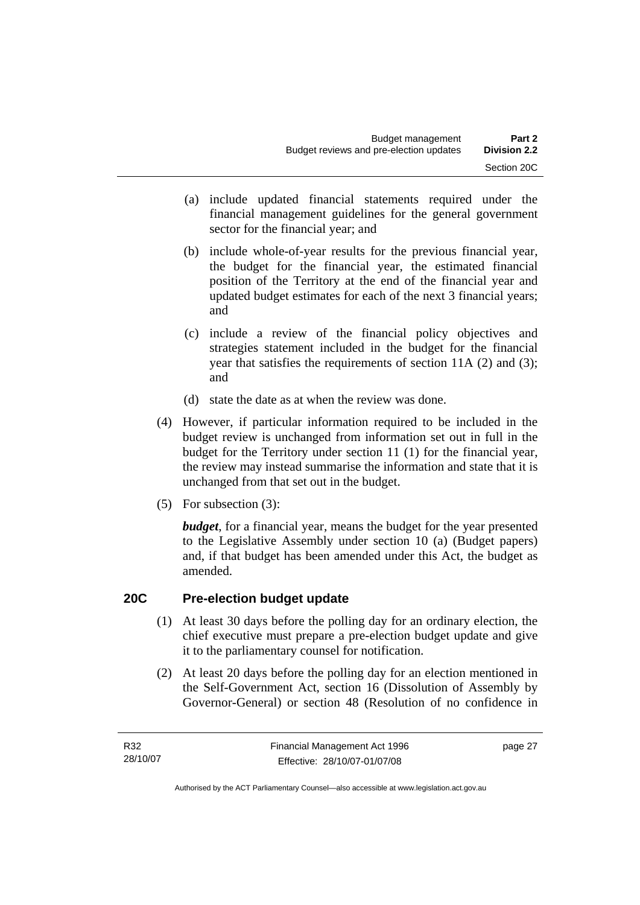(a) include updated financial statements required under the financial management guidelines for the general government sector for the financial year; and

(b) include whole-of-year results for the previous financial year, the budget for the financial year, the estimated financial position of the Territory at the end of the financial year and updated budget estimates for each of the next 3 financial years; and

(c) include a review of the financial policy objectives and strategies statement included in the budget for the financial year that satisfies the requirements of section 11A (2) and (3); and

(d) state the date as at when the review was done.

(4) However, if particular information required to be included in the budget review is unchanged from information set out in full in the budget for the Territory under section 11 (1) for the financial year, the review may instead summarise the information and state that it is unchanged from that set out in the budget.

(5) For subsection (3):

***budget***, for a financial year, means the budget for the year presented to the Legislative Assembly under section 10 (a) (Budget papers) and, if that budget has been amended under this Act, the budget as amended.

## 20C Pre-election budget update

(1) At least 30 days before the polling day for an ordinary election, the chief executive must prepare a pre-election budget update and give it to the parliamentary counsel for notification.

(2) At least 20 days before the polling day for an election mentioned in the Self-Government Act, section 16 (Dissolution of Assembly by Governor-General) or section 48 (Resolution of no confidence in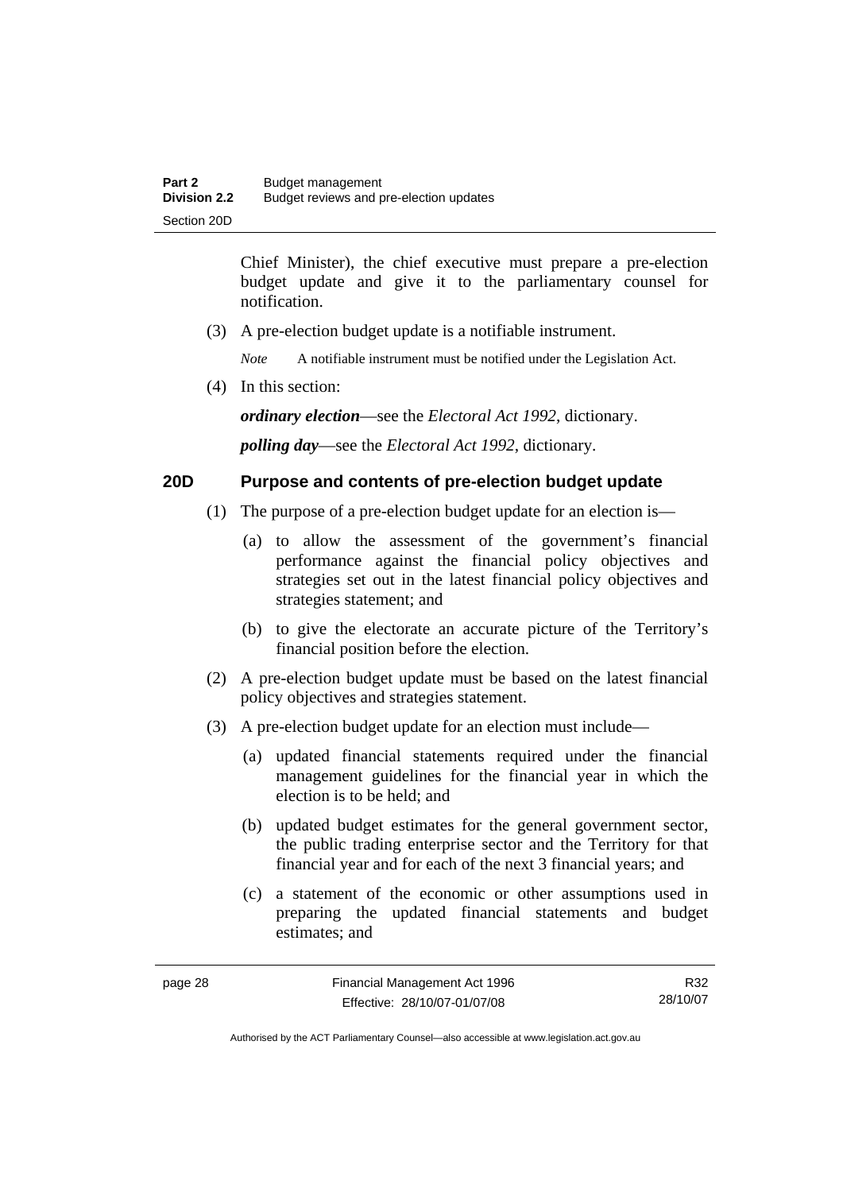Chief Minister), the chief executive must prepare a pre-election budget update and give it to the parliamentary counsel for notification.

(3) A pre-election budget update is a notifiable instrument.

*Note* A notifiable instrument must be notified under the Legislation Act.

(4) In this section:

***ordinary election***—see the *Electoral Act 1992*, dictionary.

***polling day***—see the *Electoral Act 1992*, dictionary.

### 20D Purpose and contents of pre-election budget update

(1) The purpose of a pre-election budget update for an election is—

(a) to allow the assessment of the government's financial performance against the financial policy objectives and strategies set out in the latest financial policy objectives and strategies statement; and

(b) to give the electorate an accurate picture of the Territory's financial position before the election.

(2) A pre-election budget update must be based on the latest financial policy objectives and strategies statement.

(3) A pre-election budget update for an election must include—

(a) updated financial statements required under the financial management guidelines for the financial year in which the election is to be held; and

(b) updated budget estimates for the general government sector, the public trading enterprise sector and the Territory for that financial year and for each of the next 3 financial years; and

(c) a statement of the economic or other assumptions used in preparing the updated financial statements and budget estimates; and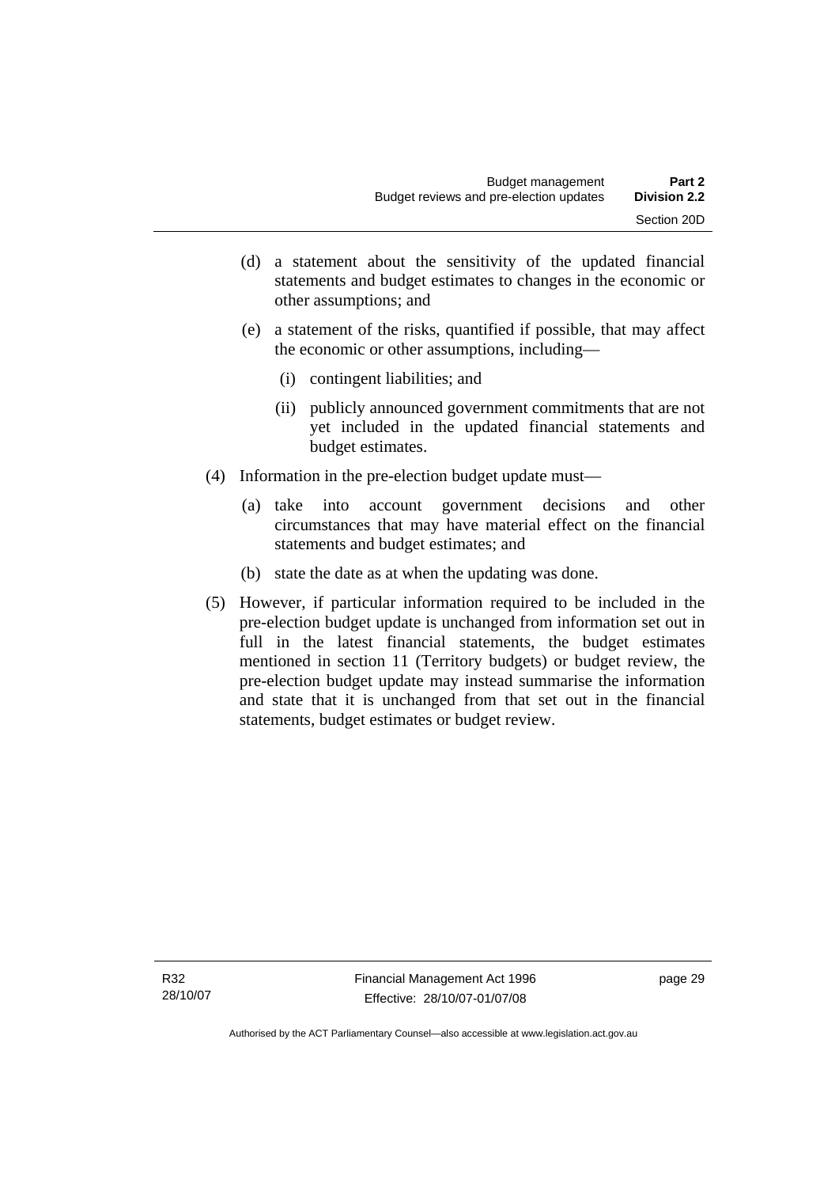(d) a statement about the sensitivity of the updated financial statements and budget estimates to changes in the economic or other assumptions; and

(e) a statement of the risks, quantified if possible, that may affect the economic or other assumptions, including—

(i) contingent liabilities; and

(ii) publicly announced government commitments that are not yet included in the updated financial statements and budget estimates.

(4) Information in the pre-election budget update must—

(a) take into account government decisions and other circumstances that may have material effect on the financial statements and budget estimates; and

(b) state the date as at when the updating was done.

(5) However, if particular information required to be included in the pre-election budget update is unchanged from information set out in full in the latest financial statements, the budget estimates mentioned in section 11 (Territory budgets) or budget review, the pre-election budget update may instead summarise the information and state that it is unchanged from that set out in the financial statements, budget estimates or budget review.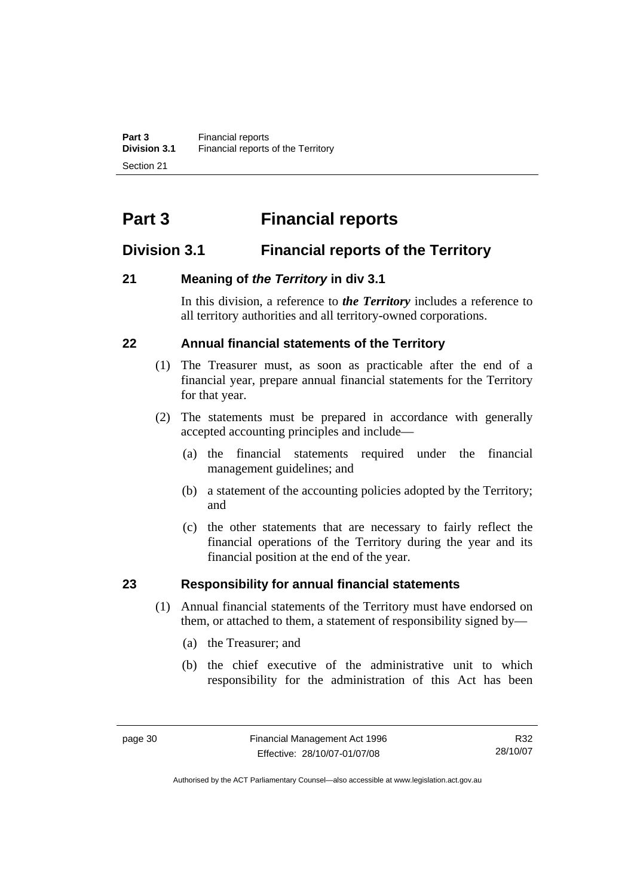# Part 3 Financial reports

## Division 3.1 Financial reports of the Territory

### 21 Meaning of *the Territory* in div 3.1

In this division, a reference to ***the Territory*** includes a reference to all territory authorities and all territory-owned corporations.

### 22 Annual financial statements of the Territory

(1) The Treasurer must, as soon as practicable after the end of a financial year, prepare annual financial statements for the Territory for that year.

(2) The statements must be prepared in accordance with generally accepted accounting principles and include—

(a) the financial statements required under the financial management guidelines; and

(b) a statement of the accounting policies adopted by the Territory; and

(c) the other statements that are necessary to fairly reflect the financial operations of the Territory during the year and its financial position at the end of the year.

### 23 Responsibility for annual financial statements

(1) Annual financial statements of the Territory must have endorsed on them, or attached to them, a statement of responsibility signed by—

(a) the Treasurer; and

(b) the chief executive of the administrative unit to which responsibility for the administration of this Act has been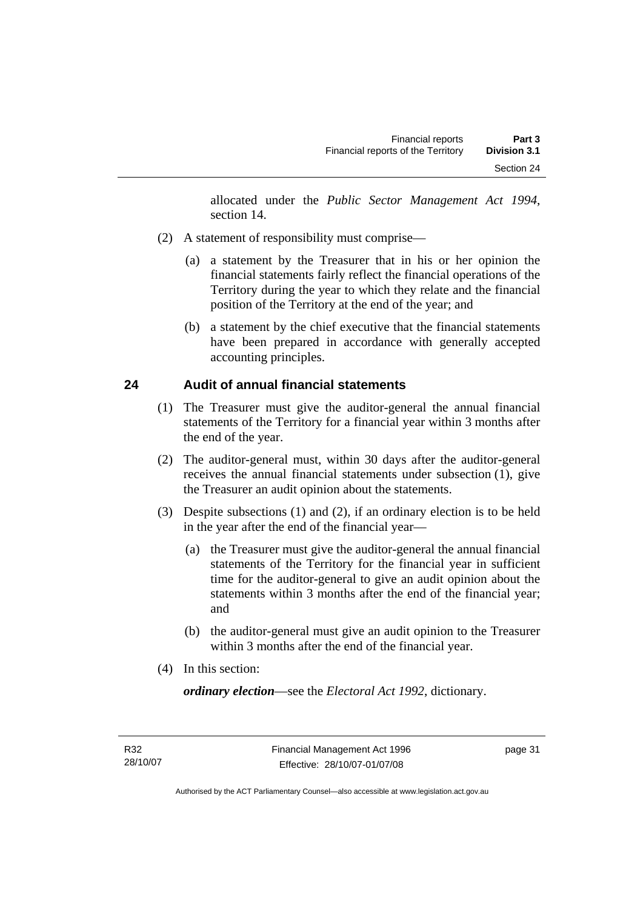allocated under the *Public Sector Management Act 1994*, section 14.

(2) A statement of responsibility must comprise—

(a) a statement by the Treasurer that in his or her opinion the financial statements fairly reflect the financial operations of the Territory during the year to which they relate and the financial position of the Territory at the end of the year; and

(b) a statement by the chief executive that the financial statements have been prepared in accordance with generally accepted accounting principles.

## 24 Audit of annual financial statements

(1) The Treasurer must give the auditor-general the annual financial statements of the Territory for a financial year within 3 months after the end of the year.

(2) The auditor-general must, within 30 days after the auditor-general receives the annual financial statements under subsection (1), give the Treasurer an audit opinion about the statements.

(3) Despite subsections (1) and (2), if an ordinary election is to be held in the year after the end of the financial year—

(a) the Treasurer must give the auditor-general the annual financial statements of the Territory for the financial year in sufficient time for the auditor-general to give an audit opinion about the statements within 3 months after the end of the financial year; and

(b) the auditor-general must give an audit opinion to the Treasurer within 3 months after the end of the financial year.

(4) In this section:

***ordinary election***—see the *Electoral Act 1992*, dictionary.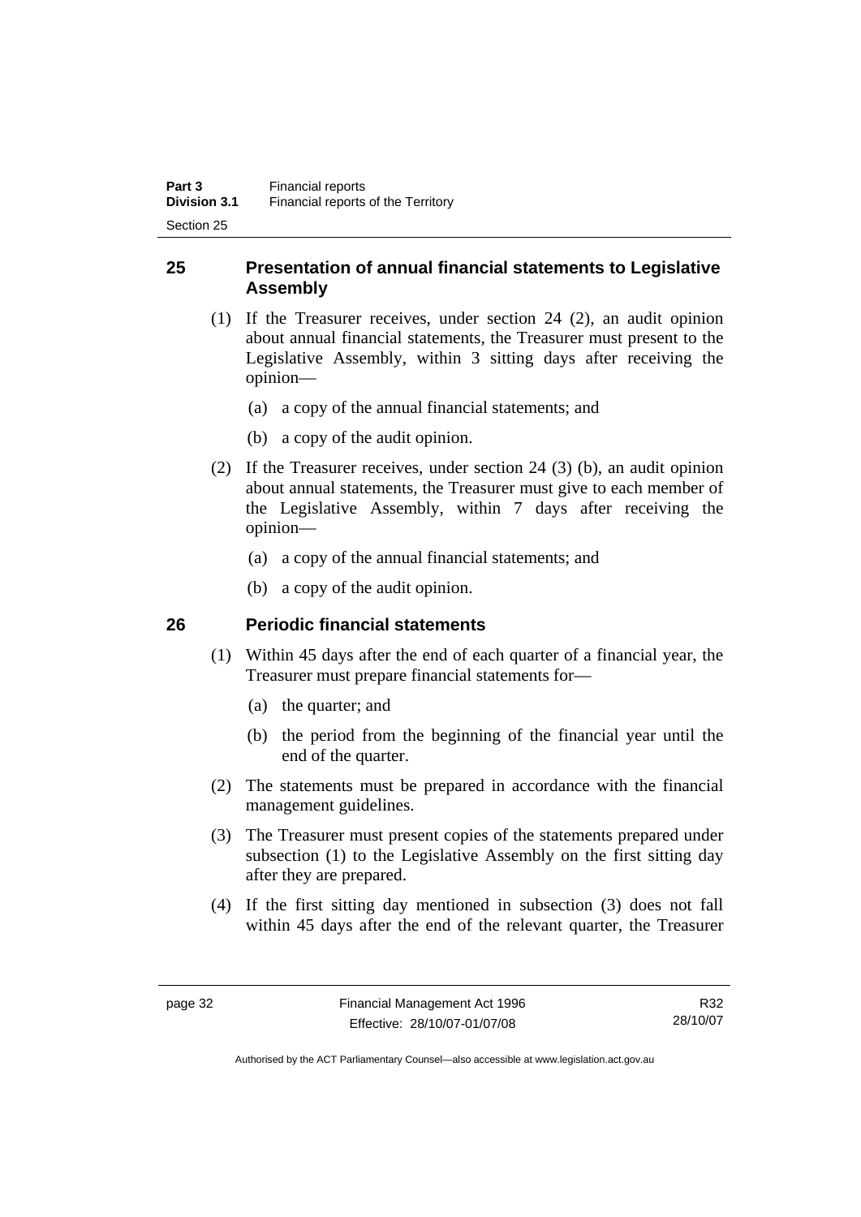## 25 Presentation of annual financial statements to Legislative Assembly

(1) If the Treasurer receives, under section 24 (2), an audit opinion about annual financial statements, the Treasurer must present to the Legislative Assembly, within 3 sitting days after receiving the opinion—

(a) a copy of the annual financial statements; and

(b) a copy of the audit opinion.

(2) If the Treasurer receives, under section 24 (3) (b), an audit opinion about annual statements, the Treasurer must give to each member of the Legislative Assembly, within 7 days after receiving the opinion—

(a) a copy of the annual financial statements; and

(b) a copy of the audit opinion.

## 26 Periodic financial statements

(1) Within 45 days after the end of each quarter of a financial year, the Treasurer must prepare financial statements for—

(a) the quarter; and

(b) the period from the beginning of the financial year until the end of the quarter.

(2) The statements must be prepared in accordance with the financial management guidelines.

(3) The Treasurer must present copies of the statements prepared under subsection (1) to the Legislative Assembly on the first sitting day after they are prepared.

(4) If the first sitting day mentioned in subsection (3) does not fall within 45 days after the end of the relevant quarter, the Treasurer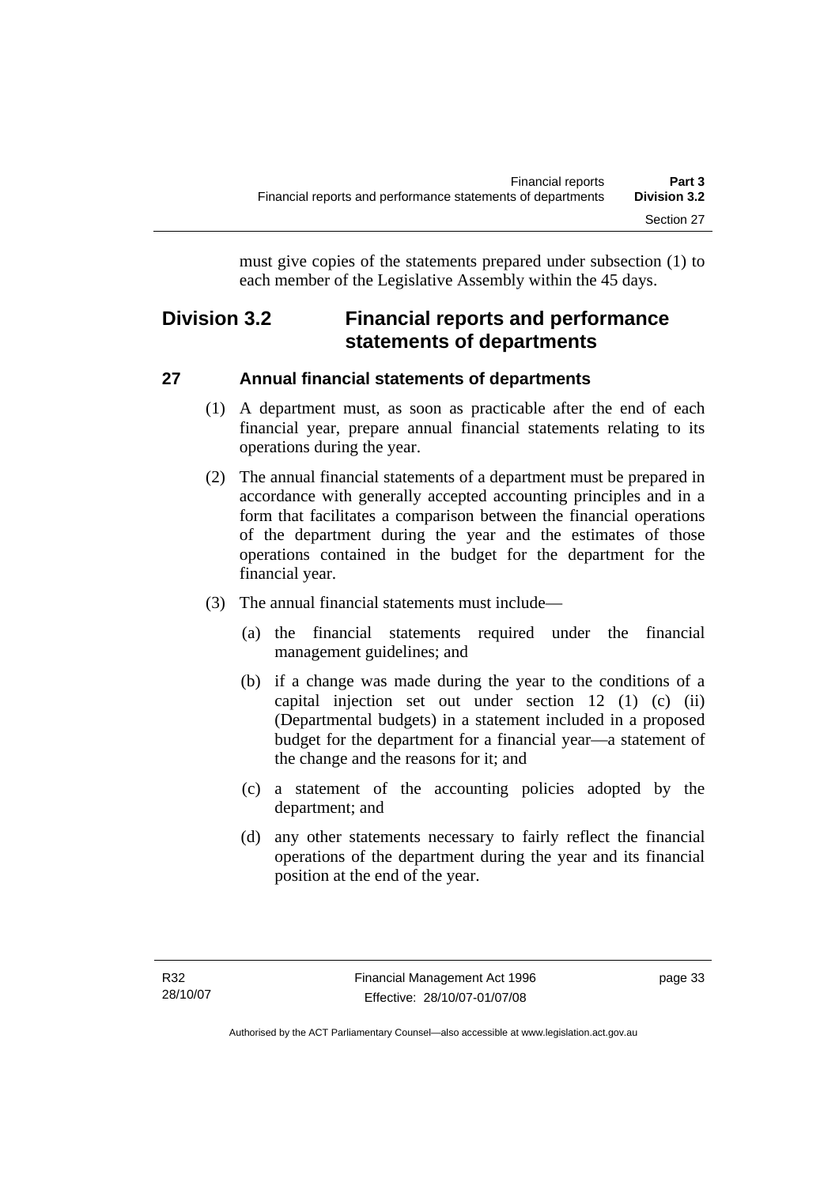must give copies of the statements prepared under subsection (1) to each member of the Legislative Assembly within the 45 days.

## Division 3.2 Financial reports and performance statements of departments

### 27 Annual financial statements of departments

(1) A department must, as soon as practicable after the end of each financial year, prepare annual financial statements relating to its operations during the year.

(2) The annual financial statements of a department must be prepared in accordance with generally accepted accounting principles and in a form that facilitates a comparison between the financial operations of the department during the year and the estimates of those operations contained in the budget for the department for the financial year.

(3) The annual financial statements must include—

(a) the financial statements required under the financial management guidelines; and

(b) if a change was made during the year to the conditions of a capital injection set out under section 12 (1) (c) (ii) (Departmental budgets) in a statement included in a proposed budget for the department for a financial year—a statement of the change and the reasons for it; and

(c) a statement of the accounting policies adopted by the department; and

(d) any other statements necessary to fairly reflect the financial operations of the department during the year and its financial position at the end of the year.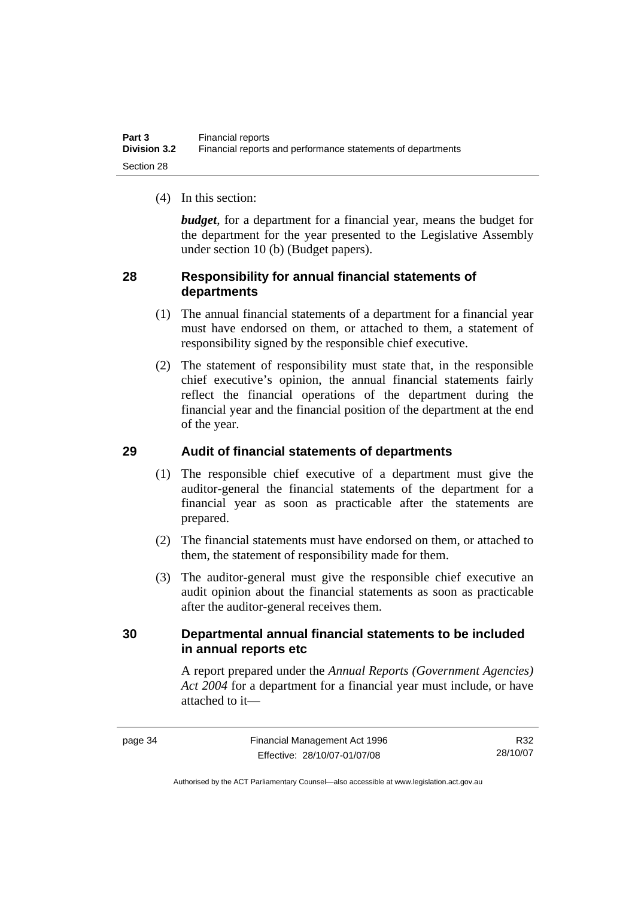(4) In this section:

***budget***, for a department for a financial year, means the budget for the department for the year presented to the Legislative Assembly under section 10 (b) (Budget papers).

## 28 Responsibility for annual financial statements of departments

(1) The annual financial statements of a department for a financial year must have endorsed on them, or attached to them, a statement of responsibility signed by the responsible chief executive.

(2) The statement of responsibility must state that, in the responsible chief executive's opinion, the annual financial statements fairly reflect the financial operations of the department during the financial year and the financial position of the department at the end of the year.

## 29 Audit of financial statements of departments

(1) The responsible chief executive of a department must give the auditor-general the financial statements of the department for a financial year as soon as practicable after the statements are prepared.

(2) The financial statements must have endorsed on them, or attached to them, the statement of responsibility made for them.

(3) The auditor-general must give the responsible chief executive an audit opinion about the financial statements as soon as practicable after the auditor-general receives them.

## 30 Departmental annual financial statements to be included in annual reports etc

A report prepared under the *Annual Reports (Government Agencies) Act 2004* for a department for a financial year must include, or have attached to it—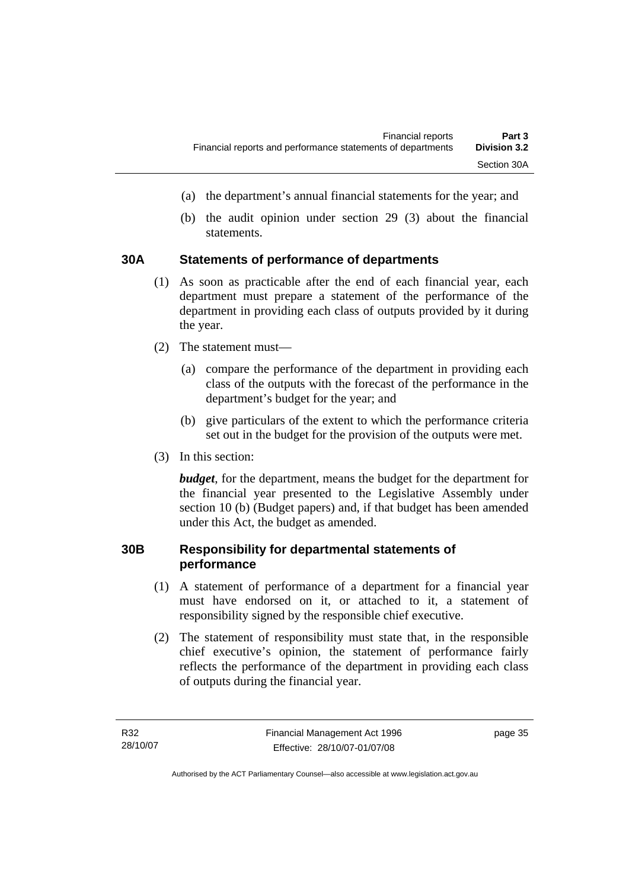(a) the department's annual financial statements for the year; and

(b) the audit opinion under section 29 (3) about the financial statements.

## 30A Statements of performance of departments

(1) As soon as practicable after the end of each financial year, each department must prepare a statement of the performance of the department in providing each class of outputs provided by it during the year.

(2) The statement must—

(a) compare the performance of the department in providing each class of the outputs with the forecast of the performance in the department's budget for the year; and

(b) give particulars of the extent to which the performance criteria set out in the budget for the provision of the outputs were met.

(3) In this section:

***budget***, for the department, means the budget for the department for the financial year presented to the Legislative Assembly under section 10 (b) (Budget papers) and, if that budget has been amended under this Act, the budget as amended.

## 30B Responsibility for departmental statements of performance

(1) A statement of performance of a department for a financial year must have endorsed on it, or attached to it, a statement of responsibility signed by the responsible chief executive.

(2) The statement of responsibility must state that, in the responsible chief executive's opinion, the statement of performance fairly reflects the performance of the department in providing each class of outputs during the financial year.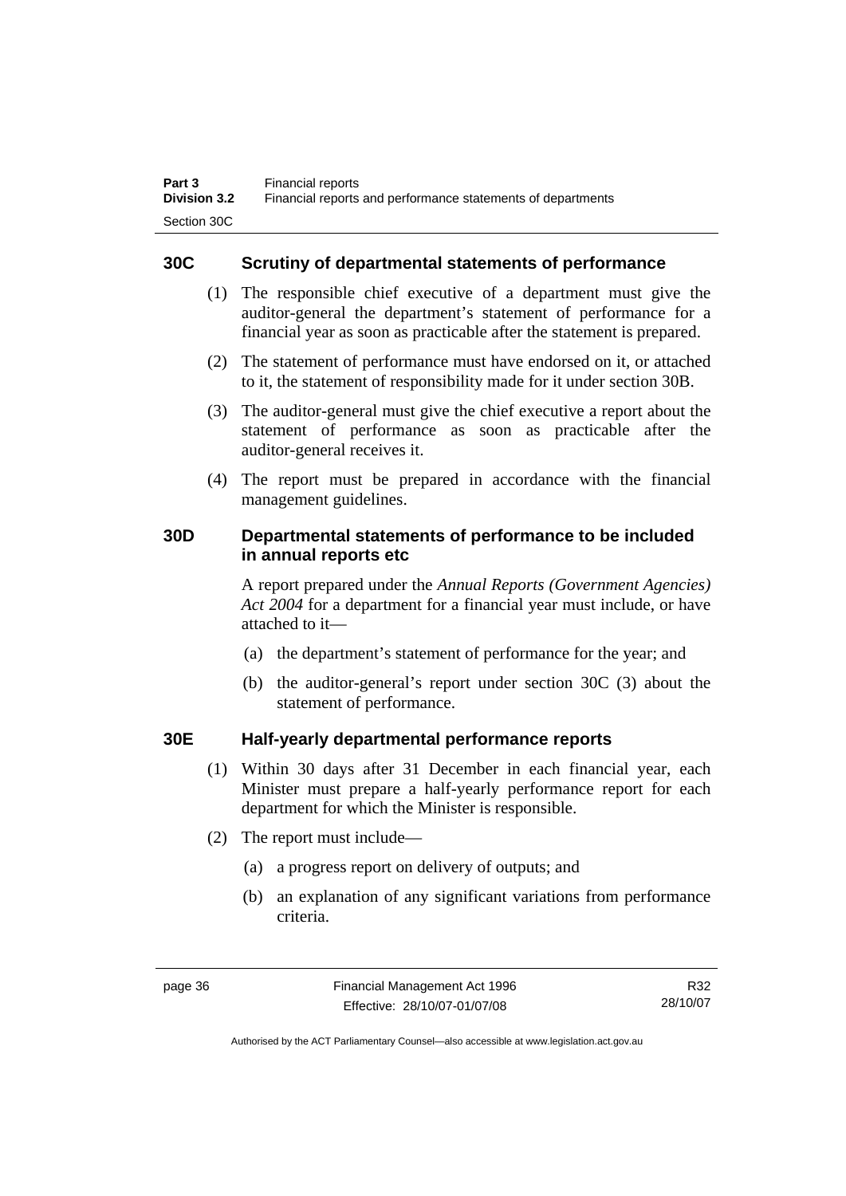## 30C Scrutiny of departmental statements of performance

(1) The responsible chief executive of a department must give the auditor-general the department's statement of performance for a financial year as soon as practicable after the statement is prepared.

(2) The statement of performance must have endorsed on it, or attached to it, the statement of responsibility made for it under section 30B.

(3) The auditor-general must give the chief executive a report about the statement of performance as soon as practicable after the auditor-general receives it.

(4) The report must be prepared in accordance with the financial management guidelines.

## 30D Departmental statements of performance to be included in annual reports etc

A report prepared under the *Annual Reports (Government Agencies) Act 2004* for a department for a financial year must include, or have attached to it—

(a) the department's statement of performance for the year; and

(b) the auditor-general's report under section 30C (3) about the statement of performance.

## 30E Half-yearly departmental performance reports

(1) Within 30 days after 31 December in each financial year, each Minister must prepare a half-yearly performance report for each department for which the Minister is responsible.

(2) The report must include—

(a) a progress report on delivery of outputs; and

(b) an explanation of any significant variations from performance criteria.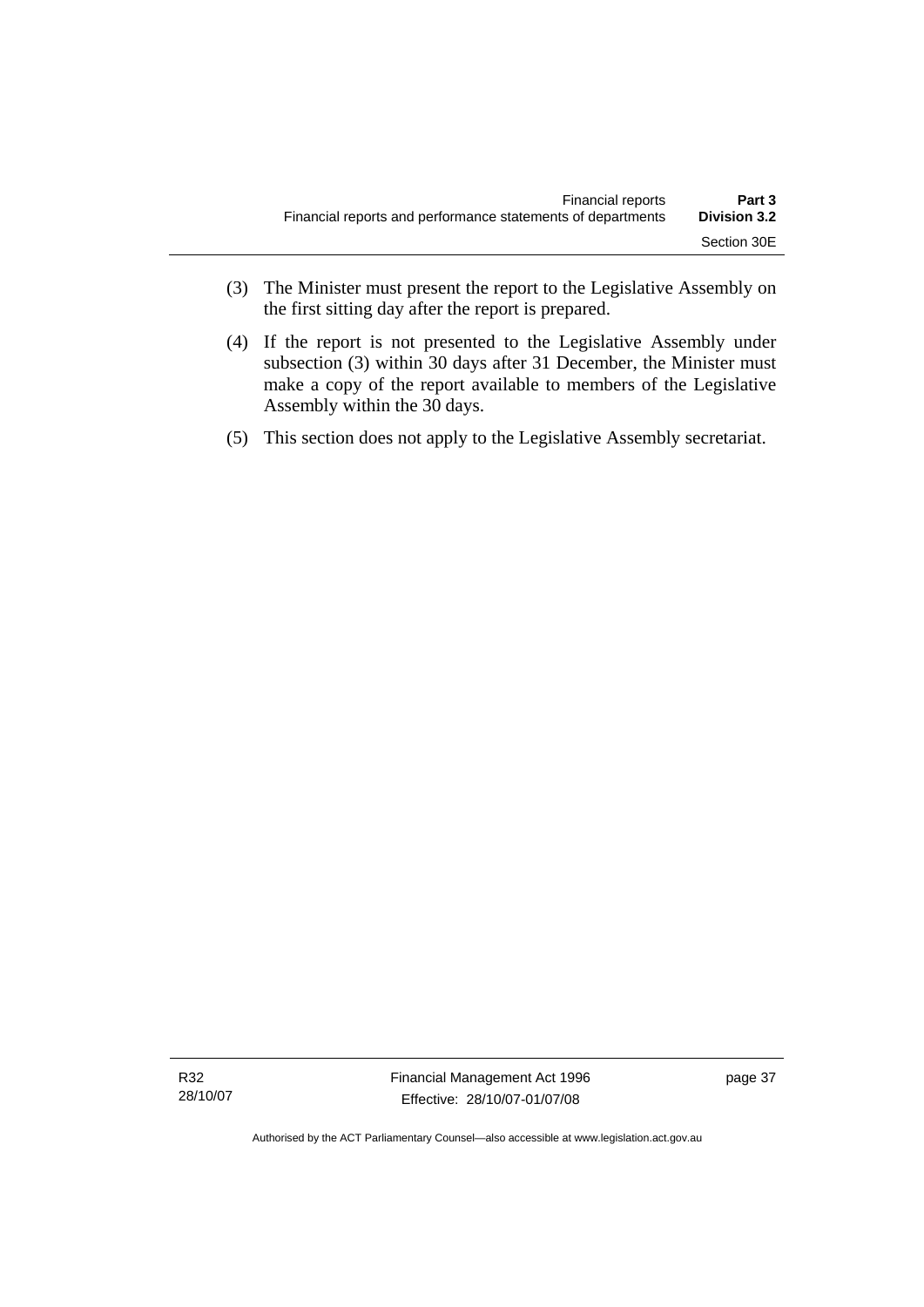(3) The Minister must present the report to the Legislative Assembly on the first sitting day after the report is prepared.

(4) If the report is not presented to the Legislative Assembly under subsection (3) within 30 days after 31 December, the Minister must make a copy of the report available to members of the Legislative Assembly within the 30 days.

(5) This section does not apply to the Legislative Assembly secretariat.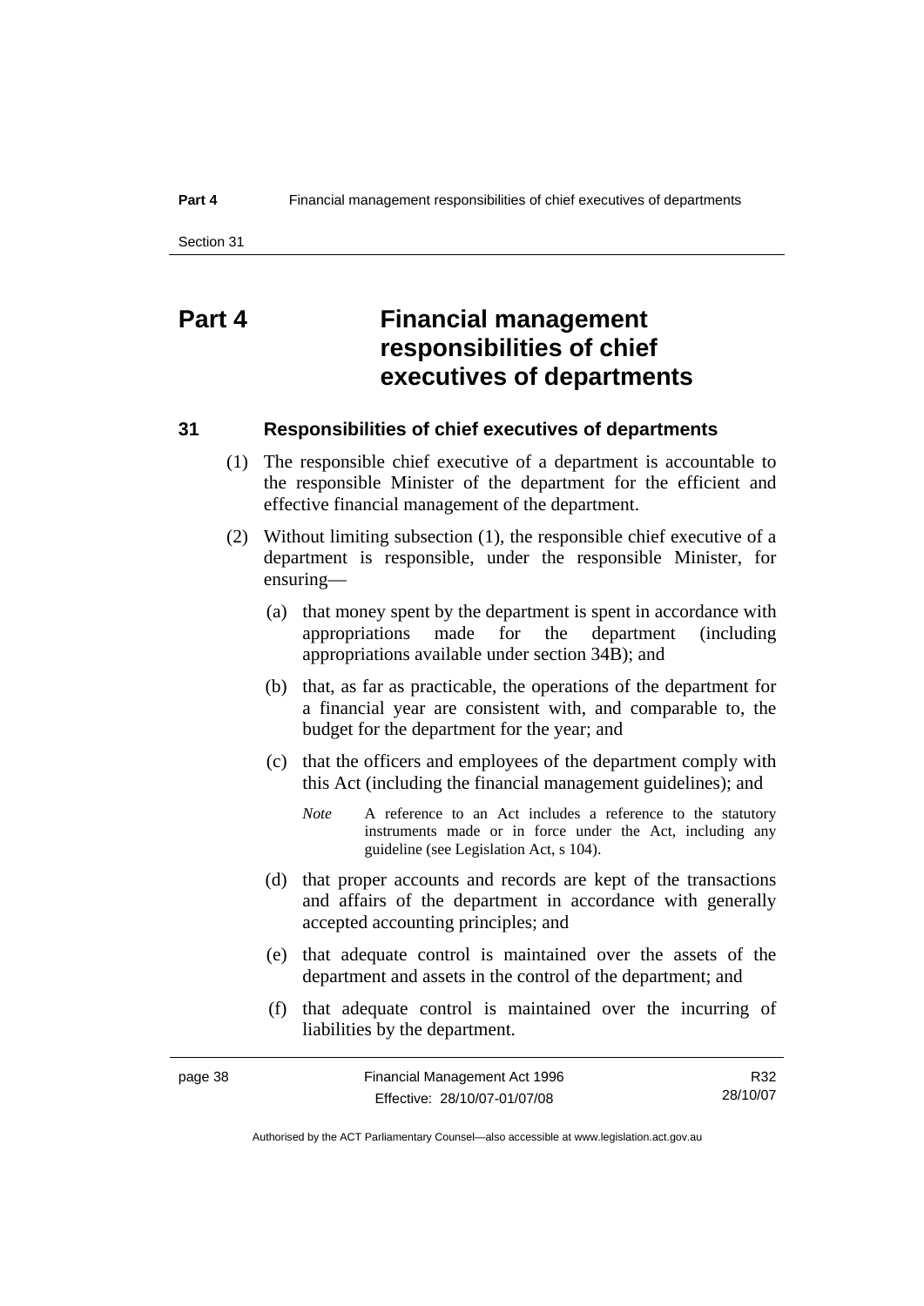# Part 4 Financial management responsibilities of chief executives of departments

## 31 Responsibilities of chief executives of departments

(1) The responsible chief executive of a department is accountable to the responsible Minister of the department for the efficient and effective financial management of the department.

(2) Without limiting subsection (1), the responsible chief executive of a department is responsible, under the responsible Minister, for ensuring—

(a) that money spent by the department is spent in accordance with appropriations made for the department (including appropriations available under section 34B); and

(b) that, as far as practicable, the operations of the department for a financial year are consistent with, and comparable to, the budget for the department for the year; and

(c) that the officers and employees of the department comply with this Act (including the financial management guidelines); and

*Note* A reference to an Act includes a reference to the statutory instruments made or in force under the Act, including any guideline (see Legislation Act, s 104).

(d) that proper accounts and records are kept of the transactions and affairs of the department in accordance with generally accepted accounting principles; and

(e) that adequate control is maintained over the assets of the department and assets in the control of the department; and

(f) that adequate control is maintained over the incurring of liabilities by the department.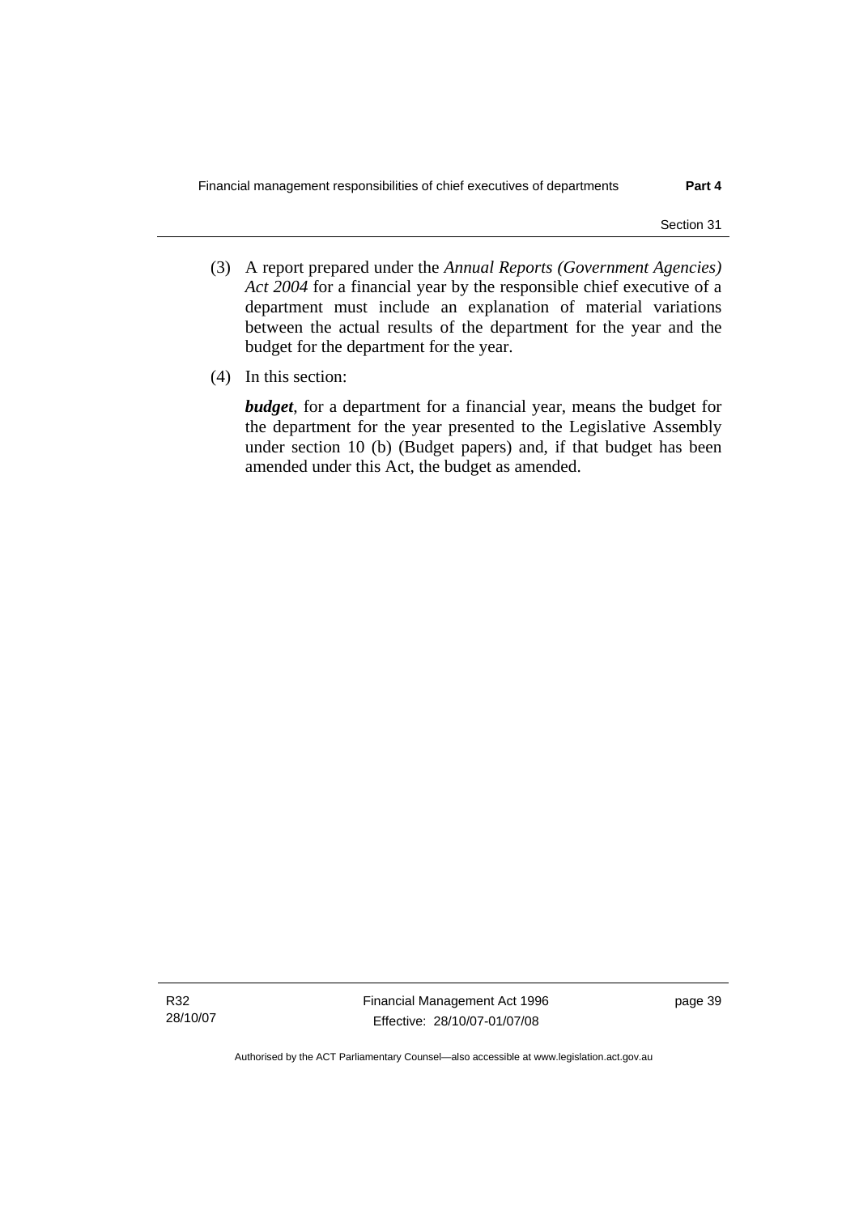(3) A report prepared under the *Annual Reports (Government Agencies) Act 2004* for a financial year by the responsible chief executive of a department must include an explanation of material variations between the actual results of the department for the year and the budget for the department for the year.

(4) In this section:

***budget***, for a department for a financial year, means the budget for the department for the year presented to the Legislative Assembly under section 10 (b) (Budget papers) and, if that budget has been amended under this Act, the budget as amended.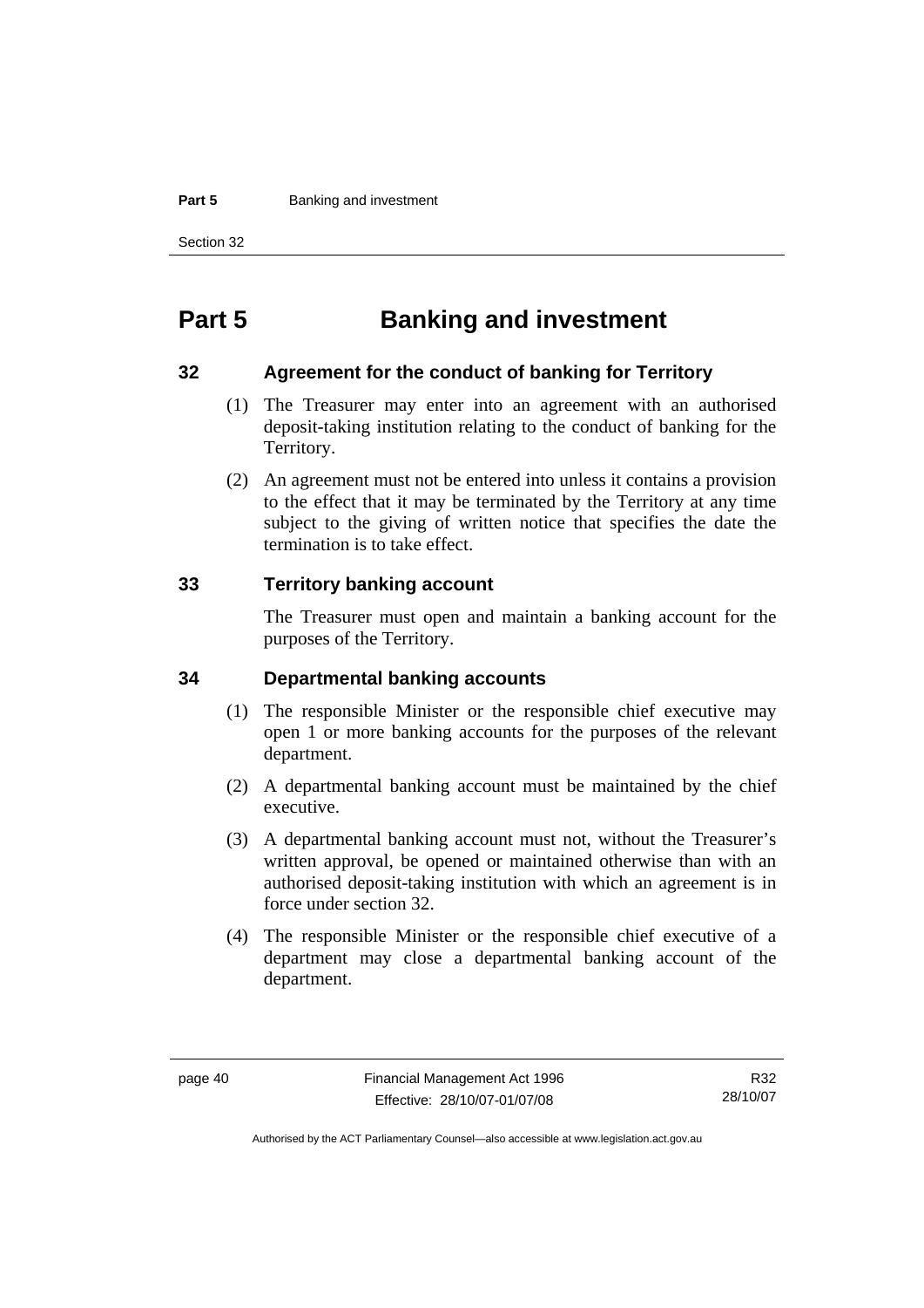# Part 5 Banking and investment

## 32 Agreement for the conduct of banking for Territory

(1) The Treasurer may enter into an agreement with an authorised deposit-taking institution relating to the conduct of banking for the Territory.

(2) An agreement must not be entered into unless it contains a provision to the effect that it may be terminated by the Territory at any time subject to the giving of written notice that specifies the date the termination is to take effect.

## 33 Territory banking account

The Treasurer must open and maintain a banking account for the purposes of the Territory.

## 34 Departmental banking accounts

(1) The responsible Minister or the responsible chief executive may open 1 or more banking accounts for the purposes of the relevant department.

(2) A departmental banking account must be maintained by the chief executive.

(3) A departmental banking account must not, without the Treasurer's written approval, be opened or maintained otherwise than with an authorised deposit-taking institution with which an agreement is in force under section 32.

(4) The responsible Minister or the responsible chief executive of a department may close a departmental banking account of the department.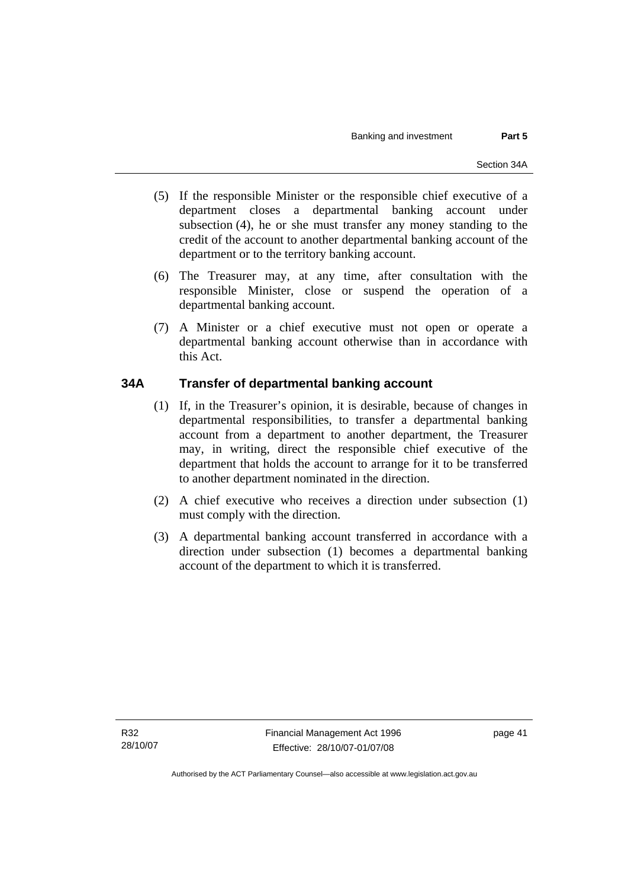(5) If the responsible Minister or the responsible chief executive of a department closes a departmental banking account under subsection (4), he or she must transfer any money standing to the credit of the account to another departmental banking account of the department or to the territory banking account.

(6) The Treasurer may, at any time, after consultation with the responsible Minister, close or suspend the operation of a departmental banking account.

(7) A Minister or a chief executive must not open or operate a departmental banking account otherwise than in accordance with this Act.

### 34A Transfer of departmental banking account

(1) If, in the Treasurer's opinion, it is desirable, because of changes in departmental responsibilities, to transfer a departmental banking account from a department to another department, the Treasurer may, in writing, direct the responsible chief executive of the department that holds the account to arrange for it to be transferred to another department nominated in the direction.

(2) A chief executive who receives a direction under subsection (1) must comply with the direction.

(3) A departmental banking account transferred in accordance with a direction under subsection (1) becomes a departmental banking account of the department to which it is transferred.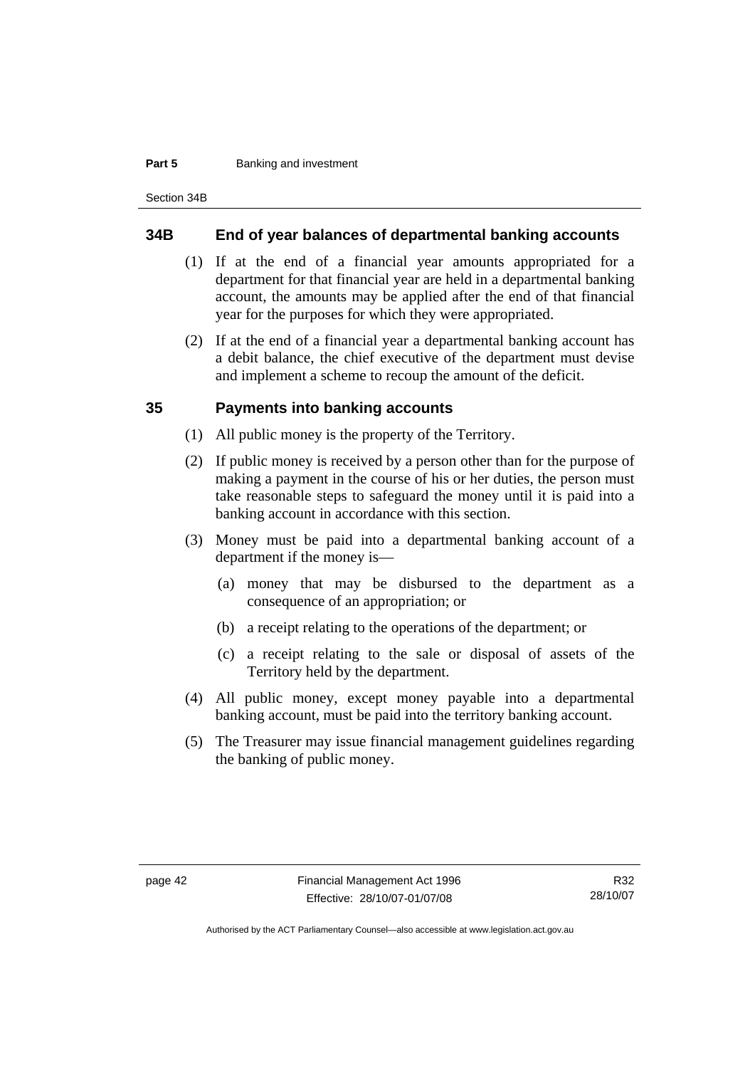## 34B End of year balances of departmental banking accounts

(1) If at the end of a financial year amounts appropriated for a department for that financial year are held in a departmental banking account, the amounts may be applied after the end of that financial year for the purposes for which they were appropriated.

(2) If at the end of a financial year a departmental banking account has a debit balance, the chief executive of the department must devise and implement a scheme to recoup the amount of the deficit.

## 35 Payments into banking accounts

(1) All public money is the property of the Territory.

(2) If public money is received by a person other than for the purpose of making a payment in the course of his or her duties, the person must take reasonable steps to safeguard the money until it is paid into a banking account in accordance with this section.

(3) Money must be paid into a departmental banking account of a department if the money is—

(a) money that may be disbursed to the department as a consequence of an appropriation; or

(b) a receipt relating to the operations of the department; or

(c) a receipt relating to the sale or disposal of assets of the Territory held by the department.

(4) All public money, except money payable into a departmental banking account, must be paid into the territory banking account.

(5) The Treasurer may issue financial management guidelines regarding the banking of public money.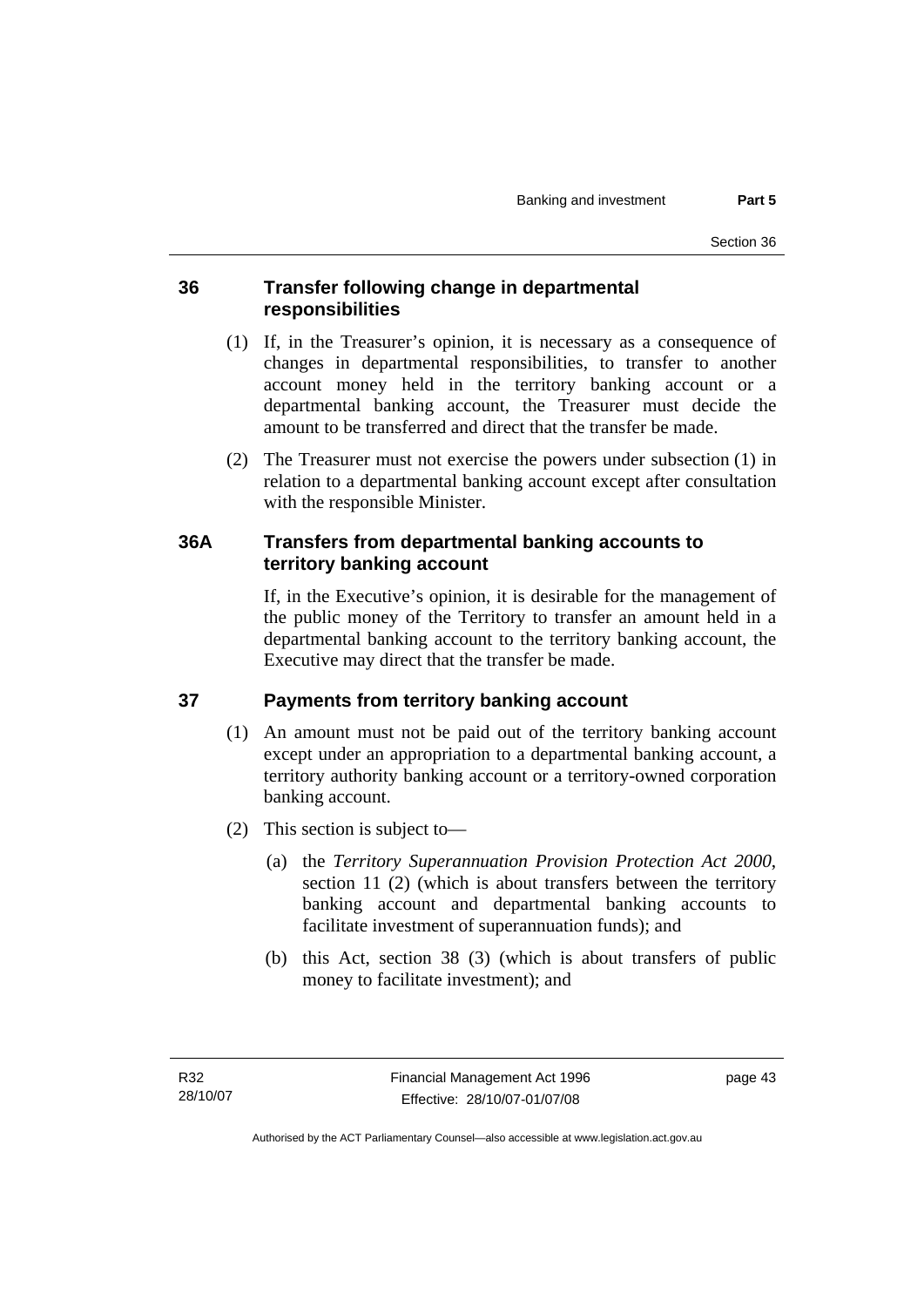## 36 Transfer following change in departmental responsibilities

(1) If, in the Treasurer's opinion, it is necessary as a consequence of changes in departmental responsibilities, to transfer to another account money held in the territory banking account or a departmental banking account, the Treasurer must decide the amount to be transferred and direct that the transfer be made.

(2) The Treasurer must not exercise the powers under subsection (1) in relation to a departmental banking account except after consultation with the responsible Minister.

## 36A Transfers from departmental banking accounts to territory banking account

If, in the Executive's opinion, it is desirable for the management of the public money of the Territory to transfer an amount held in a departmental banking account to the territory banking account, the Executive may direct that the transfer be made.

## 37 Payments from territory banking account

(1) An amount must not be paid out of the territory banking account except under an appropriation to a departmental banking account, a territory authority banking account or a territory-owned corporation banking account.

(2) This section is subject to—

(a) the *Territory Superannuation Provision Protection Act 2000*, section 11 (2) (which is about transfers between the territory banking account and departmental banking accounts to facilitate investment of superannuation funds); and

(b) this Act, section 38 (3) (which is about transfers of public money to facilitate investment); and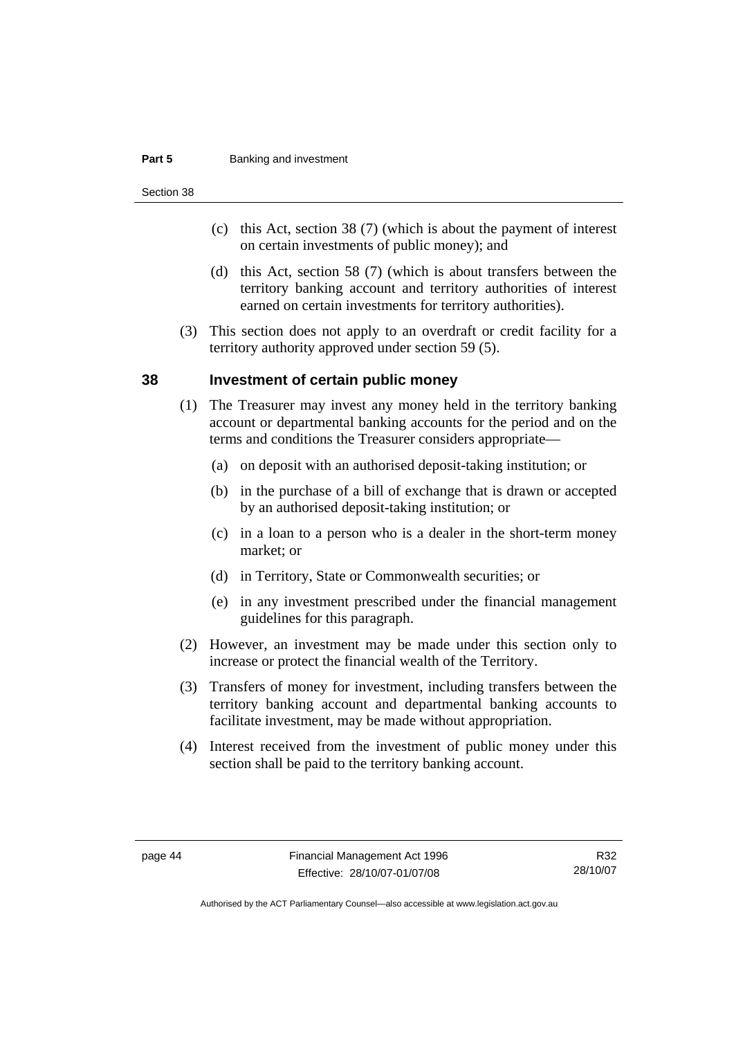(c) this Act, section 38 (7) (which is about the payment of interest on certain investments of public money); and

(d) this Act, section 58 (7) (which is about transfers between the territory banking account and territory authorities of interest earned on certain investments for territory authorities).

(3) This section does not apply to an overdraft or credit facility for a territory authority approved under section 59 (5).

## 38 Investment of certain public money

(1) The Treasurer may invest any money held in the territory banking account or departmental banking accounts for the period and on the terms and conditions the Treasurer considers appropriate—

(a) on deposit with an authorised deposit-taking institution; or

(b) in the purchase of a bill of exchange that is drawn or accepted by an authorised deposit-taking institution; or

(c) in a loan to a person who is a dealer in the short-term money market; or

(d) in Territory, State or Commonwealth securities; or

(e) in any investment prescribed under the financial management guidelines for this paragraph.

(2) However, an investment may be made under this section only to increase or protect the financial wealth of the Territory.

(3) Transfers of money for investment, including transfers between the territory banking account and departmental banking accounts to facilitate investment, may be made without appropriation.

(4) Interest received from the investment of public money under this section shall be paid to the territory banking account.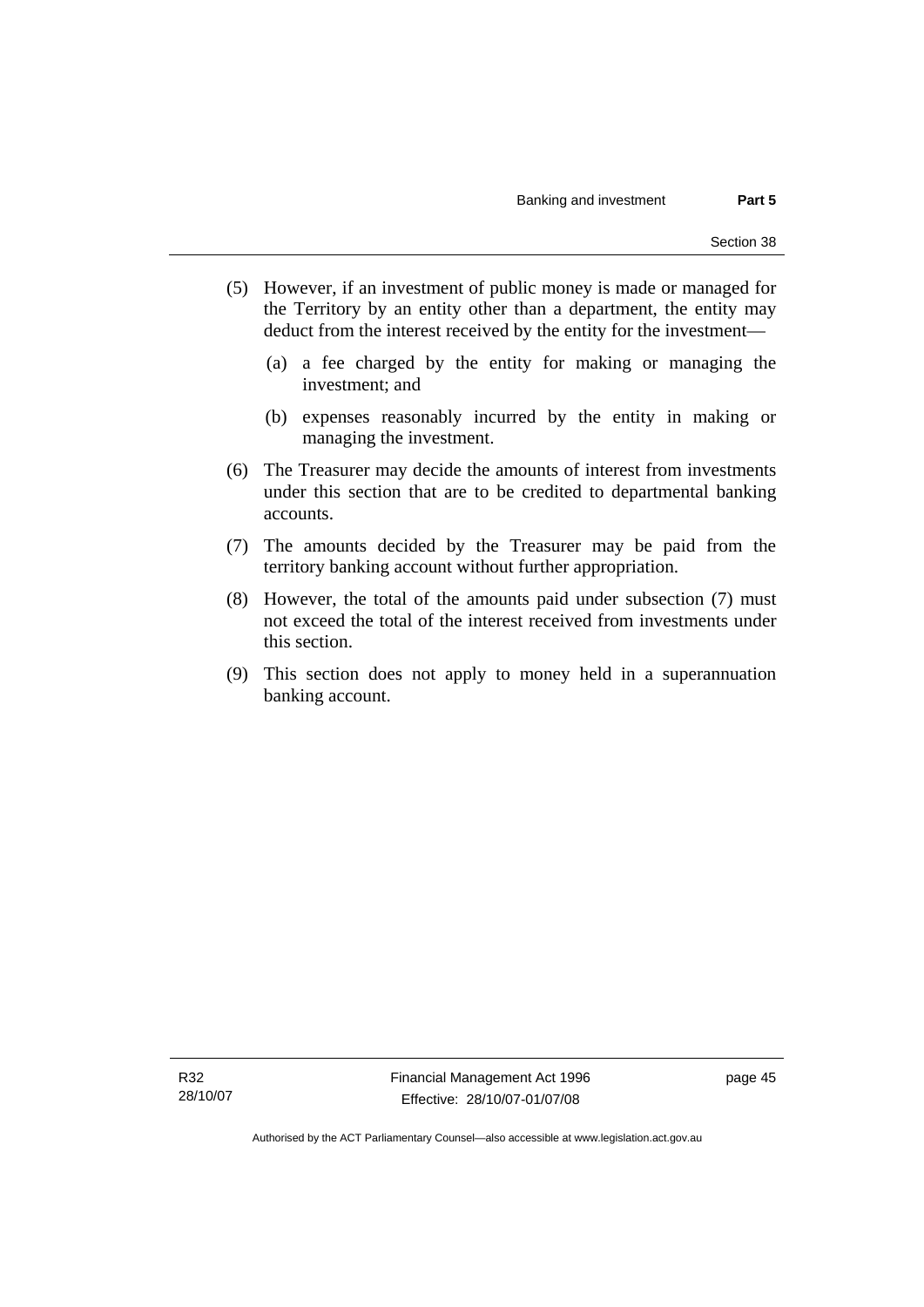(5) However, if an investment of public money is made or managed for the Territory by an entity other than a department, the entity may deduct from the interest received by the entity for the investment—

(a) a fee charged by the entity for making or managing the investment; and

(b) expenses reasonably incurred by the entity in making or managing the investment.

(6) The Treasurer may decide the amounts of interest from investments under this section that are to be credited to departmental banking accounts.

(7) The amounts decided by the Treasurer may be paid from the territory banking account without further appropriation.

(8) However, the total of the amounts paid under subsection (7) must not exceed the total of the interest received from investments under this section.

(9) This section does not apply to money held in a superannuation banking account.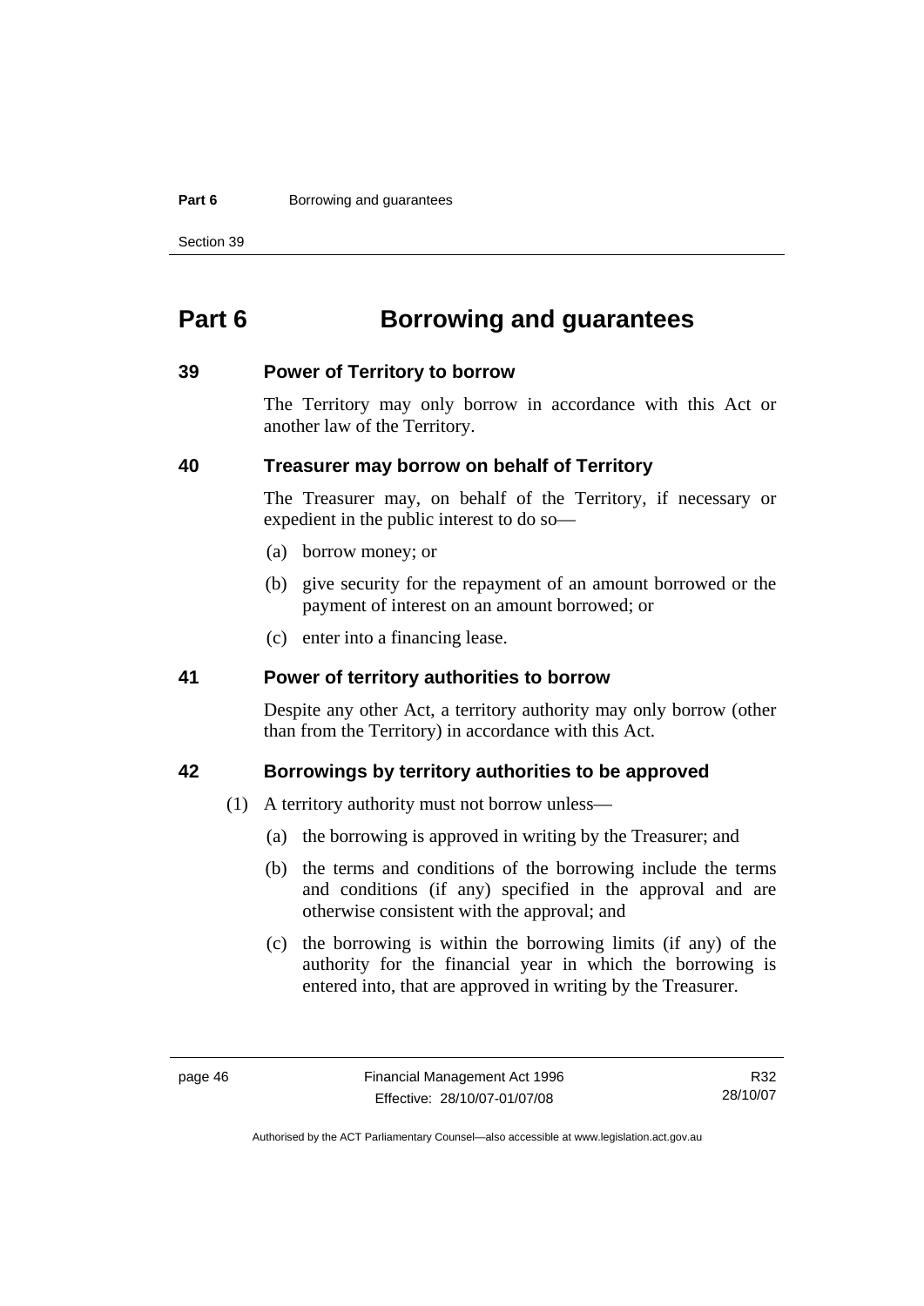# Part 6 Borrowing and guarantees

### 39 Power of Territory to borrow

The Territory may only borrow in accordance with this Act or another law of the Territory.

### 40 Treasurer may borrow on behalf of Territory

The Treasurer may, on behalf of the Territory, if necessary or expedient in the public interest to do so—

(a) borrow money; or

(b) give security for the repayment of an amount borrowed or the payment of interest on an amount borrowed; or

(c) enter into a financing lease.

### 41 Power of territory authorities to borrow

Despite any other Act, a territory authority may only borrow (other than from the Territory) in accordance with this Act.

### 42 Borrowings by territory authorities to be approved

(1) A territory authority must not borrow unless—

(a) the borrowing is approved in writing by the Treasurer; and

(b) the terms and conditions of the borrowing include the terms and conditions (if any) specified in the approval and are otherwise consistent with the approval; and

(c) the borrowing is within the borrowing limits (if any) of the authority for the financial year in which the borrowing is entered into, that are approved in writing by the Treasurer.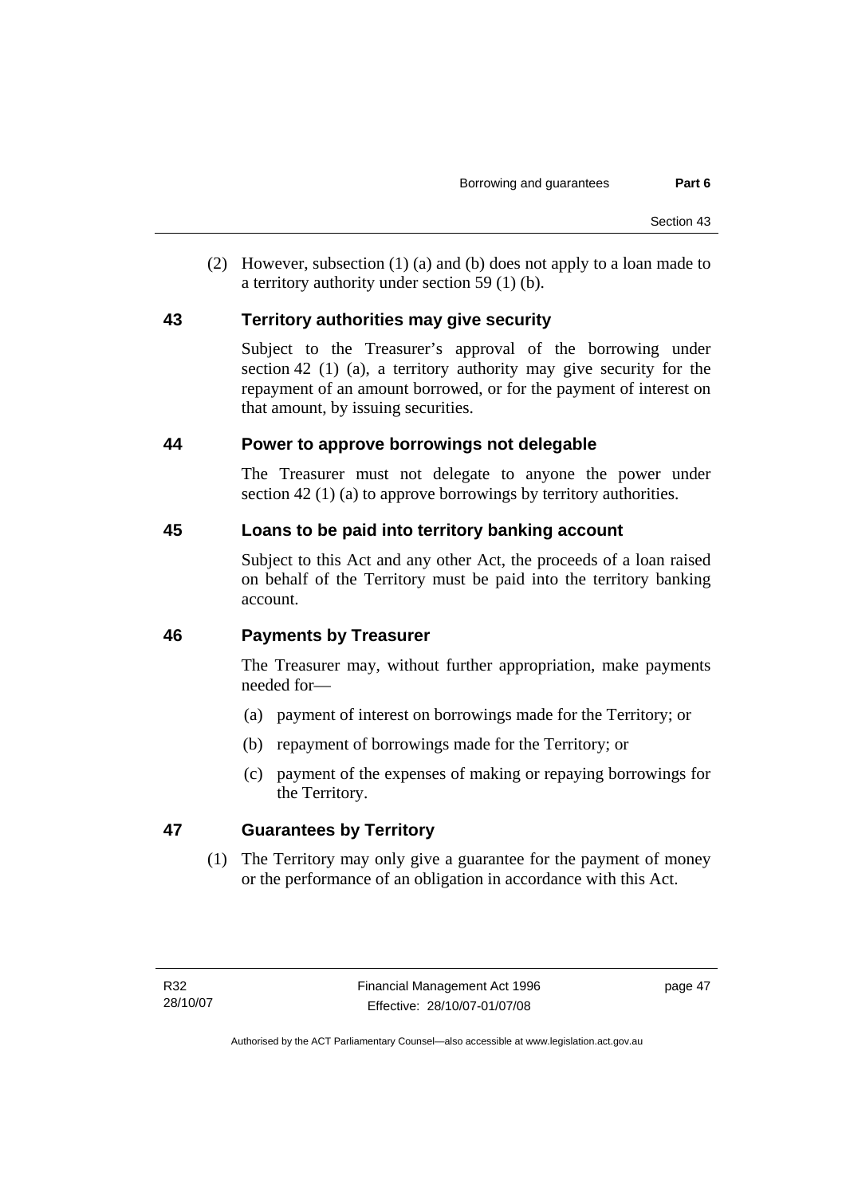(2) However, subsection (1) (a) and (b) does not apply to a loan made to a territory authority under section 59 (1) (b).

### 43 Territory authorities may give security

Subject to the Treasurer's approval of the borrowing under section 42 (1) (a), a territory authority may give security for the repayment of an amount borrowed, or for the payment of interest on that amount, by issuing securities.

### 44 Power to approve borrowings not delegable

The Treasurer must not delegate to anyone the power under section 42 (1) (a) to approve borrowings by territory authorities.

### 45 Loans to be paid into territory banking account

Subject to this Act and any other Act, the proceeds of a loan raised on behalf of the Territory must be paid into the territory banking account.

### 46 Payments by Treasurer

The Treasurer may, without further appropriation, make payments needed for—

(a) payment of interest on borrowings made for the Territory; or

(b) repayment of borrowings made for the Territory; or

(c) payment of the expenses of making or repaying borrowings for the Territory.

### 47 Guarantees by Territory

(1) The Territory may only give a guarantee for the payment of money or the performance of an obligation in accordance with this Act.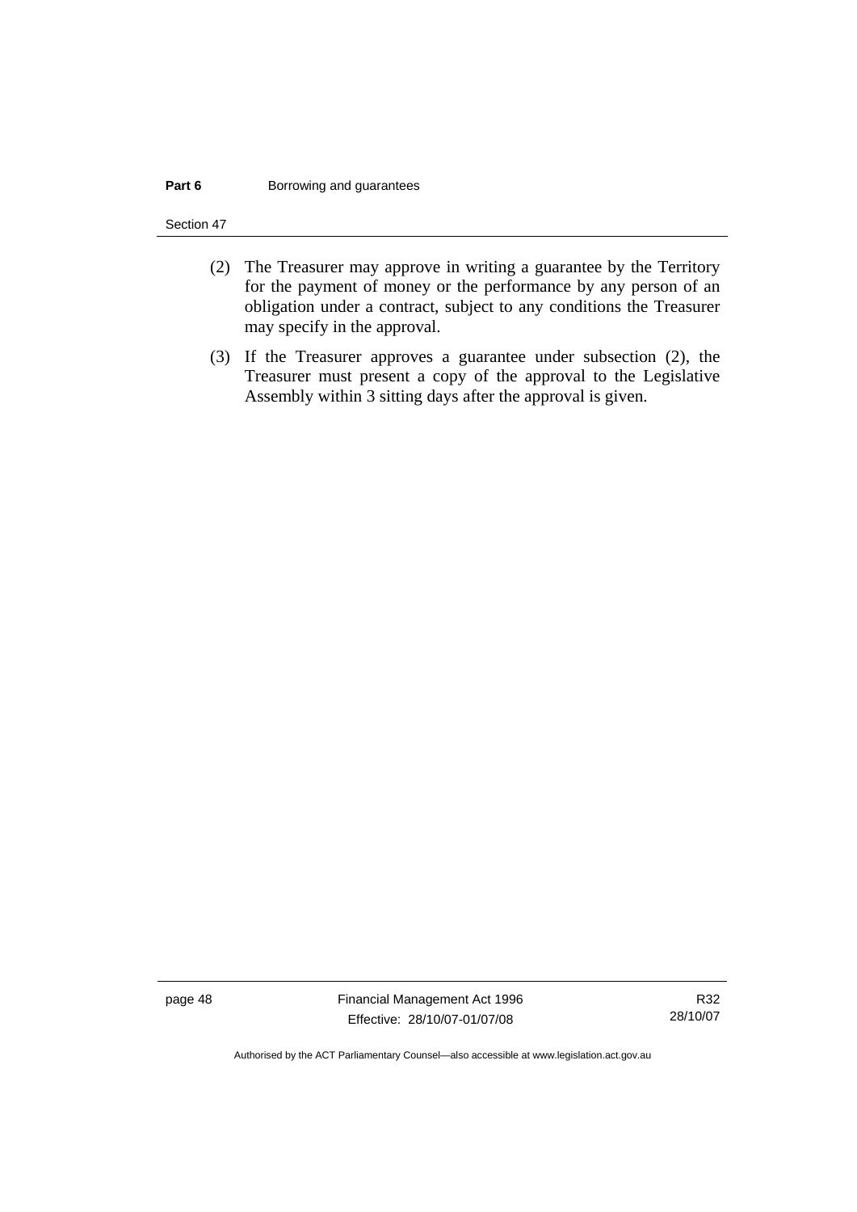(2) The Treasurer may approve in writing a guarantee by the Territory for the payment of money or the performance by any person of an obligation under a contract, subject to any conditions the Treasurer may specify in the approval.

(3) If the Treasurer approves a guarantee under subsection (2), the Treasurer must present a copy of the approval to the Legislative Assembly within 3 sitting days after the approval is given.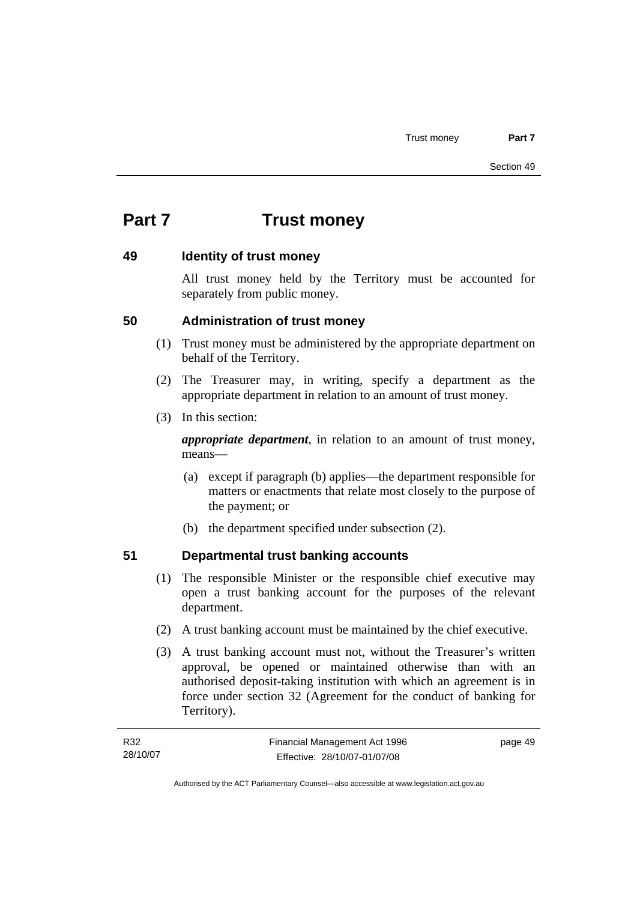# Part 7 Trust money

## 49 Identity of trust money

All trust money held by the Territory must be accounted for separately from public money.

## 50 Administration of trust money

(1) Trust money must be administered by the appropriate department on behalf of the Territory.

(2) The Treasurer may, in writing, specify a department as the appropriate department in relation to an amount of trust money.

(3) In this section:

***appropriate department***, in relation to an amount of trust money, means—

(a) except if paragraph (b) applies—the department responsible for matters or enactments that relate most closely to the purpose of the payment; or

(b) the department specified under subsection (2).

## 51 Departmental trust banking accounts

(1) The responsible Minister or the responsible chief executive may open a trust banking account for the purposes of the relevant department.

(2) A trust banking account must be maintained by the chief executive.

(3) A trust banking account must not, without the Treasurer's written approval, be opened or maintained otherwise than with an authorised deposit-taking institution with which an agreement is in force under section 32 (Agreement for the conduct of banking for Territory).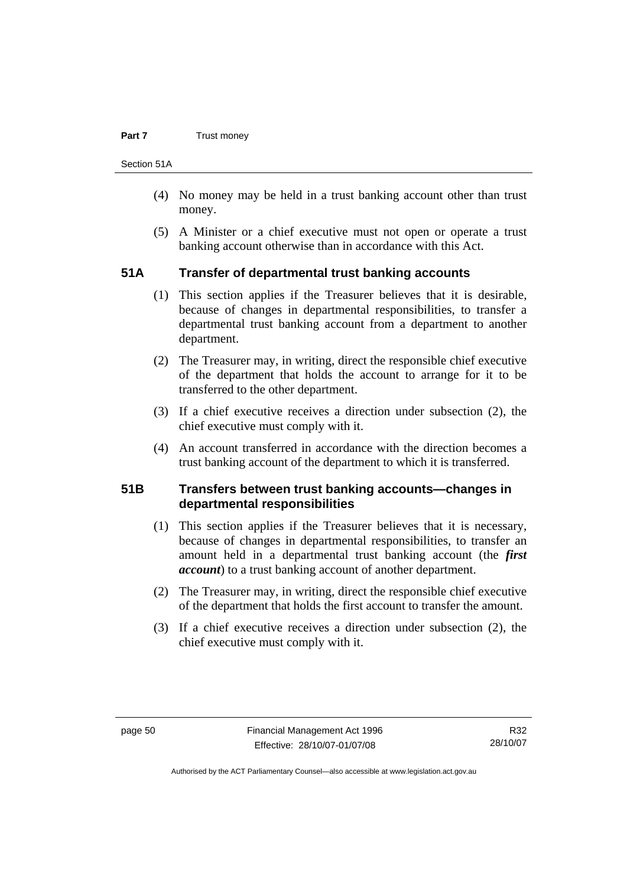(4) No money may be held in a trust banking account other than trust money.

(5) A Minister or a chief executive must not open or operate a trust banking account otherwise than in accordance with this Act.

### 51A Transfer of departmental trust banking accounts

(1) This section applies if the Treasurer believes that it is desirable, because of changes in departmental responsibilities, to transfer a departmental trust banking account from a department to another department.

(2) The Treasurer may, in writing, direct the responsible chief executive of the department that holds the account to arrange for it to be transferred to the other department.

(3) If a chief executive receives a direction under subsection (2), the chief executive must comply with it.

(4) An account transferred in accordance with the direction becomes a trust banking account of the department to which it is transferred.

### 51B Transfers between trust banking accounts—changes in departmental responsibilities

(1) This section applies if the Treasurer believes that it is necessary, because of changes in departmental responsibilities, to transfer an amount held in a departmental trust banking account (the ***first account***) to a trust banking account of another department.

(2) The Treasurer may, in writing, direct the responsible chief executive of the department that holds the first account to transfer the amount.

(3) If a chief executive receives a direction under subsection (2), the chief executive must comply with it.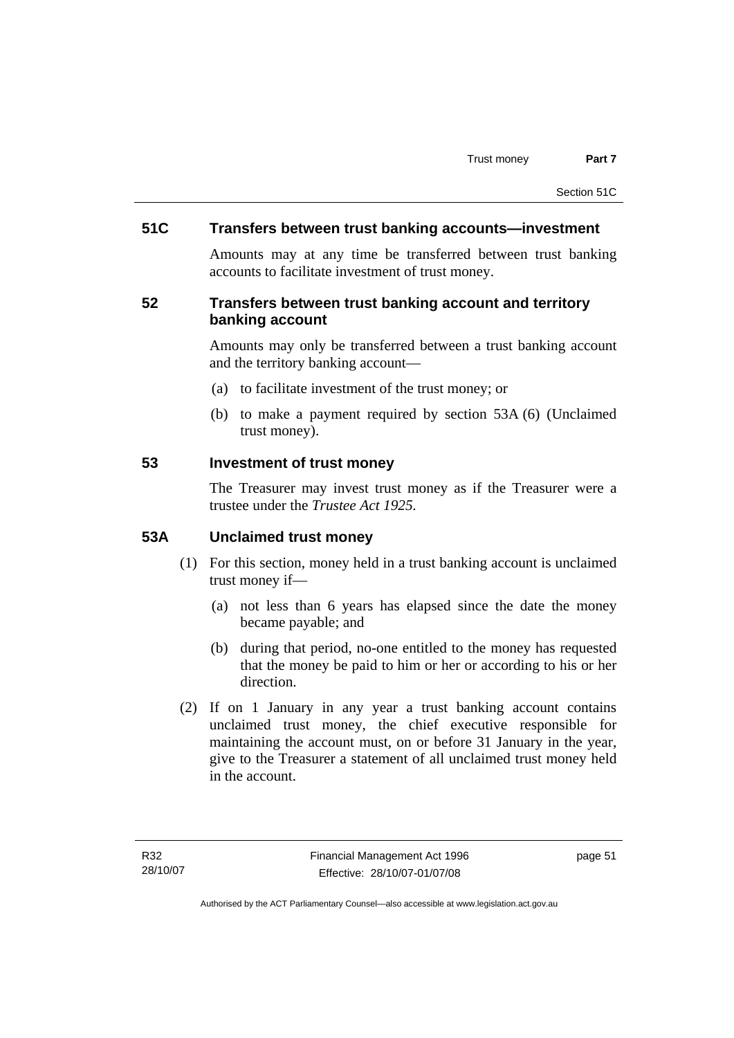### 51C Transfers between trust banking accounts—investment

Amounts may at any time be transferred between trust banking accounts to facilitate investment of trust money.

### 52 Transfers between trust banking account and territory banking account

Amounts may only be transferred between a trust banking account and the territory banking account—

(a) to facilitate investment of the trust money; or

(b) to make a payment required by section 53A (6) (Unclaimed trust money).

### 53 Investment of trust money

The Treasurer may invest trust money as if the Treasurer were a trustee under the *Trustee Act 1925*.

### 53A Unclaimed trust money

(1) For this section, money held in a trust banking account is unclaimed trust money if—

(a) not less than 6 years has elapsed since the date the money became payable; and

(b) during that period, no-one entitled to the money has requested that the money be paid to him or her or according to his or her direction.

(2) If on 1 January in any year a trust banking account contains unclaimed trust money, the chief executive responsible for maintaining the account must, on or before 31 January in the year, give to the Treasurer a statement of all unclaimed trust money held in the account.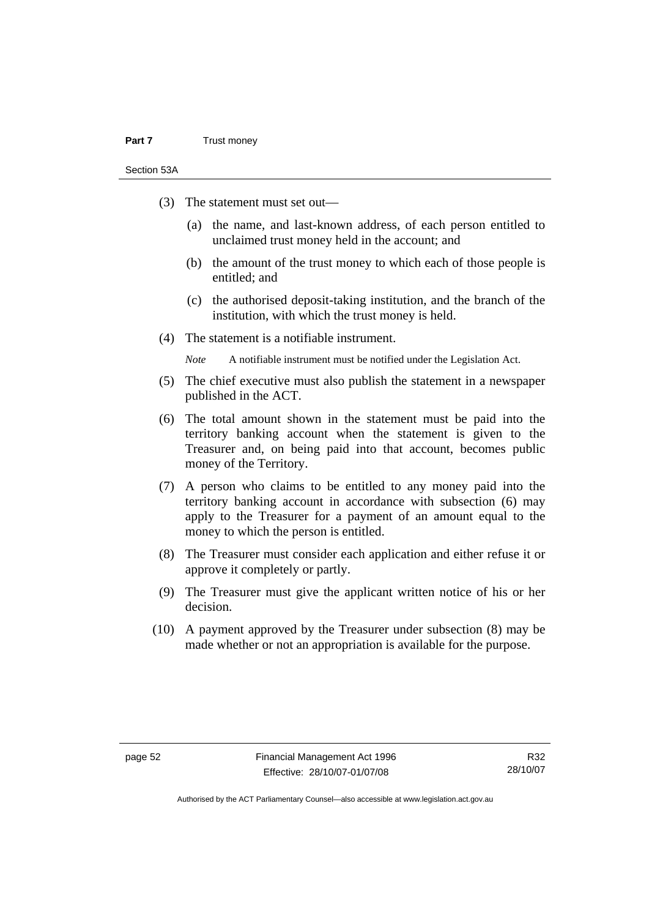(3) The statement must set out—

(a) the name, and last-known address, of each person entitled to unclaimed trust money held in the account; and

(b) the amount of the trust money to which each of those people is entitled; and

(c) the authorised deposit-taking institution, and the branch of the institution, with which the trust money is held.

(4) The statement is a notifiable instrument.

*Note* A notifiable instrument must be notified under the Legislation Act.

(5) The chief executive must also publish the statement in a newspaper published in the ACT.

(6) The total amount shown in the statement must be paid into the territory banking account when the statement is given to the Treasurer and, on being paid into that account, becomes public money of the Territory.

(7) A person who claims to be entitled to any money paid into the territory banking account in accordance with subsection (6) may apply to the Treasurer for a payment of an amount equal to the money to which the person is entitled.

(8) The Treasurer must consider each application and either refuse it or approve it completely or partly.

(9) The Treasurer must give the applicant written notice of his or her decision.

(10) A payment approved by the Treasurer under subsection (8) may be made whether or not an appropriation is available for the purpose.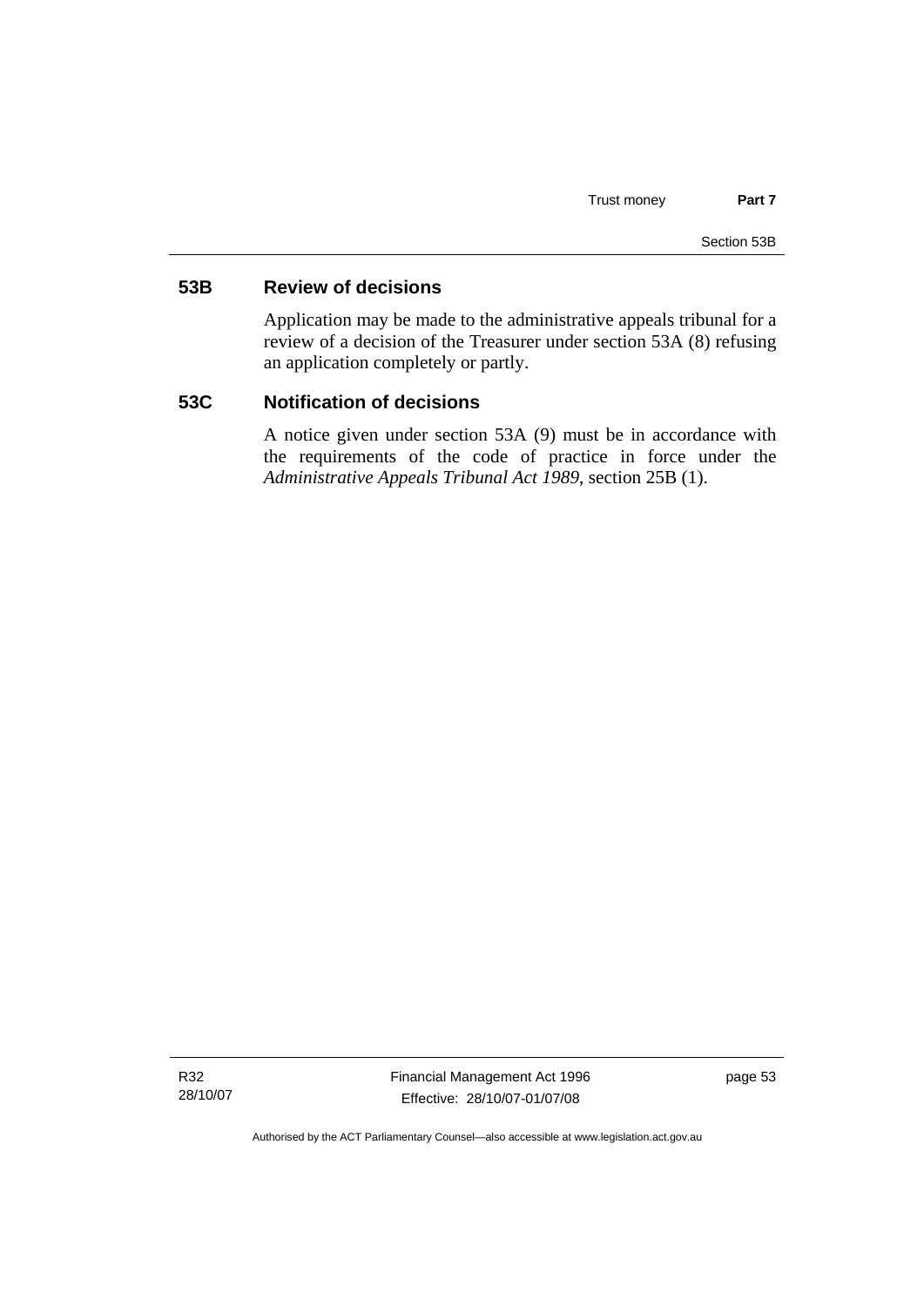### 53B Review of decisions

Application may be made to the administrative appeals tribunal for a review of a decision of the Treasurer under section 53A (8) refusing an application completely or partly.

### 53C Notification of decisions

A notice given under section 53A (9) must be in accordance with the requirements of the code of practice in force under the *Administrative Appeals Tribunal Act 1989*, section 25B (1).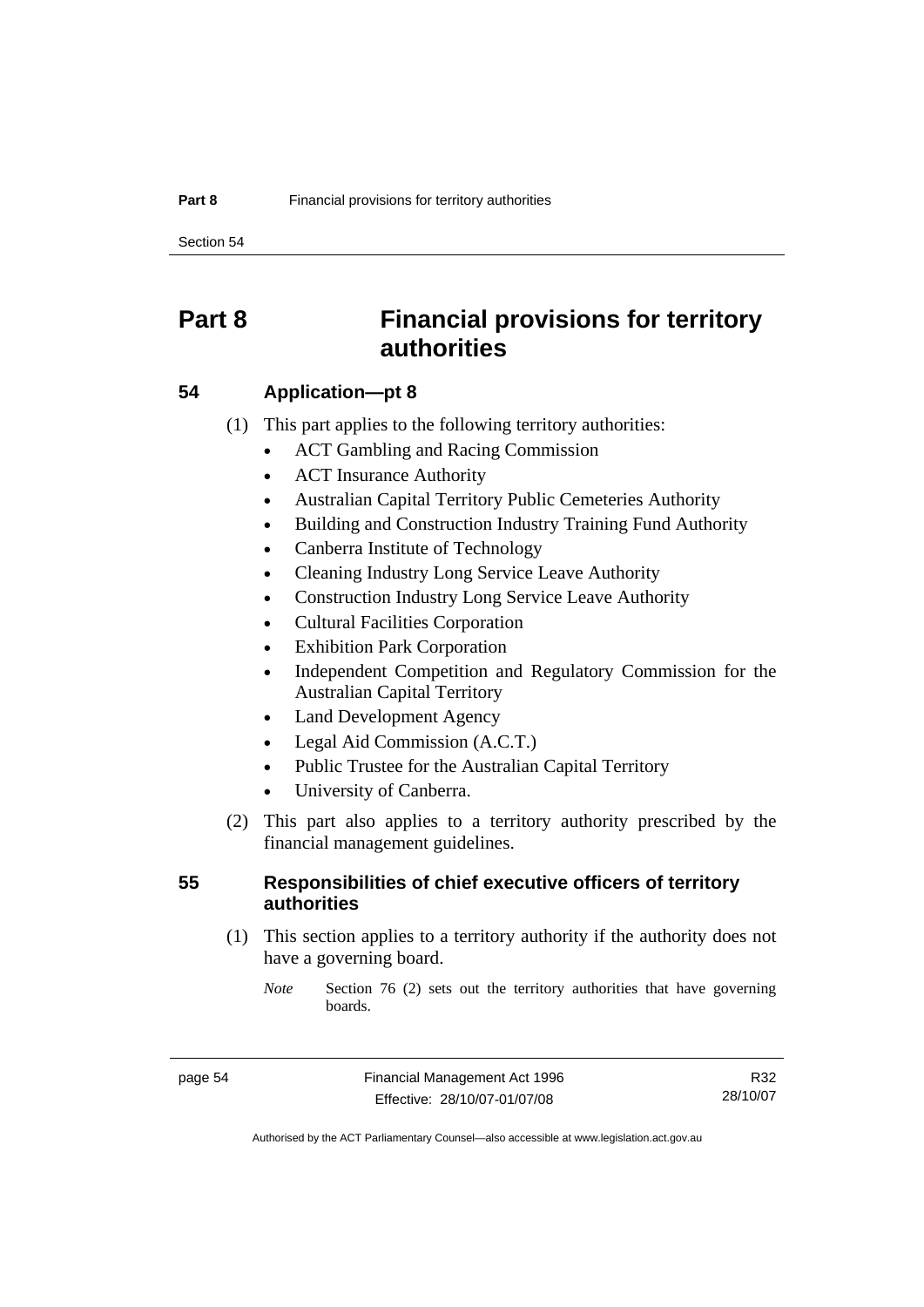# Part 8 Financial provisions for territory authorities

## 54 Application—pt 8

(1) This part applies to the following territory authorities:

- ACT Gambling and Racing Commission
- ACT Insurance Authority
- Australian Capital Territory Public Cemeteries Authority
- Building and Construction Industry Training Fund Authority
- Canberra Institute of Technology
- Cleaning Industry Long Service Leave Authority
- Construction Industry Long Service Leave Authority
- Cultural Facilities Corporation
- Exhibition Park Corporation
- Independent Competition and Regulatory Commission for the Australian Capital Territory
- Land Development Agency
- Legal Aid Commission (A.C.T.)
- Public Trustee for the Australian Capital Territory
- University of Canberra.

(2) This part also applies to a territory authority prescribed by the financial management guidelines.

## 55 Responsibilities of chief executive officers of territory authorities

(1) This section applies to a territory authority if the authority does not have a governing board.

*Note* Section 76 (2) sets out the territory authorities that have governing boards.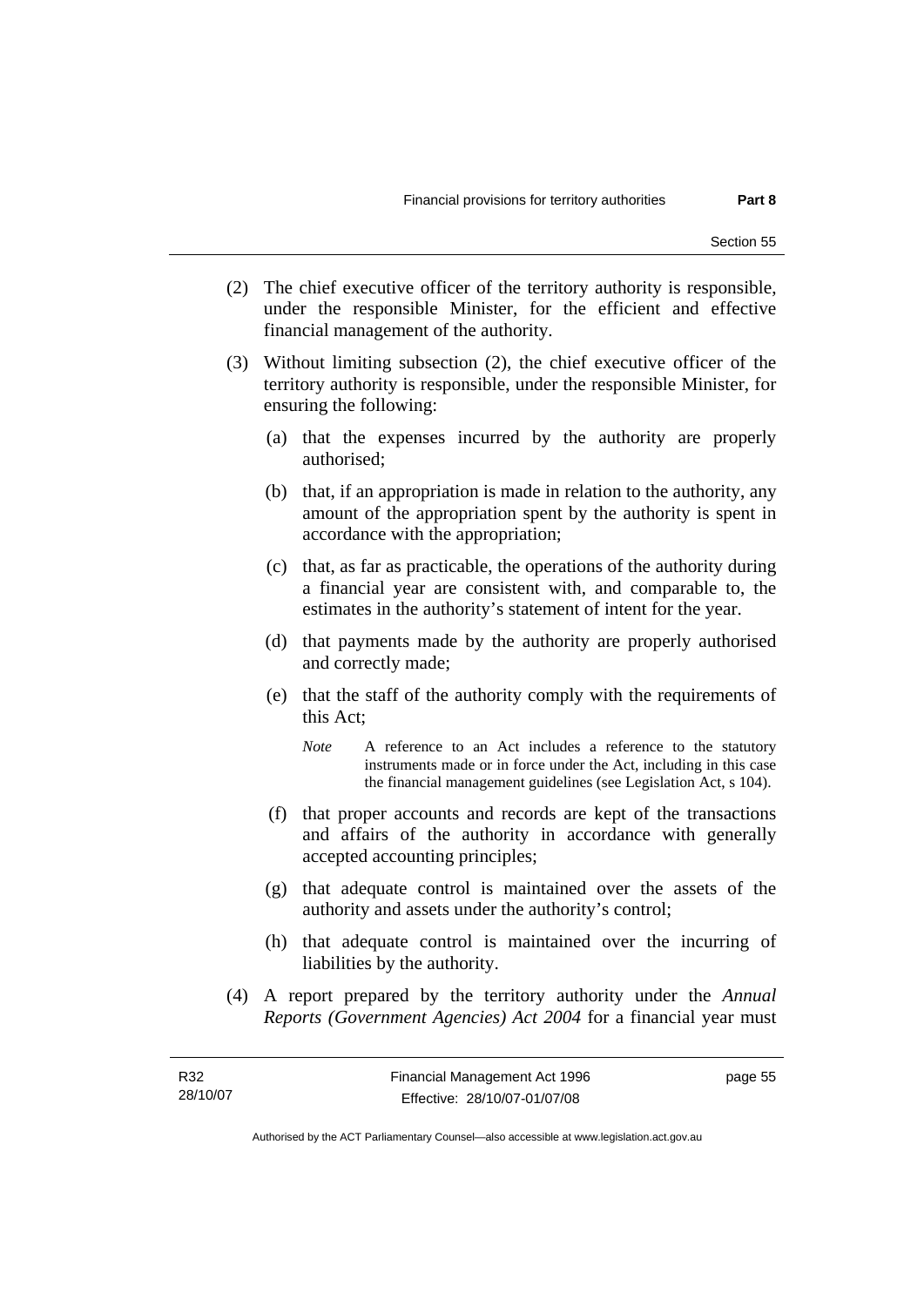(2) The chief executive officer of the territory authority is responsible, under the responsible Minister, for the efficient and effective financial management of the authority.

(3) Without limiting subsection (2), the chief executive officer of the territory authority is responsible, under the responsible Minister, for ensuring the following:

(a) that the expenses incurred by the authority are properly authorised;

(b) that, if an appropriation is made in relation to the authority, any amount of the appropriation spent by the authority is spent in accordance with the appropriation;

(c) that, as far as practicable, the operations of the authority during a financial year are consistent with, and comparable to, the estimates in the authority's statement of intent for the year.

(d) that payments made by the authority are properly authorised and correctly made;

(e) that the staff of the authority comply with the requirements of this Act;

*Note* A reference to an Act includes a reference to the statutory instruments made or in force under the Act, including in this case the financial management guidelines (see Legislation Act, s 104).

(f) that proper accounts and records are kept of the transactions and affairs of the authority in accordance with generally accepted accounting principles;

(g) that adequate control is maintained over the assets of the authority and assets under the authority's control;

(h) that adequate control is maintained over the incurring of liabilities by the authority.

(4) A report prepared by the territory authority under the *Annual Reports (Government Agencies) Act 2004* for a financial year must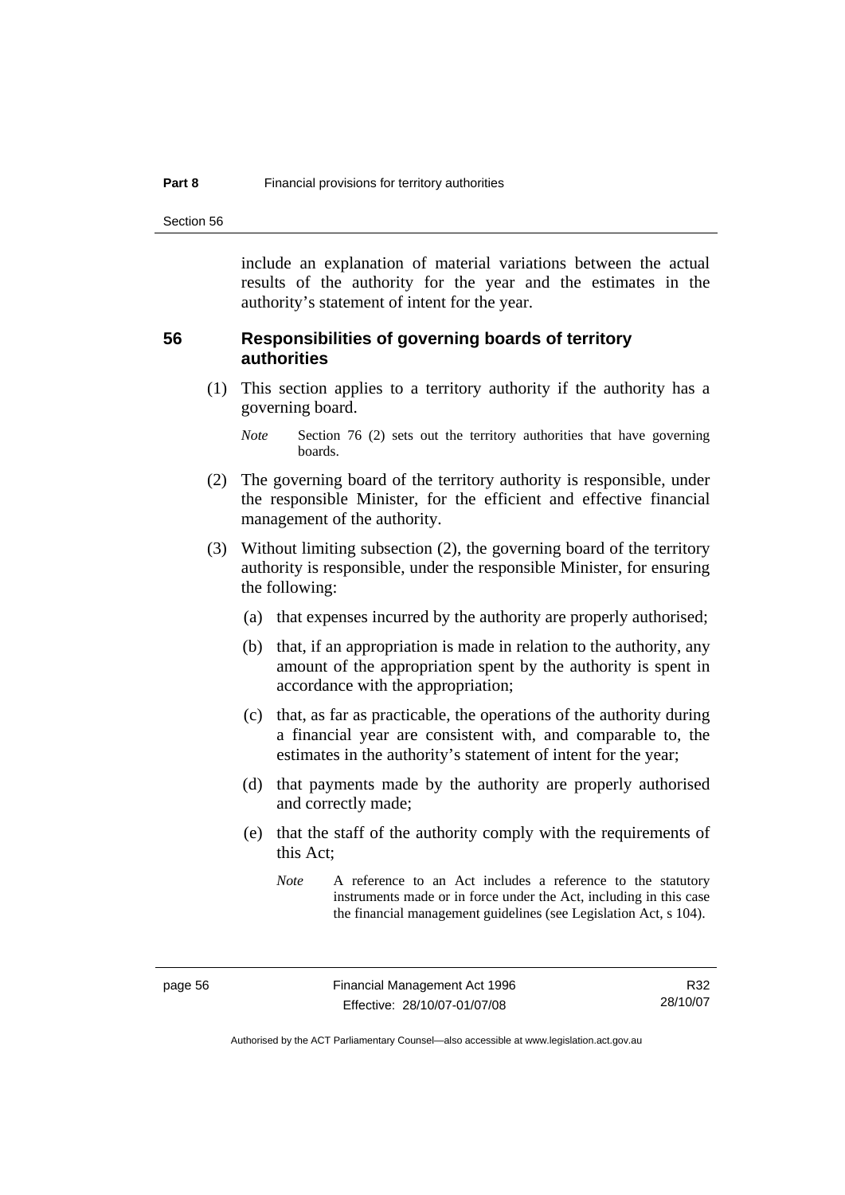include an explanation of material variations between the actual results of the authority for the year and the estimates in the authority's statement of intent for the year.

## 56 Responsibilities of governing boards of territory authorities

(1) This section applies to a territory authority if the authority has a governing board.

*Note* Section 76 (2) sets out the territory authorities that have governing boards.

(2) The governing board of the territory authority is responsible, under the responsible Minister, for the efficient and effective financial management of the authority.

(3) Without limiting subsection (2), the governing board of the territory authority is responsible, under the responsible Minister, for ensuring the following:

(a) that expenses incurred by the authority are properly authorised;

(b) that, if an appropriation is made in relation to the authority, any amount of the appropriation spent by the authority is spent in accordance with the appropriation;

(c) that, as far as practicable, the operations of the authority during a financial year are consistent with, and comparable to, the estimates in the authority's statement of intent for the year;

(d) that payments made by the authority are properly authorised and correctly made;

(e) that the staff of the authority comply with the requirements of this Act;

*Note* A reference to an Act includes a reference to the statutory instruments made or in force under the Act, including in this case the financial management guidelines (see Legislation Act, s 104).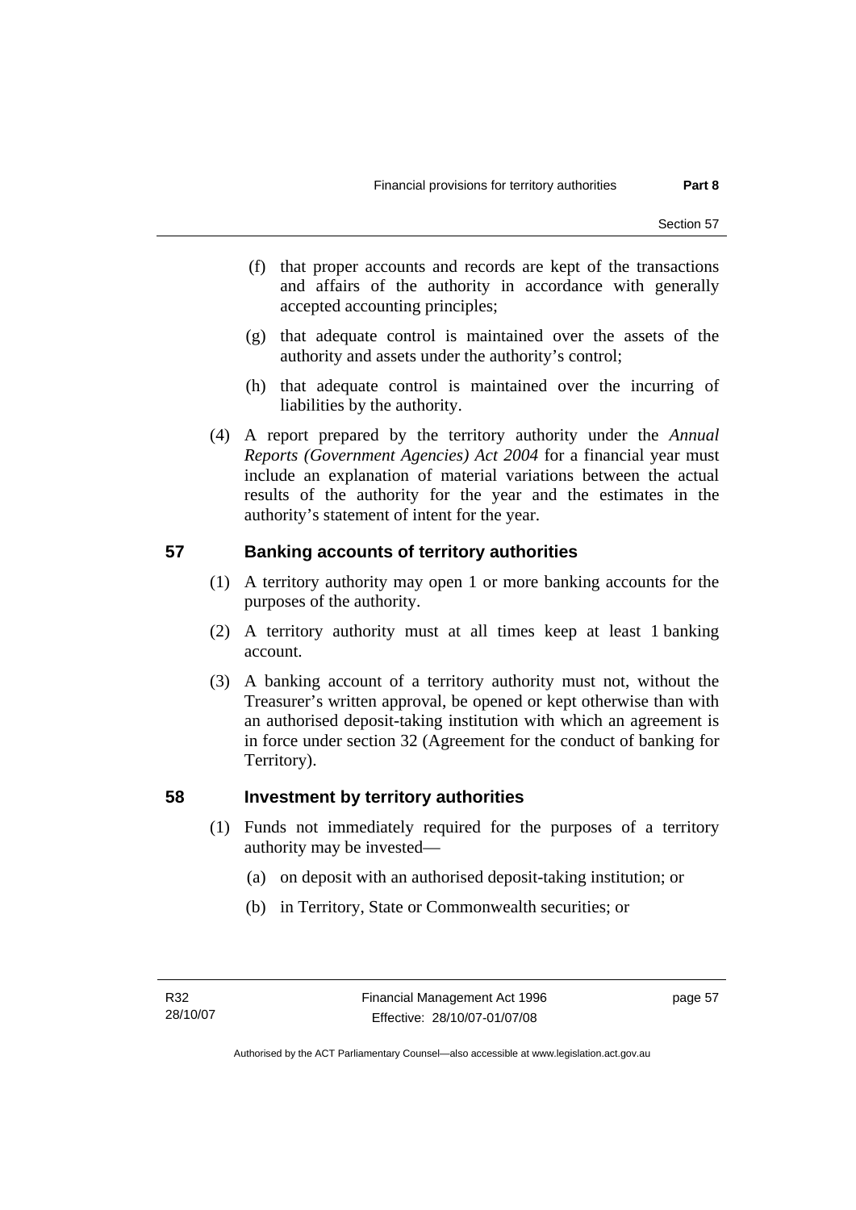(f) that proper accounts and records are kept of the transactions and affairs of the authority in accordance with generally accepted accounting principles;

(g) that adequate control is maintained over the assets of the authority and assets under the authority's control;

(h) that adequate control is maintained over the incurring of liabilities by the authority.

(4) A report prepared by the territory authority under the *Annual Reports (Government Agencies) Act 2004* for a financial year must include an explanation of material variations between the actual results of the authority for the year and the estimates in the authority's statement of intent for the year.

## 57 Banking accounts of territory authorities

(1) A territory authority may open 1 or more banking accounts for the purposes of the authority.

(2) A territory authority must at all times keep at least 1 banking account.

(3) A banking account of a territory authority must not, without the Treasurer's written approval, be opened or kept otherwise than with an authorised deposit-taking institution with which an agreement is in force under section 32 (Agreement for the conduct of banking for Territory).

## 58 Investment by territory authorities

(1) Funds not immediately required for the purposes of a territory authority may be invested—

(a) on deposit with an authorised deposit-taking institution; or

(b) in Territory, State or Commonwealth securities; or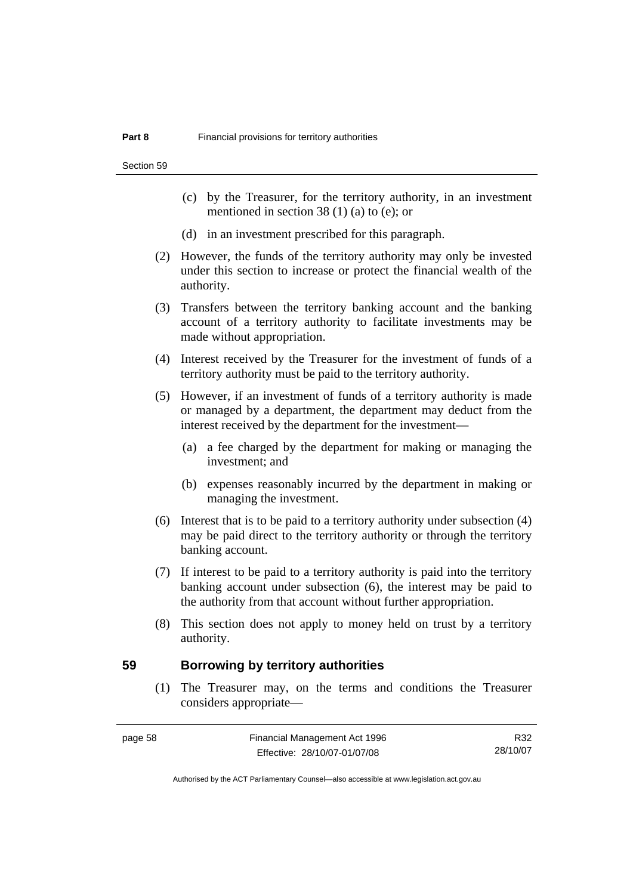(c) by the Treasurer, for the territory authority, in an investment mentioned in section 38 (1) (a) to (e); or

(d) in an investment prescribed for this paragraph.

(2) However, the funds of the territory authority may only be invested under this section to increase or protect the financial wealth of the authority.

(3) Transfers between the territory banking account and the banking account of a territory authority to facilitate investments may be made without appropriation.

(4) Interest received by the Treasurer for the investment of funds of a territory authority must be paid to the territory authority.

(5) However, if an investment of funds of a territory authority is made or managed by a department, the department may deduct from the interest received by the department for the investment—

(a) a fee charged by the department for making or managing the investment; and

(b) expenses reasonably incurred by the department in making or managing the investment.

(6) Interest that is to be paid to a territory authority under subsection (4) may be paid direct to the territory authority or through the territory banking account.

(7) If interest to be paid to a territory authority is paid into the territory banking account under subsection (6), the interest may be paid to the authority from that account without further appropriation.

(8) This section does not apply to money held on trust by a territory authority.

## 59 Borrowing by territory authorities

(1) The Treasurer may, on the terms and conditions the Treasurer considers appropriate—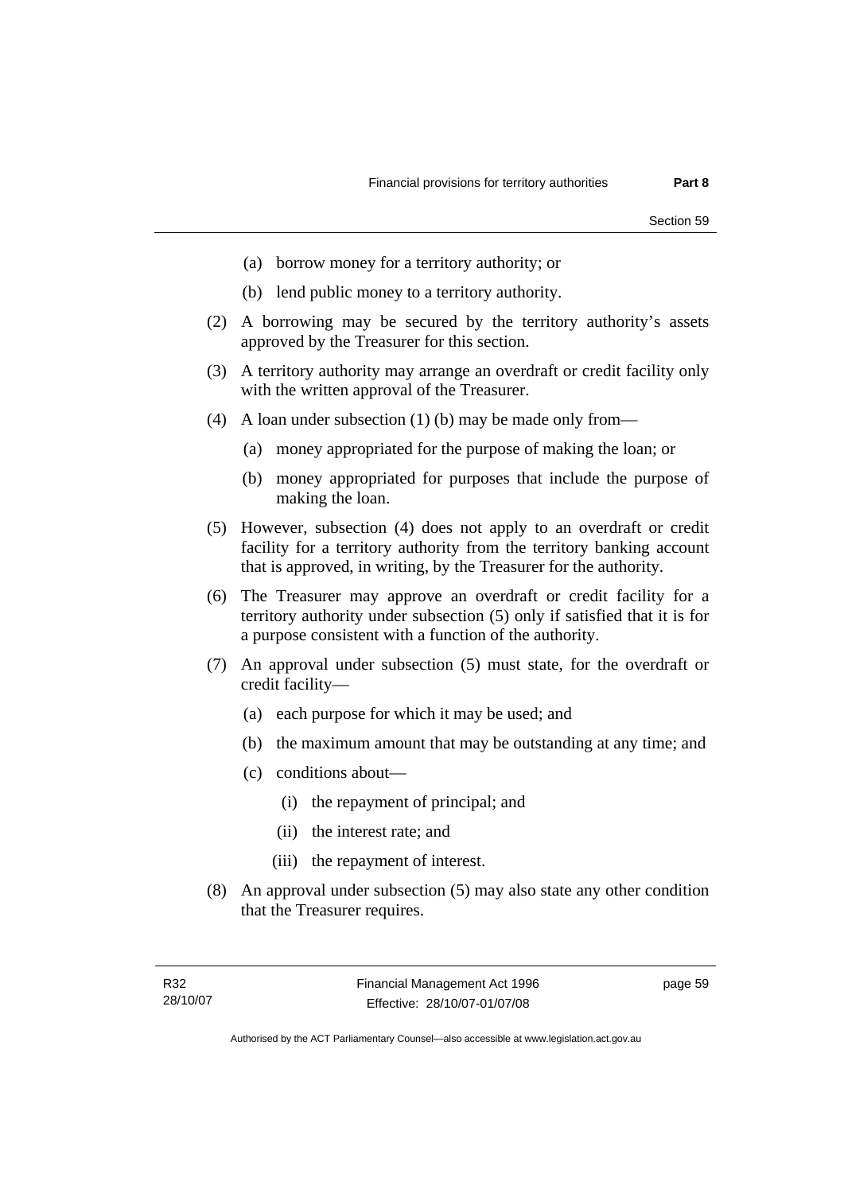(a) borrow money for a territory authority; or

(b) lend public money to a territory authority.

(2) A borrowing may be secured by the territory authority's assets approved by the Treasurer for this section.

(3) A territory authority may arrange an overdraft or credit facility only with the written approval of the Treasurer.

(4) A loan under subsection (1) (b) may be made only from—

(a) money appropriated for the purpose of making the loan; or

(b) money appropriated for purposes that include the purpose of making the loan.

(5) However, subsection (4) does not apply to an overdraft or credit facility for a territory authority from the territory banking account that is approved, in writing, by the Treasurer for the authority.

(6) The Treasurer may approve an overdraft or credit facility for a territory authority under subsection (5) only if satisfied that it is for a purpose consistent with a function of the authority.

(7) An approval under subsection (5) must state, for the overdraft or credit facility—

(a) each purpose for which it may be used; and

(b) the maximum amount that may be outstanding at any time; and

(c) conditions about—

(i) the repayment of principal; and

(ii) the interest rate; and

(iii) the repayment of interest.

(8) An approval under subsection (5) may also state any other condition that the Treasurer requires.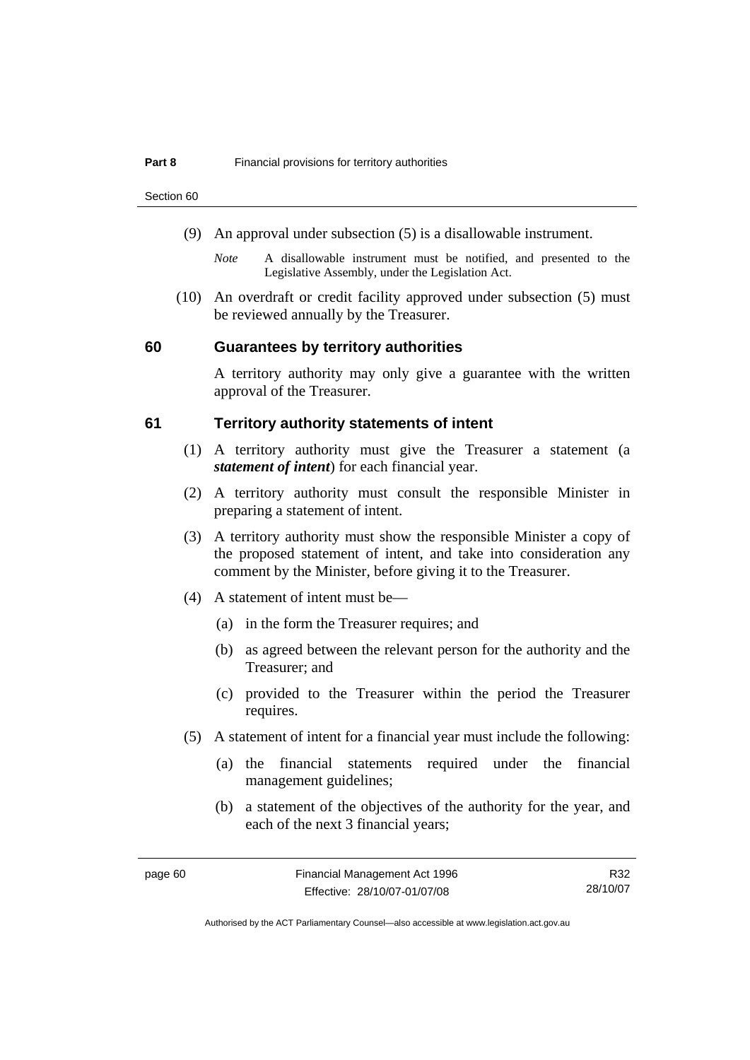(9) An approval under subsection (5) is a disallowable instrument.

*Note* A disallowable instrument must be notified, and presented to the Legislative Assembly, under the Legislation Act.

(10) An overdraft or credit facility approved under subsection (5) must be reviewed annually by the Treasurer.

## 60 Guarantees by territory authorities

A territory authority may only give a guarantee with the written approval of the Treasurer.

## 61 Territory authority statements of intent

(1) A territory authority must give the Treasurer a statement (a ***statement of intent***) for each financial year.

(2) A territory authority must consult the responsible Minister in preparing a statement of intent.

(3) A territory authority must show the responsible Minister a copy of the proposed statement of intent, and take into consideration any comment by the Minister, before giving it to the Treasurer.

(4) A statement of intent must be—

(a) in the form the Treasurer requires; and

(b) as agreed between the relevant person for the authority and the Treasurer; and

(c) provided to the Treasurer within the period the Treasurer requires.

(5) A statement of intent for a financial year must include the following:

(a) the financial statements required under the financial management guidelines;

(b) a statement of the objectives of the authority for the year, and each of the next 3 financial years;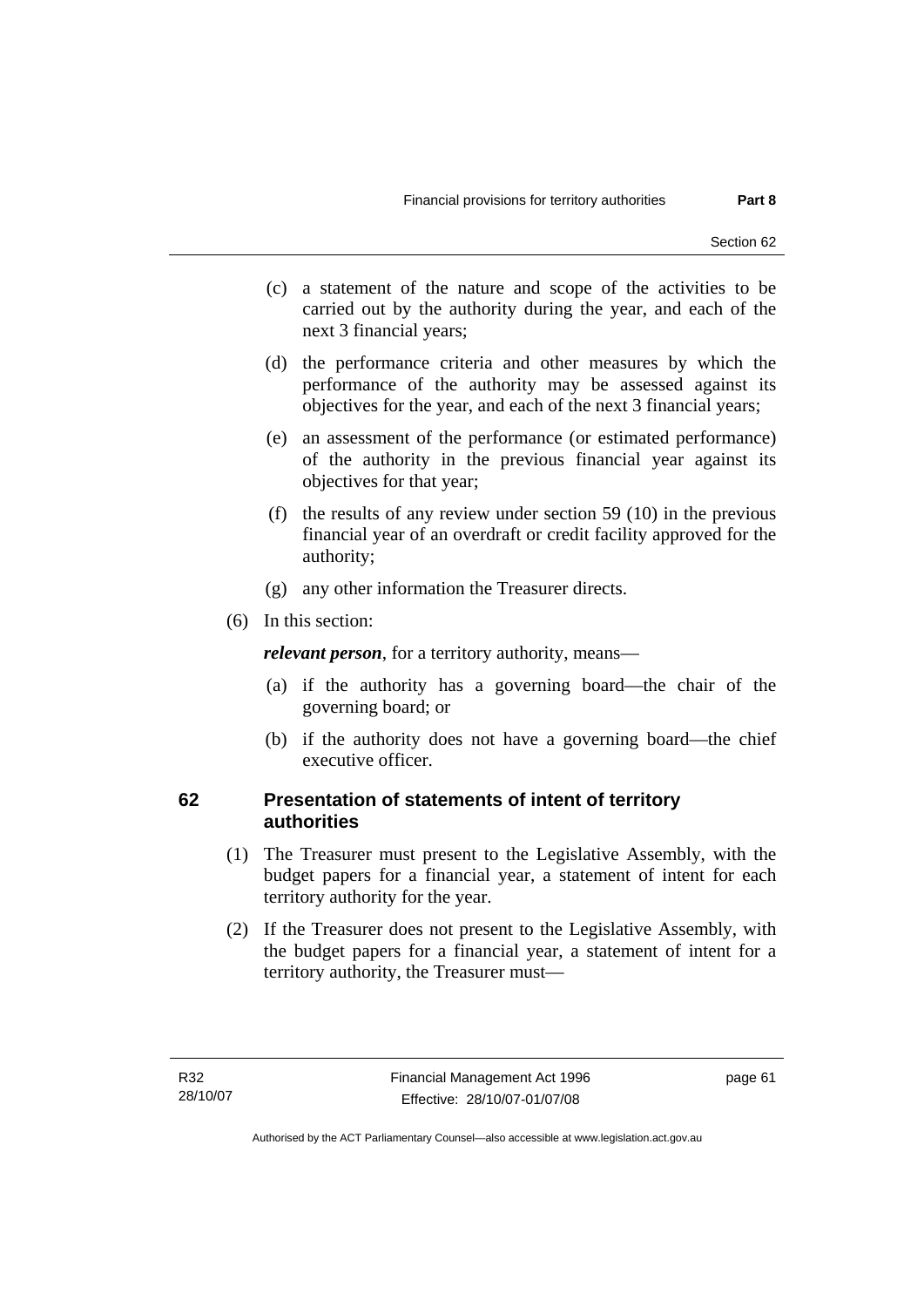(c) a statement of the nature and scope of the activities to be carried out by the authority during the year, and each of the next 3 financial years;

(d) the performance criteria and other measures by which the performance of the authority may be assessed against its objectives for the year, and each of the next 3 financial years;

(e) an assessment of the performance (or estimated performance) of the authority in the previous financial year against its objectives for that year;

(f) the results of any review under section 59 (10) in the previous financial year of an overdraft or credit facility approved for the authority;

(g) any other information the Treasurer directs.

(6) In this section:

***relevant person***, for a territory authority, means—

(a) if the authority has a governing board—the chair of the governing board; or

(b) if the authority does not have a governing board—the chief executive officer.

## 62 Presentation of statements of intent of territory authorities

(1) The Treasurer must present to the Legislative Assembly, with the budget papers for a financial year, a statement of intent for each territory authority for the year.

(2) If the Treasurer does not present to the Legislative Assembly, with the budget papers for a financial year, a statement of intent for a territory authority, the Treasurer must—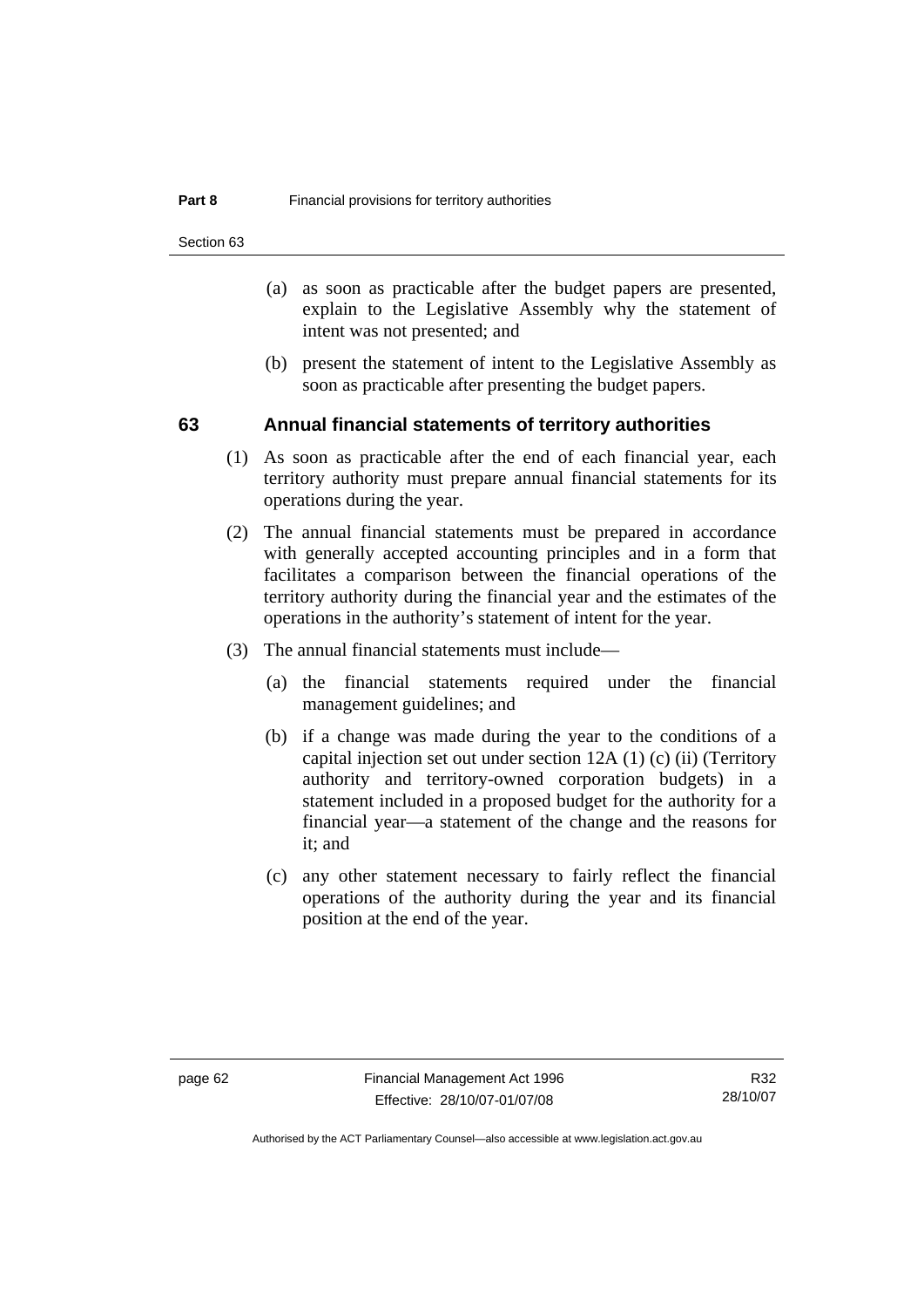(a) as soon as practicable after the budget papers are presented, explain to the Legislative Assembly why the statement of intent was not presented; and

(b) present the statement of intent to the Legislative Assembly as soon as practicable after presenting the budget papers.

## 63 Annual financial statements of territory authorities

(1) As soon as practicable after the end of each financial year, each territory authority must prepare annual financial statements for its operations during the year.

(2) The annual financial statements must be prepared in accordance with generally accepted accounting principles and in a form that facilitates a comparison between the financial operations of the territory authority during the financial year and the estimates of the operations in the authority's statement of intent for the year.

(3) The annual financial statements must include—

(a) the financial statements required under the financial management guidelines; and

(b) if a change was made during the year to the conditions of a capital injection set out under section 12A (1) (c) (ii) (Territory authority and territory-owned corporation budgets) in a statement included in a proposed budget for the authority for a financial year—a statement of the change and the reasons for it; and

(c) any other statement necessary to fairly reflect the financial operations of the authority during the year and its financial position at the end of the year.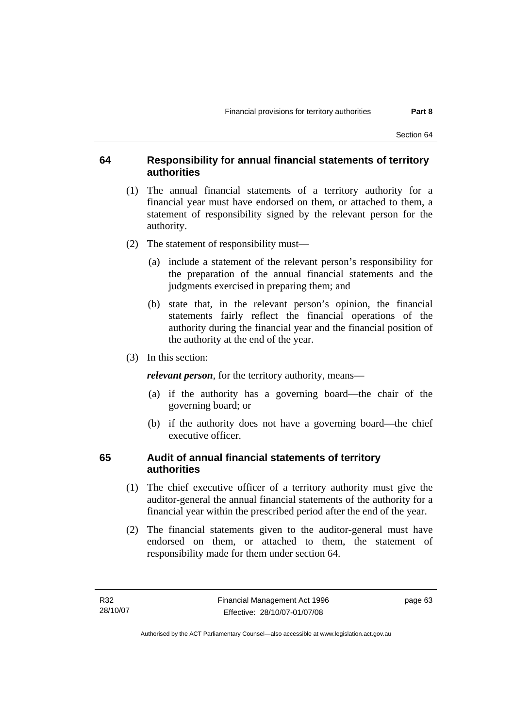## 64 Responsibility for annual financial statements of territory authorities

(1) The annual financial statements of a territory authority for a financial year must have endorsed on them, or attached to them, a statement of responsibility signed by the relevant person for the authority.

(2) The statement of responsibility must—

(a) include a statement of the relevant person's responsibility for the preparation of the annual financial statements and the judgments exercised in preparing them; and

(b) state that, in the relevant person's opinion, the financial statements fairly reflect the financial operations of the authority during the financial year and the financial position of the authority at the end of the year.

(3) In this section:

***relevant person***, for the territory authority, means—

(a) if the authority has a governing board—the chair of the governing board; or

(b) if the authority does not have a governing board—the chief executive officer.

## 65 Audit of annual financial statements of territory authorities

(1) The chief executive officer of a territory authority must give the auditor-general the annual financial statements of the authority for a financial year within the prescribed period after the end of the year.

(2) The financial statements given to the auditor-general must have endorsed on them, or attached to them, the statement of responsibility made for them under section 64.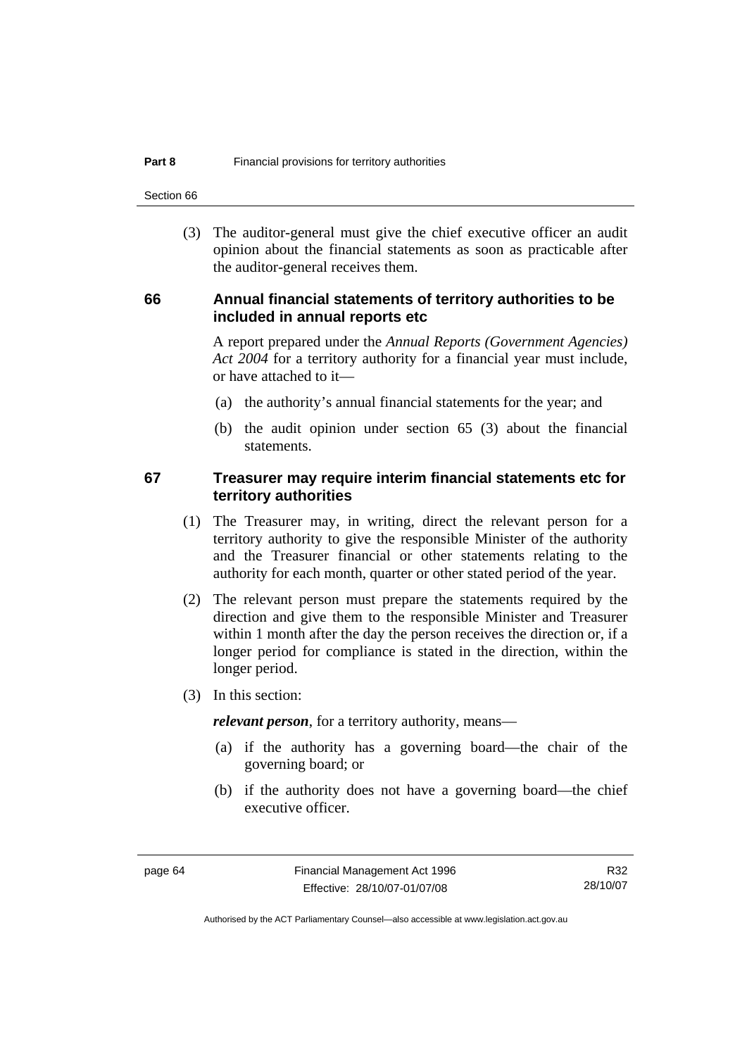(3) The auditor-general must give the chief executive officer an audit opinion about the financial statements as soon as practicable after the auditor-general receives them.

## 66 Annual financial statements of territory authorities to be included in annual reports etc

A report prepared under the *Annual Reports (Government Agencies) Act 2004* for a territory authority for a financial year must include, or have attached to it—

(a) the authority's annual financial statements for the year; and

(b) the audit opinion under section 65 (3) about the financial statements.

## 67 Treasurer may require interim financial statements etc for territory authorities

(1) The Treasurer may, in writing, direct the relevant person for a territory authority to give the responsible Minister of the authority and the Treasurer financial or other statements relating to the authority for each month, quarter or other stated period of the year.

(2) The relevant person must prepare the statements required by the direction and give them to the responsible Minister and Treasurer within 1 month after the day the person receives the direction or, if a longer period for compliance is stated in the direction, within the longer period.

(3) In this section:

***relevant person***, for a territory authority, means—

(a) if the authority has a governing board—the chair of the governing board; or

(b) if the authority does not have a governing board—the chief executive officer.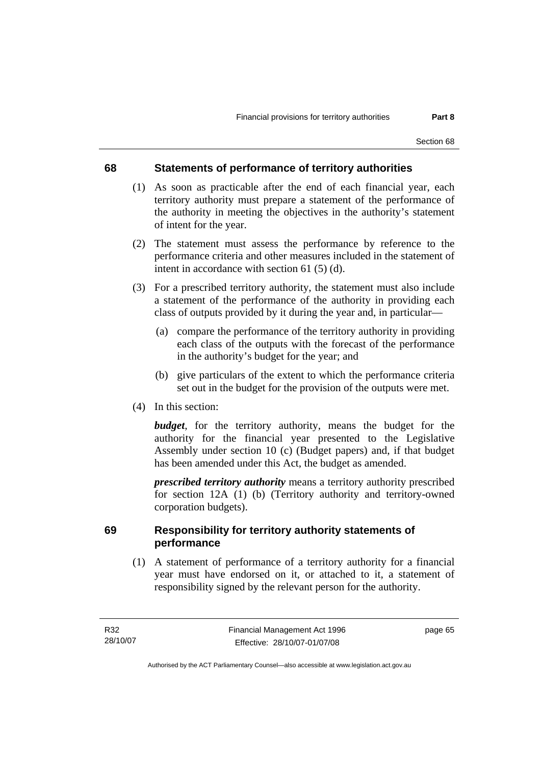## 68 Statements of performance of territory authorities

(1) As soon as practicable after the end of each financial year, each territory authority must prepare a statement of the performance of the authority in meeting the objectives in the authority's statement of intent for the year.

(2) The statement must assess the performance by reference to the performance criteria and other measures included in the statement of intent in accordance with section 61 (5) (d).

(3) For a prescribed territory authority, the statement must also include a statement of the performance of the authority in providing each class of outputs provided by it during the year and, in particular—

(a) compare the performance of the territory authority in providing each class of the outputs with the forecast of the performance in the authority's budget for the year; and

(b) give particulars of the extent to which the performance criteria set out in the budget for the provision of the outputs were met.

(4) In this section:

***budget***, for the territory authority, means the budget for the authority for the financial year presented to the Legislative Assembly under section 10 (c) (Budget papers) and, if that budget has been amended under this Act, the budget as amended.

***prescribed territory authority*** means a territory authority prescribed for section 12A (1) (b) (Territory authority and territory-owned corporation budgets).

## 69 Responsibility for territory authority statements of performance

(1) A statement of performance of a territory authority for a financial year must have endorsed on it, or attached to it, a statement of responsibility signed by the relevant person for the authority.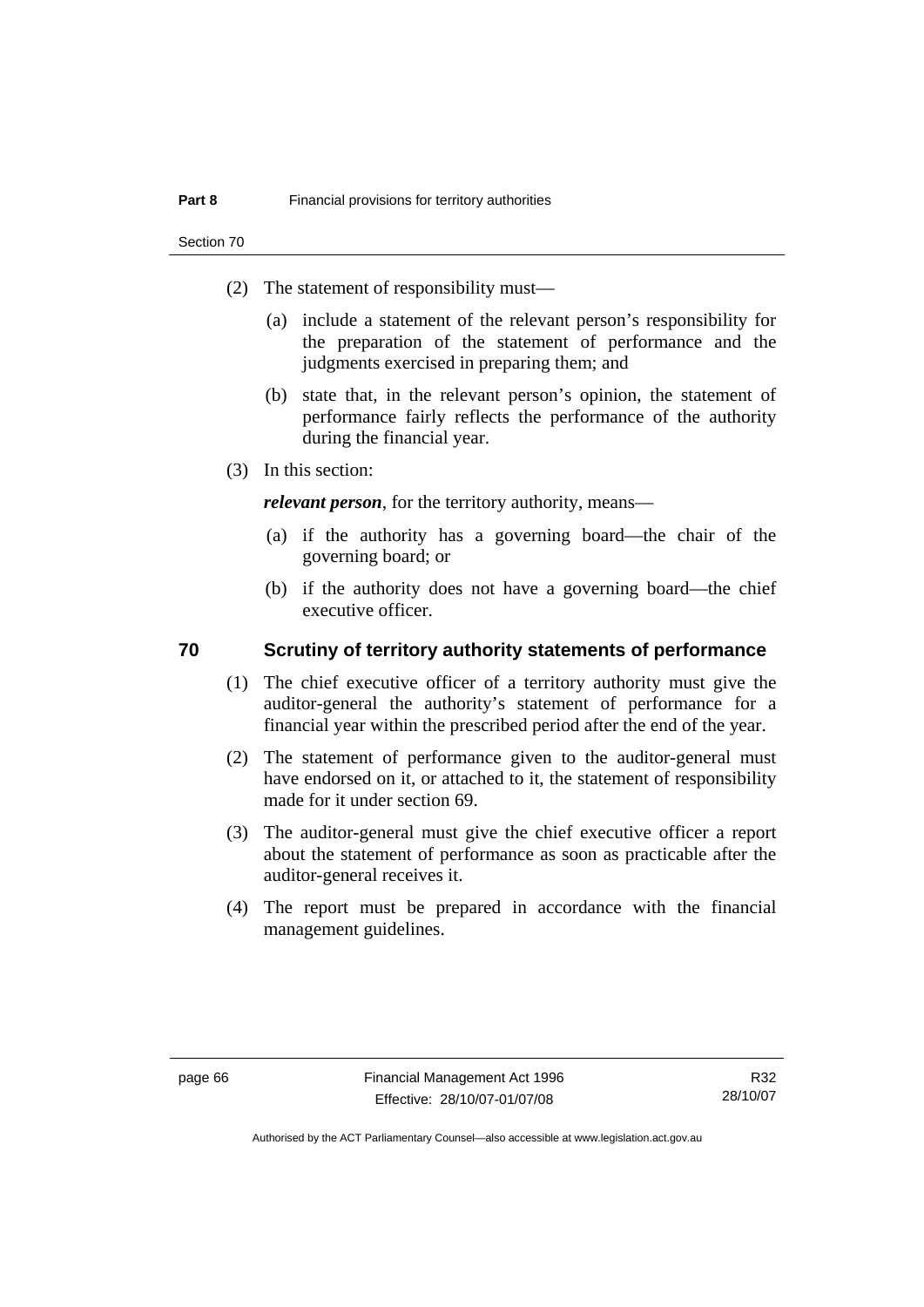(2) The statement of responsibility must—

(a) include a statement of the relevant person's responsibility for the preparation of the statement of performance and the judgments exercised in preparing them; and

(b) state that, in the relevant person's opinion, the statement of performance fairly reflects the performance of the authority during the financial year.

(3) In this section:

***relevant person***, for the territory authority, means—

(a) if the authority has a governing board—the chair of the governing board; or

(b) if the authority does not have a governing board—the chief executive officer.

## 70 Scrutiny of territory authority statements of performance

(1) The chief executive officer of a territory authority must give the auditor-general the authority's statement of performance for a financial year within the prescribed period after the end of the year.

(2) The statement of performance given to the auditor-general must have endorsed on it, or attached to it, the statement of responsibility made for it under section 69.

(3) The auditor-general must give the chief executive officer a report about the statement of performance as soon as practicable after the auditor-general receives it.

(4) The report must be prepared in accordance with the financial management guidelines.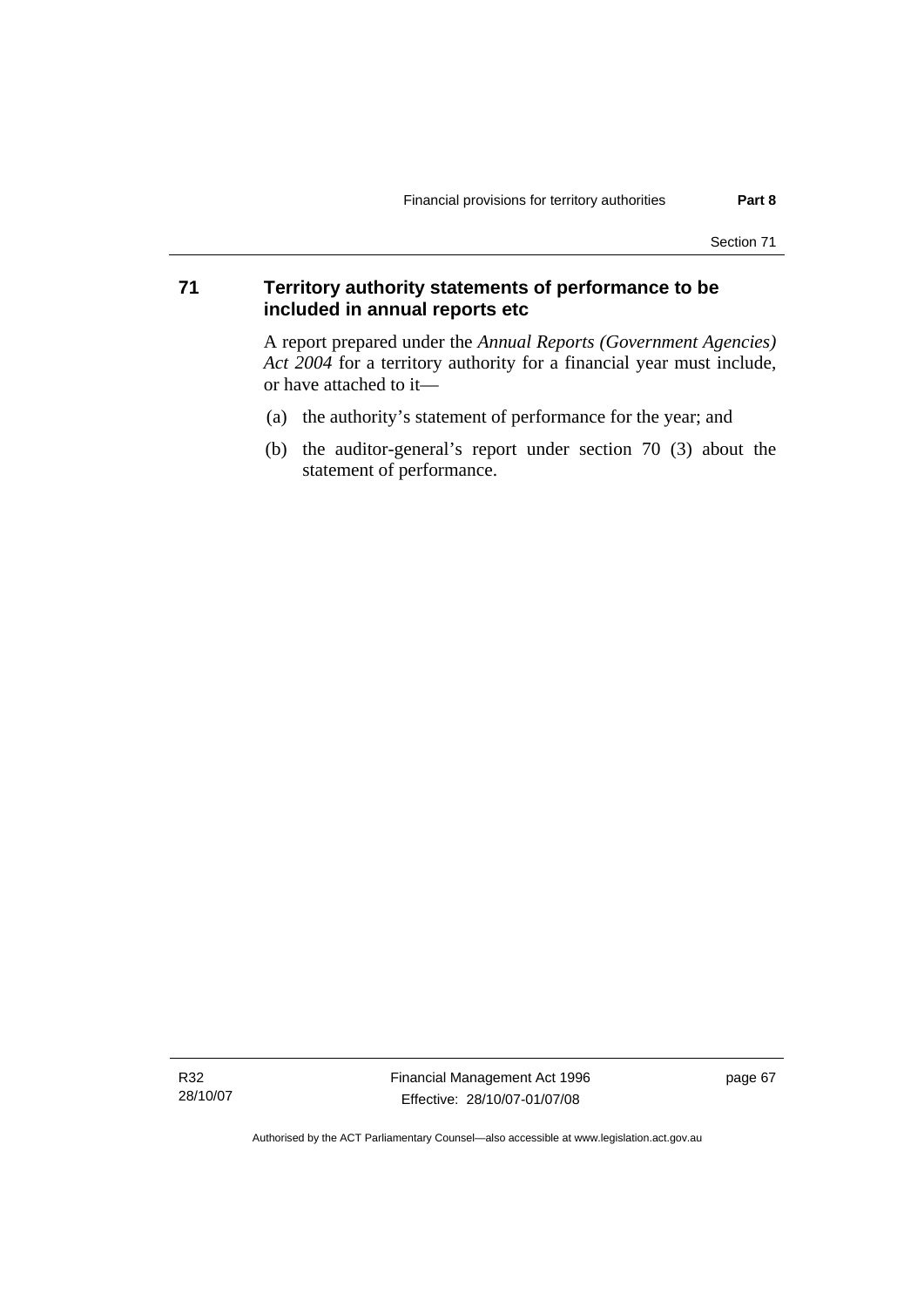## 71 Territory authority statements of performance to be included in annual reports etc

A report prepared under the *Annual Reports (Government Agencies) Act 2004* for a territory authority for a financial year must include, or have attached to it—

(a) the authority's statement of performance for the year; and

(b) the auditor-general's report under section 70 (3) about the statement of performance.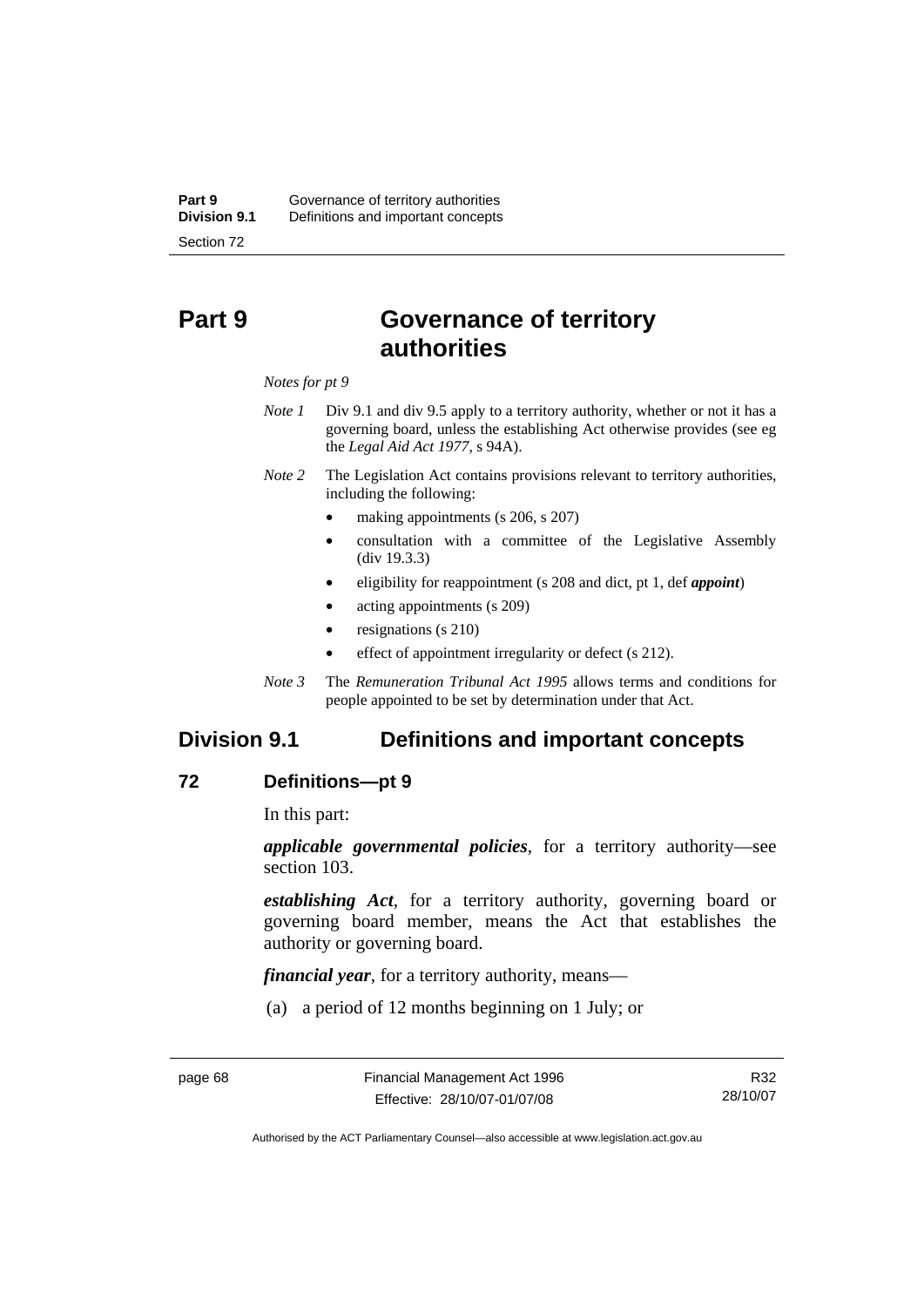# Part 9 Governance of territory authorities

*Notes for pt 9*

*Note 1* Div 9.1 and div 9.5 apply to a territory authority, whether or not it has a governing board, unless the establishing Act otherwise provides (see eg the *Legal Aid Act 1977*, s 94A).

*Note 2* The Legislation Act contains provisions relevant to territory authorities, including the following:

- making appointments (s 206, s 207)
- consultation with a committee of the Legislative Assembly (div 19.3.3)
- eligibility for reappointment (s 208 and dict, pt 1, def ***appoint***)
- acting appointments (s 209)
- resignations (s 210)
- effect of appointment irregularity or defect (s 212).

*Note 3* The *Remuneration Tribunal Act 1995* allows terms and conditions for people appointed to be set by determination under that Act.

## Division 9.1 Definitions and important concepts

### 72 Definitions—pt 9

In this part:

***applicable governmental policies***, for a territory authority—see section 103.

***establishing Act***, for a territory authority, governing board or governing board member, means the Act that establishes the authority or governing board.

***financial year***, for a territory authority, means—

(a) a period of 12 months beginning on 1 July; or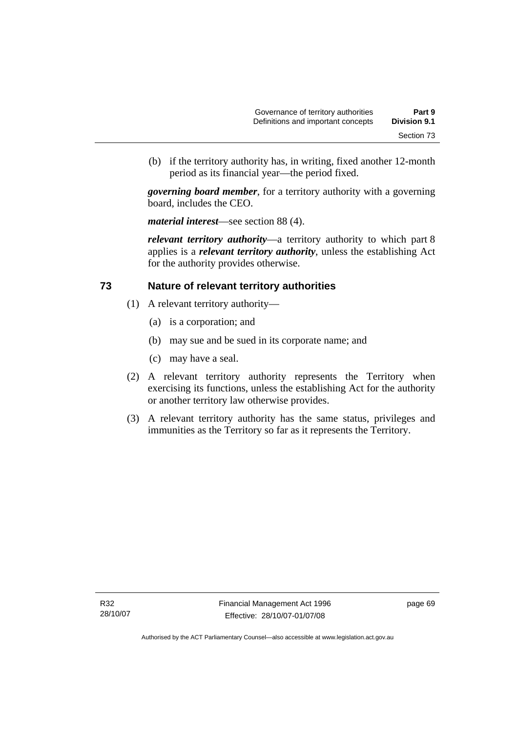(b) if the territory authority has, in writing, fixed another 12-month period as its financial year—the period fixed.

***governing board member***, for a territory authority with a governing board, includes the CEO.

***material interest***—see section 88 (4).

***relevant territory authority***—a territory authority to which part 8 applies is a ***relevant territory authority***, unless the establishing Act for the authority provides otherwise.

## 73 Nature of relevant territory authorities

(1) A relevant territory authority—

(a) is a corporation; and

(b) may sue and be sued in its corporate name; and

(c) may have a seal.

(2) A relevant territory authority represents the Territory when exercising its functions, unless the establishing Act for the authority or another territory law otherwise provides.

(3) A relevant territory authority has the same status, privileges and immunities as the Territory so far as it represents the Territory.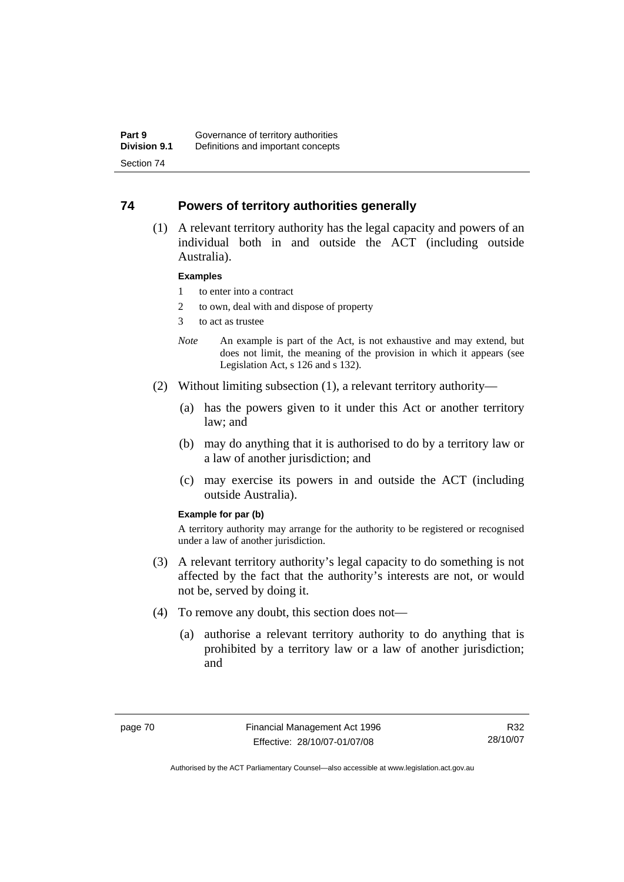## 74 Powers of territory authorities generally

(1) A relevant territory authority has the legal capacity and powers of an individual both in and outside the ACT (including outside Australia).

**Examples**

1 to enter into a contract

2 to own, deal with and dispose of property

3 to act as trustee

*Note* An example is part of the Act, is not exhaustive and may extend, but does not limit, the meaning of the provision in which it appears (see Legislation Act, s 126 and s 132).

(2) Without limiting subsection (1), a relevant territory authority—

(a) has the powers given to it under this Act or another territory law; and

(b) may do anything that it is authorised to do by a territory law or a law of another jurisdiction; and

(c) may exercise its powers in and outside the ACT (including outside Australia).

**Example for par (b)**

A territory authority may arrange for the authority to be registered or recognised under a law of another jurisdiction.

(3) A relevant territory authority's legal capacity to do something is not affected by the fact that the authority's interests are not, or would not be, served by doing it.

(4) To remove any doubt, this section does not—

(a) authorise a relevant territory authority to do anything that is prohibited by a territory law or a law of another jurisdiction; and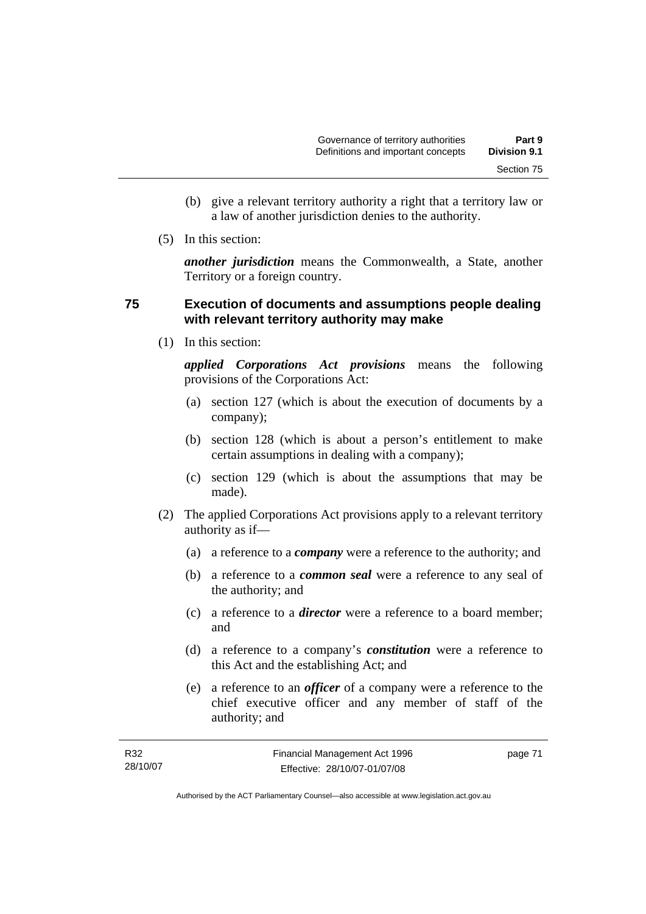(b) give a relevant territory authority a right that a territory law or a law of another jurisdiction denies to the authority.

(5) In this section:

***another jurisdiction*** means the Commonwealth, a State, another Territory or a foreign country.

## 75 Execution of documents and assumptions people dealing with relevant territory authority may make

(1) In this section:

***applied Corporations Act provisions*** means the following provisions of the Corporations Act:

- (a) section 127 (which is about the execution of documents by a company);
- (b) section 128 (which is about a person's entitlement to make certain assumptions in dealing with a company);
- (c) section 129 (which is about the assumptions that may be made).

(2) The applied Corporations Act provisions apply to a relevant territory authority as if—

- (a) a reference to a ***company*** were a reference to the authority; and
- (b) a reference to a ***common seal*** were a reference to any seal of the authority; and
- (c) a reference to a ***director*** were a reference to a board member; and
- (d) a reference to a company's ***constitution*** were a reference to this Act and the establishing Act; and
- (e) a reference to an ***officer*** of a company were a reference to the chief executive officer and any member of staff of the authority; and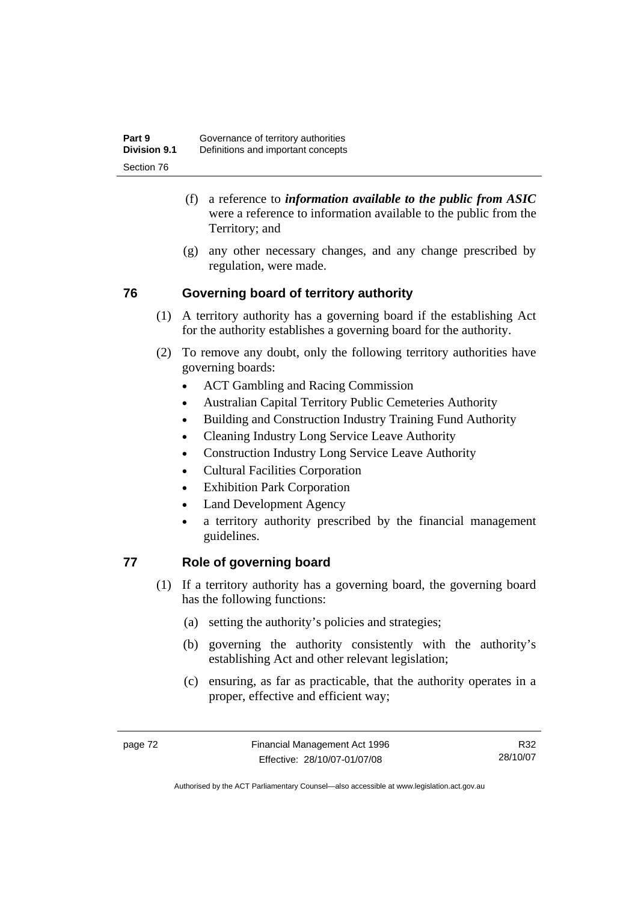(f) a reference to ***information available to the public from ASIC*** were a reference to information available to the public from the Territory; and

(g) any other necessary changes, and any change prescribed by regulation, were made.

## 76 Governing board of territory authority

(1) A territory authority has a governing board if the establishing Act for the authority establishes a governing board for the authority.

(2) To remove any doubt, only the following territory authorities have governing boards:

- ACT Gambling and Racing Commission
- Australian Capital Territory Public Cemeteries Authority
- Building and Construction Industry Training Fund Authority
- Cleaning Industry Long Service Leave Authority
- Construction Industry Long Service Leave Authority
- Cultural Facilities Corporation
- Exhibition Park Corporation
- Land Development Agency
- a territory authority prescribed by the financial management guidelines.

## 77 Role of governing board

(1) If a territory authority has a governing board, the governing board has the following functions:

(a) setting the authority's policies and strategies;

(b) governing the authority consistently with the authority's establishing Act and other relevant legislation;

(c) ensuring, as far as practicable, that the authority operates in a proper, effective and efficient way;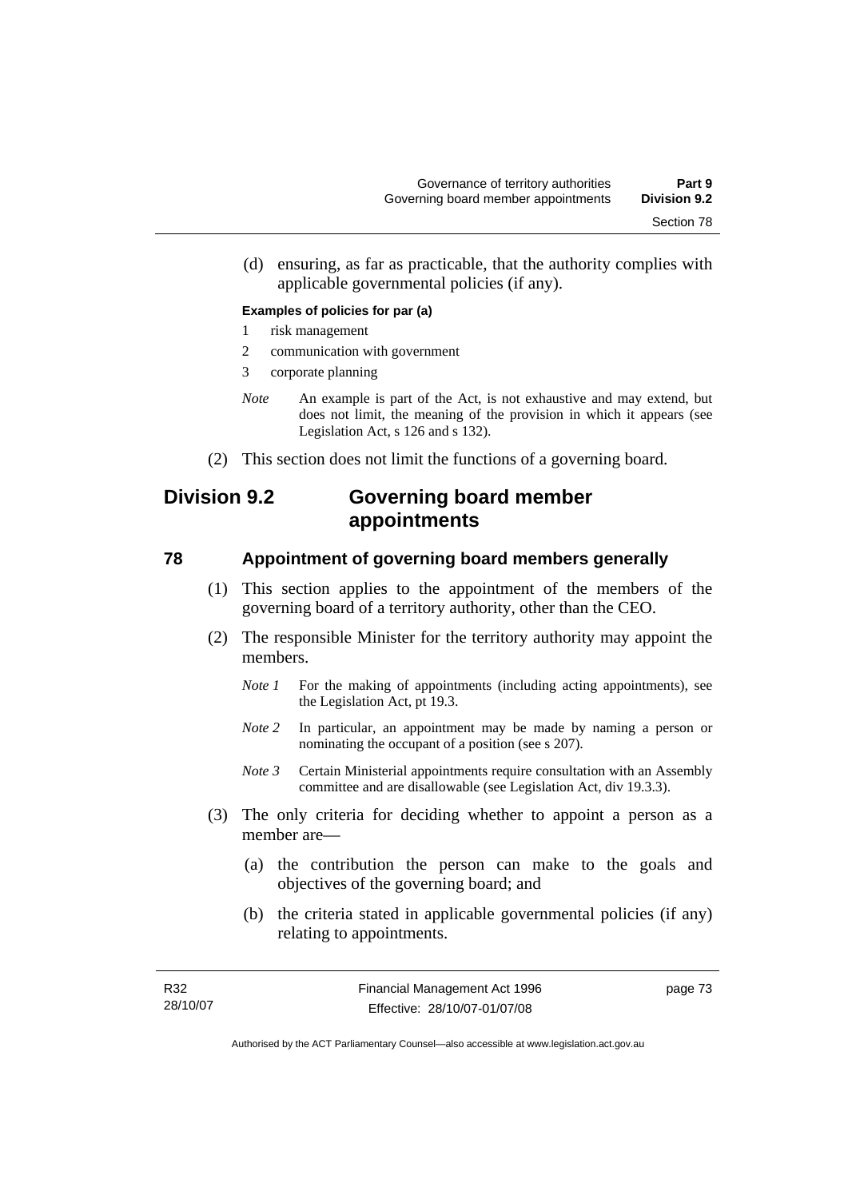(d) ensuring, as far as practicable, that the authority complies with applicable governmental policies (if any).

**Examples of policies for par (a)**

1 risk management

2 communication with government

3 corporate planning

*Note* An example is part of the Act, is not exhaustive and may extend, but does not limit, the meaning of the provision in which it appears (see Legislation Act, s 126 and s 132).

(2) This section does not limit the functions of a governing board.

## Division 9.2 Governing board member appointments

### 78 Appointment of governing board members generally

(1) This section applies to the appointment of the members of the governing board of a territory authority, other than the CEO.

(2) The responsible Minister for the territory authority may appoint the members.

*Note 1* For the making of appointments (including acting appointments), see the Legislation Act, pt 19.3.

*Note 2* In particular, an appointment may be made by naming a person or nominating the occupant of a position (see s 207).

*Note 3* Certain Ministerial appointments require consultation with an Assembly committee and are disallowable (see Legislation Act, div 19.3.3).

(3) The only criteria for deciding whether to appoint a person as a member are—

(a) the contribution the person can make to the goals and objectives of the governing board; and

(b) the criteria stated in applicable governmental policies (if any) relating to appointments.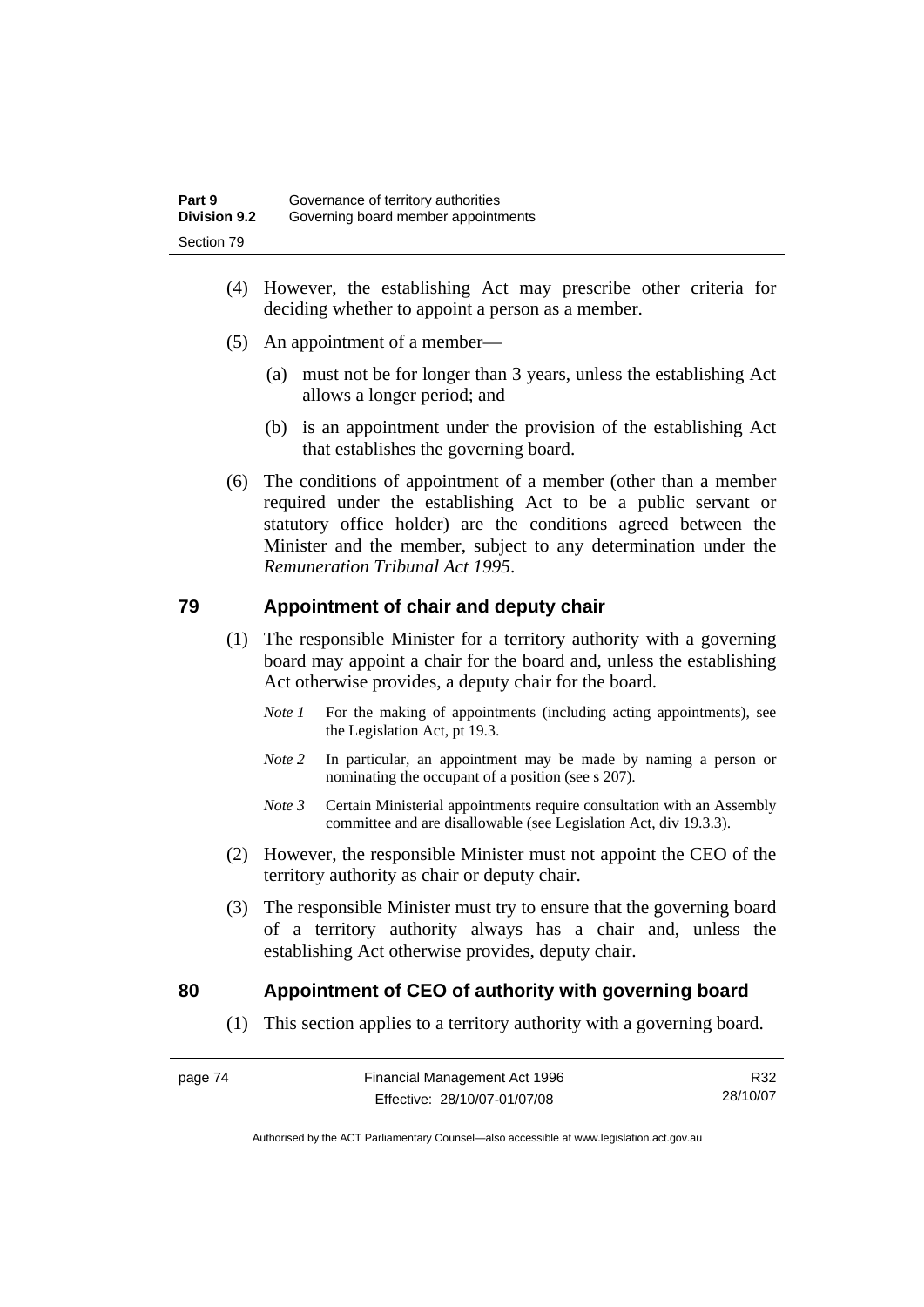(4) However, the establishing Act may prescribe other criteria for deciding whether to appoint a person as a member.

(5) An appointment of a member—

(a) must not be for longer than 3 years, unless the establishing Act allows a longer period; and

(b) is an appointment under the provision of the establishing Act that establishes the governing board.

(6) The conditions of appointment of a member (other than a member required under the establishing Act to be a public servant or statutory office holder) are the conditions agreed between the Minister and the member, subject to any determination under the *Remuneration Tribunal Act 1995*.

## 79 Appointment of chair and deputy chair

(1) The responsible Minister for a territory authority with a governing board may appoint a chair for the board and, unless the establishing Act otherwise provides, a deputy chair for the board.

*Note 1* For the making of appointments (including acting appointments), see the Legislation Act, pt 19.3.

*Note 2* In particular, an appointment may be made by naming a person or nominating the occupant of a position (see s 207).

*Note 3* Certain Ministerial appointments require consultation with an Assembly committee and are disallowable (see Legislation Act, div 19.3.3).

(2) However, the responsible Minister must not appoint the CEO of the territory authority as chair or deputy chair.

(3) The responsible Minister must try to ensure that the governing board of a territory authority always has a chair and, unless the establishing Act otherwise provides, deputy chair.

## 80 Appointment of CEO of authority with governing board

(1) This section applies to a territory authority with a governing board.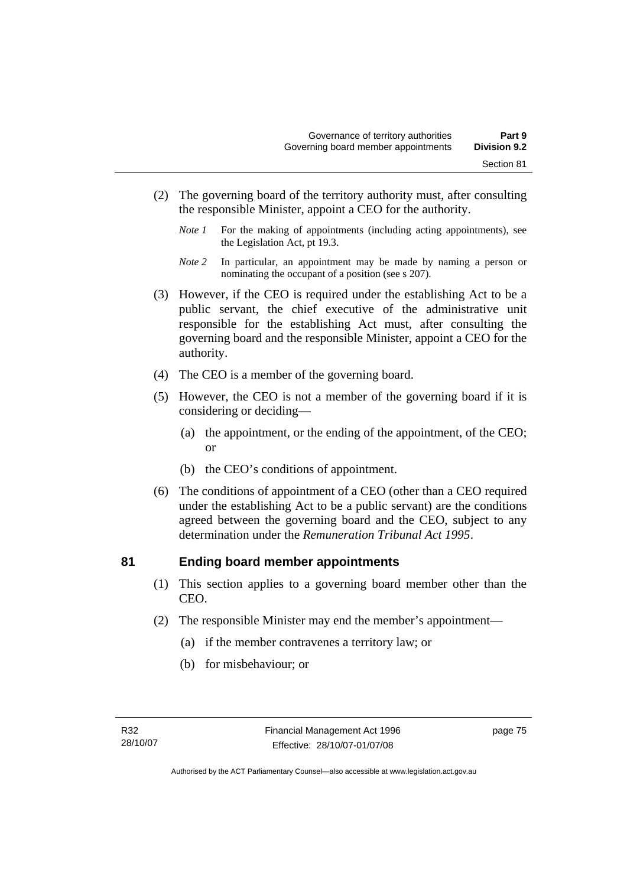(2) The governing board of the territory authority must, after consulting the responsible Minister, appoint a CEO for the authority.

*Note 1* For the making of appointments (including acting appointments), see the Legislation Act, pt 19.3.

*Note 2* In particular, an appointment may be made by naming a person or nominating the occupant of a position (see s 207).

(3) However, if the CEO is required under the establishing Act to be a public servant, the chief executive of the administrative unit responsible for the establishing Act must, after consulting the governing board and the responsible Minister, appoint a CEO for the authority.

(4) The CEO is a member of the governing board.

(5) However, the CEO is not a member of the governing board if it is considering or deciding—

(a) the appointment, or the ending of the appointment, of the CEO; or

(b) the CEO's conditions of appointment.

(6) The conditions of appointment of a CEO (other than a CEO required under the establishing Act to be a public servant) are the conditions agreed between the governing board and the CEO, subject to any determination under the *Remuneration Tribunal Act 1995*.

## 81 Ending board member appointments

(1) This section applies to a governing board member other than the CEO.

(2) The responsible Minister may end the member's appointment—

(a) if the member contravenes a territory law; or

(b) for misbehaviour; or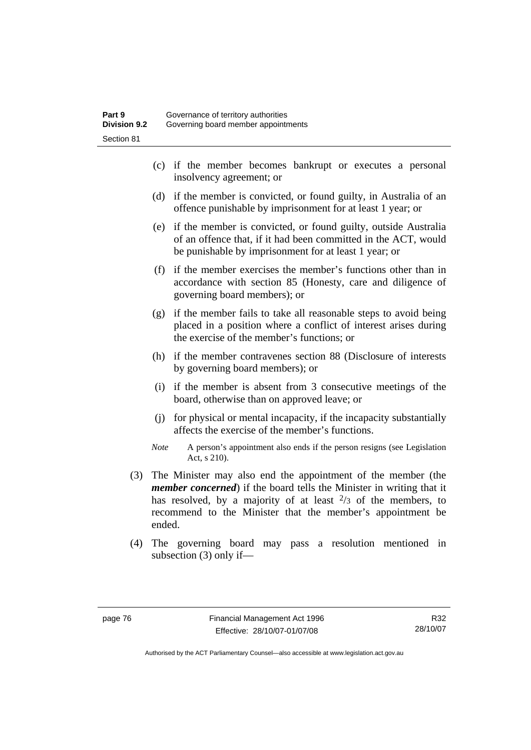(c) if the member becomes bankrupt or executes a personal insolvency agreement; or

(d) if the member is convicted, or found guilty, in Australia of an offence punishable by imprisonment for at least 1 year; or

(e) if the member is convicted, or found guilty, outside Australia of an offence that, if it had been committed in the ACT, would be punishable by imprisonment for at least 1 year; or

(f) if the member exercises the member's functions other than in accordance with section 85 (Honesty, care and diligence of governing board members); or

(g) if the member fails to take all reasonable steps to avoid being placed in a position where a conflict of interest arises during the exercise of the member's functions; or

(h) if the member contravenes section 88 (Disclosure of interests by governing board members); or

(i) if the member is absent from 3 consecutive meetings of the board, otherwise than on approved leave; or

(j) for physical or mental incapacity, if the incapacity substantially affects the exercise of the member's functions.

*Note* A person's appointment also ends if the person resigns (see Legislation Act, s 210).

(3) The Minister may also end the appointment of the member (the ***member concerned***) if the board tells the Minister in writing that it has resolved, by a majority of at least $^{2}/_{3}$ of the members, to recommend to the Minister that the member's appointment be ended.

(4) The governing board may pass a resolution mentioned in subsection (3) only if—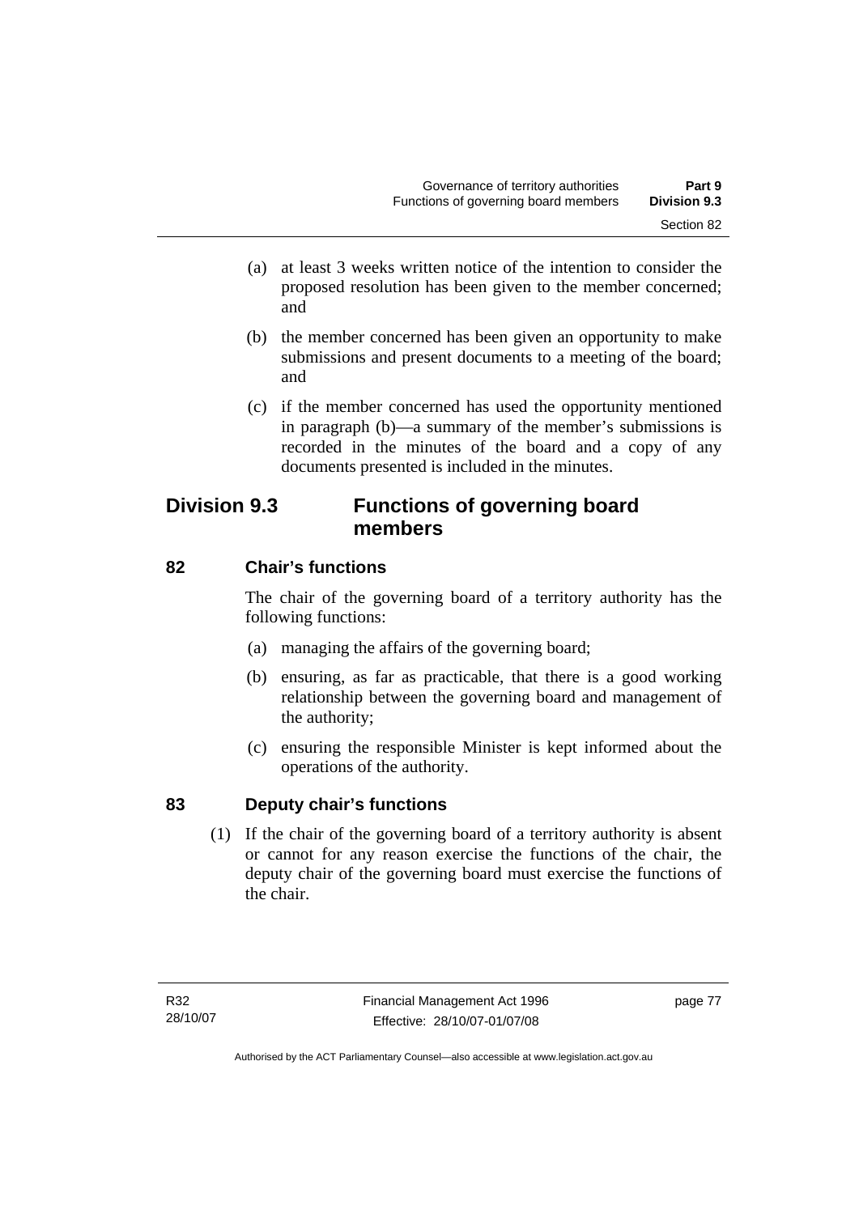(a) at least 3 weeks written notice of the intention to consider the proposed resolution has been given to the member concerned; and

(b) the member concerned has been given an opportunity to make submissions and present documents to a meeting of the board; and

(c) if the member concerned has used the opportunity mentioned in paragraph (b)—a summary of the member's submissions is recorded in the minutes of the board and a copy of any documents presented is included in the minutes.

## Division 9.3 Functions of governing board members

### 82 Chair's functions

The chair of the governing board of a territory authority has the following functions:

(a) managing the affairs of the governing board;

(b) ensuring, as far as practicable, that there is a good working relationship between the governing board and management of the authority;

(c) ensuring the responsible Minister is kept informed about the operations of the authority.

### 83 Deputy chair's functions

(1) If the chair of the governing board of a territory authority is absent or cannot for any reason exercise the functions of the chair, the deputy chair of the governing board must exercise the functions of the chair.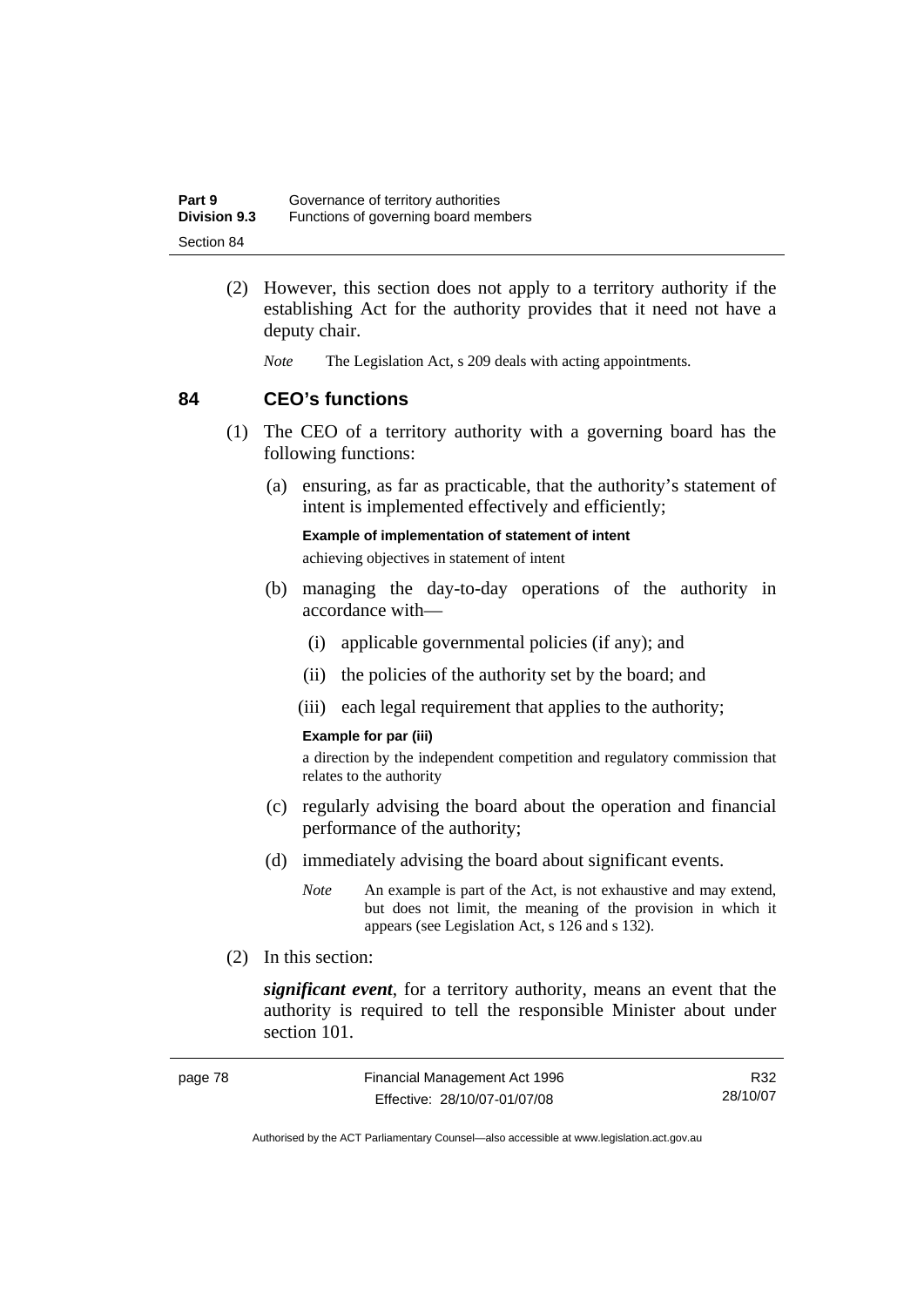(2) However, this section does not apply to a territory authority if the establishing Act for the authority provides that it need not have a deputy chair.

*Note* The Legislation Act, s 209 deals with acting appointments.

## 84 CEO's functions

(1) The CEO of a territory authority with a governing board has the following functions:

(a) ensuring, as far as practicable, that the authority's statement of intent is implemented effectively and efficiently;

**Example of implementation of statement of intent**

achieving objectives in statement of intent

(b) managing the day-to-day operations of the authority in accordance with—

(i) applicable governmental policies (if any); and

(ii) the policies of the authority set by the board; and

(iii) each legal requirement that applies to the authority;

**Example for par (iii)**

a direction by the independent competition and regulatory commission that relates to the authority

(c) regularly advising the board about the operation and financial performance of the authority;

(d) immediately advising the board about significant events.

*Note* An example is part of the Act, is not exhaustive and may extend, but does not limit, the meaning of the provision in which it appears (see Legislation Act, s 126 and s 132).

(2) In this section:

***significant event***, for a territory authority, means an event that the authority is required to tell the responsible Minister about under section 101.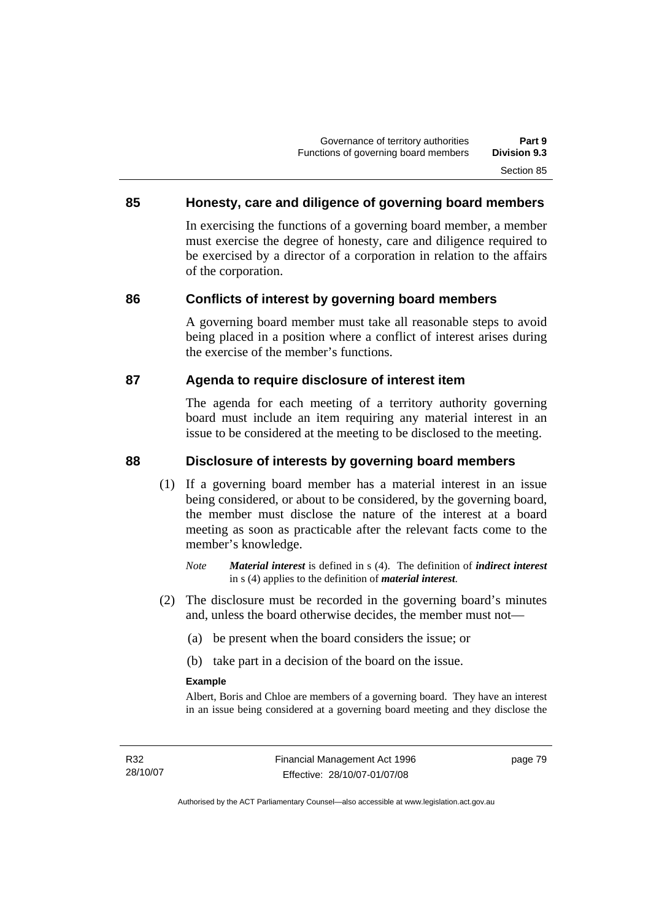## 85 Honesty, care and diligence of governing board members

In exercising the functions of a governing board member, a member must exercise the degree of honesty, care and diligence required to be exercised by a director of a corporation in relation to the affairs of the corporation.

## 86 Conflicts of interest by governing board members

A governing board member must take all reasonable steps to avoid being placed in a position where a conflict of interest arises during the exercise of the member's functions.

## 87 Agenda to require disclosure of interest item

The agenda for each meeting of a territory authority governing board must include an item requiring any material interest in an issue to be considered at the meeting to be disclosed to the meeting.

## 88 Disclosure of interests by governing board members

(1) If a governing board member has a material interest in an issue being considered, or about to be considered, by the governing board, the member must disclose the nature of the interest at a board meeting as soon as practicable after the relevant facts come to the member's knowledge.

*Note* ***Material interest*** is defined in s (4). The definition of ***indirect interest*** in s (4) applies to the definition of ***material interest***.

(2) The disclosure must be recorded in the governing board's minutes and, unless the board otherwise decides, the member must not—

(a) be present when the board considers the issue; or

(b) take part in a decision of the board on the issue.

**Example**

Albert, Boris and Chloe are members of a governing board. They have an interest in an issue being considered at a governing board meeting and they disclose the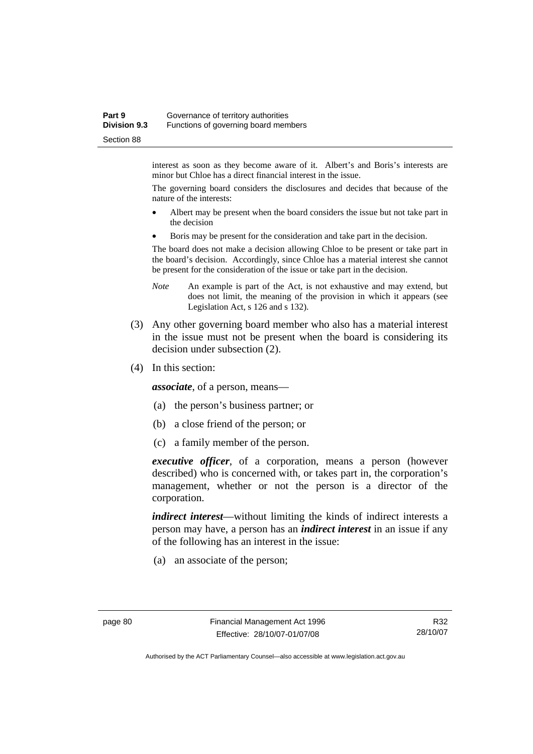interest as soon as they become aware of it. Albert's and Boris's interests are minor but Chloe has a direct financial interest in the issue.

The governing board considers the disclosures and decides that because of the nature of the interests:

- Albert may be present when the board considers the issue but not take part in the decision
- Boris may be present for the consideration and take part in the decision.

The board does not make a decision allowing Chloe to be present or take part in the board's decision. Accordingly, since Chloe has a material interest she cannot be present for the consideration of the issue or take part in the decision.

*Note* An example is part of the Act, is not exhaustive and may extend, but does not limit, the meaning of the provision in which it appears (see Legislation Act, s 126 and s 132).

(3) Any other governing board member who also has a material interest in the issue must not be present when the board is considering its decision under subsection (2).

(4) In this section:

***associate***, of a person, means—

(a) the person's business partner; or

(b) a close friend of the person; or

(c) a family member of the person.

***executive officer***, of a corporation, means a person (however described) who is concerned with, or takes part in, the corporation's management, whether or not the person is a director of the corporation.

***indirect interest***—without limiting the kinds of indirect interests a person may have, a person has an ***indirect interest*** in an issue if any of the following has an interest in the issue:

(a) an associate of the person;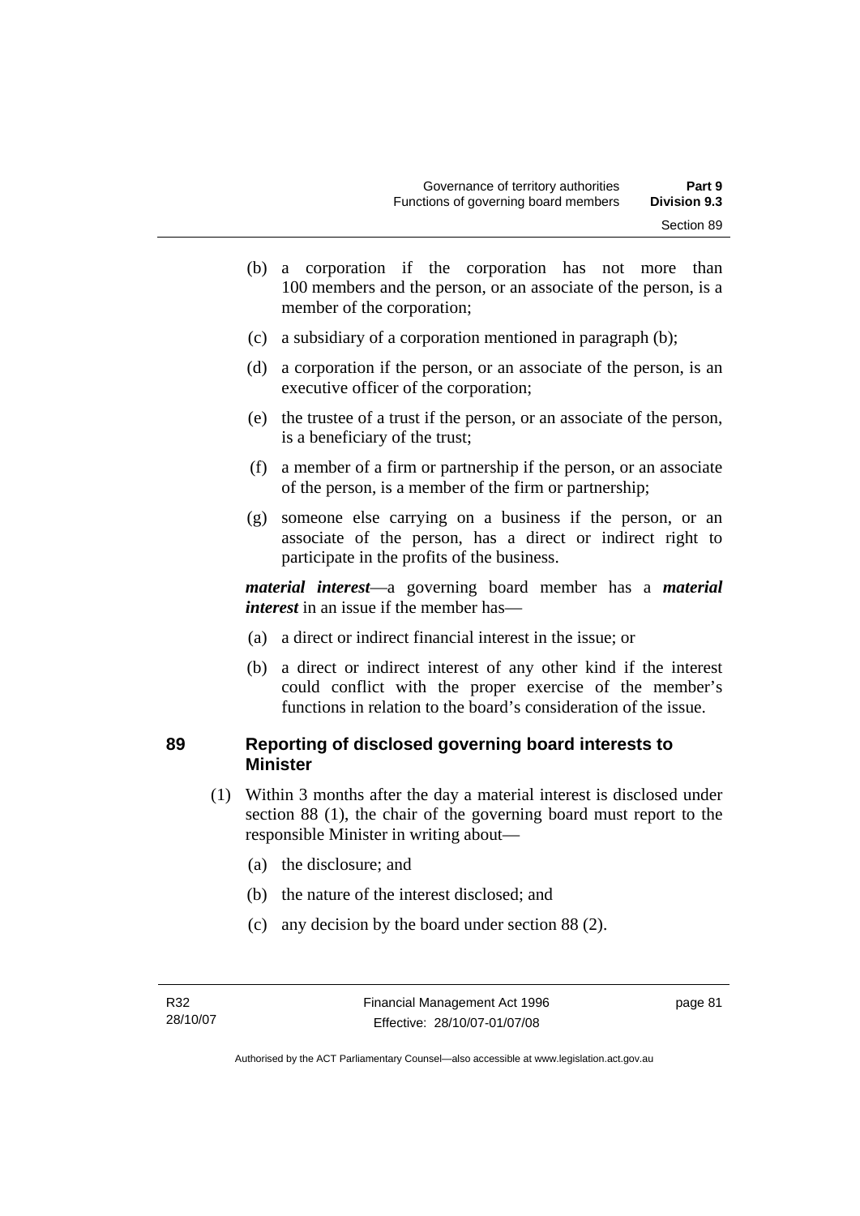(b) a corporation if the corporation has not more than 100 members and the person, or an associate of the person, is a member of the corporation;

(c) a subsidiary of a corporation mentioned in paragraph (b);

(d) a corporation if the person, or an associate of the person, is an executive officer of the corporation;

(e) the trustee of a trust if the person, or an associate of the person, is a beneficiary of the trust;

(f) a member of a firm or partnership if the person, or an associate of the person, is a member of the firm or partnership;

(g) someone else carrying on a business if the person, or an associate of the person, has a direct or indirect right to participate in the profits of the business.

***material interest***—a governing board member has a ***material interest*** in an issue if the member has—

(a) a direct or indirect financial interest in the issue; or

(b) a direct or indirect interest of any other kind if the interest could conflict with the proper exercise of the member's functions in relation to the board's consideration of the issue.

## 89 Reporting of disclosed governing board interests to Minister

(1) Within 3 months after the day a material interest is disclosed under section 88 (1), the chair of the governing board must report to the responsible Minister in writing about—

(a) the disclosure; and

(b) the nature of the interest disclosed; and

(c) any decision by the board under section 88 (2).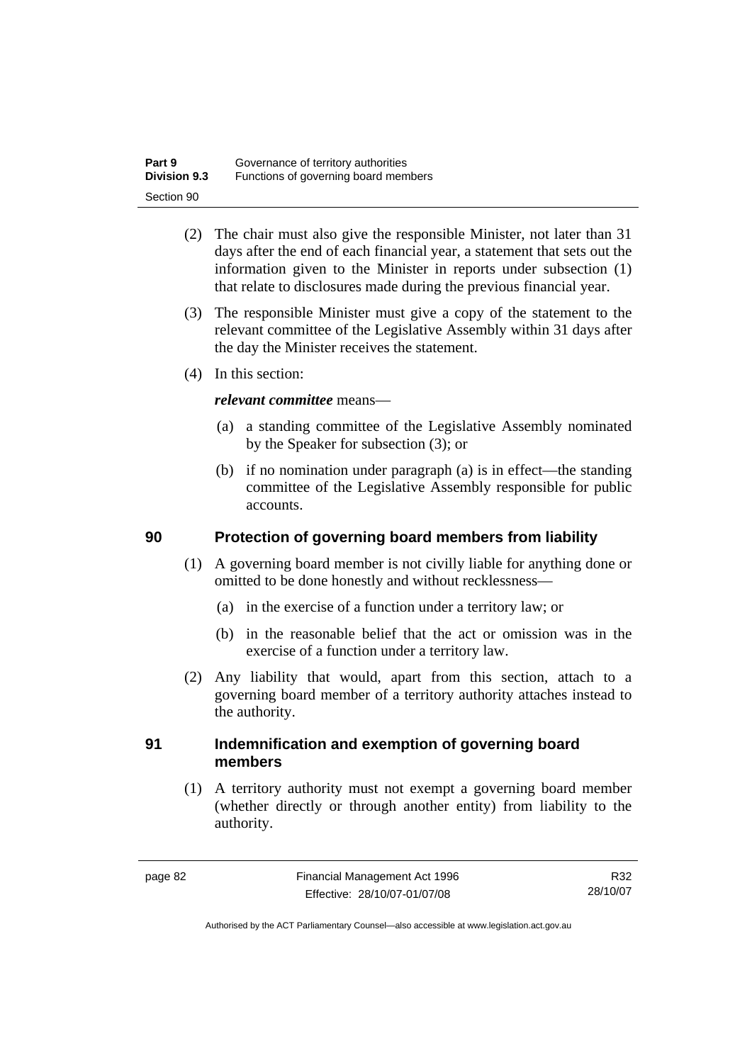(2) The chair must also give the responsible Minister, not later than 31 days after the end of each financial year, a statement that sets out the information given to the Minister in reports under subsection (1) that relate to disclosures made during the previous financial year.

(3) The responsible Minister must give a copy of the statement to the relevant committee of the Legislative Assembly within 31 days after the day the Minister receives the statement.

(4) In this section:

***relevant committee*** means—

(a) a standing committee of the Legislative Assembly nominated by the Speaker for subsection (3); or

(b) if no nomination under paragraph (a) is in effect—the standing committee of the Legislative Assembly responsible for public accounts.

## 90 Protection of governing board members from liability

(1) A governing board member is not civilly liable for anything done or omitted to be done honestly and without recklessness—

(a) in the exercise of a function under a territory law; or

(b) in the reasonable belief that the act or omission was in the exercise of a function under a territory law.

(2) Any liability that would, apart from this section, attach to a governing board member of a territory authority attaches instead to the authority.

## 91 Indemnification and exemption of governing board members

(1) A territory authority must not exempt a governing board member (whether directly or through another entity) from liability to the authority.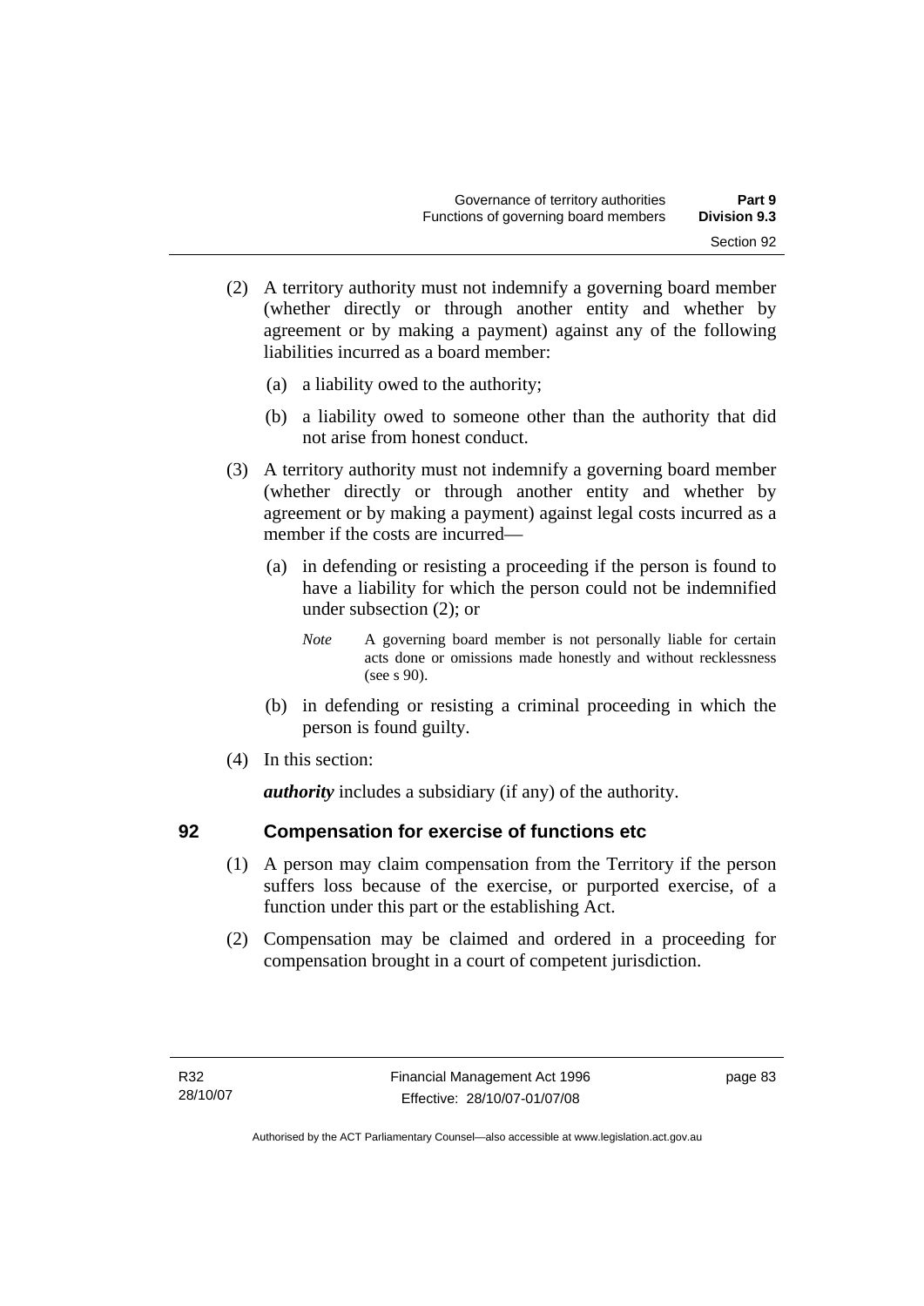(2) A territory authority must not indemnify a governing board member (whether directly or through another entity and whether by agreement or by making a payment) against any of the following liabilities incurred as a board member:

(a) a liability owed to the authority;

(b) a liability owed to someone other than the authority that did not arise from honest conduct.

(3) A territory authority must not indemnify a governing board member (whether directly or through another entity and whether by agreement or by making a payment) against legal costs incurred as a member if the costs are incurred—

(a) in defending or resisting a proceeding if the person is found to have a liability for which the person could not be indemnified under subsection (2); or

*Note* A governing board member is not personally liable for certain acts done or omissions made honestly and without recklessness (see s 90).

(b) in defending or resisting a criminal proceeding in which the person is found guilty.

(4) In this section:

***authority*** includes a subsidiary (if any) of the authority.

### 92 Compensation for exercise of functions etc

(1) A person may claim compensation from the Territory if the person suffers loss because of the exercise, or purported exercise, of a function under this part or the establishing Act.

(2) Compensation may be claimed and ordered in a proceeding for compensation brought in a court of competent jurisdiction.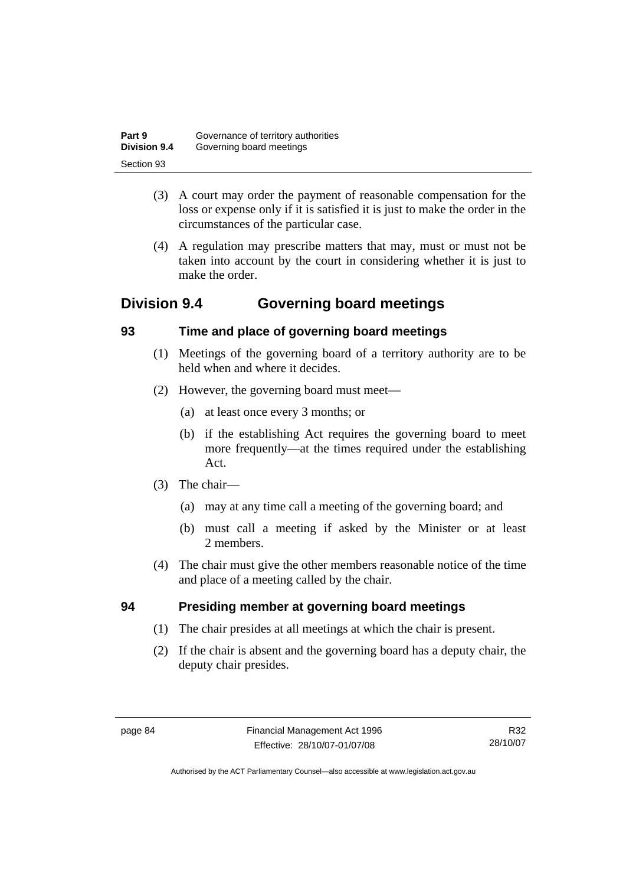(3) A court may order the payment of reasonable compensation for the loss or expense only if it is satisfied it is just to make the order in the circumstances of the particular case.

(4) A regulation may prescribe matters that may, must or must not be taken into account by the court in considering whether it is just to make the order.

## Division 9.4 Governing board meetings

### 93 Time and place of governing board meetings

(1) Meetings of the governing board of a territory authority are to be held when and where it decides.

(2) However, the governing board must meet—

(a) at least once every 3 months; or

(b) if the establishing Act requires the governing board to meet more frequently—at the times required under the establishing Act.

(3) The chair—

(a) may at any time call a meeting of the governing board; and

(b) must call a meeting if asked by the Minister or at least 2 members.

(4) The chair must give the other members reasonable notice of the time and place of a meeting called by the chair.

### 94 Presiding member at governing board meetings

(1) The chair presides at all meetings at which the chair is present.

(2) If the chair is absent and the governing board has a deputy chair, the deputy chair presides.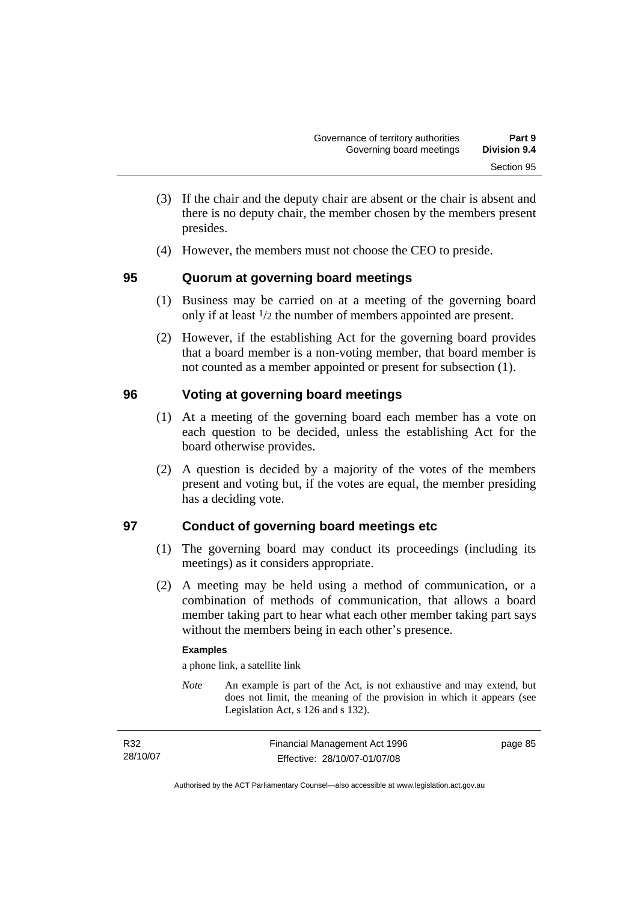(3) If the chair and the deputy chair are absent or the chair is absent and there is no deputy chair, the member chosen by the members present presides.

(4) However, the members must not choose the CEO to preside.

## 95 Quorum at governing board meetings

(1) Business may be carried on at a meeting of the governing board only if at least $^1/_2$ the number of members appointed are present.

(2) However, if the establishing Act for the governing board provides that a board member is a non-voting member, that board member is not counted as a member appointed or present for subsection (1).

## 96 Voting at governing board meetings

(1) At a meeting of the governing board each member has a vote on each question to be decided, unless the establishing Act for the board otherwise provides.

(2) A question is decided by a majority of the votes of the members present and voting but, if the votes are equal, the member presiding has a deciding vote.

## 97 Conduct of governing board meetings etc

(1) The governing board may conduct its proceedings (including its meetings) as it considers appropriate.

(2) A meeting may be held using a method of communication, or a combination of methods of communication, that allows a board member taking part to hear what each other member taking part says without the members being in each other's presence.

**Examples**

a phone link, a satellite link

*Note* An example is part of the Act, is not exhaustive and may extend, but does not limit, the meaning of the provision in which it appears (see Legislation Act, s 126 and s 132).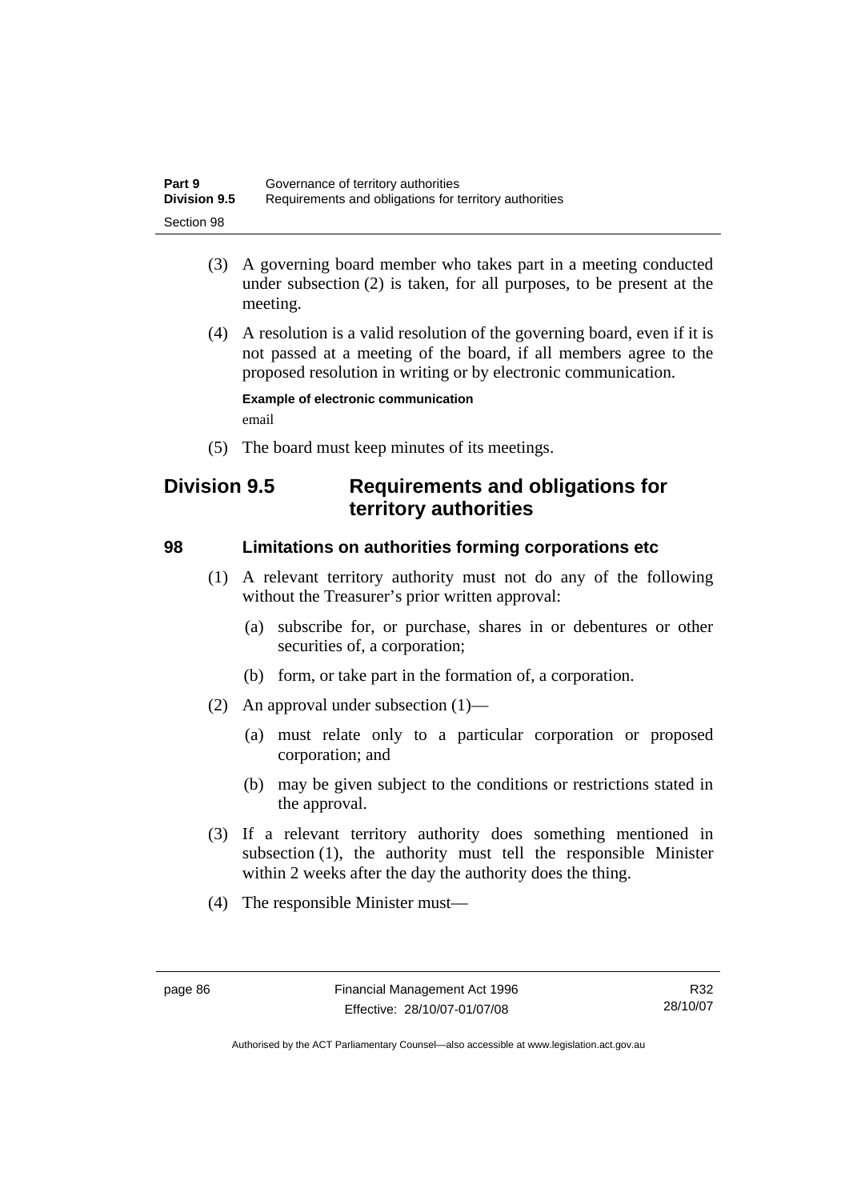(3) A governing board member who takes part in a meeting conducted under subsection (2) is taken, for all purposes, to be present at the meeting.

(4) A resolution is a valid resolution of the governing board, even if it is not passed at a meeting of the board, if all members agree to the proposed resolution in writing or by electronic communication.

**Example of electronic communication**

email

(5) The board must keep minutes of its meetings.

## Division 9.5 Requirements and obligations for territory authorities

### 98 Limitations on authorities forming corporations etc

(1) A relevant territory authority must not do any of the following without the Treasurer's prior written approval:

(a) subscribe for, or purchase, shares in or debentures or other securities of, a corporation;

(b) form, or take part in the formation of, a corporation.

(2) An approval under subsection (1)—

(a) must relate only to a particular corporation or proposed corporation; and

(b) may be given subject to the conditions or restrictions stated in the approval.

(3) If a relevant territory authority does something mentioned in subsection (1), the authority must tell the responsible Minister within 2 weeks after the day the authority does the thing.

(4) The responsible Minister must—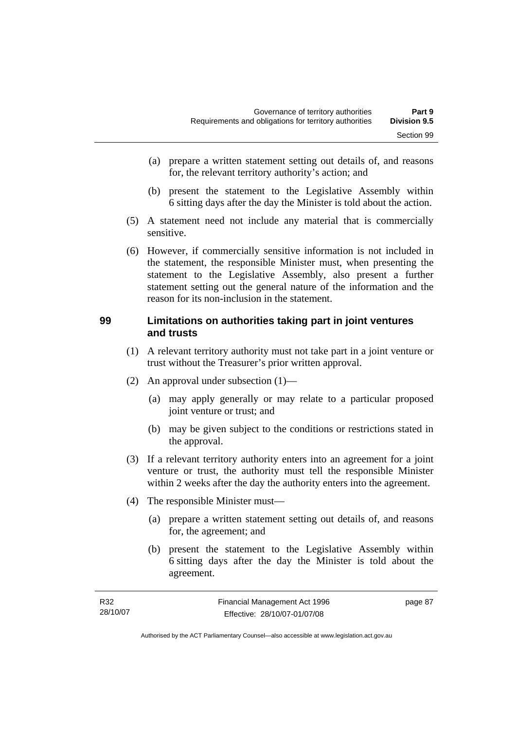(a) prepare a written statement setting out details of, and reasons for, the relevant territory authority's action; and

(b) present the statement to the Legislative Assembly within 6 sitting days after the day the Minister is told about the action.

(5) A statement need not include any material that is commercially sensitive.

(6) However, if commercially sensitive information is not included in the statement, the responsible Minister must, when presenting the statement to the Legislative Assembly, also present a further statement setting out the general nature of the information and the reason for its non-inclusion in the statement.

## 99 Limitations on authorities taking part in joint ventures and trusts

(1) A relevant territory authority must not take part in a joint venture or trust without the Treasurer's prior written approval.

(2) An approval under subsection (1)—

(a) may apply generally or may relate to a particular proposed joint venture or trust; and

(b) may be given subject to the conditions or restrictions stated in the approval.

(3) If a relevant territory authority enters into an agreement for a joint venture or trust, the authority must tell the responsible Minister within 2 weeks after the day the authority enters into the agreement.

(4) The responsible Minister must—

(a) prepare a written statement setting out details of, and reasons for, the agreement; and

(b) present the statement to the Legislative Assembly within 6 sitting days after the day the Minister is told about the agreement.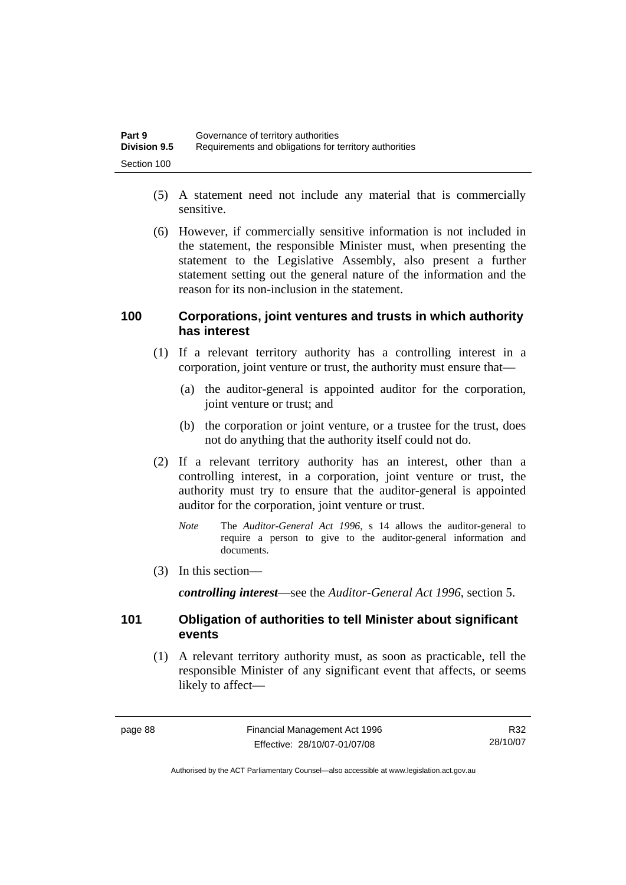(5) A statement need not include any material that is commercially sensitive.

(6) However, if commercially sensitive information is not included in the statement, the responsible Minister must, when presenting the statement to the Legislative Assembly, also present a further statement setting out the general nature of the information and the reason for its non-inclusion in the statement.

### 100 Corporations, joint ventures and trusts in which authority has interest

(1) If a relevant territory authority has a controlling interest in a corporation, joint venture or trust, the authority must ensure that—

(a) the auditor-general is appointed auditor for the corporation, joint venture or trust; and

(b) the corporation or joint venture, or a trustee for the trust, does not do anything that the authority itself could not do.

(2) If a relevant territory authority has an interest, other than a controlling interest, in a corporation, joint venture or trust, the authority must try to ensure that the auditor-general is appointed auditor for the corporation, joint venture or trust.

*Note* The *Auditor-General Act 1996*, s 14 allows the auditor-general to require a person to give to the auditor-general information and documents.

(3) In this section—

***controlling interest***—see the *Auditor-General Act 1996*, section 5.

### 101 Obligation of authorities to tell Minister about significant events

(1) A relevant territory authority must, as soon as practicable, tell the responsible Minister of any significant event that affects, or seems likely to affect—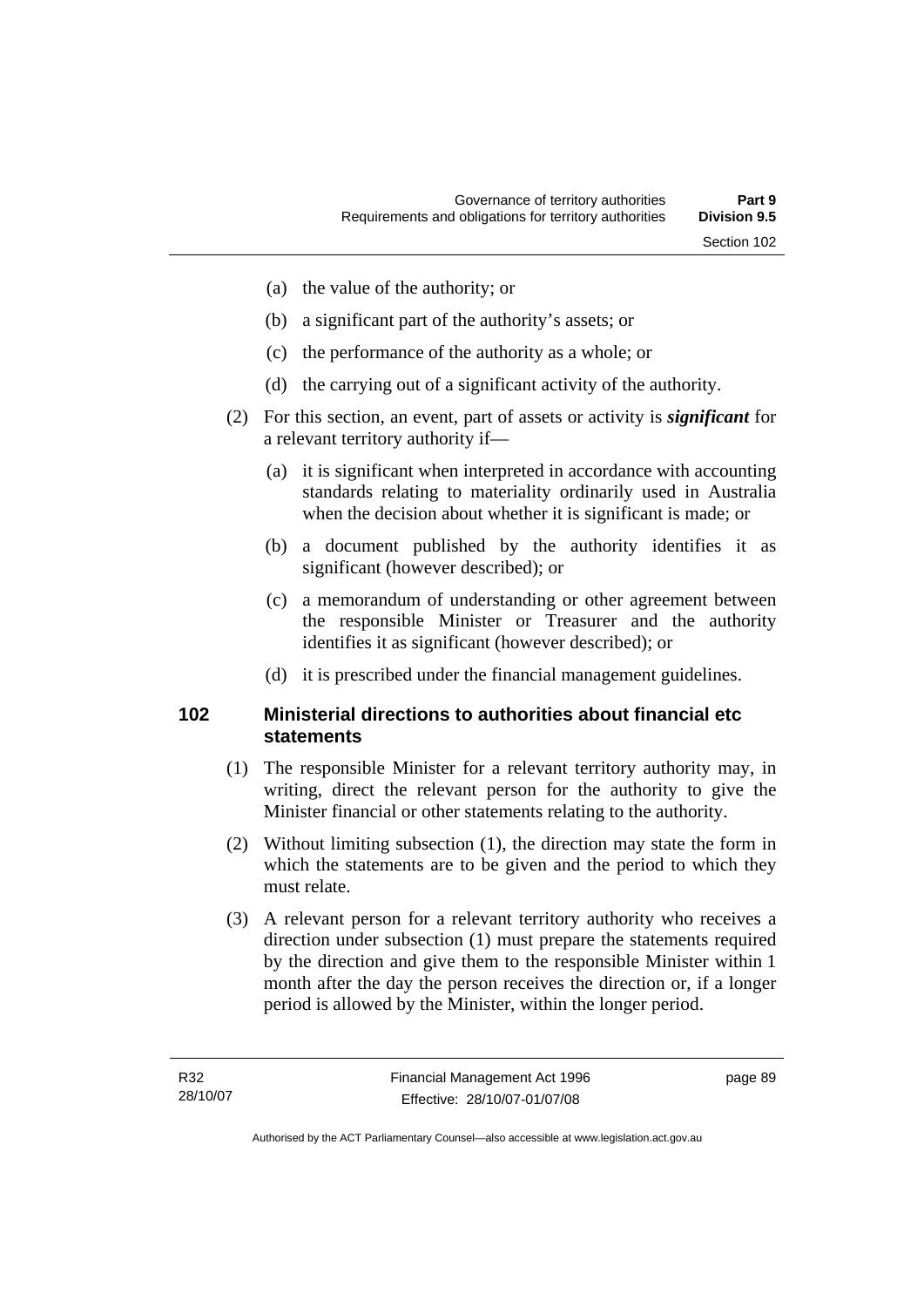(a) the value of the authority; or

(b) a significant part of the authority's assets; or

(c) the performance of the authority as a whole; or

(d) the carrying out of a significant activity of the authority.

(2) For this section, an event, part of assets or activity is ***significant*** for a relevant territory authority if—

(a) it is significant when interpreted in accordance with accounting standards relating to materiality ordinarily used in Australia when the decision about whether it is significant is made; or

(b) a document published by the authority identifies it as significant (however described); or

(c) a memorandum of understanding or other agreement between the responsible Minister or Treasurer and the authority identifies it as significant (however described); or

(d) it is prescribed under the financial management guidelines.

### 102 Ministerial directions to authorities about financial etc statements

(1) The responsible Minister for a relevant territory authority may, in writing, direct the relevant person for the authority to give the Minister financial or other statements relating to the authority.

(2) Without limiting subsection (1), the direction may state the form in which the statements are to be given and the period to which they must relate.

(3) A relevant person for a relevant territory authority who receives a direction under subsection (1) must prepare the statements required by the direction and give them to the responsible Minister within 1 month after the day the person receives the direction or, if a longer period is allowed by the Minister, within the longer period.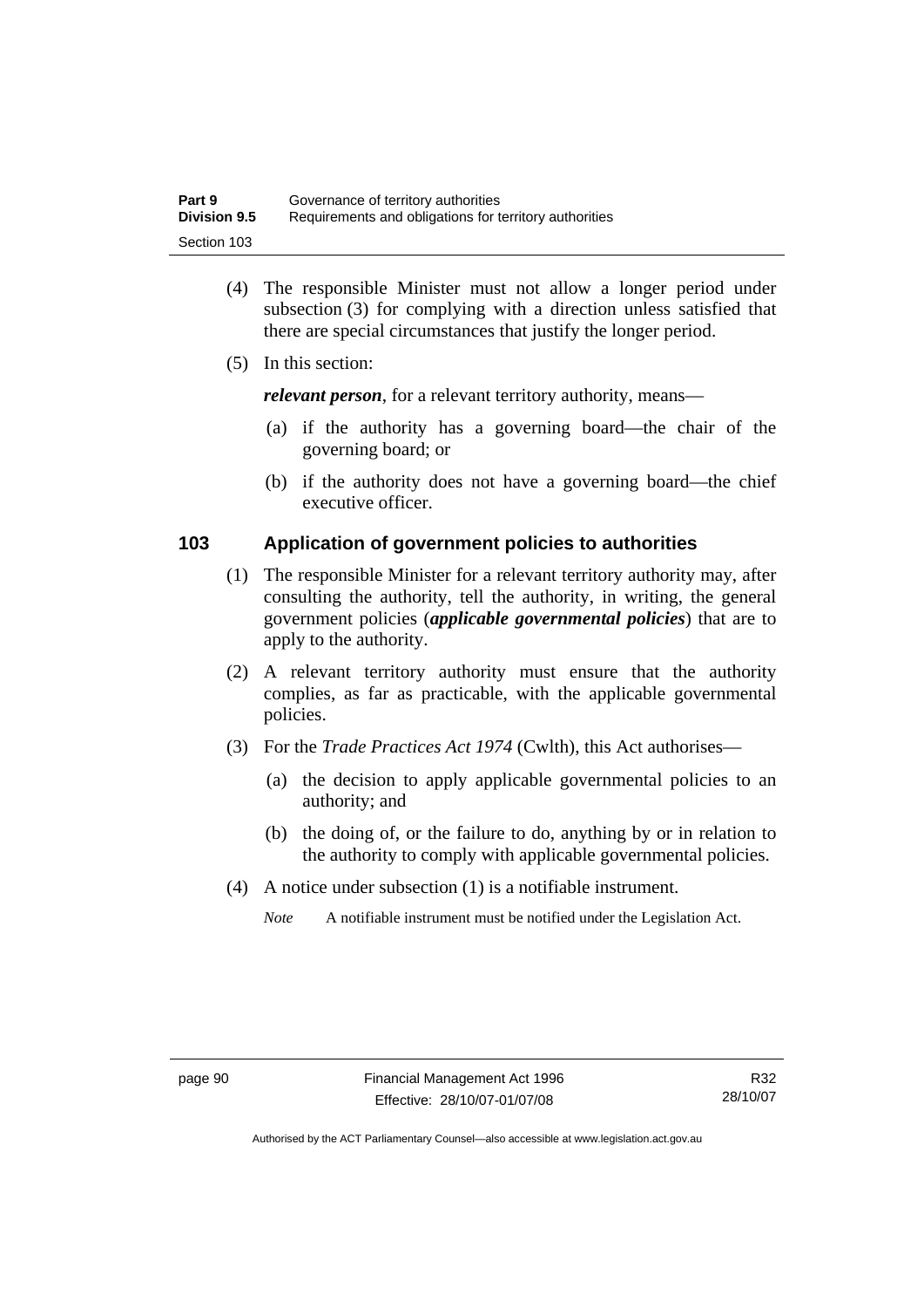(4) The responsible Minister must not allow a longer period under subsection (3) for complying with a direction unless satisfied that there are special circumstances that justify the longer period.

(5) In this section:

***relevant person***, for a relevant territory authority, means—

(a) if the authority has a governing board—the chair of the governing board; or

(b) if the authority does not have a governing board—the chief executive officer.

## 103 Application of government policies to authorities

(1) The responsible Minister for a relevant territory authority may, after consulting the authority, tell the authority, in writing, the general government policies (***applicable governmental policies***) that are to apply to the authority.

(2) A relevant territory authority must ensure that the authority complies, as far as practicable, with the applicable governmental policies.

(3) For the *Trade Practices Act 1974* (Cwlth), this Act authorises—

(a) the decision to apply applicable governmental policies to an authority; and

(b) the doing of, or the failure to do, anything by or in relation to the authority to comply with applicable governmental policies.

(4) A notice under subsection (1) is a notifiable instrument.

*Note* A notifiable instrument must be notified under the Legislation Act.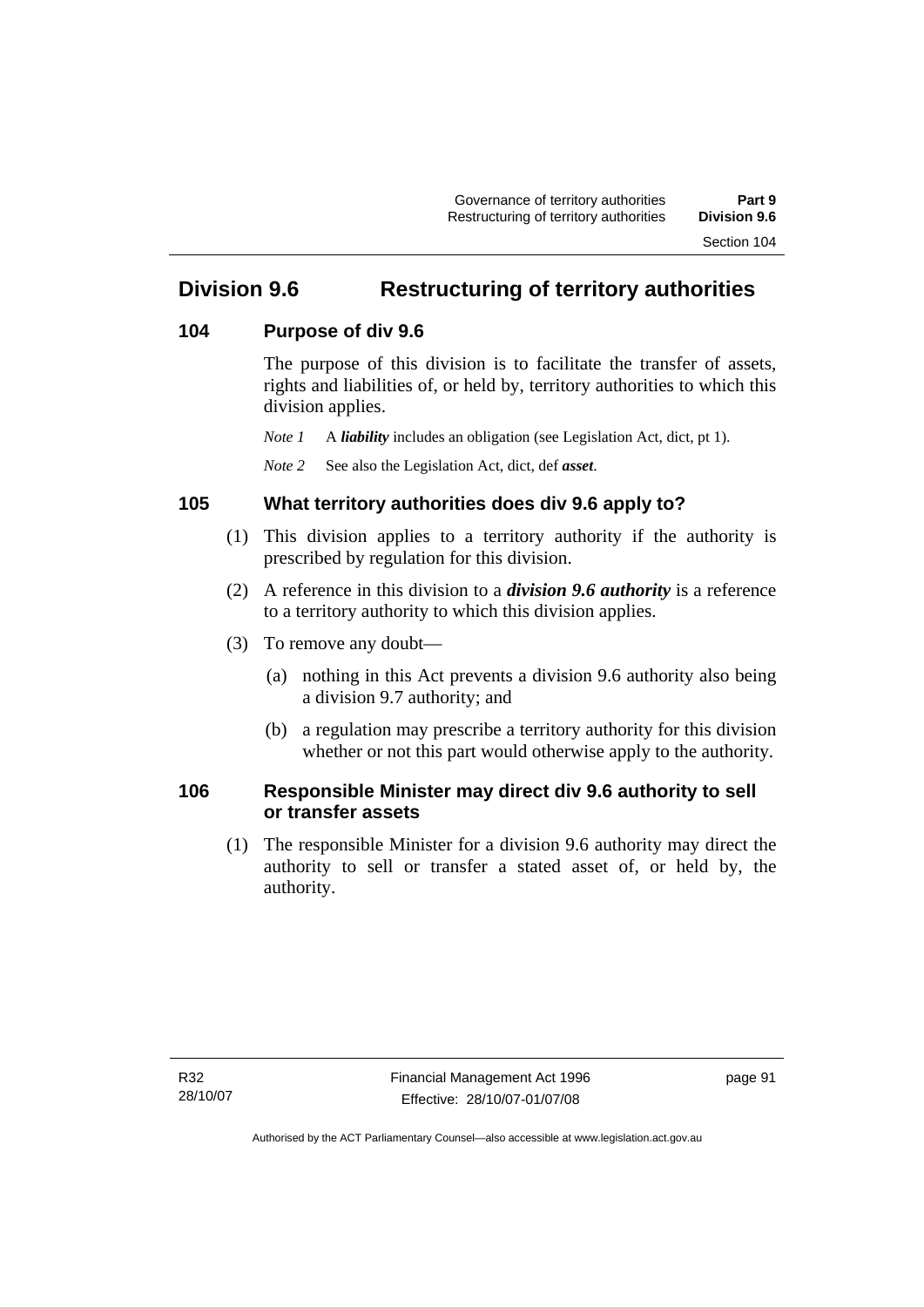## Division 9.6 Restructuring of territory authorities

### 104 Purpose of div 9.6

The purpose of this division is to facilitate the transfer of assets, rights and liabilities of, or held by, territory authorities to which this division applies.

*Note 1* A ***liability*** includes an obligation (see Legislation Act, dict, pt 1).

*Note 2* See also the Legislation Act, dict, def ***asset***.

### 105 What territory authorities does div 9.6 apply to?

(1) This division applies to a territory authority if the authority is prescribed by regulation for this division.

(2) A reference in this division to a ***division 9.6 authority*** is a reference to a territory authority to which this division applies.

(3) To remove any doubt—

(a) nothing in this Act prevents a division 9.6 authority also being a division 9.7 authority; and

(b) a regulation may prescribe a territory authority for this division whether or not this part would otherwise apply to the authority.

### 106 Responsible Minister may direct div 9.6 authority to sell or transfer assets

(1) The responsible Minister for a division 9.6 authority may direct the authority to sell or transfer a stated asset of, or held by, the authority.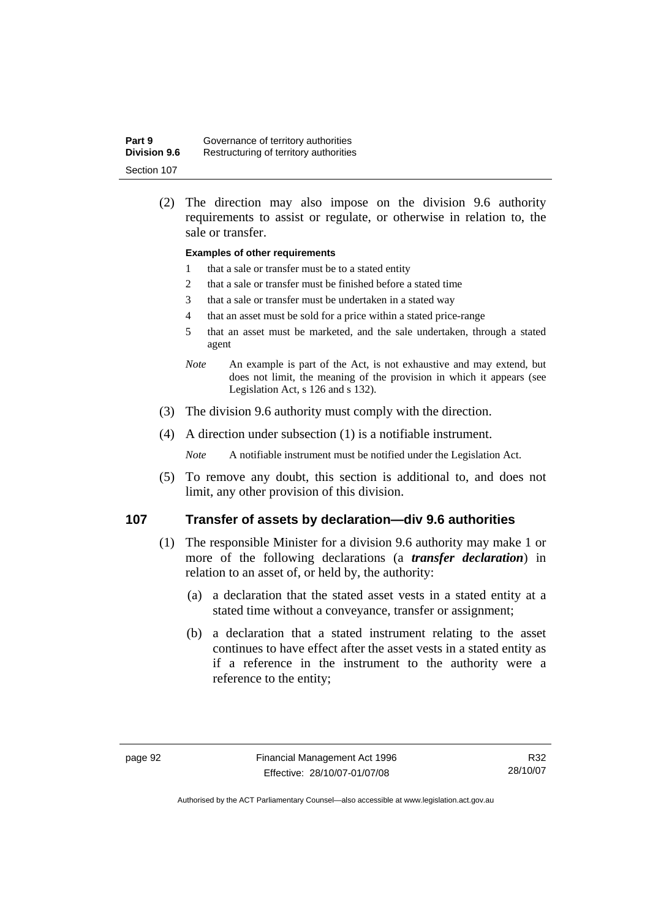(2) The direction may also impose on the division 9.6 authority requirements to assist or regulate, or otherwise in relation to, the sale or transfer.

**Examples of other requirements**

1 that a sale or transfer must be to a stated entity

2 that a sale or transfer must be finished before a stated time

3 that a sale or transfer must be undertaken in a stated way

4 that an asset must be sold for a price within a stated price-range

5 that an asset must be marketed, and the sale undertaken, through a stated agent

*Note* An example is part of the Act, is not exhaustive and may extend, but does not limit, the meaning of the provision in which it appears (see Legislation Act, s 126 and s 132).

(3) The division 9.6 authority must comply with the direction.

(4) A direction under subsection (1) is a notifiable instrument.

*Note* A notifiable instrument must be notified under the Legislation Act.

(5) To remove any doubt, this section is additional to, and does not limit, any other provision of this division.

## 107 Transfer of assets by declaration—div 9.6 authorities

(1) The responsible Minister for a division 9.6 authority may make 1 or more of the following declarations (a ***transfer declaration***) in relation to an asset of, or held by, the authority:

(a) a declaration that the stated asset vests in a stated entity at a stated time without a conveyance, transfer or assignment;

(b) a declaration that a stated instrument relating to the asset continues to have effect after the asset vests in a stated entity as if a reference in the instrument to the authority were a reference to the entity;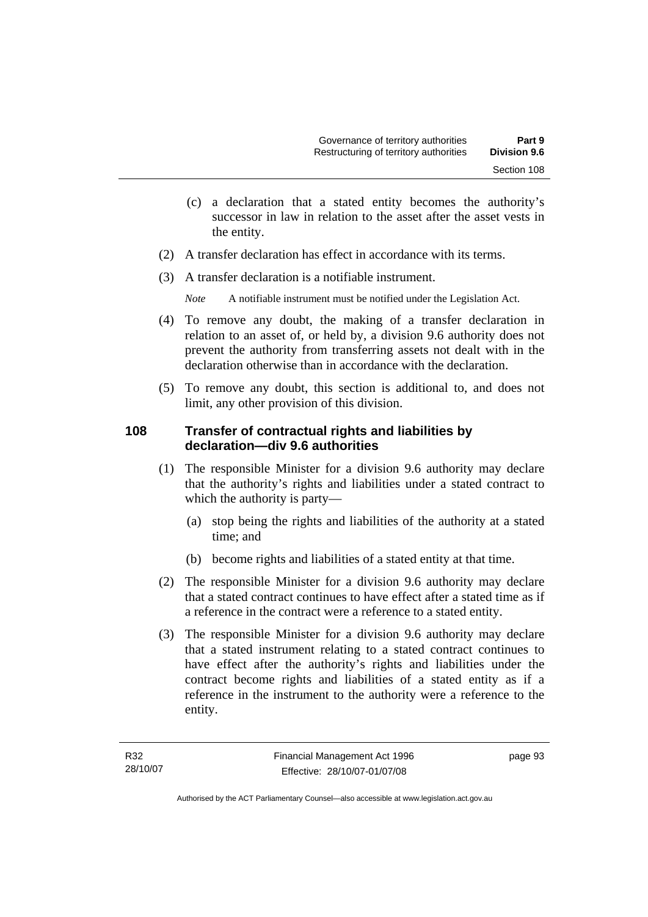(c) a declaration that a stated entity becomes the authority's successor in law in relation to the asset after the asset vests in the entity.

(2) A transfer declaration has effect in accordance with its terms.

(3) A transfer declaration is a notifiable instrument.

*Note* A notifiable instrument must be notified under the Legislation Act.

(4) To remove any doubt, the making of a transfer declaration in relation to an asset of, or held by, a division 9.6 authority does not prevent the authority from transferring assets not dealt with in the declaration otherwise than in accordance with the declaration.

(5) To remove any doubt, this section is additional to, and does not limit, any other provision of this division.

## 108 Transfer of contractual rights and liabilities by declaration—div 9.6 authorities

(1) The responsible Minister for a division 9.6 authority may declare that the authority's rights and liabilities under a stated contract to which the authority is party—

(a) stop being the rights and liabilities of the authority at a stated time; and

(b) become rights and liabilities of a stated entity at that time.

(2) The responsible Minister for a division 9.6 authority may declare that a stated contract continues to have effect after a stated time as if a reference in the contract were a reference to a stated entity.

(3) The responsible Minister for a division 9.6 authority may declare that a stated instrument relating to a stated contract continues to have effect after the authority's rights and liabilities under the contract become rights and liabilities of a stated entity as if a reference in the instrument to the authority were a reference to the entity.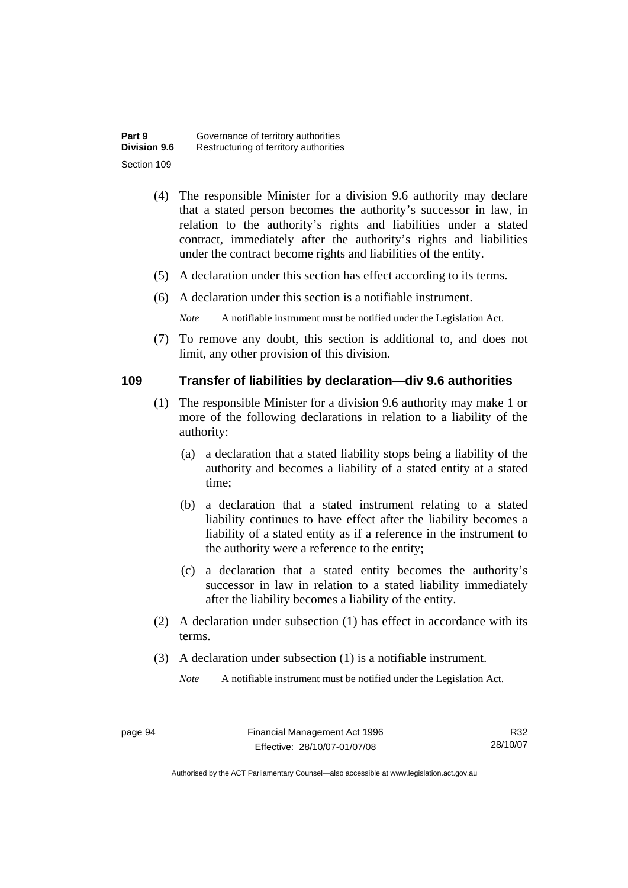(4) The responsible Minister for a division 9.6 authority may declare that a stated person becomes the authority's successor in law, in relation to the authority's rights and liabilities under a stated contract, immediately after the authority's rights and liabilities under the contract become rights and liabilities of the entity.

(5) A declaration under this section has effect according to its terms.

(6) A declaration under this section is a notifiable instrument.

*Note* A notifiable instrument must be notified under the Legislation Act.

(7) To remove any doubt, this section is additional to, and does not limit, any other provision of this division.

## 109 Transfer of liabilities by declaration—div 9.6 authorities

(1) The responsible Minister for a division 9.6 authority may make 1 or more of the following declarations in relation to a liability of the authority:

(a) a declaration that a stated liability stops being a liability of the authority and becomes a liability of a stated entity at a stated time;

(b) a declaration that a stated instrument relating to a stated liability continues to have effect after the liability becomes a liability of a stated entity as if a reference in the instrument to the authority were a reference to the entity;

(c) a declaration that a stated entity becomes the authority's successor in law in relation to a stated liability immediately after the liability becomes a liability of the entity.

(2) A declaration under subsection (1) has effect in accordance with its terms.

(3) A declaration under subsection (1) is a notifiable instrument.

*Note* A notifiable instrument must be notified under the Legislation Act.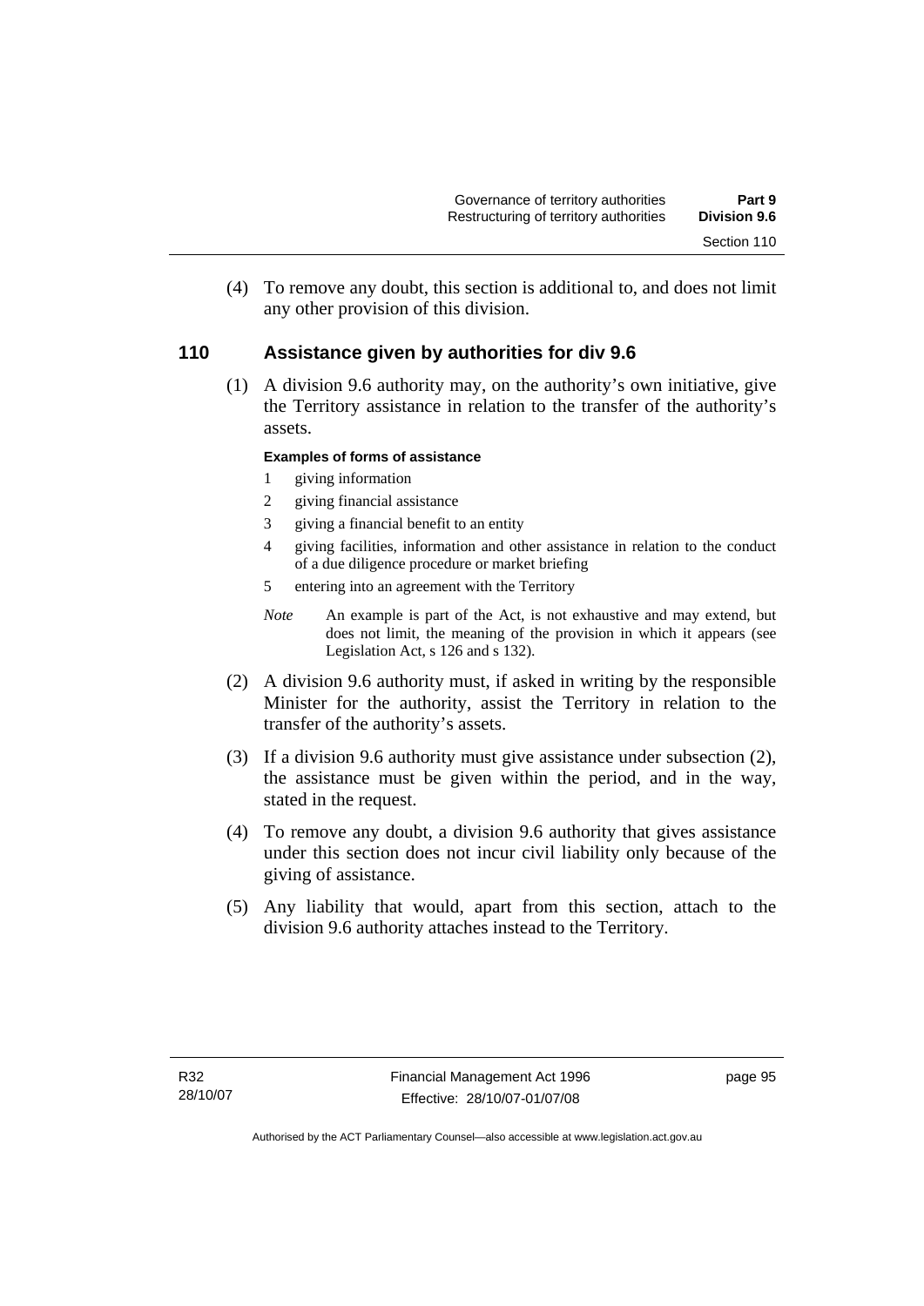(4) To remove any doubt, this section is additional to, and does not limit any other provision of this division.

## 110 Assistance given by authorities for div 9.6

(1) A division 9.6 authority may, on the authority's own initiative, give the Territory assistance in relation to the transfer of the authority's assets.

**Examples of forms of assistance**

1 giving information
2 giving financial assistance
3 giving a financial benefit to an entity
4 giving facilities, information and other assistance in relation to the conduct of a due diligence procedure or market briefing
5 entering into an agreement with the Territory

*Note* An example is part of the Act, is not exhaustive and may extend, but does not limit, the meaning of the provision in which it appears (see Legislation Act, s 126 and s 132).

(2) A division 9.6 authority must, if asked in writing by the responsible Minister for the authority, assist the Territory in relation to the transfer of the authority's assets.

(3) If a division 9.6 authority must give assistance under subsection (2), the assistance must be given within the period, and in the way, stated in the request.

(4) To remove any doubt, a division 9.6 authority that gives assistance under this section does not incur civil liability only because of the giving of assistance.

(5) Any liability that would, apart from this section, attach to the division 9.6 authority attaches instead to the Territory.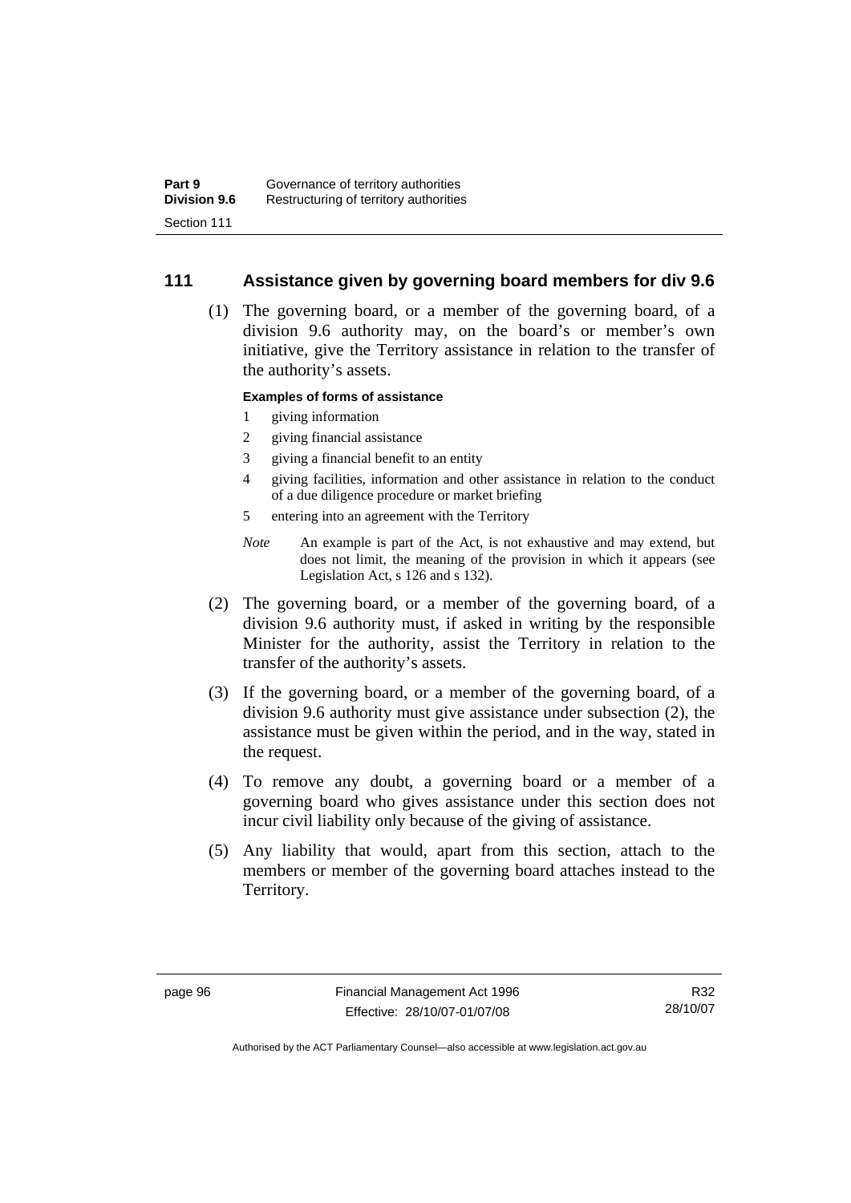## 111 Assistance given by governing board members for div 9.6

(1) The governing board, or a member of the governing board, of a division 9.6 authority may, on the board's or member's own initiative, give the Territory assistance in relation to the transfer of the authority's assets.

**Examples of forms of assistance**

1 giving information
2 giving financial assistance
3 giving a financial benefit to an entity
4 giving facilities, information and other assistance in relation to the conduct of a due diligence procedure or market briefing
5 entering into an agreement with the Territory

*Note* An example is part of the Act, is not exhaustive and may extend, but does not limit, the meaning of the provision in which it appears (see Legislation Act, s 126 and s 132).

(2) The governing board, or a member of the governing board, of a division 9.6 authority must, if asked in writing by the responsible Minister for the authority, assist the Territory in relation to the transfer of the authority's assets.

(3) If the governing board, or a member of the governing board, of a division 9.6 authority must give assistance under subsection (2), the assistance must be given within the period, and in the way, stated in the request.

(4) To remove any doubt, a governing board or a member of a governing board who gives assistance under this section does not incur civil liability only because of the giving of assistance.

(5) Any liability that would, apart from this section, attach to the members or member of the governing board attaches instead to the Territory.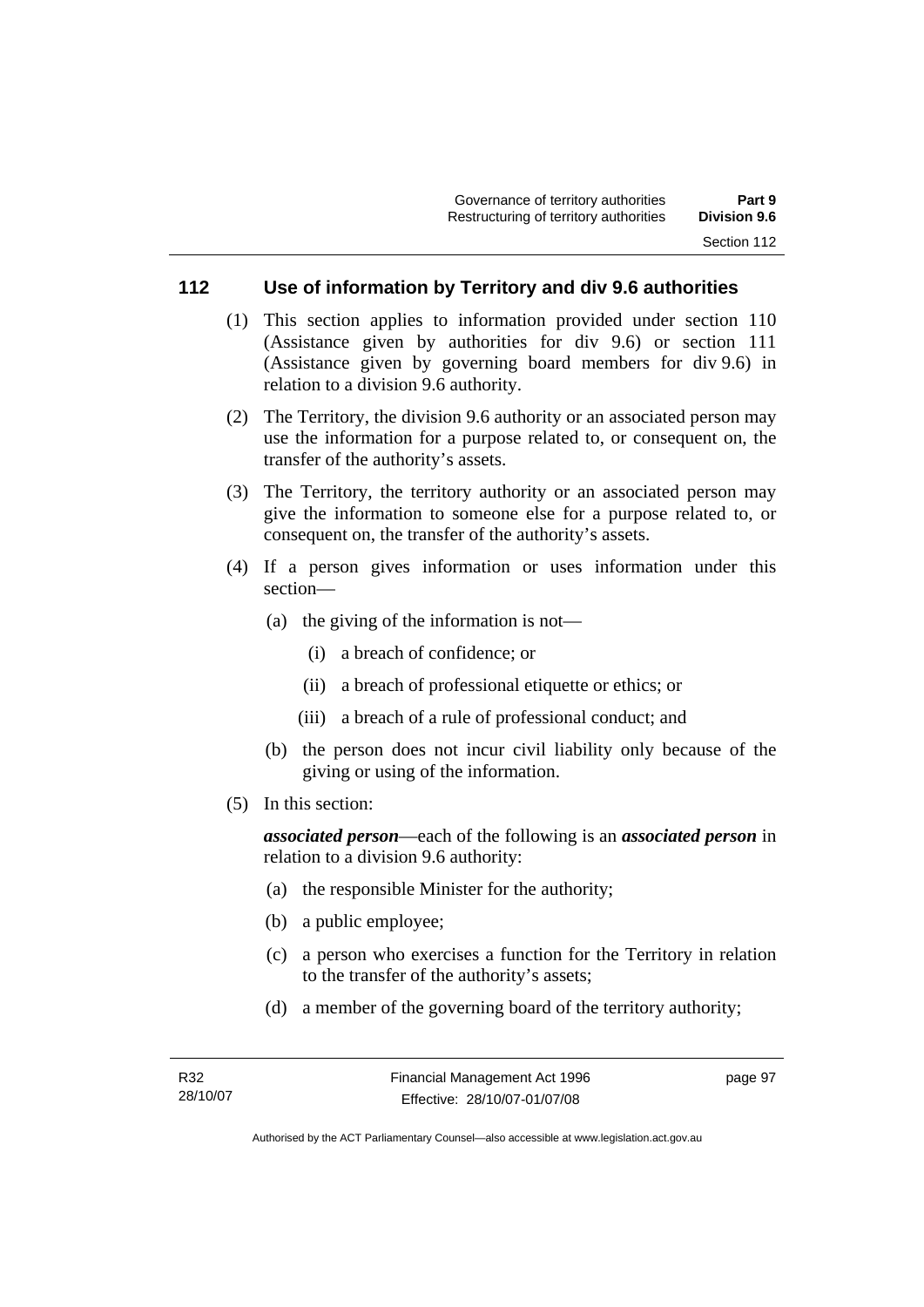## 112 Use of information by Territory and div 9.6 authorities

(1) This section applies to information provided under section 110 (Assistance given by authorities for div 9.6) or section 111 (Assistance given by governing board members for div 9.6) in relation to a division 9.6 authority.

(2) The Territory, the division 9.6 authority or an associated person may use the information for a purpose related to, or consequent on, the transfer of the authority's assets.

(3) The Territory, the territory authority or an associated person may give the information to someone else for a purpose related to, or consequent on, the transfer of the authority's assets.

(4) If a person gives information or uses information under this section—

(a) the giving of the information is not—

(i) a breach of confidence; or

(ii) a breach of professional etiquette or ethics; or

(iii) a breach of a rule of professional conduct; and

(b) the person does not incur civil liability only because of the giving or using of the information.

(5) In this section:

***associated person***—each of the following is an ***associated person*** in relation to a division 9.6 authority:

(a) the responsible Minister for the authority;

(b) a public employee;

(c) a person who exercises a function for the Territory in relation to the transfer of the authority's assets;

(d) a member of the governing board of the territory authority;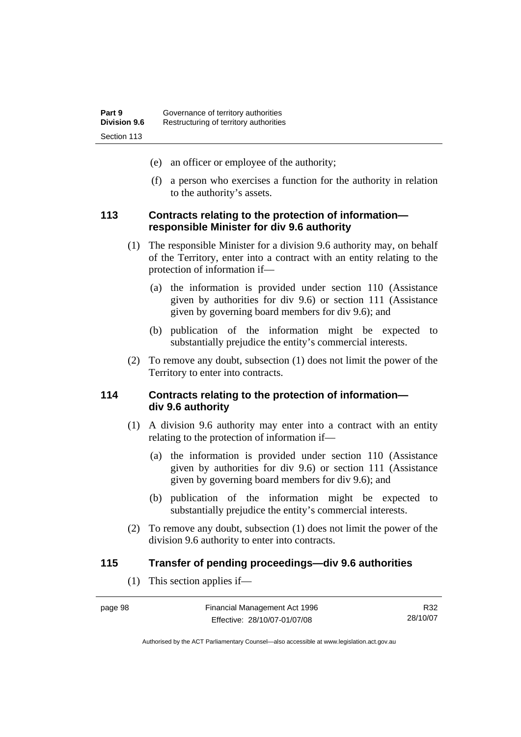(e) an officer or employee of the authority;

(f) a person who exercises a function for the authority in relation to the authority's assets.

### 113 Contracts relating to the protection of information—responsible Minister for div 9.6 authority

(1) The responsible Minister for a division 9.6 authority may, on behalf of the Territory, enter into a contract with an entity relating to the protection of information if—

(a) the information is provided under section 110 (Assistance given by authorities for div 9.6) or section 111 (Assistance given by governing board members for div 9.6); and

(b) publication of the information might be expected to substantially prejudice the entity's commercial interests.

(2) To remove any doubt, subsection (1) does not limit the power of the Territory to enter into contracts.

### 114 Contracts relating to the protection of information—div 9.6 authority

(1) A division 9.6 authority may enter into a contract with an entity relating to the protection of information if—

(a) the information is provided under section 110 (Assistance given by authorities for div 9.6) or section 111 (Assistance given by governing board members for div 9.6); and

(b) publication of the information might be expected to substantially prejudice the entity's commercial interests.

(2) To remove any doubt, subsection (1) does not limit the power of the division 9.6 authority to enter into contracts.

### 115 Transfer of pending proceedings—div 9.6 authorities

(1) This section applies if—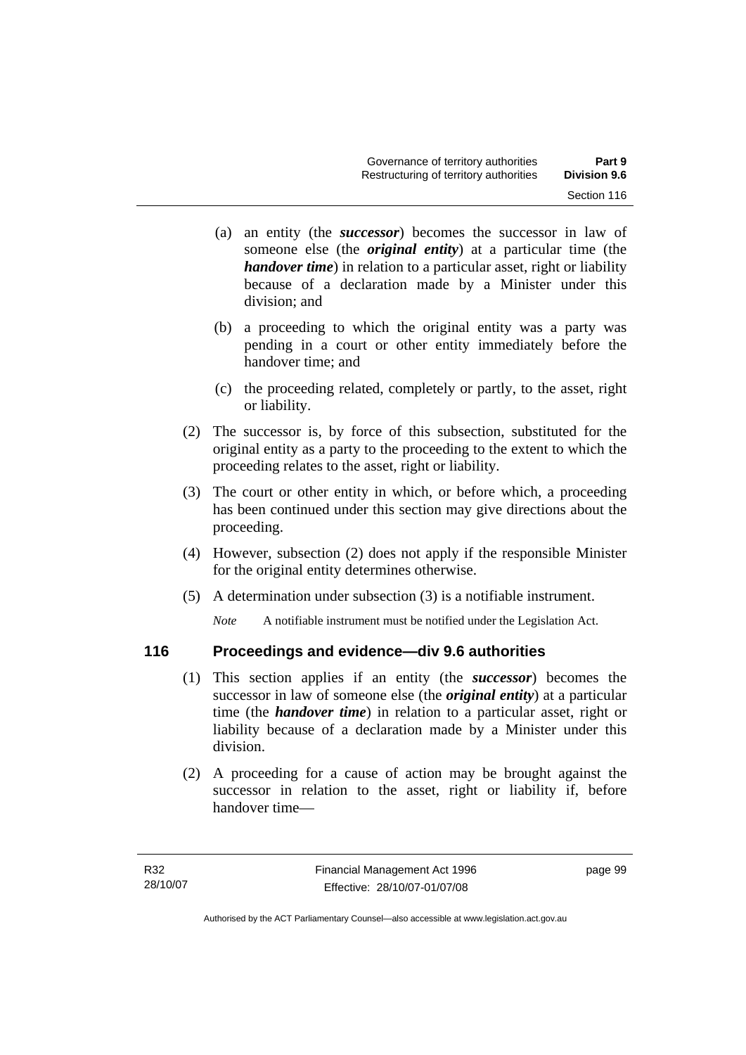(a) an entity (the ***successor***) becomes the successor in law of someone else (the ***original entity***) at a particular time (the ***handover time***) in relation to a particular asset, right or liability because of a declaration made by a Minister under this division; and

(b) a proceeding to which the original entity was a party was pending in a court or other entity immediately before the handover time; and

(c) the proceeding related, completely or partly, to the asset, right or liability.

(2) The successor is, by force of this subsection, substituted for the original entity as a party to the proceeding to the extent to which the proceeding relates to the asset, right or liability.

(3) The court or other entity in which, or before which, a proceeding has been continued under this section may give directions about the proceeding.

(4) However, subsection (2) does not apply if the responsible Minister for the original entity determines otherwise.

(5) A determination under subsection (3) is a notifiable instrument.

*Note* A notifiable instrument must be notified under the Legislation Act.

## 116 Proceedings and evidence—div 9.6 authorities

(1) This section applies if an entity (the ***successor***) becomes the successor in law of someone else (the ***original entity***) at a particular time (the ***handover time***) in relation to a particular asset, right or liability because of a declaration made by a Minister under this division.

(2) A proceeding for a cause of action may be brought against the successor in relation to the asset, right or liability if, before handover time—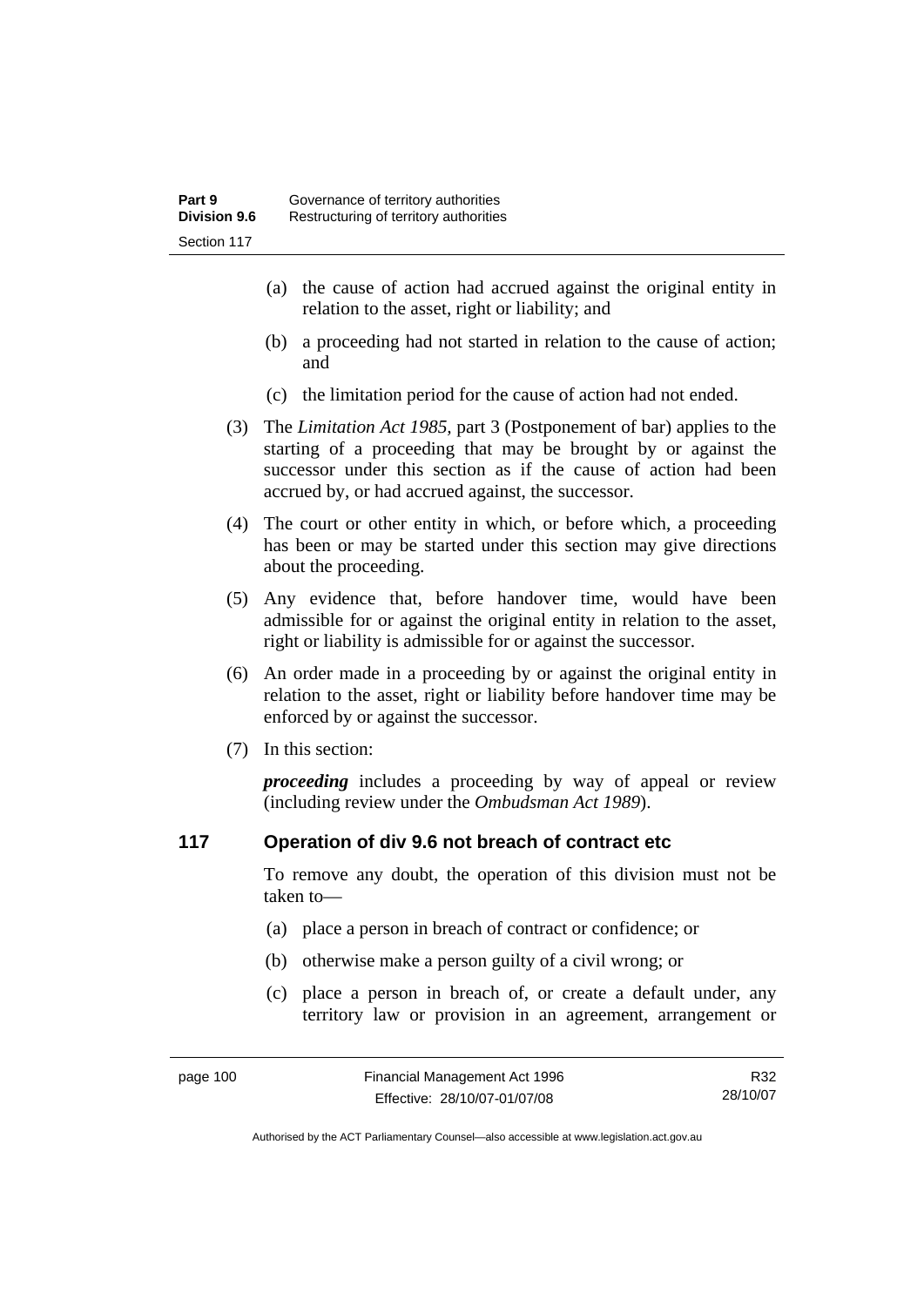(a) the cause of action had accrued against the original entity in relation to the asset, right or liability; and

(b) a proceeding had not started in relation to the cause of action; and

(c) the limitation period for the cause of action had not ended.

(3) The *Limitation Act 1985*, part 3 (Postponement of bar) applies to the starting of a proceeding that may be brought by or against the successor under this section as if the cause of action had been accrued by, or had accrued against, the successor.

(4) The court or other entity in which, or before which, a proceeding has been or may be started under this section may give directions about the proceeding.

(5) Any evidence that, before handover time, would have been admissible for or against the original entity in relation to the asset, right or liability is admissible for or against the successor.

(6) An order made in a proceeding by or against the original entity in relation to the asset, right or liability before handover time may be enforced by or against the successor.

(7) In this section:

***proceeding*** includes a proceeding by way of appeal or review (including review under the *Ombudsman Act 1989*).

## 117 Operation of div 9.6 not breach of contract etc

To remove any doubt, the operation of this division must not be taken to—

(a) place a person in breach of contract or confidence; or

(b) otherwise make a person guilty of a civil wrong; or

(c) place a person in breach of, or create a default under, any territory law or provision in an agreement, arrangement or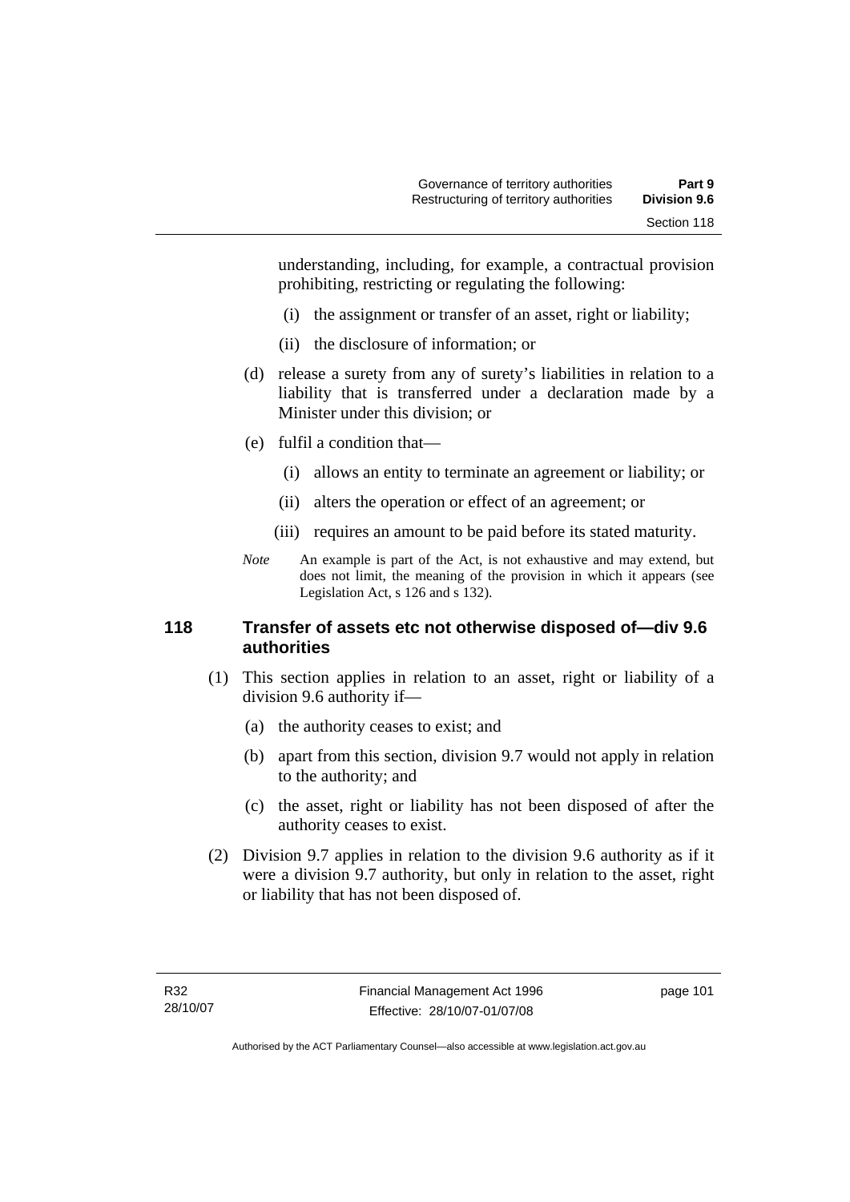understanding, including, for example, a contractual provision prohibiting, restricting or regulating the following:

(i) the assignment or transfer of an asset, right or liability;

(ii) the disclosure of information; or

(d) release a surety from any of surety's liabilities in relation to a liability that is transferred under a declaration made by a Minister under this division; or

(e) fulfil a condition that—

(i) allows an entity to terminate an agreement or liability; or

(ii) alters the operation or effect of an agreement; or

(iii) requires an amount to be paid before its stated maturity.

*Note* An example is part of the Act, is not exhaustive and may extend, but does not limit, the meaning of the provision in which it appears (see Legislation Act, s 126 and s 132).

### 118 Transfer of assets etc not otherwise disposed of—div 9.6 authorities

(1) This section applies in relation to an asset, right or liability of a division 9.6 authority if—

(a) the authority ceases to exist; and

(b) apart from this section, division 9.7 would not apply in relation to the authority; and

(c) the asset, right or liability has not been disposed of after the authority ceases to exist.

(2) Division 9.7 applies in relation to the division 9.6 authority as if it were a division 9.7 authority, but only in relation to the asset, right or liability that has not been disposed of.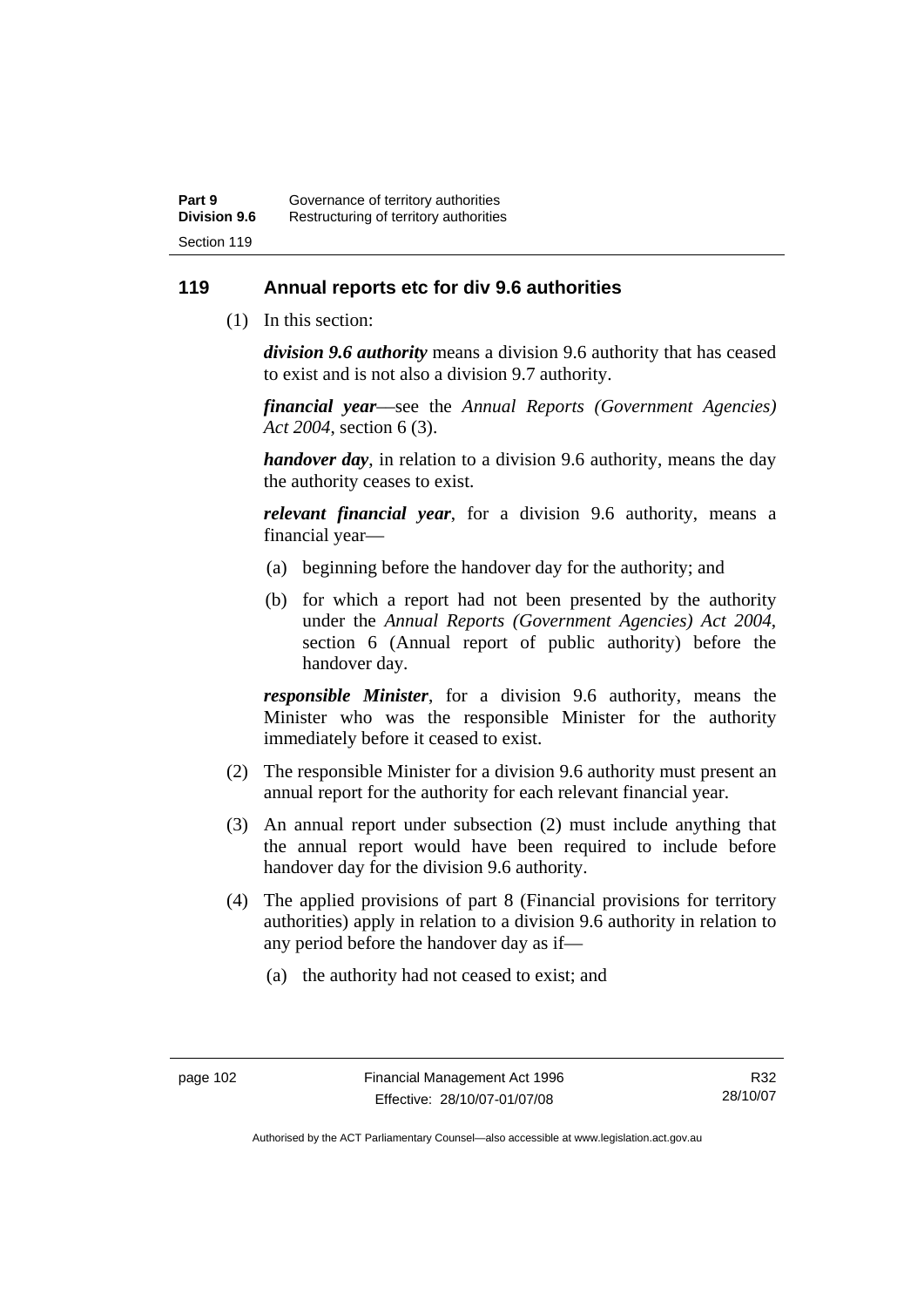## 119 Annual reports etc for div 9.6 authorities

(1) In this section:

***division 9.6 authority*** means a division 9.6 authority that has ceased to exist and is not also a division 9.7 authority.

***financial year***—see the *Annual Reports (Government Agencies) Act 2004*, section 6 (3).

***handover day***, in relation to a division 9.6 authority, means the day the authority ceases to exist.

***relevant financial year***, for a division 9.6 authority, means a financial year—

(a) beginning before the handover day for the authority; and

(b) for which a report had not been presented by the authority under the *Annual Reports (Government Agencies) Act 2004*, section 6 (Annual report of public authority) before the handover day.

***responsible Minister***, for a division 9.6 authority, means the Minister who was the responsible Minister for the authority immediately before it ceased to exist.

(2) The responsible Minister for a division 9.6 authority must present an annual report for the authority for each relevant financial year.

(3) An annual report under subsection (2) must include anything that the annual report would have been required to include before handover day for the division 9.6 authority.

(4) The applied provisions of part 8 (Financial provisions for territory authorities) apply in relation to a division 9.6 authority in relation to any period before the handover day as if—

(a) the authority had not ceased to exist; and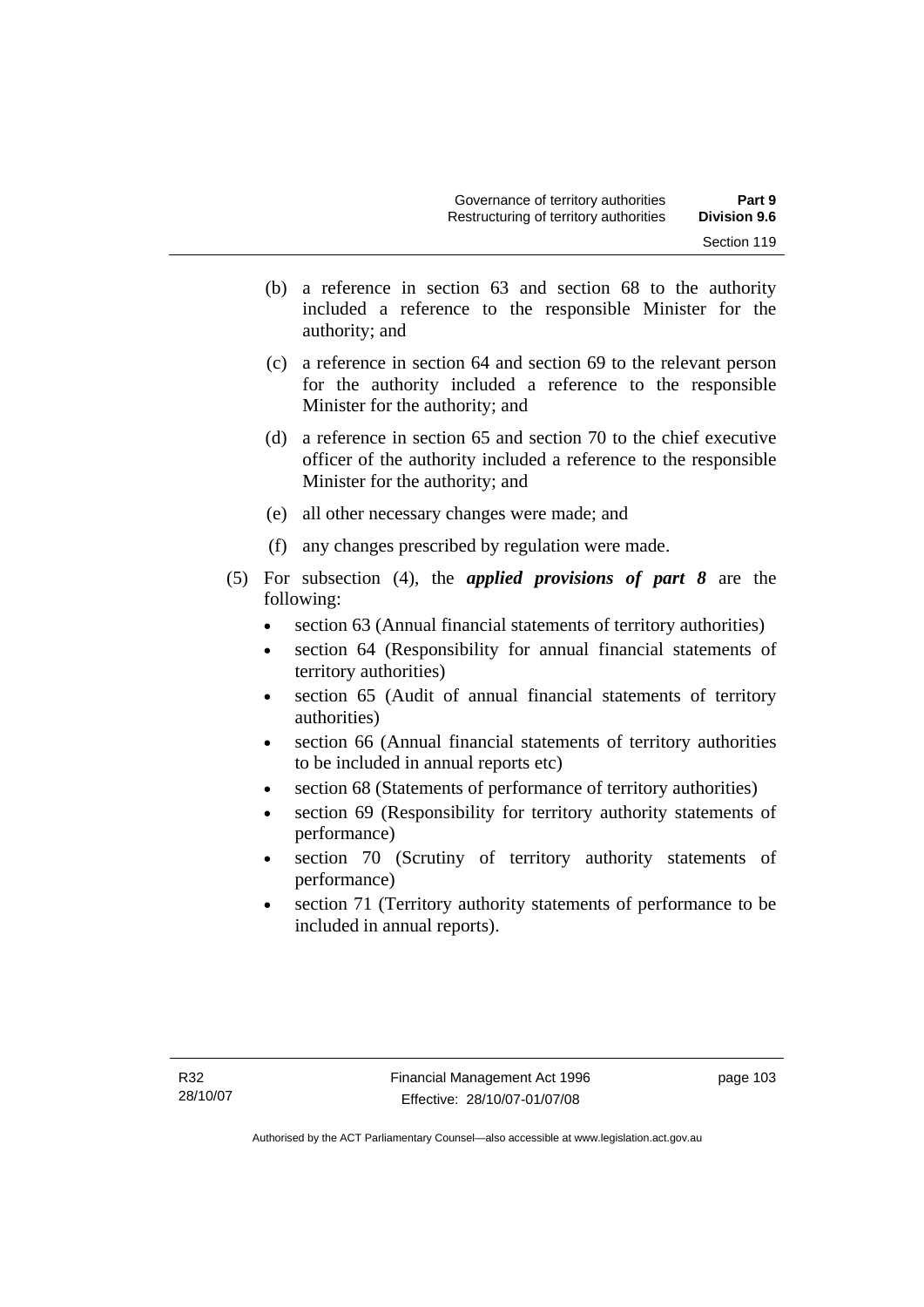(b) a reference in section 63 and section 68 to the authority included a reference to the responsible Minister for the authority; and

(c) a reference in section 64 and section 69 to the relevant person for the authority included a reference to the responsible Minister for the authority; and

(d) a reference in section 65 and section 70 to the chief executive officer of the authority included a reference to the responsible Minister for the authority; and

(e) all other necessary changes were made; and

(f) any changes prescribed by regulation were made.

(5) For subsection (4), the ***applied provisions of part 8*** are the following:

- section 63 (Annual financial statements of territory authorities)
- section 64 (Responsibility for annual financial statements of territory authorities)
- section 65 (Audit of annual financial statements of territory authorities)
- section 66 (Annual financial statements of territory authorities to be included in annual reports etc)
- section 68 (Statements of performance of territory authorities)
- section 69 (Responsibility for territory authority statements of performance)
- section 70 (Scrutiny of territory authority statements of performance)
- section 71 (Territory authority statements of performance to be included in annual reports).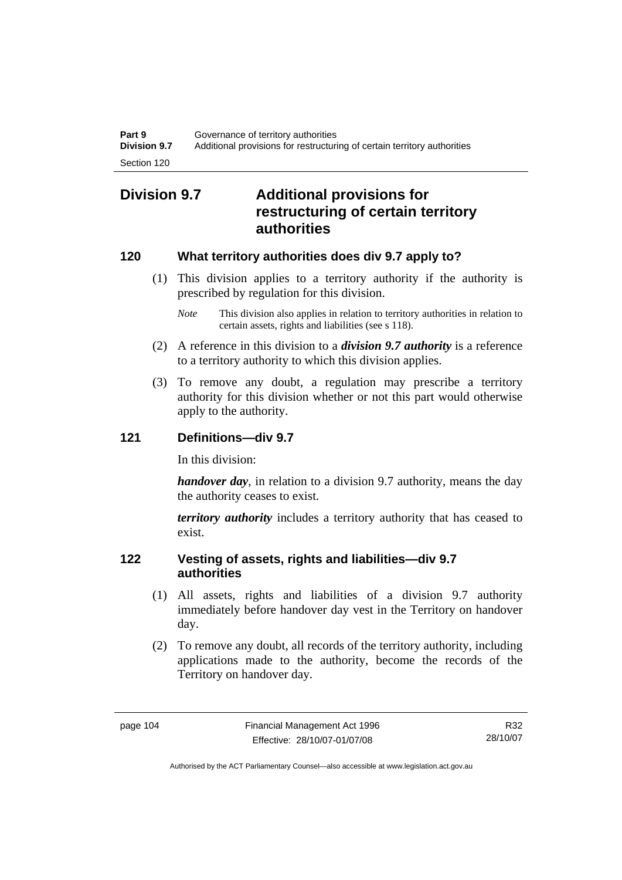## Division 9.7 Additional provisions for restructuring of certain territory authorities

### 120 What territory authorities does div 9.7 apply to?

(1) This division applies to a territory authority if the authority is prescribed by regulation for this division.

*Note* This division also applies in relation to territory authorities in relation to certain assets, rights and liabilities (see s 118).

(2) A reference in this division to a ***division 9.7 authority*** is a reference to a territory authority to which this division applies.

(3) To remove any doubt, a regulation may prescribe a territory authority for this division whether or not this part would otherwise apply to the authority.

### 121 Definitions—div 9.7

In this division:

***handover day***, in relation to a division 9.7 authority, means the day the authority ceases to exist.

***territory authority*** includes a territory authority that has ceased to exist.

### 122 Vesting of assets, rights and liabilities—div 9.7 authorities

(1) All assets, rights and liabilities of a division 9.7 authority immediately before handover day vest in the Territory on handover day.

(2) To remove any doubt, all records of the territory authority, including applications made to the authority, become the records of the Territory on handover day.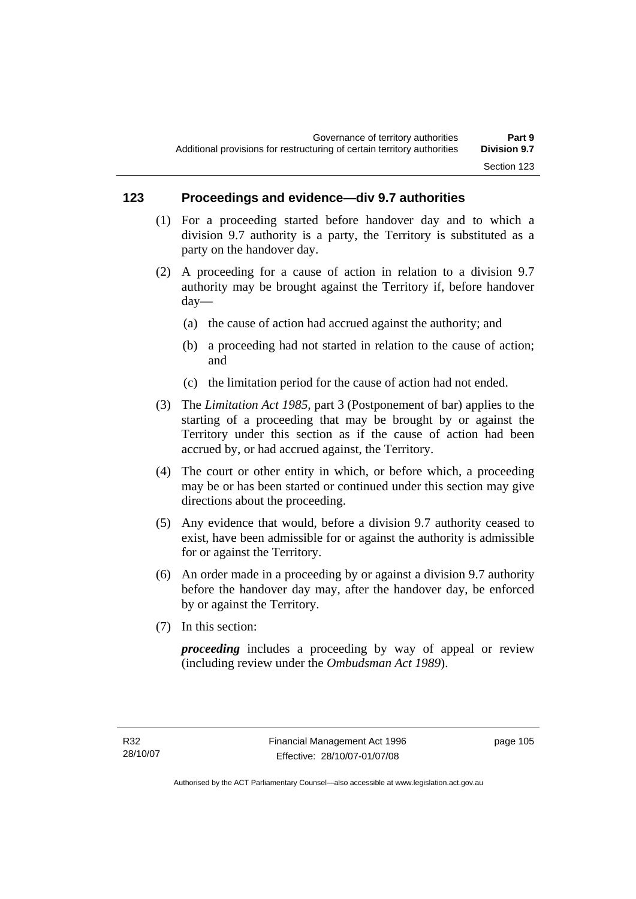## 123 Proceedings and evidence—div 9.7 authorities

(1) For a proceeding started before handover day and to which a division 9.7 authority is a party, the Territory is substituted as a party on the handover day.

(2) A proceeding for a cause of action in relation to a division 9.7 authority may be brought against the Territory if, before handover day—

(a) the cause of action had accrued against the authority; and

(b) a proceeding had not started in relation to the cause of action; and

(c) the limitation period for the cause of action had not ended.

(3) The *Limitation Act 1985*, part 3 (Postponement of bar) applies to the starting of a proceeding that may be brought by or against the Territory under this section as if the cause of action had been accrued by, or had accrued against, the Territory.

(4) The court or other entity in which, or before which, a proceeding may be or has been started or continued under this section may give directions about the proceeding.

(5) Any evidence that would, before a division 9.7 authority ceased to exist, have been admissible for or against the authority is admissible for or against the Territory.

(6) An order made in a proceeding by or against a division 9.7 authority before the handover day may, after the handover day, be enforced by or against the Territory.

(7) In this section:

***proceeding*** includes a proceeding by way of appeal or review (including review under the *Ombudsman Act 1989*).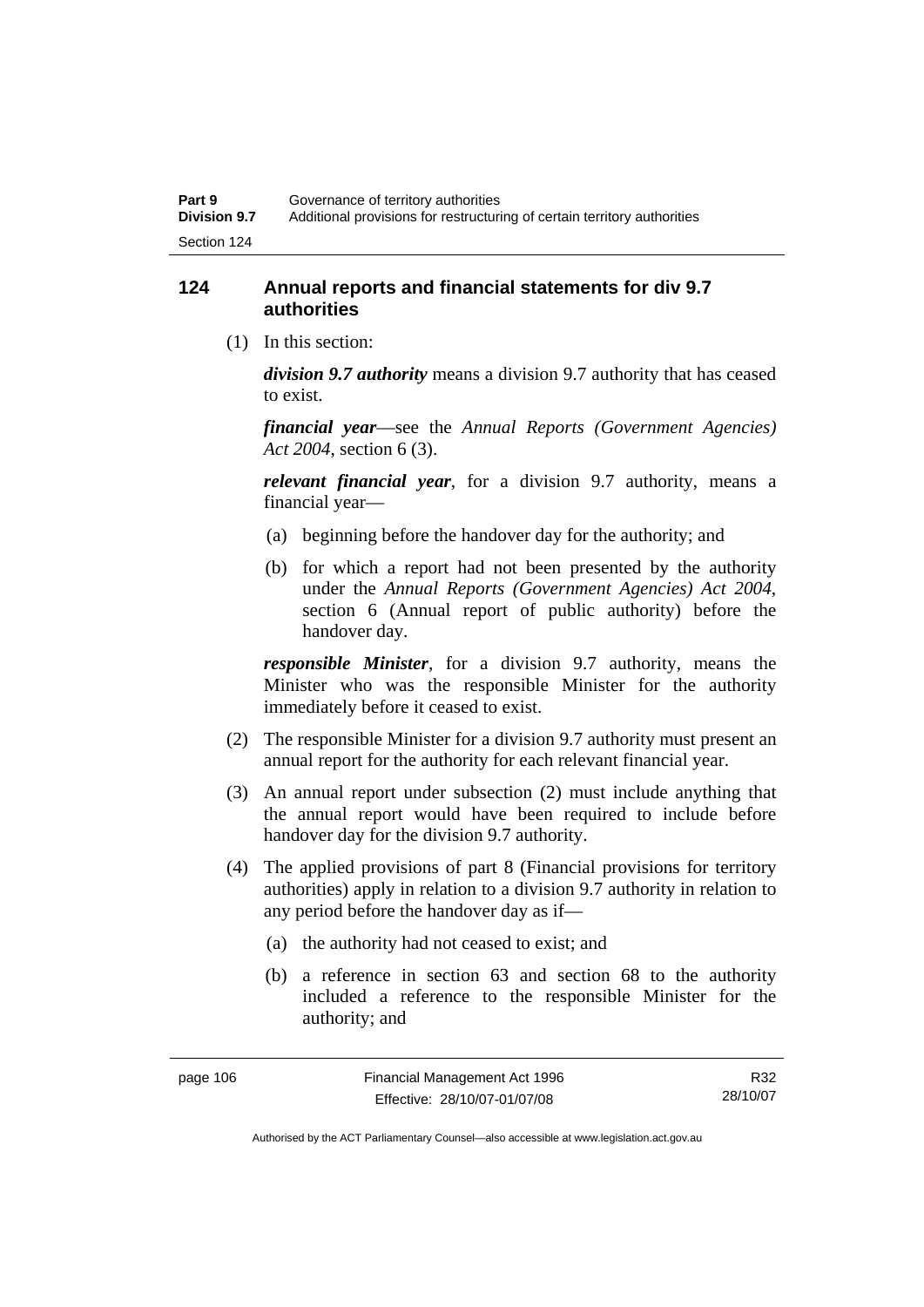## 124 Annual reports and financial statements for div 9.7 authorities

(1) In this section:

***division 9.7 authority*** means a division 9.7 authority that has ceased to exist.

***financial year***—see the *Annual Reports (Government Agencies) Act 2004*, section 6 (3).

***relevant financial year***, for a division 9.7 authority, means a financial year—

- (a) beginning before the handover day for the authority; and
- (b) for which a report had not been presented by the authority under the *Annual Reports (Government Agencies) Act 2004*, section 6 (Annual report of public authority) before the handover day.

***responsible Minister***, for a division 9.7 authority, means the Minister who was the responsible Minister for the authority immediately before it ceased to exist.

(2) The responsible Minister for a division 9.7 authority must present an annual report for the authority for each relevant financial year.

(3) An annual report under subsection (2) must include anything that the annual report would have been required to include before handover day for the division 9.7 authority.

(4) The applied provisions of part 8 (Financial provisions for territory authorities) apply in relation to a division 9.7 authority in relation to any period before the handover day as if—

- (a) the authority had not ceased to exist; and
- (b) a reference in section 63 and section 68 to the authority included a reference to the responsible Minister for the authority; and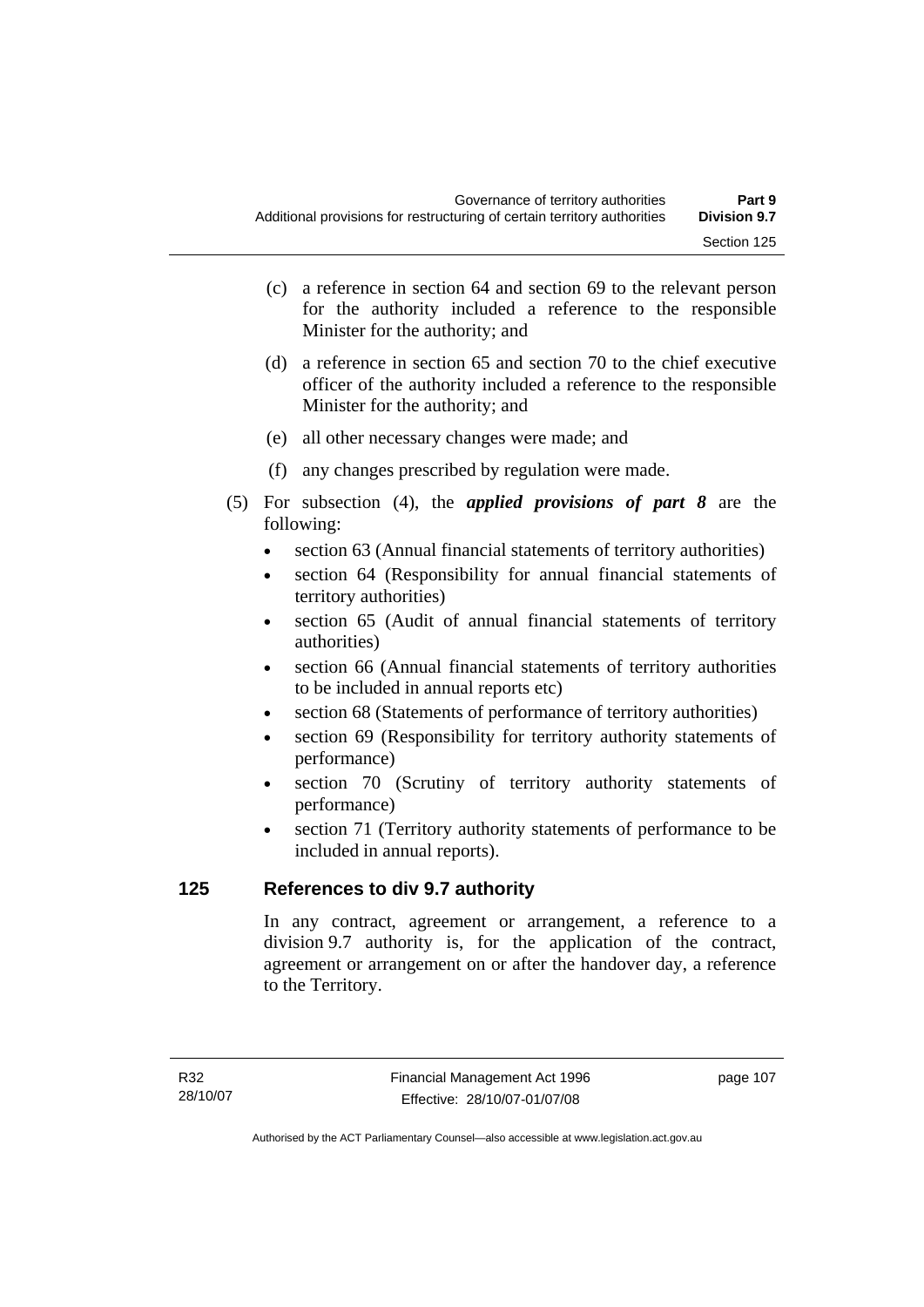(c) a reference in section 64 and section 69 to the relevant person for the authority included a reference to the responsible Minister for the authority; and

(d) a reference in section 65 and section 70 to the chief executive officer of the authority included a reference to the responsible Minister for the authority; and

(e) all other necessary changes were made; and

(f) any changes prescribed by regulation were made.

(5) For subsection (4), the ***applied provisions of part 8*** are the following:

- section 63 (Annual financial statements of territory authorities)
- section 64 (Responsibility for annual financial statements of territory authorities)
- section 65 (Audit of annual financial statements of territory authorities)
- section 66 (Annual financial statements of territory authorities to be included in annual reports etc)
- section 68 (Statements of performance of territory authorities)
- section 69 (Responsibility for territory authority statements of performance)
- section 70 (Scrutiny of territory authority statements of performance)
- section 71 (Territory authority statements of performance to be included in annual reports).

## 125 References to div 9.7 authority

In any contract, agreement or arrangement, a reference to a division 9.7 authority is, for the application of the contract, agreement or arrangement on or after the handover day, a reference to the Territory.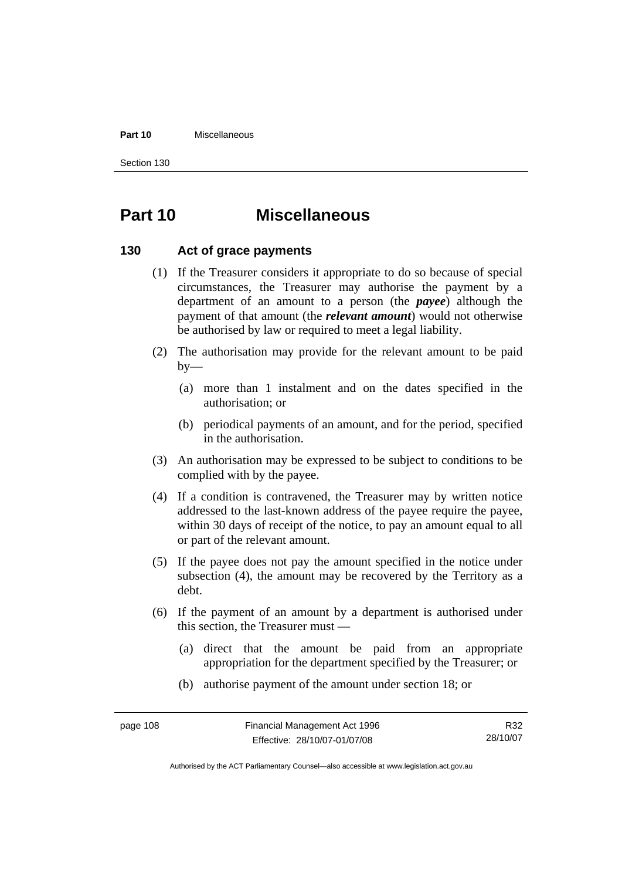# Part 10 Miscellaneous

## 130 Act of grace payments

(1) If the Treasurer considers it appropriate to do so because of special circumstances, the Treasurer may authorise the payment by a department of an amount to a person (the ***payee***) although the payment of that amount (the ***relevant amount***) would not otherwise be authorised by law or required to meet a legal liability.

(2) The authorisation may provide for the relevant amount to be paid by—

(a) more than 1 instalment and on the dates specified in the authorisation; or

(b) periodical payments of an amount, and for the period, specified in the authorisation.

(3) An authorisation may be expressed to be subject to conditions to be complied with by the payee.

(4) If a condition is contravened, the Treasurer may by written notice addressed to the last-known address of the payee require the payee, within 30 days of receipt of the notice, to pay an amount equal to all or part of the relevant amount.

(5) If the payee does not pay the amount specified in the notice under subsection (4), the amount may be recovered by the Territory as a debt.

(6) If the payment of an amount by a department is authorised under this section, the Treasurer must —

(a) direct that the amount be paid from an appropriate appropriation for the department specified by the Treasurer; or

(b) authorise payment of the amount under section 18; or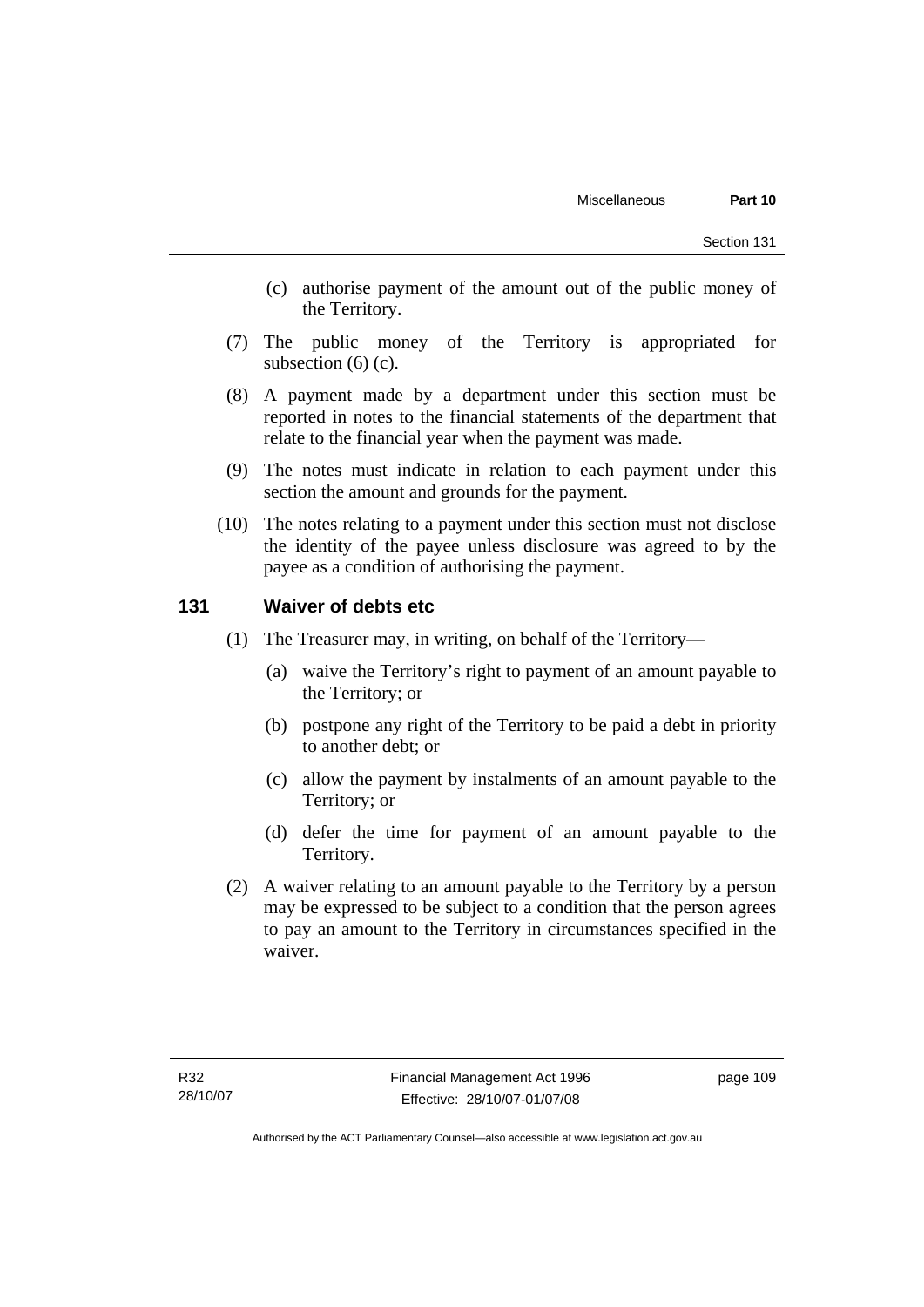(c) authorise payment of the amount out of the public money of the Territory.

(7) The public money of the Territory is appropriated for subsection (6) (c).

(8) A payment made by a department under this section must be reported in notes to the financial statements of the department that relate to the financial year when the payment was made.

(9) The notes must indicate in relation to each payment under this section the amount and grounds for the payment.

(10) The notes relating to a payment under this section must not disclose the identity of the payee unless disclosure was agreed to by the payee as a condition of authorising the payment.

## 131 Waiver of debts etc

(1) The Treasurer may, in writing, on behalf of the Territory—

(a) waive the Territory's right to payment of an amount payable to the Territory; or

(b) postpone any right of the Territory to be paid a debt in priority to another debt; or

(c) allow the payment by instalments of an amount payable to the Territory; or

(d) defer the time for payment of an amount payable to the Territory.

(2) A waiver relating to an amount payable to the Territory by a person may be expressed to be subject to a condition that the person agrees to pay an amount to the Territory in circumstances specified in the waiver.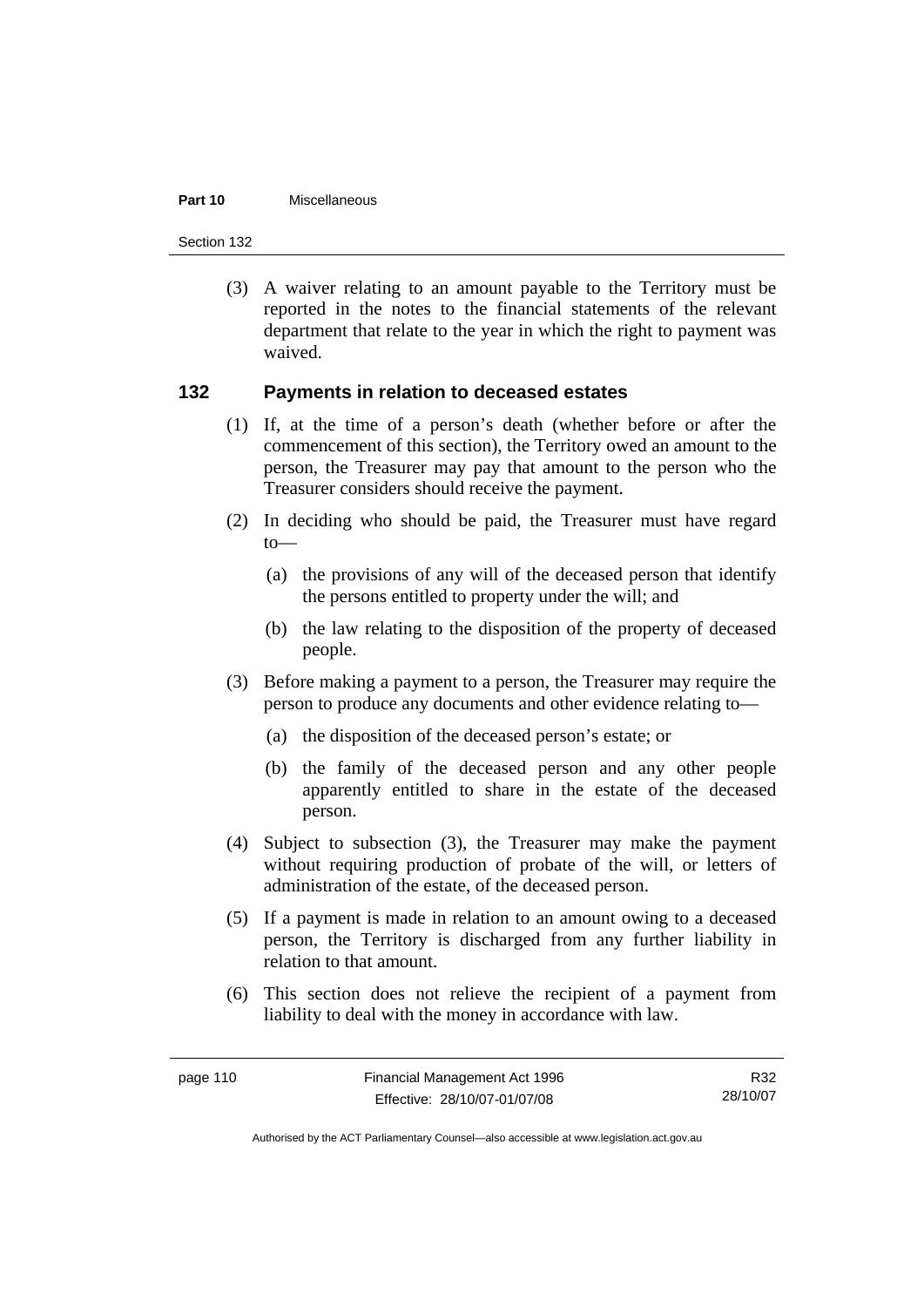(3) A waiver relating to an amount payable to the Territory must be reported in the notes to the financial statements of the relevant department that relate to the year in which the right to payment was waived.

## 132 Payments in relation to deceased estates

(1) If, at the time of a person's death (whether before or after the commencement of this section), the Territory owed an amount to the person, the Treasurer may pay that amount to the person who the Treasurer considers should receive the payment.

(2) In deciding who should be paid, the Treasurer must have regard to—

(a) the provisions of any will of the deceased person that identify the persons entitled to property under the will; and

(b) the law relating to the disposition of the property of deceased people.

(3) Before making a payment to a person, the Treasurer may require the person to produce any documents and other evidence relating to—

(a) the disposition of the deceased person's estate; or

(b) the family of the deceased person and any other people apparently entitled to share in the estate of the deceased person.

(4) Subject to subsection (3), the Treasurer may make the payment without requiring production of probate of the will, or letters of administration of the estate, of the deceased person.

(5) If a payment is made in relation to an amount owing to a deceased person, the Territory is discharged from any further liability in relation to that amount.

(6) This section does not relieve the recipient of a payment from liability to deal with the money in accordance with law.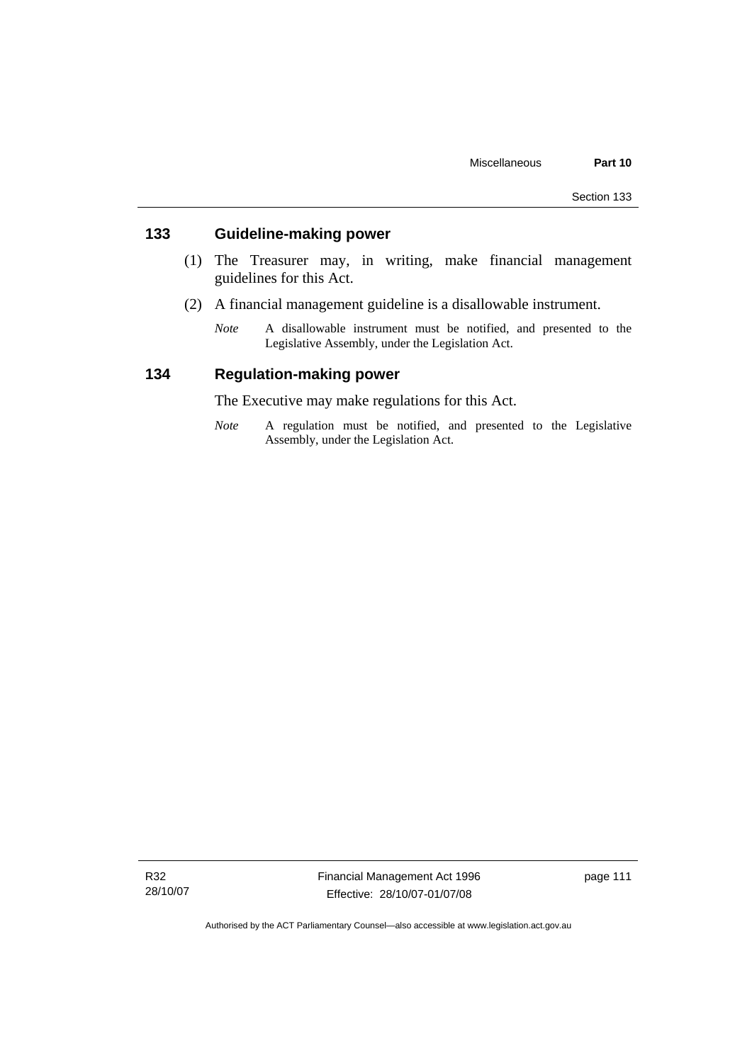## 133 Guideline-making power

(1) The Treasurer may, in writing, make financial management guidelines for this Act.

(2) A financial management guideline is a disallowable instrument.

*Note* A disallowable instrument must be notified, and presented to the Legislative Assembly, under the Legislation Act.

## 134 Regulation-making power

The Executive may make regulations for this Act.

*Note* A regulation must be notified, and presented to the Legislative Assembly, under the Legislation Act.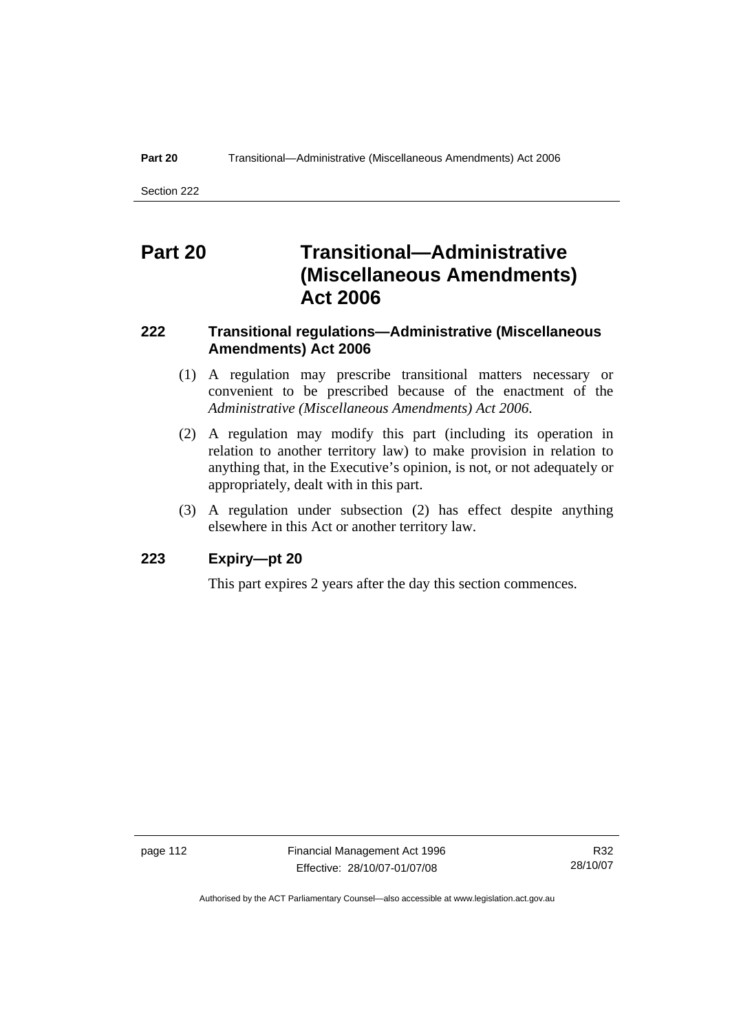# Part 20 Transitional—Administrative (Miscellaneous Amendments) Act 2006

## 222 Transitional regulations—Administrative (Miscellaneous Amendments) Act 2006

(1) A regulation may prescribe transitional matters necessary or convenient to be prescribed because of the enactment of the *Administrative (Miscellaneous Amendments) Act 2006*.

(2) A regulation may modify this part (including its operation in relation to another territory law) to make provision in relation to anything that, in the Executive's opinion, is not, or not adequately or appropriately, dealt with in this part.

(3) A regulation under subsection (2) has effect despite anything elsewhere in this Act or another territory law.

## 223 Expiry—pt 20

This part expires 2 years after the day this section commences.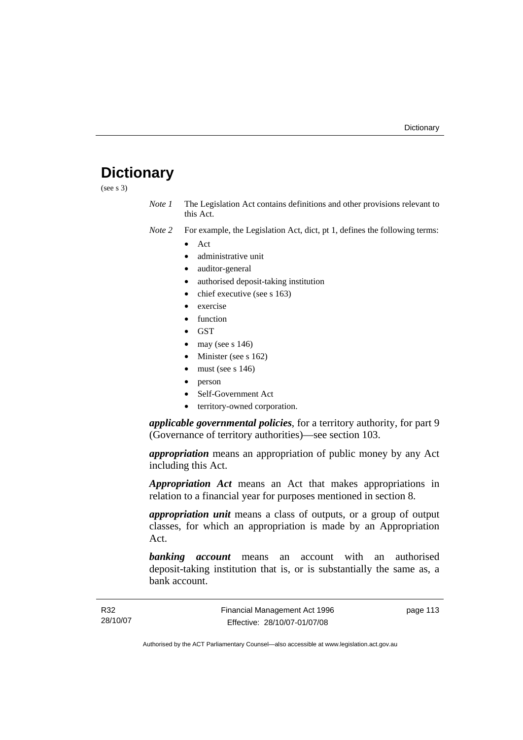# Dictionary

(see s 3)

*Note 1* The Legislation Act contains definitions and other provisions relevant to this Act.

*Note 2* For example, the Legislation Act, dict, pt 1, defines the following terms:

- Act
- administrative unit
- auditor-general
- authorised deposit-taking institution
- chief executive (see s 163)
- exercise
- function
- GST
- may (see s 146)
- Minister (see s 162)
- must (see s 146)
- person
- Self-Government Act
- territory-owned corporation.

***applicable governmental policies***, for a territory authority, for part 9 (Governance of territory authorities)—see section 103.

***appropriation*** means an appropriation of public money by any Act including this Act.

***Appropriation Act*** means an Act that makes appropriations in relation to a financial year for purposes mentioned in section 8.

***appropriation unit*** means a class of outputs, or a group of output classes, for which an appropriation is made by an Appropriation Act.

***banking account*** means an account with an authorised deposit-taking institution that is, or is substantially the same as, a bank account.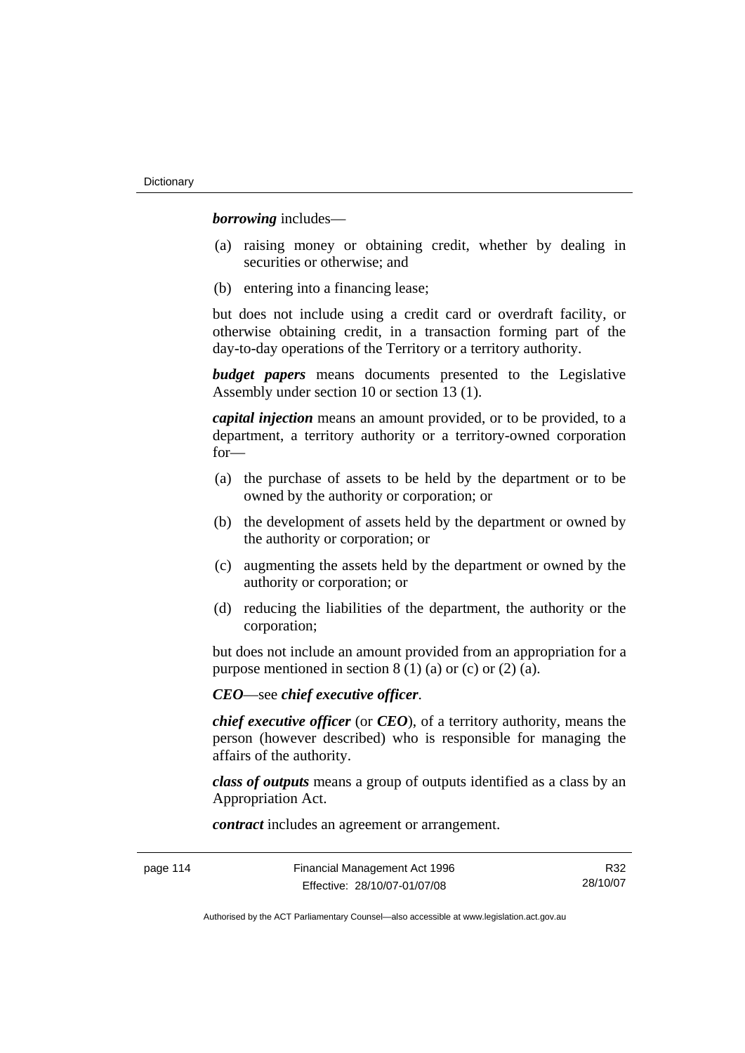***borrowing*** includes—

(a) raising money or obtaining credit, whether by dealing in securities or otherwise; and

(b) entering into a financing lease;

but does not include using a credit card or overdraft facility, or otherwise obtaining credit, in a transaction forming part of the day-to-day operations of the Territory or a territory authority.

***budget papers*** means documents presented to the Legislative Assembly under section 10 or section 13 (1).

***capital injection*** means an amount provided, or to be provided, to a department, a territory authority or a territory-owned corporation for—

(a) the purchase of assets to be held by the department or to be owned by the authority or corporation; or

(b) the development of assets held by the department or owned by the authority or corporation; or

(c) augmenting the assets held by the department or owned by the authority or corporation; or

(d) reducing the liabilities of the department, the authority or the corporation;

but does not include an amount provided from an appropriation for a purpose mentioned in section 8 (1) (a) or (c) or (2) (a).

***CEO***—see ***chief executive officer***.

***chief executive officer*** (or ***CEO***), of a territory authority, means the person (however described) who is responsible for managing the affairs of the authority.

***class of outputs*** means a group of outputs identified as a class by an Appropriation Act.

***contract*** includes an agreement or arrangement.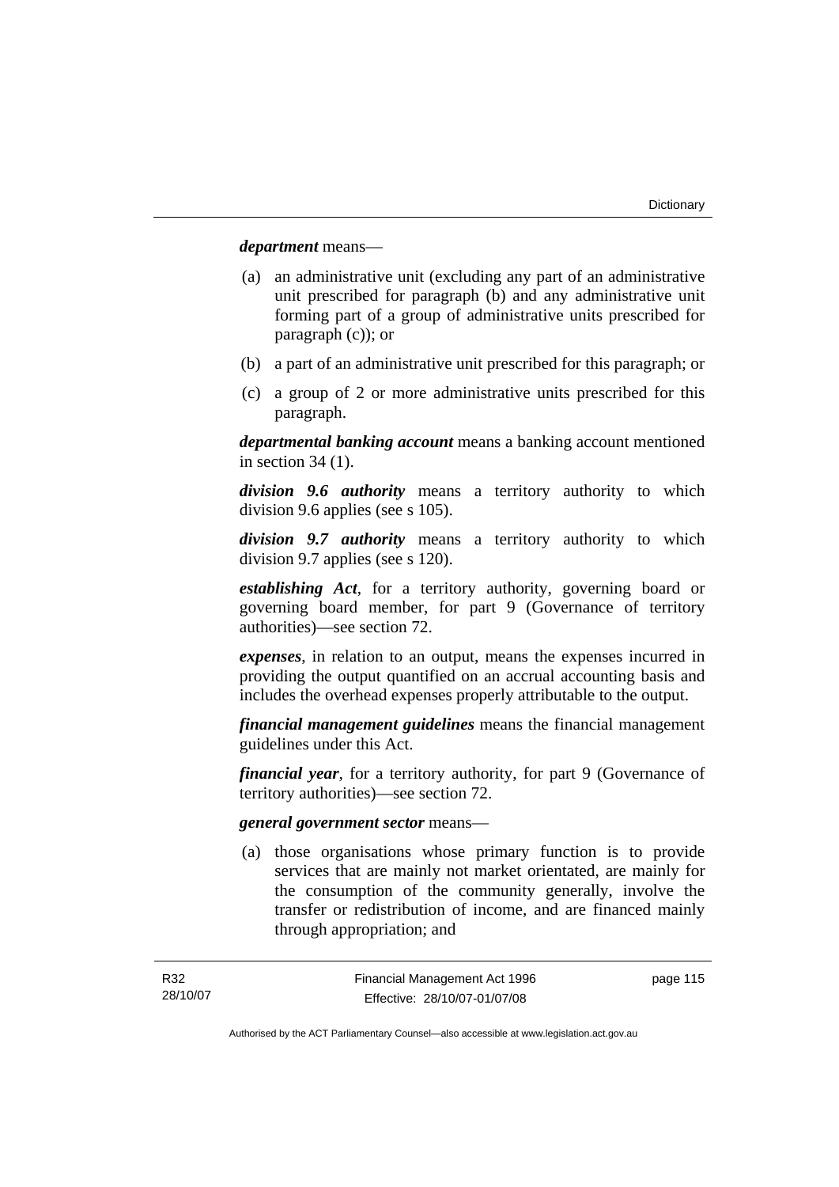***department*** means—

(a) an administrative unit (excluding any part of an administrative unit prescribed for paragraph (b) and any administrative unit forming part of a group of administrative units prescribed for paragraph (c)); or

(b) a part of an administrative unit prescribed for this paragraph; or

(c) a group of 2 or more administrative units prescribed for this paragraph.

***departmental banking account*** means a banking account mentioned in section 34 (1).

***division 9.6 authority*** means a territory authority to which division 9.6 applies (see s 105).

***division 9.7 authority*** means a territory authority to which division 9.7 applies (see s 120).

***establishing Act***, for a territory authority, governing board or governing board member, for part 9 (Governance of territory authorities)—see section 72.

***expenses***, in relation to an output, means the expenses incurred in providing the output quantified on an accrual accounting basis and includes the overhead expenses properly attributable to the output.

***financial management guidelines*** means the financial management guidelines under this Act.

***financial year***, for a territory authority, for part 9 (Governance of territory authorities)—see section 72.

***general government sector*** means—

(a) those organisations whose primary function is to provide services that are mainly not market orientated, are mainly for the consumption of the community generally, involve the transfer or redistribution of income, and are financed mainly through appropriation; and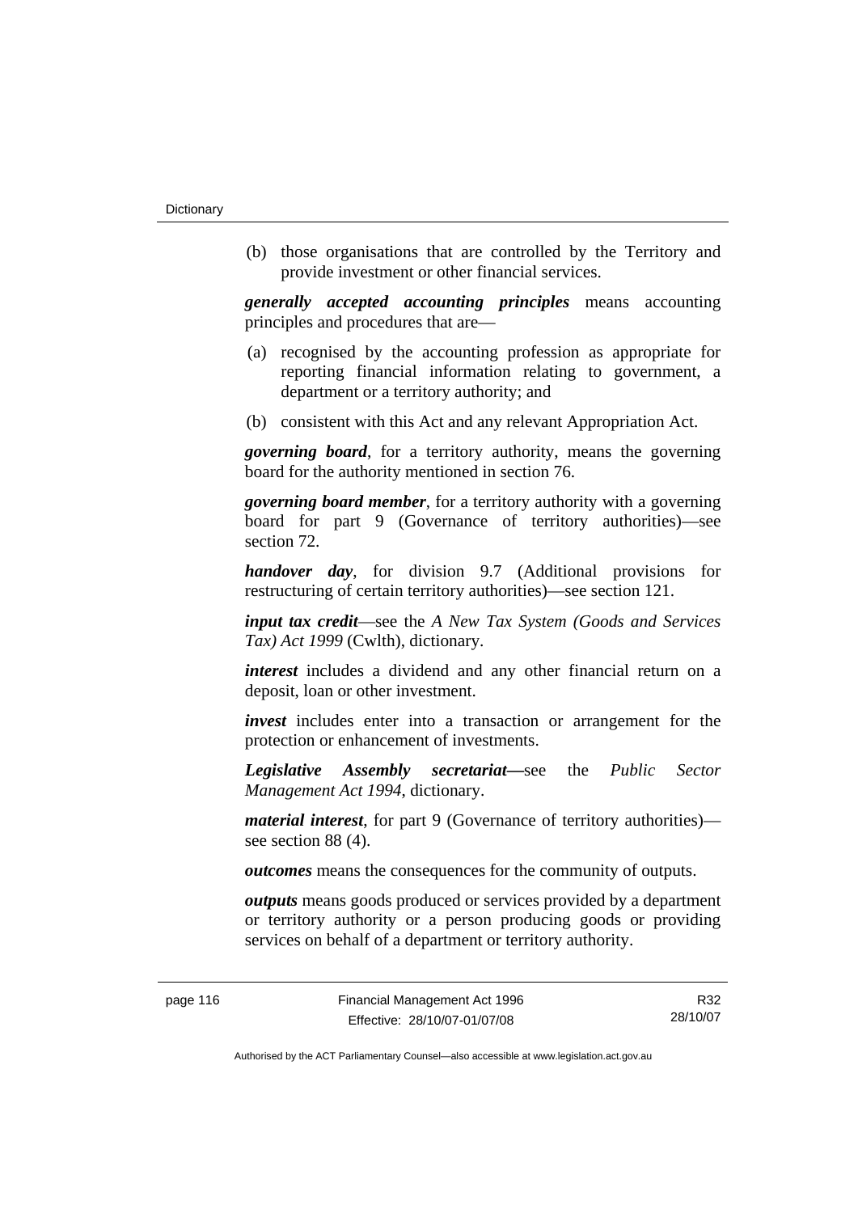(b) those organisations that are controlled by the Territory and provide investment or other financial services.

***generally accepted accounting principles*** means accounting principles and procedures that are—

(a) recognised by the accounting profession as appropriate for reporting financial information relating to government, a department or a territory authority; and

(b) consistent with this Act and any relevant Appropriation Act.

***governing board***, for a territory authority, means the governing board for the authority mentioned in section 76.

***governing board member***, for a territory authority with a governing board for part 9 (Governance of territory authorities)—see section 72.

***handover day***, for division 9.7 (Additional provisions for restructuring of certain territory authorities)—see section 121.

***input tax credit***—see the *A New Tax System (Goods and Services Tax) Act 1999* (Cwlth), dictionary.

***interest*** includes a dividend and any other financial return on a deposit, loan or other investment.

***invest*** includes enter into a transaction or arrangement for the protection or enhancement of investments.

***Legislative Assembly secretariat***—see the *Public Sector Management Act 1994*, dictionary.

***material interest***, for part 9 (Governance of territory authorities)—see section 88 (4).

***outcomes*** means the consequences for the community of outputs.

***outputs*** means goods produced or services provided by a department or territory authority or a person producing goods or providing services on behalf of a department or territory authority.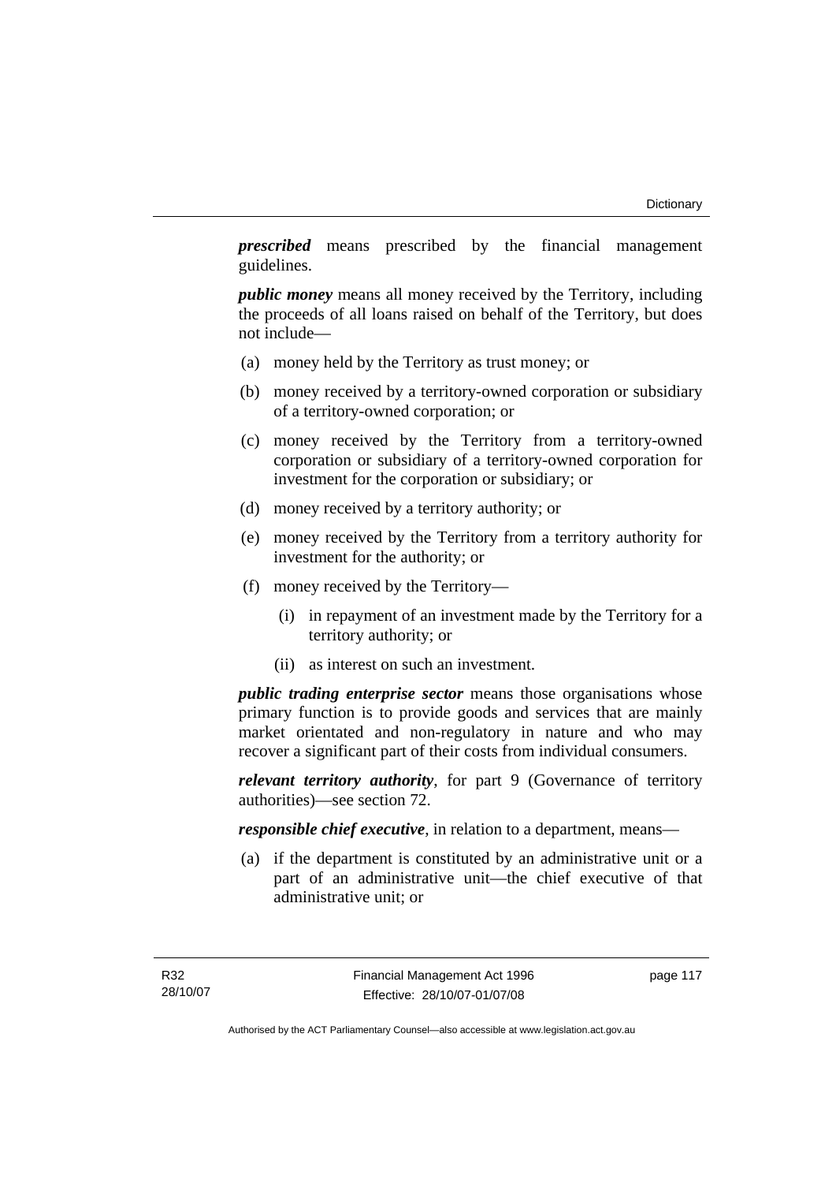***prescribed*** means prescribed by the financial management guidelines.

***public money*** means all money received by the Territory, including the proceeds of all loans raised on behalf of the Territory, but does not include—

(a) money held by the Territory as trust money; or

(b) money received by a territory-owned corporation or subsidiary of a territory-owned corporation; or

(c) money received by the Territory from a territory-owned corporation or subsidiary of a territory-owned corporation for investment for the corporation or subsidiary; or

(d) money received by a territory authority; or

(e) money received by the Territory from a territory authority for investment for the authority; or

(f) money received by the Territory—

(i) in repayment of an investment made by the Territory for a territory authority; or

(ii) as interest on such an investment.

***public trading enterprise sector*** means those organisations whose primary function is to provide goods and services that are mainly market orientated and non-regulatory in nature and who may recover a significant part of their costs from individual consumers.

***relevant territory authority***, for part 9 (Governance of territory authorities)—see section 72.

***responsible chief executive***, in relation to a department, means—

(a) if the department is constituted by an administrative unit or a part of an administrative unit—the chief executive of that administrative unit; or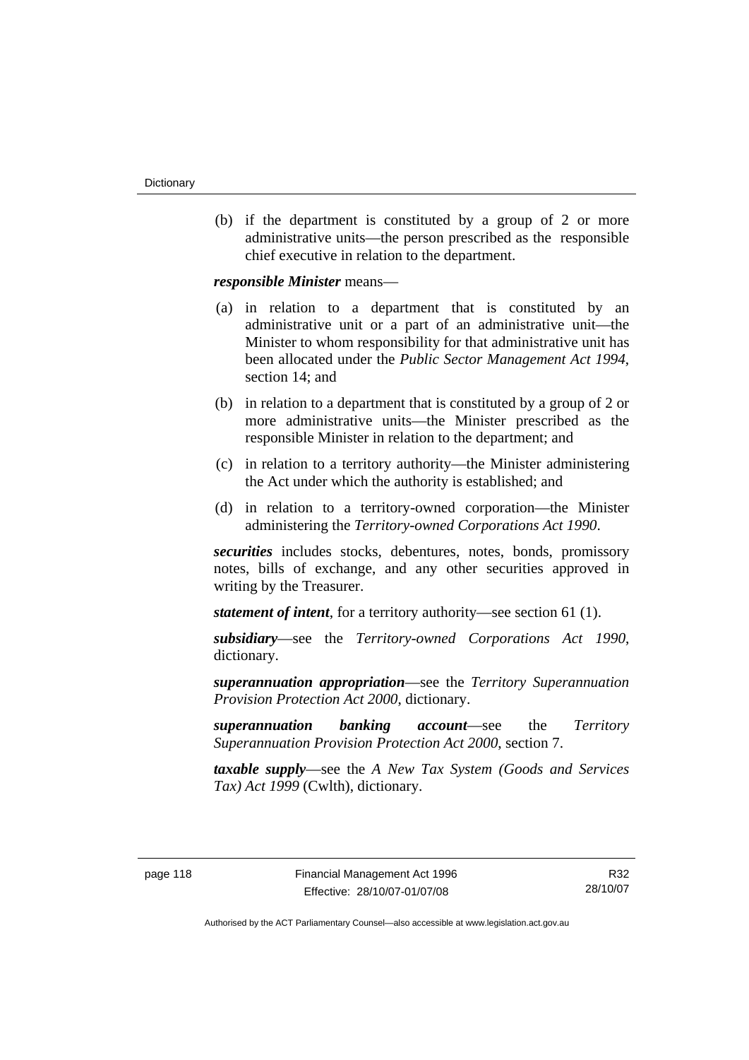(b) if the department is constituted by a group of 2 or more administrative units—the person prescribed as the responsible chief executive in relation to the department.

***responsible Minister*** means—

(a) in relation to a department that is constituted by an administrative unit or a part of an administrative unit—the Minister to whom responsibility for that administrative unit has been allocated under the *Public Sector Management Act 1994*, section 14; and

(b) in relation to a department that is constituted by a group of 2 or more administrative units—the Minister prescribed as the responsible Minister in relation to the department; and

(c) in relation to a territory authority—the Minister administering the Act under which the authority is established; and

(d) in relation to a territory-owned corporation—the Minister administering the *Territory-owned Corporations Act 1990*.

***securities*** includes stocks, debentures, notes, bonds, promissory notes, bills of exchange, and any other securities approved in writing by the Treasurer.

***statement of intent***, for a territory authority—see section 61 (1).

***subsidiary***—see the *Territory-owned Corporations Act 1990*, dictionary.

***superannuation appropriation***—see the *Territory Superannuation Provision Protection Act 2000*, dictionary.

***superannuation banking account***—see the *Territory Superannuation Provision Protection Act 2000*, section 7.

***taxable supply***—see the *A New Tax System (Goods and Services Tax) Act 1999* (Cwlth), dictionary.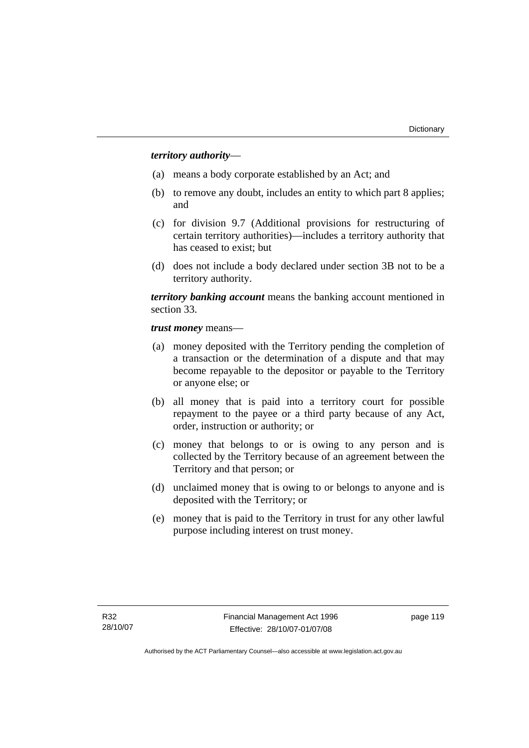***territory authority***—

(a) means a body corporate established by an Act; and

(b) to remove any doubt, includes an entity to which part 8 applies; and

(c) for division 9.7 (Additional provisions for restructuring of certain territory authorities)—includes a territory authority that has ceased to exist; but

(d) does not include a body declared under section 3B not to be a territory authority.

***territory banking account*** means the banking account mentioned in section 33.

***trust money*** means—

(a) money deposited with the Territory pending the completion of a transaction or the determination of a dispute and that may become repayable to the depositor or payable to the Territory or anyone else; or

(b) all money that is paid into a territory court for possible repayment to the payee or a third party because of any Act, order, instruction or authority; or

(c) money that belongs to or is owing to any person and is collected by the Territory because of an agreement between the Territory and that person; or

(d) unclaimed money that is owing to or belongs to anyone and is deposited with the Territory; or

(e) money that is paid to the Territory in trust for any other lawful purpose including interest on trust money.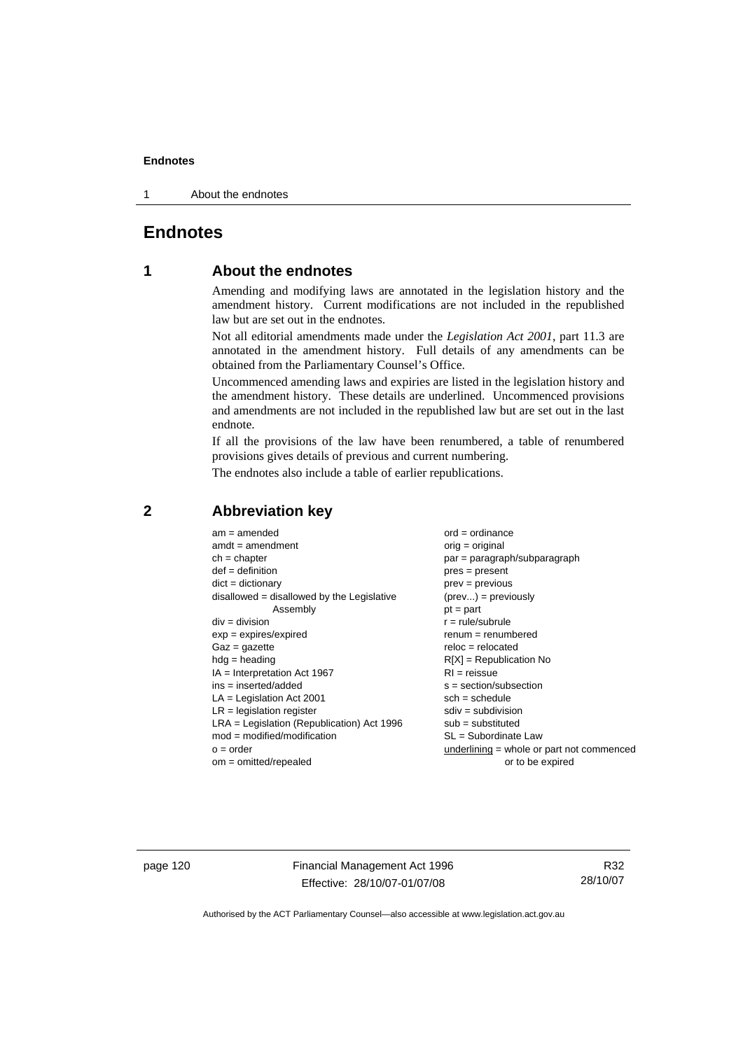# Endnotes

## 1 About the endnotes

Amending and modifying laws are annotated in the legislation history and the amendment history. Current modifications are not included in the republished law but are set out in the endnotes.

Not all editorial amendments made under the *Legislation Act 2001*, part 11.3 are annotated in the amendment history. Full details of any amendments can be obtained from the Parliamentary Counsel's Office.

Uncommenced amending laws and expiries are listed in the legislation history and the amendment history. These details are underlined. Uncommenced provisions and amendments are not included in the republished law but are set out in the last endnote.

If all the provisions of the law have been renumbered, a table of renumbered provisions gives details of previous and current numbering.

The endnotes also include a table of earlier republications.

## 2 Abbreviation key

am = amended
amdt = amendment
ch = chapter
def = definition
dict = dictionary
disallowed = disallowed by the Legislative Assembly
div = division
exp = expires/expired
Gaz = gazette
hdg = heading
IA = Interpretation Act 1967
ins = inserted/added
LA = Legislation Act 2001
LR = legislation register
LRA = Legislation (Republication) Act 1996
mod = modified/modification
o = order
om = omitted/repealed
ord = ordinance
orig = original
par = paragraph/subparagraph
pres = present
prev = previous
(prev...) = previously
pt = part
r = rule/subrule
renum = renumbered
reloc = relocated
R[X] = Republication No
RI = reissue
s = section/subsection
sch = schedule
sdiv = subdivision
sub = substituted
SL = Subordinate Law
<u>underlining</u> = whole or part not commenced or to be expired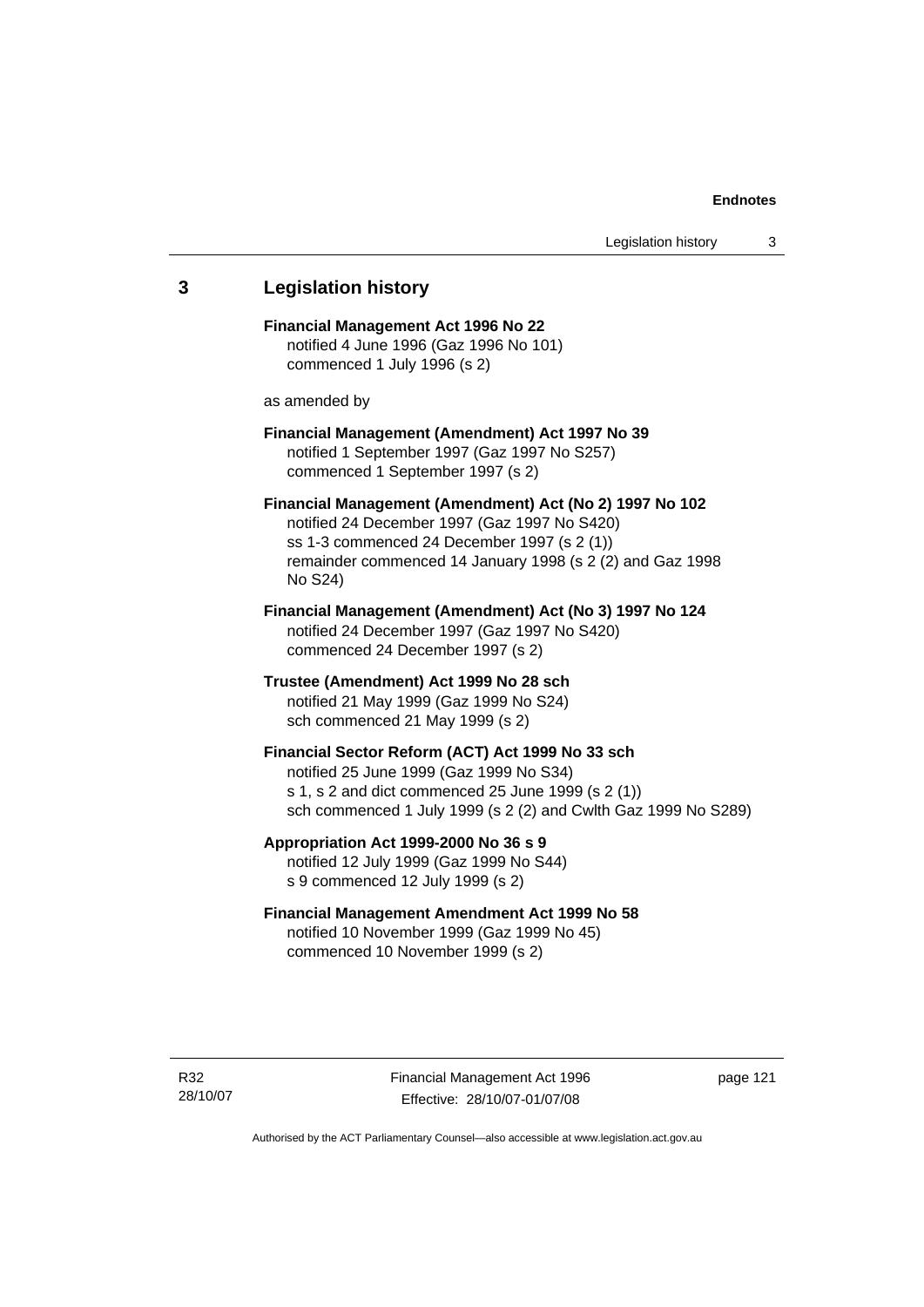## 3 Legislation history

**Financial Management Act 1996 No 22**
notified 4 June 1996 (Gaz 1996 No 101)
commenced 1 July 1996 (s 2)

as amended by

**Financial Management (Amendment) Act 1997 No 39**
notified 1 September 1997 (Gaz 1997 No S257)
commenced 1 September 1997 (s 2)

**Financial Management (Amendment) Act (No 2) 1997 No 102**
notified 24 December 1997 (Gaz 1997 No S420)
ss 1-3 commenced 24 December 1997 (s 2 (1))
remainder commenced 14 January 1998 (s 2 (2) and Gaz 1998 No S24)

**Financial Management (Amendment) Act (No 3) 1997 No 124**
notified 24 December 1997 (Gaz 1997 No S420)
commenced 24 December 1997 (s 2)

**Trustee (Amendment) Act 1999 No 28 sch**
notified 21 May 1999 (Gaz 1999 No S24)
sch commenced 21 May 1999 (s 2)

**Financial Sector Reform (ACT) Act 1999 No 33 sch**
notified 25 June 1999 (Gaz 1999 No S34)
s 1, s 2 and dict commenced 25 June 1999 (s 2 (1))
sch commenced 1 July 1999 (s 2 (2) and Cwlth Gaz 1999 No S289)

**Appropriation Act 1999-2000 No 36 s 9**
notified 12 July 1999 (Gaz 1999 No S44)
s 9 commenced 12 July 1999 (s 2)

**Financial Management Amendment Act 1999 No 58**
notified 10 November 1999 (Gaz 1999 No 45)
commenced 10 November 1999 (s 2)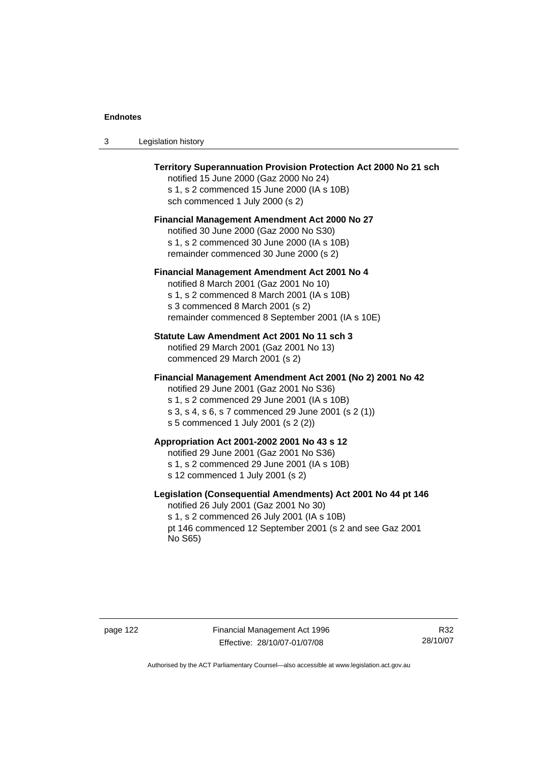**Territory Superannuation Provision Protection Act 2000 No 21 sch**
notified 15 June 2000 (Gaz 2000 No 24)
s 1, s 2 commenced 15 June 2000 (IA s 10B)
sch commenced 1 July 2000 (s 2)

**Financial Management Amendment Act 2000 No 27**
notified 30 June 2000 (Gaz 2000 No S30)
s 1, s 2 commenced 30 June 2000 (IA s 10B)
remainder commenced 30 June 2000 (s 2)

**Financial Management Amendment Act 2001 No 4**
notified 8 March 2001 (Gaz 2001 No 10)
s 1, s 2 commenced 8 March 2001 (IA s 10B)
s 3 commenced 8 March 2001 (s 2)
remainder commenced 8 September 2001 (IA s 10E)

**Statute Law Amendment Act 2001 No 11 sch 3**
notified 29 March 2001 (Gaz 2001 No 13)
commenced 29 March 2001 (s 2)

**Financial Management Amendment Act 2001 (No 2) 2001 No 42**
notified 29 June 2001 (Gaz 2001 No S36)
s 1, s 2 commenced 29 June 2001 (IA s 10B)
s 3, s 4, s 6, s 7 commenced 29 June 2001 (s 2 (1))
s 5 commenced 1 July 2001 (s 2 (2))

**Appropriation Act 2001-2002 2001 No 43 s 12**
notified 29 June 2001 (Gaz 2001 No S36)
s 1, s 2 commenced 29 June 2001 (IA s 10B)
s 12 commenced 1 July 2001 (s 2)

**Legislation (Consequential Amendments) Act 2001 No 44 pt 146**
notified 26 July 2001 (Gaz 2001 No 30)
s 1, s 2 commenced 26 July 2001 (IA s 10B)
pt 146 commenced 12 September 2001 (s 2 and see Gaz 2001 No S65)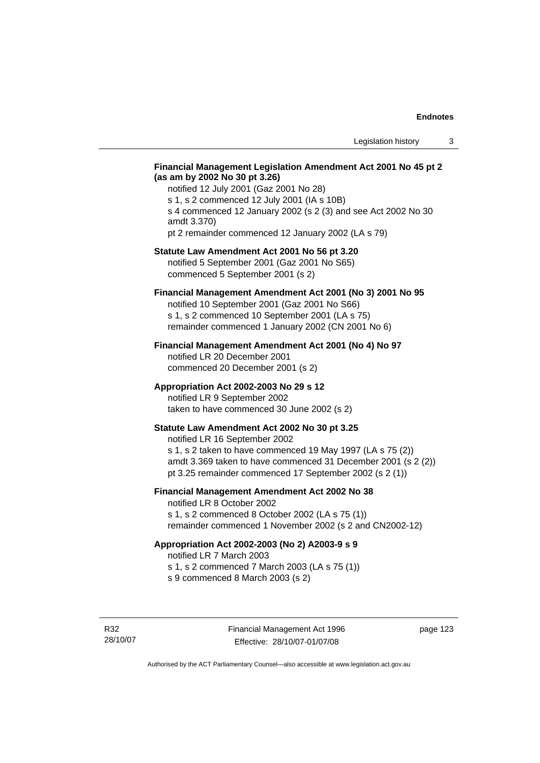**Financial Management Legislation Amendment Act 2001 No 45 pt 2 (as am by 2002 No 30 pt 3.26)**

notified 12 July 2001 (Gaz 2001 No 28)
s 1, s 2 commenced 12 July 2001 (IA s 10B)
s 4 commenced 12 January 2002 (s 2 (3) and see Act 2002 No 30 amdt 3.370)
pt 2 remainder commenced 12 January 2002 (LA s 79)

**Statute Law Amendment Act 2001 No 56 pt 3.20**

notified 5 September 2001 (Gaz 2001 No S65)
commenced 5 September 2001 (s 2)

**Financial Management Amendment Act 2001 (No 3) 2001 No 95**

notified 10 September 2001 (Gaz 2001 No S66)
s 1, s 2 commenced 10 September 2001 (LA s 75)
remainder commenced 1 January 2002 (CN 2001 No 6)

**Financial Management Amendment Act 2001 (No 4) No 97**

notified LR 20 December 2001
commenced 20 December 2001 (s 2)

**Appropriation Act 2002-2003 No 29 s 12**

notified LR 9 September 2002
taken to have commenced 30 June 2002 (s 2)

**Statute Law Amendment Act 2002 No 30 pt 3.25**

notified LR 16 September 2002
s 1, s 2 taken to have commenced 19 May 1997 (LA s 75 (2))
amdt 3.369 taken to have commenced 31 December 2001 (s 2 (2))
pt 3.25 remainder commenced 17 September 2002 (s 2 (1))

**Financial Management Amendment Act 2002 No 38**

notified LR 8 October 2002
s 1, s 2 commenced 8 October 2002 (LA s 75 (1))
remainder commenced 1 November 2002 (s 2 and CN2002-12)

**Appropriation Act 2002-2003 (No 2) A2003-9 s 9**

notified LR 7 March 2003
s 1, s 2 commenced 7 March 2003 (LA s 75 (1))
s 9 commenced 8 March 2003 (s 2)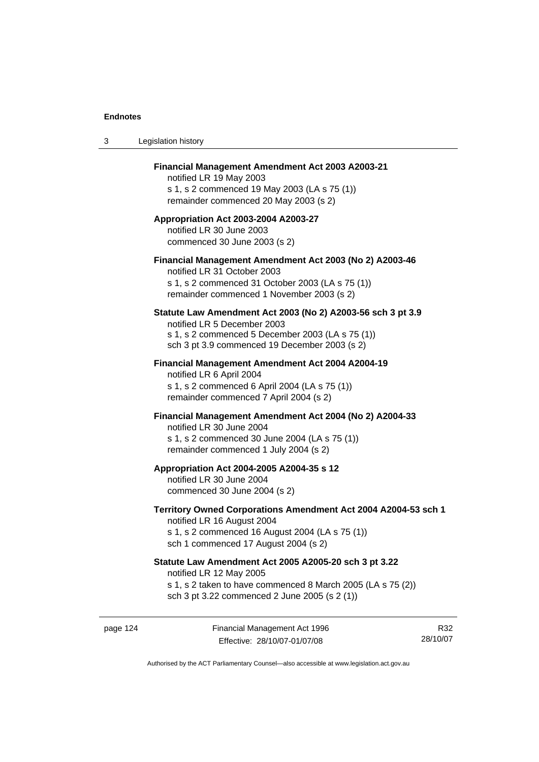**Financial Management Amendment Act 2003 A2003-21**
notified LR 19 May 2003
s 1, s 2 commenced 19 May 2003 (LA s 75 (1))
remainder commenced 20 May 2003 (s 2)

**Appropriation Act 2003-2004 A2003-27**
notified LR 30 June 2003
commenced 30 June 2003 (s 2)

**Financial Management Amendment Act 2003 (No 2) A2003-46**
notified LR 31 October 2003
s 1, s 2 commenced 31 October 2003 (LA s 75 (1))
remainder commenced 1 November 2003 (s 2)

**Statute Law Amendment Act 2003 (No 2) A2003-56 sch 3 pt 3.9**
notified LR 5 December 2003
s 1, s 2 commenced 5 December 2003 (LA s 75 (1))
sch 3 pt 3.9 commenced 19 December 2003 (s 2)

**Financial Management Amendment Act 2004 A2004-19**
notified LR 6 April 2004
s 1, s 2 commenced 6 April 2004 (LA s 75 (1))
remainder commenced 7 April 2004 (s 2)

**Financial Management Amendment Act 2004 (No 2) A2004-33**
notified LR 30 June 2004
s 1, s 2 commenced 30 June 2004 (LA s 75 (1))
remainder commenced 1 July 2004 (s 2)

**Appropriation Act 2004-2005 A2004-35 s 12**
notified LR 30 June 2004
commenced 30 June 2004 (s 2)

**Territory Owned Corporations Amendment Act 2004 A2004-53 sch 1**
notified LR 16 August 2004
s 1, s 2 commenced 16 August 2004 (LA s 75 (1))
sch 1 commenced 17 August 2004 (s 2)

**Statute Law Amendment Act 2005 A2005-20 sch 3 pt 3.22**
notified LR 12 May 2005
s 1, s 2 taken to have commenced 8 March 2005 (LA s 75 (2))
sch 3 pt 3.22 commenced 2 June 2005 (s 2 (1))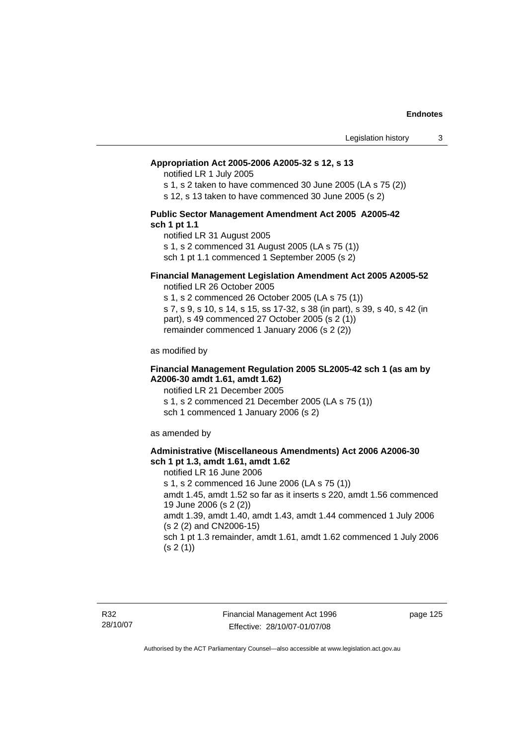**Appropriation Act 2005-2006 A2005-32 s 12, s 13**

notified LR 1 July 2005

s 1, s 2 taken to have commenced 30 June 2005 (LA s 75 (2))

s 12, s 13 taken to have commenced 30 June 2005 (s 2)

**Public Sector Management Amendment Act 2005 A2005-42 sch 1 pt 1.1**

notified LR 31 August 2005

s 1, s 2 commenced 31 August 2005 (LA s 75 (1))

sch 1 pt 1.1 commenced 1 September 2005 (s 2)

**Financial Management Legislation Amendment Act 2005 A2005-52**

notified LR 26 October 2005

s 1, s 2 commenced 26 October 2005 (LA s 75 (1))

s 7, s 9, s 10, s 14, s 15, ss 17-32, s 38 (in part), s 39, s 40, s 42 (in part), s 49 commenced 27 October 2005 (s 2 (1))

remainder commenced 1 January 2006 (s 2 (2))

as modified by

**Financial Management Regulation 2005 SL2005-42 sch 1 (as am by A2006-30 amdt 1.61, amdt 1.62)**

notified LR 21 December 2005

s 1, s 2 commenced 21 December 2005 (LA s 75 (1))

sch 1 commenced 1 January 2006 (s 2)

as amended by

**Administrative (Miscellaneous Amendments) Act 2006 A2006-30 sch 1 pt 1.3, amdt 1.61, amdt 1.62**

notified LR 16 June 2006

s 1, s 2 commenced 16 June 2006 (LA s 75 (1))

amdt 1.45, amdt 1.52 so far as it inserts s 220, amdt 1.56 commenced 19 June 2006 (s 2 (2))

amdt 1.39, amdt 1.40, amdt 1.43, amdt 1.44 commenced 1 July 2006 (s 2 (2) and CN2006-15)

sch 1 pt 1.3 remainder, amdt 1.61, amdt 1.62 commenced 1 July 2006 (s 2 (1))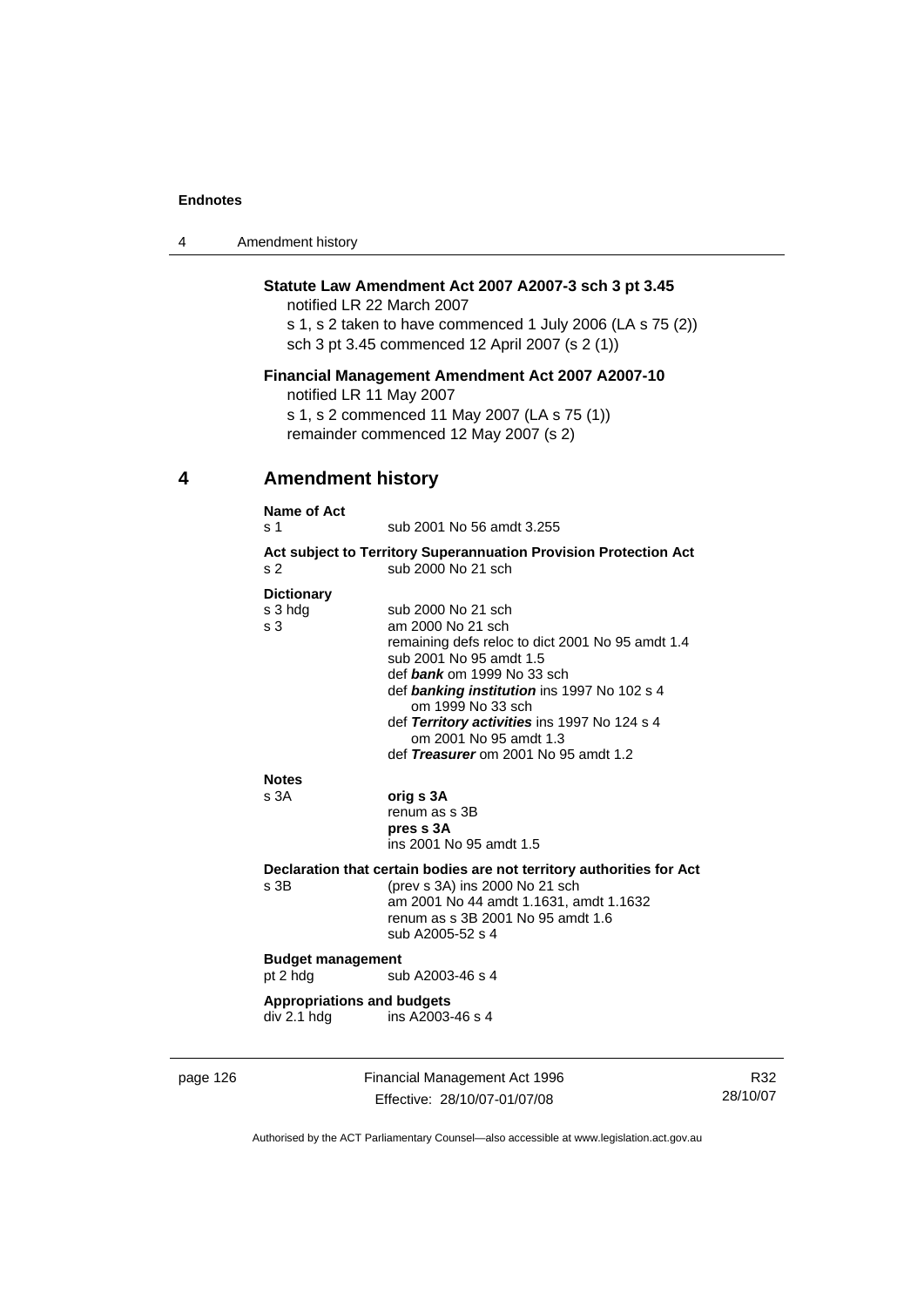**Statute Law Amendment Act 2007 A2007-3 sch 3 pt 3.45**

notified LR 22 March 2007

s 1, s 2 taken to have commenced 1 July 2006 (LA s 75 (2))

sch 3 pt 3.45 commenced 12 April 2007 (s 2 (1))

**Financial Management Amendment Act 2007 A2007-10**

notified LR 11 May 2007

s 1, s 2 commenced 11 May 2007 (LA s 75 (1))

remainder commenced 12 May 2007 (s 2)

## 4 Amendment history

**Name of Act**

s 1 sub 2001 No 56 amdt 3.255

**Act subject to Territory Superannuation Provision Protection Act**

s 2 sub 2000 No 21 sch

**Dictionary**

s 3 hdg sub 2000 No 21 sch

s 3 am 2000 No 21 sch

remaining defs reloc to dict 2001 No 95 amdt 1.4

sub 2001 No 95 amdt 1.5

def ***bank*** om 1999 No 33 sch

def ***banking institution*** ins 1997 No 102 s 4

om 1999 No 33 sch

def ***Territory activities*** ins 1997 No 124 s 4

om 2001 No 95 amdt 1.3

def ***Treasurer*** om 2001 No 95 amdt 1.2

**Notes**

s 3A **orig s 3A**

renum as s 3B

**pres s 3A**

ins 2001 No 95 amdt 1.5

**Declaration that certain bodies are not territory authorities for Act**

s 3B (prev s 3A) ins 2000 No 21 sch

am 2001 No 44 amdt 1.1631, amdt 1.1632

renum as s 3B 2001 No 95 amdt 1.6

sub A2005-52 s 4

**Budget management**

pt 2 hdg sub A2003-46 s 4

**Appropriations and budgets**

div 2.1 hdg ins A2003-46 s 4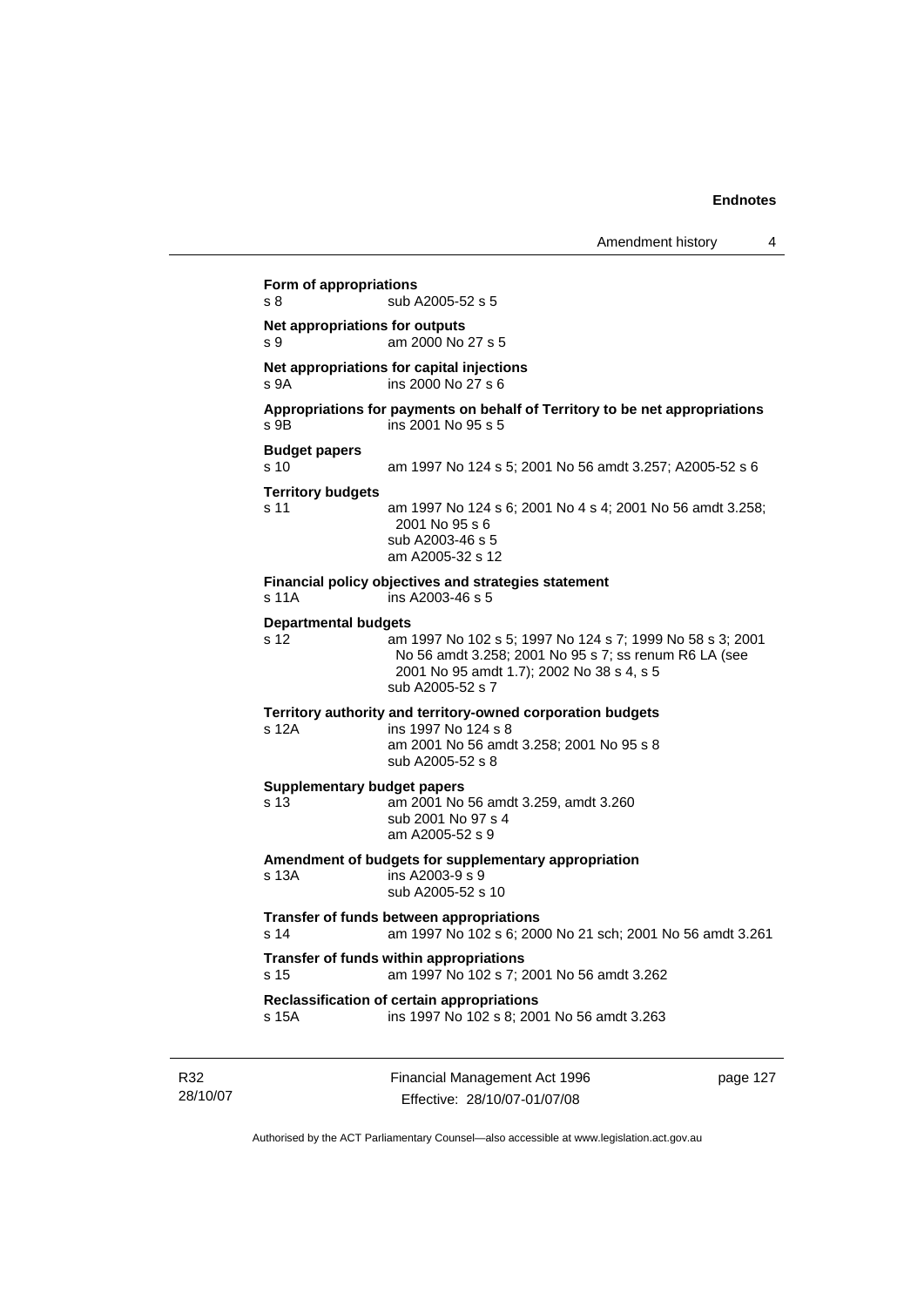**Form of appropriations**
s 8 sub A2005-52 s 5

**Net appropriations for outputs**
s 9 am 2000 No 27 s 5

**Net appropriations for capital injections**
s 9A ins 2000 No 27 s 6

**Appropriations for payments on behalf of Territory to be net appropriations**
s 9B ins 2001 No 95 s 5

**Budget papers**
s 10 am 1997 No 124 s 5; 2001 No 56 amdt 3.257; A2005-52 s 6

**Territory budgets**
s 11 am 1997 No 124 s 6; 2001 No 4 s 4; 2001 No 56 amdt 3.258; 2001 No 95 s 6
sub A2003-46 s 5
am A2005-32 s 12

**Financial policy objectives and strategies statement**
s 11A ins A2003-46 s 5

**Departmental budgets**
s 12 am 1997 No 102 s 5; 1997 No 124 s 7; 1999 No 58 s 3; 2001 No 56 amdt 3.258; 2001 No 95 s 7; ss renum R6 LA (see 2001 No 95 amdt 1.7); 2002 No 38 s 4, s 5
sub A2005-52 s 7

**Territory authority and territory-owned corporation budgets**
s 12A ins 1997 No 124 s 8
am 2001 No 56 amdt 3.258; 2001 No 95 s 8
sub A2005-52 s 8

**Supplementary budget papers**
s 13 am 2001 No 56 amdt 3.259, amdt 3.260
sub 2001 No 97 s 4
am A2005-52 s 9

**Amendment of budgets for supplementary appropriation**
s 13A ins A2003-9 s 9
sub A2005-52 s 10

**Transfer of funds between appropriations**
s 14 am 1997 No 102 s 6; 2000 No 21 sch; 2001 No 56 amdt 3.261

**Transfer of funds within appropriations**
s 15 am 1997 No 102 s 7; 2001 No 56 amdt 3.262

**Reclassification of certain appropriations**
s 15A ins 1997 No 102 s 8; 2001 No 56 amdt 3.263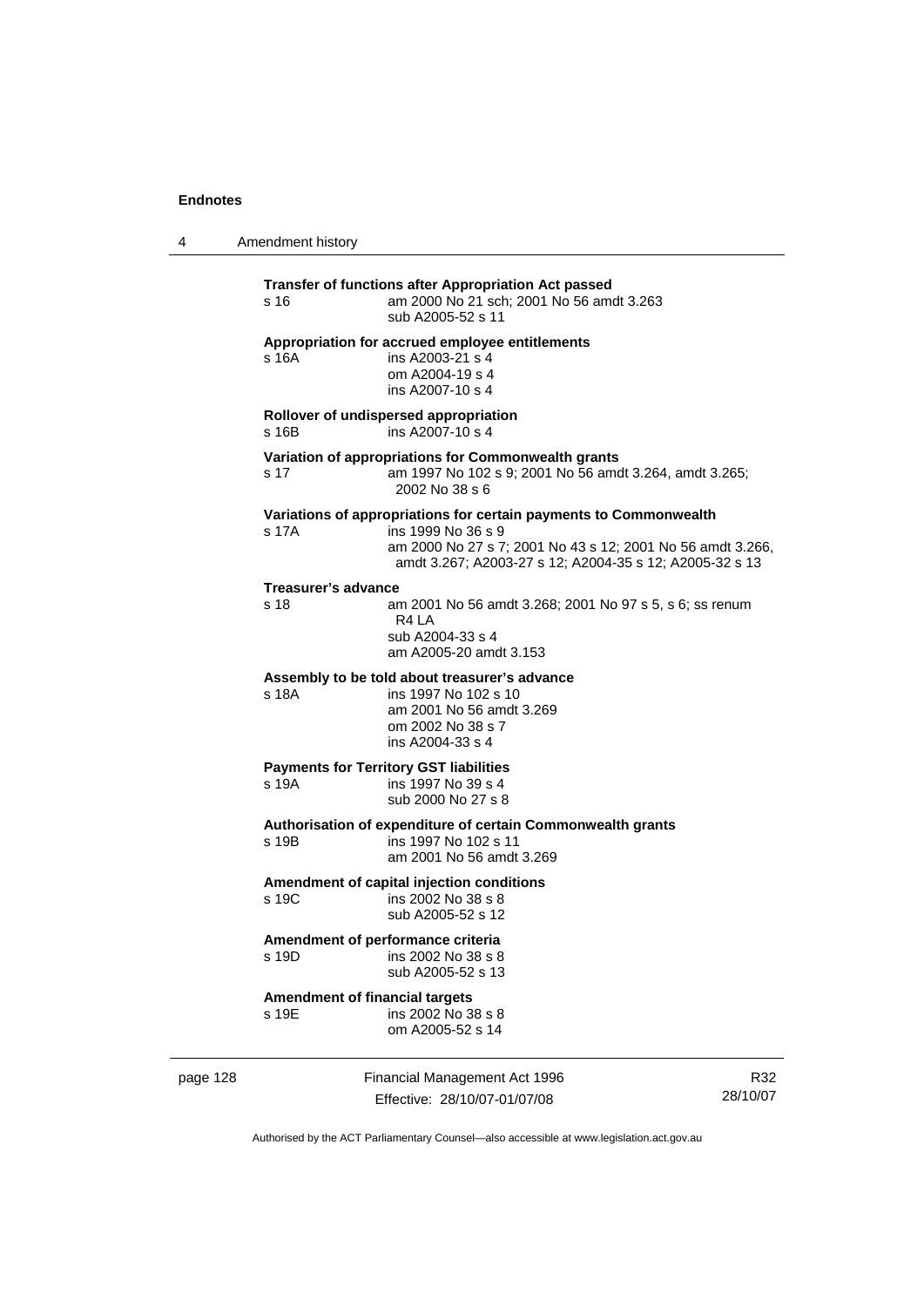**Transfer of functions after Appropriation Act passed**

s 16 am 2000 No 21 sch; 2001 No 56 amdt 3.263
sub A2005-52 s 11

**Appropriation for accrued employee entitlements**

s 16A ins A2003-21 s 4
om A2004-19 s 4
ins A2007-10 s 4

**Rollover of undispersed appropriation**

s 16B ins A2007-10 s 4

**Variation of appropriations for Commonwealth grants**

s 17 am 1997 No 102 s 9; 2001 No 56 amdt 3.264, amdt 3.265; 2002 No 38 s 6

**Variations of appropriations for certain payments to Commonwealth**

s 17A ins 1999 No 36 s 9
am 2000 No 27 s 7; 2001 No 43 s 12; 2001 No 56 amdt 3.266, amdt 3.267; A2003-27 s 12; A2004-35 s 12; A2005-32 s 13

**Treasurer's advance**

s 18 am 2001 No 56 amdt 3.268; 2001 No 97 s 5, s 6; ss renum R4 LA
sub A2004-33 s 4
am A2005-20 amdt 3.153

**Assembly to be told about treasurer's advance**

s 18A ins 1997 No 102 s 10
am 2001 No 56 amdt 3.269
om 2002 No 38 s 7
ins A2004-33 s 4

**Payments for Territory GST liabilities**

s 19A ins 1997 No 39 s 4
sub 2000 No 27 s 8

**Authorisation of expenditure of certain Commonwealth grants**

s 19B ins 1997 No 102 s 11
am 2001 No 56 amdt 3.269

**Amendment of capital injection conditions**

s 19C ins 2002 No 38 s 8
sub A2005-52 s 12

**Amendment of performance criteria**

s 19D ins 2002 No 38 s 8
sub A2005-52 s 13

**Amendment of financial targets**

s 19E ins 2002 No 38 s 8
om A2005-52 s 14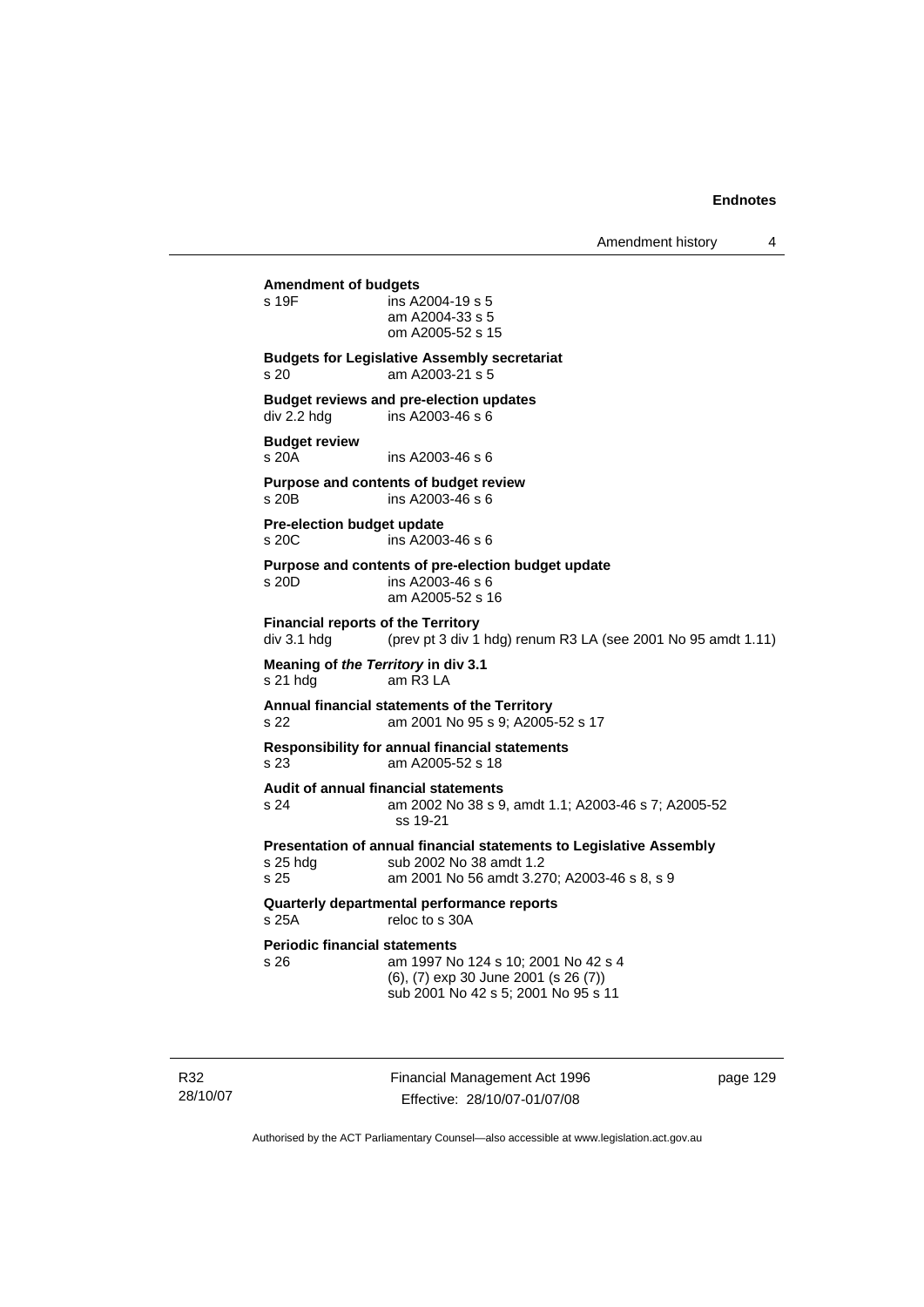**Amendment of budgets**

s 19F ins A2004-19 s 5
am A2004-33 s 5
om A2005-52 s 15

**Budgets for Legislative Assembly secretariat**

s 20 am A2003-21 s 5

**Budget reviews and pre-election updates**

div 2.2 hdg ins A2003-46 s 6

**Budget review**

s 20A ins A2003-46 s 6

**Purpose and contents of budget review**

s 20B ins A2003-46 s 6

**Pre-election budget update**

s 20C ins A2003-46 s 6

**Purpose and contents of pre-election budget update**

s 20D ins A2003-46 s 6
am A2005-52 s 16

**Financial reports of the Territory**

div 3.1 hdg (prev pt 3 div 1 hdg) renum R3 LA (see 2001 No 95 amdt 1.11)

**Meaning of *the Territory* in div 3.1**

s 21 hdg am R3 LA

**Annual financial statements of the Territory**

s 22 am 2001 No 95 s 9; A2005-52 s 17

**Responsibility for annual financial statements**

s 23 am A2005-52 s 18

**Audit of annual financial statements**

s 24 am 2002 No 38 s 9, amdt 1.1; A2003-46 s 7; A2005-52 ss 19-21

**Presentation of annual financial statements to Legislative Assembly**

s 25 hdg sub 2002 No 38 amdt 1.2
s 25 am 2001 No 56 amdt 3.270; A2003-46 s 8, s 9

**Quarterly departmental performance reports**

s 25A reloc to s 30A

**Periodic financial statements**

s 26 am 1997 No 124 s 10; 2001 No 42 s 4
(6), (7) exp 30 June 2001 (s 26 (7))
sub 2001 No 42 s 5; 2001 No 95 s 11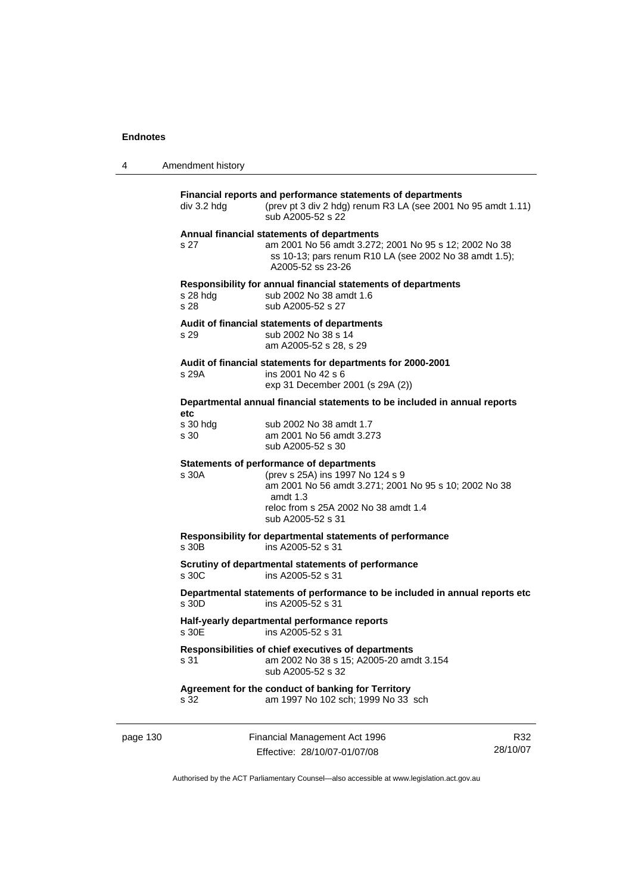**Financial reports and performance statements of departments**

| | |
|---|---|
| div 3.2 hdg | (prev pt 3 div 2 hdg) renum R3 LA (see 2001 No 95 amdt 1.11) sub A2005-52 s 22 |

**Annual financial statements of departments**

| | |
|---|---|
| s 27 | am 2001 No 56 amdt 3.272; 2001 No 95 s 12; 2002 No 38 ss 10-13; pars renum R10 LA (see 2002 No 38 amdt 1.5); A2005-52 ss 23-26 |

**Responsibility for annual financial statements of departments**

| | |
|---|---|
| s 28 hdg | sub 2002 No 38 amdt 1.6 |
| s 28 | sub A2005-52 s 27 |

**Audit of financial statements of departments**

| | |
|---|---|
| s 29 | sub 2002 No 38 s 14<br>am A2005-52 s 28, s 29 |

**Audit of financial statements for departments for 2000-2001**

| | |
|---|---|
| s 29A | ins 2001 No 42 s 6<br>exp 31 December 2001 (s 29A (2)) |

**Departmental annual financial statements to be included in annual reports etc**

| | |
|---|---|
| s 30 hdg | sub 2002 No 38 amdt 1.7 |
| s 30 | am 2001 No 56 amdt 3.273<br>sub A2005-52 s 30 |

**Statements of performance of departments**

| | |
|---|---|
| s 30A | (prev s 25A) ins 1997 No 124 s 9<br>am 2001 No 56 amdt 3.271; 2001 No 95 s 10; 2002 No 38 amdt 1.3<br>reloc from s 25A 2002 No 38 amdt 1.4<br>sub A2005-52 s 31 |

**Responsibility for departmental statements of performance**

| | |
|---|---|
| s 30B | ins A2005-52 s 31 |

**Scrutiny of departmental statements of performance**

| | |
|---|---|
| s 30C | ins A2005-52 s 31 |

**Departmental statements of performance to be included in annual reports etc**

| | |
|---|---|
| s 30D | ins A2005-52 s 31 |

**Half-yearly departmental performance reports**

| | |
|---|---|
| s 30E | ins A2005-52 s 31 |

**Responsibilities of chief executives of departments**

| | |
|---|---|
| s 31 | am 2002 No 38 s 15; A2005-20 amdt 3.154<br>sub A2005-52 s 32 |

**Agreement for the conduct of banking for Territory**

| | |
|---|---|
| s 32 | am 1997 No 102 sch; 1999 No 33 sch |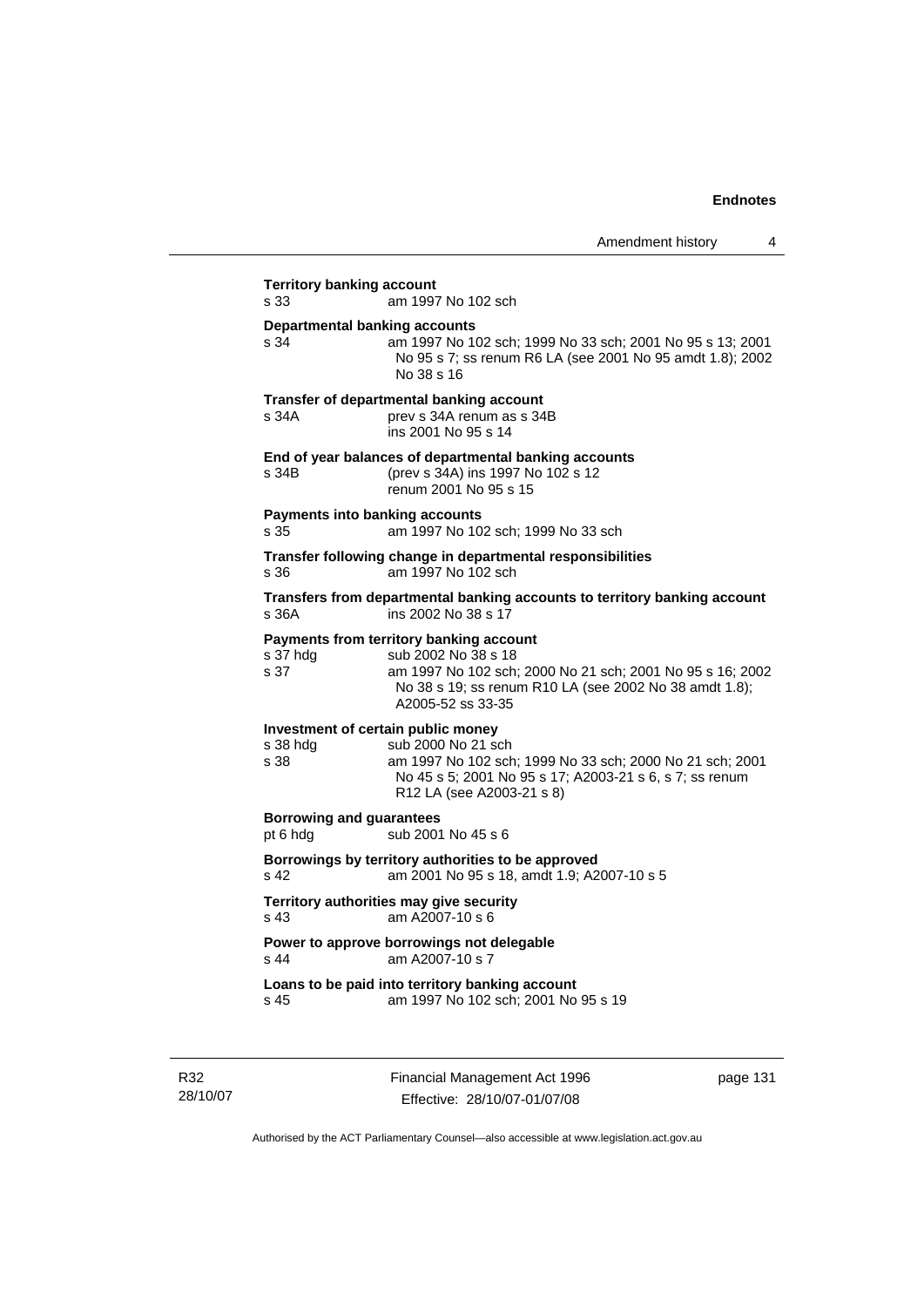**Territory banking account**

s 33 am 1997 No 102 sch

**Departmental banking accounts**

s 34 am 1997 No 102 sch; 1999 No 33 sch; 2001 No 95 s 13; 2001 No 95 s 7; ss renum R6 LA (see 2001 No 95 amdt 1.8); 2002 No 38 s 16

**Transfer of departmental banking account**

s 34A prev s 34A renum as s 34B
ins 2001 No 95 s 14

**End of year balances of departmental banking accounts**

s 34B (prev s 34A) ins 1997 No 102 s 12
renum 2001 No 95 s 15

**Payments into banking accounts**

s 35 am 1997 No 102 sch; 1999 No 33 sch

**Transfer following change in departmental responsibilities**

s 36 am 1997 No 102 sch

**Transfers from departmental banking accounts to territory banking account**

s 36A ins 2002 No 38 s 17

**Payments from territory banking account**

s 37 hdg sub 2002 No 38 s 18
s 37 am 1997 No 102 sch; 2000 No 21 sch; 2001 No 95 s 16; 2002 No 38 s 19; ss renum R10 LA (see 2002 No 38 amdt 1.8); A2005-52 ss 33-35

**Investment of certain public money**

s 38 hdg sub 2000 No 21 sch
s 38 am 1997 No 102 sch; 1999 No 33 sch; 2000 No 21 sch; 2001 No 45 s 5; 2001 No 95 s 17; A2003-21 s 6, s 7; ss renum R12 LA (see A2003-21 s 8)

**Borrowing and guarantees**

pt 6 hdg sub 2001 No 45 s 6

**Borrowings by territory authorities to be approved**

s 42 am 2001 No 95 s 18, amdt 1.9; A2007-10 s 5

**Territory authorities may give security**

s 43 am A2007-10 s 6

**Power to approve borrowings not delegable**

s 44 am A2007-10 s 7

**Loans to be paid into territory banking account**

s 45 am 1997 No 102 sch; 2001 No 95 s 19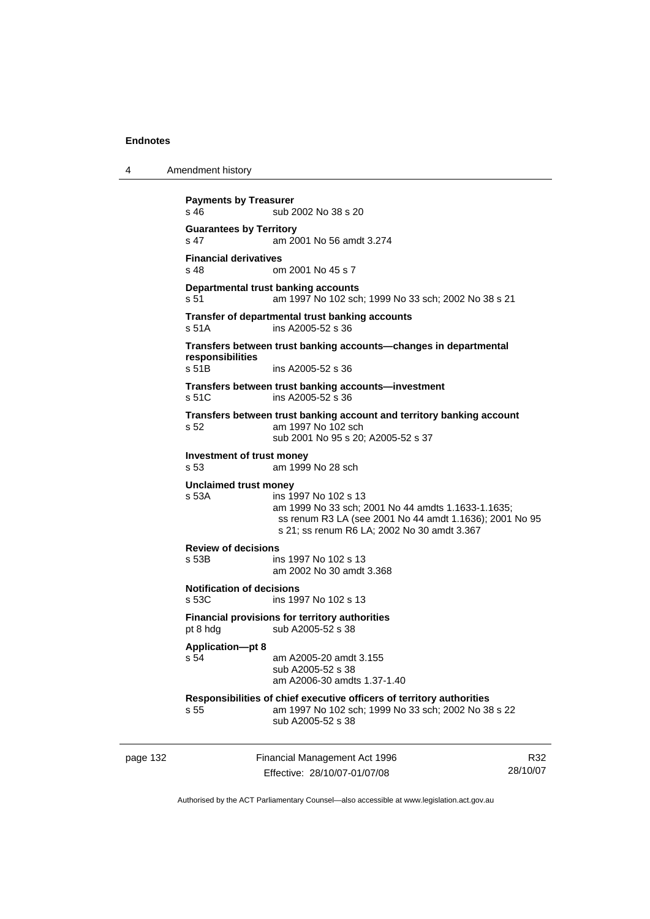**Payments by Treasurer**
s 46 sub 2002 No 38 s 20

**Guarantees by Territory**
s 47 am 2001 No 56 amdt 3.274

**Financial derivatives**
s 48 om 2001 No 45 s 7

**Departmental trust banking accounts**
s 51 am 1997 No 102 sch; 1999 No 33 sch; 2002 No 38 s 21

**Transfer of departmental trust banking accounts**
s 51A ins A2005-52 s 36

**Transfers between trust banking accounts—changes in departmental responsibilities**
s 51B ins A2005-52 s 36

**Transfers between trust banking accounts—investment**
s 51C ins A2005-52 s 36

**Transfers between trust banking account and territory banking account**
s 52 am 1997 No 102 sch
sub 2001 No 95 s 20; A2005-52 s 37

**Investment of trust money**
s 53 am 1999 No 28 sch

**Unclaimed trust money**
s 53A ins 1997 No 102 s 13
am 1999 No 33 sch; 2001 No 44 amdts 1.1633-1.1635;
ss renum R3 LA (see 2001 No 44 amdt 1.1636); 2001 No 95 s 21; ss renum R6 LA; 2002 No 30 amdt 3.367

**Review of decisions**
s 53B ins 1997 No 102 s 13
am 2002 No 30 amdt 3.368

**Notification of decisions**
s 53C ins 1997 No 102 s 13

**Financial provisions for territory authorities**
pt 8 hdg sub A2005-52 s 38

**Application—pt 8**
s 54 am A2005-20 amdt 3.155
sub A2005-52 s 38
am A2006-30 amdts 1.37-1.40

**Responsibilities of chief executive officers of territory authorities**
s 55 am 1997 No 102 sch; 1999 No 33 sch; 2002 No 38 s 22
sub A2005-52 s 38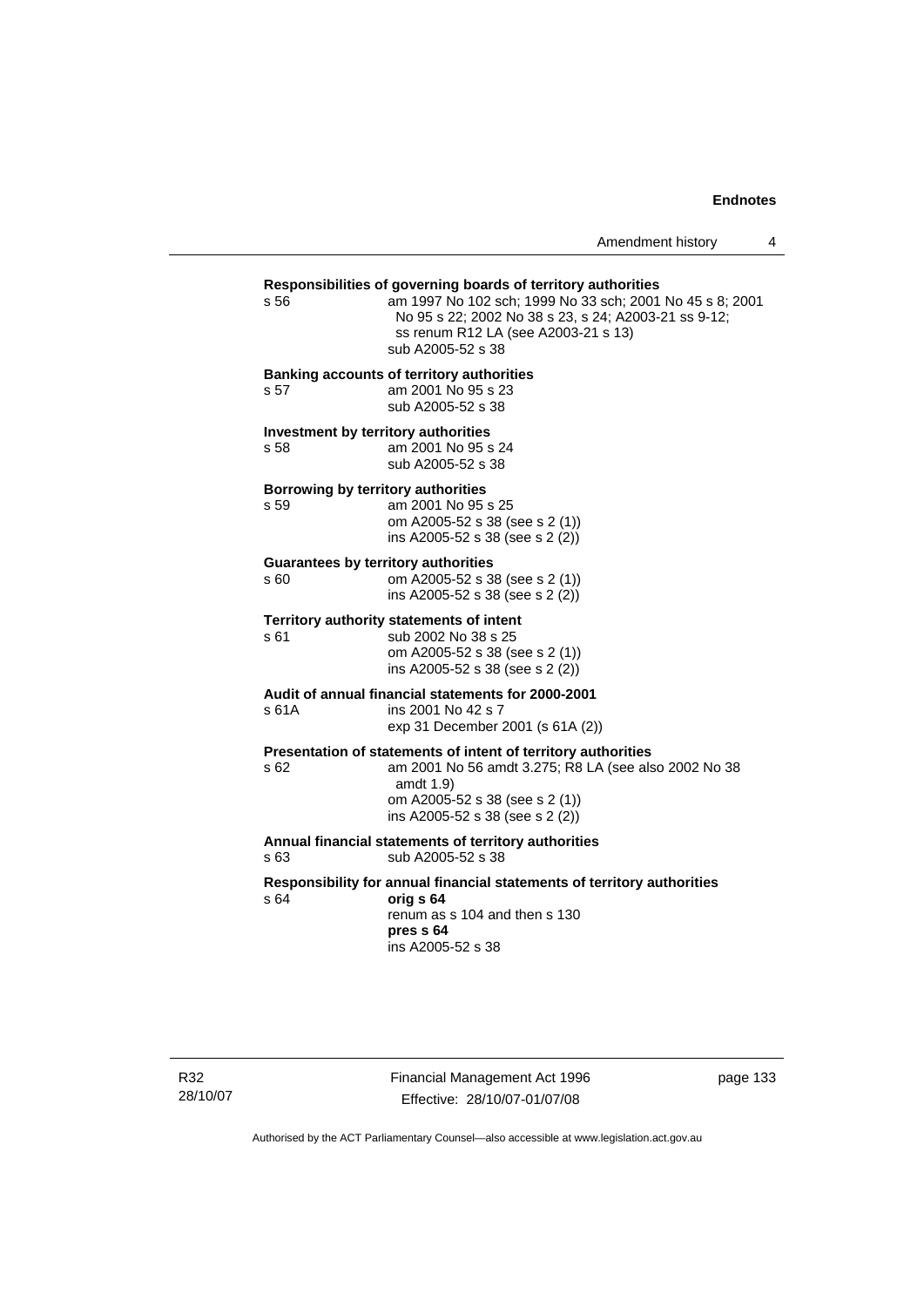**Responsibilities of governing boards of territory authorities**

s 56 am 1997 No 102 sch; 1999 No 33 sch; 2001 No 45 s 8; 2001 No 95 s 22; 2002 No 38 s 23, s 24; A2003-21 ss 9-12; ss renum R12 LA (see A2003-21 s 13)
sub A2005-52 s 38

**Banking accounts of territory authorities**

s 57 am 2001 No 95 s 23
sub A2005-52 s 38

**Investment by territory authorities**

s 58 am 2001 No 95 s 24
sub A2005-52 s 38

**Borrowing by territory authorities**

s 59 am 2001 No 95 s 25
om A2005-52 s 38 (see s 2 (1))
ins A2005-52 s 38 (see s 2 (2))

**Guarantees by territory authorities**

s 60 om A2005-52 s 38 (see s 2 (1))
ins A2005-52 s 38 (see s 2 (2))

**Territory authority statements of intent**

s 61 sub 2002 No 38 s 25
om A2005-52 s 38 (see s 2 (1))
ins A2005-52 s 38 (see s 2 (2))

**Audit of annual financial statements for 2000-2001**

s 61A ins 2001 No 42 s 7
exp 31 December 2001 (s 61A (2))

**Presentation of statements of intent of territory authorities**

s 62 am 2001 No 56 amdt 3.275; R8 LA (see also 2002 No 38 amdt 1.9)
om A2005-52 s 38 (see s 2 (1))
ins A2005-52 s 38 (see s 2 (2))

**Annual financial statements of territory authorities**

s 63 sub A2005-52 s 38

**Responsibility for annual financial statements of territory authorities**

s 64 **orig s 64**
renum as s 104 and then s 130
**pres s 64**
ins A2005-52 s 38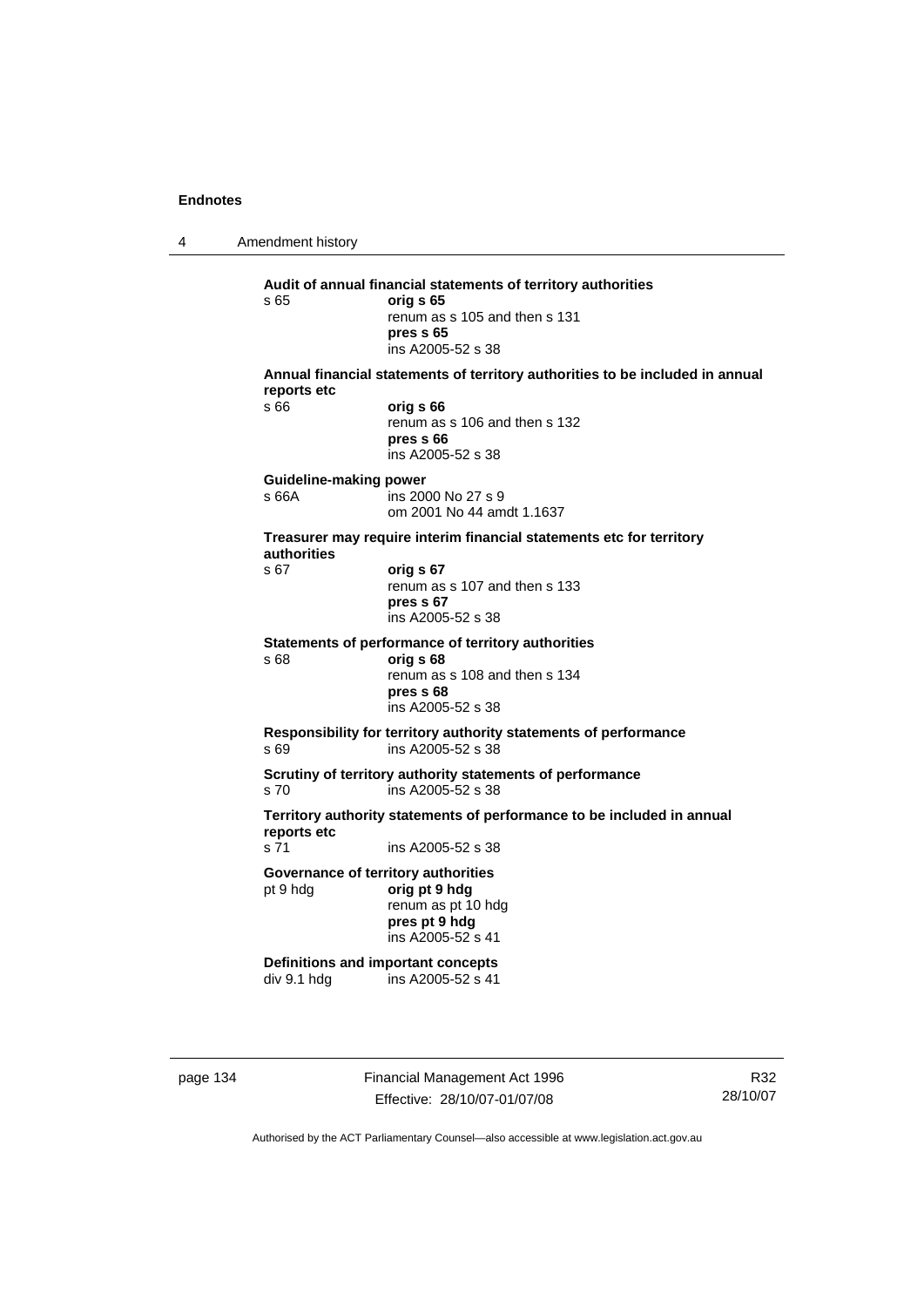**Audit of annual financial statements of territory authorities**

s 65 — **orig s 65**
renum as s 105 and then s 131
**pres s 65**
ins A2005-52 s 38

**Annual financial statements of territory authorities to be included in annual reports etc**

s 66 — **orig s 66**
renum as s 106 and then s 132
**pres s 66**
ins A2005-52 s 38

**Guideline-making power**

s 66A — ins 2000 No 27 s 9
om 2001 No 44 amdt 1.1637

**Treasurer may require interim financial statements etc for territory authorities**

s 67 — **orig s 67**
renum as s 107 and then s 133
**pres s 67**
ins A2005-52 s 38

**Statements of performance of territory authorities**

s 68 — **orig s 68**
renum as s 108 and then s 134
**pres s 68**
ins A2005-52 s 38

**Responsibility for territory authority statements of performance**

s 69 — ins A2005-52 s 38

**Scrutiny of territory authority statements of performance**

s 70 — ins A2005-52 s 38

**Territory authority statements of performance to be included in annual reports etc**

s 71 — ins A2005-52 s 38

**Governance of territory authorities**

pt 9 hdg — **orig pt 9 hdg**
renum as pt 10 hdg
**pres pt 9 hdg**
ins A2005-52 s 41

**Definitions and important concepts**

div 9.1 hdg — ins A2005-52 s 41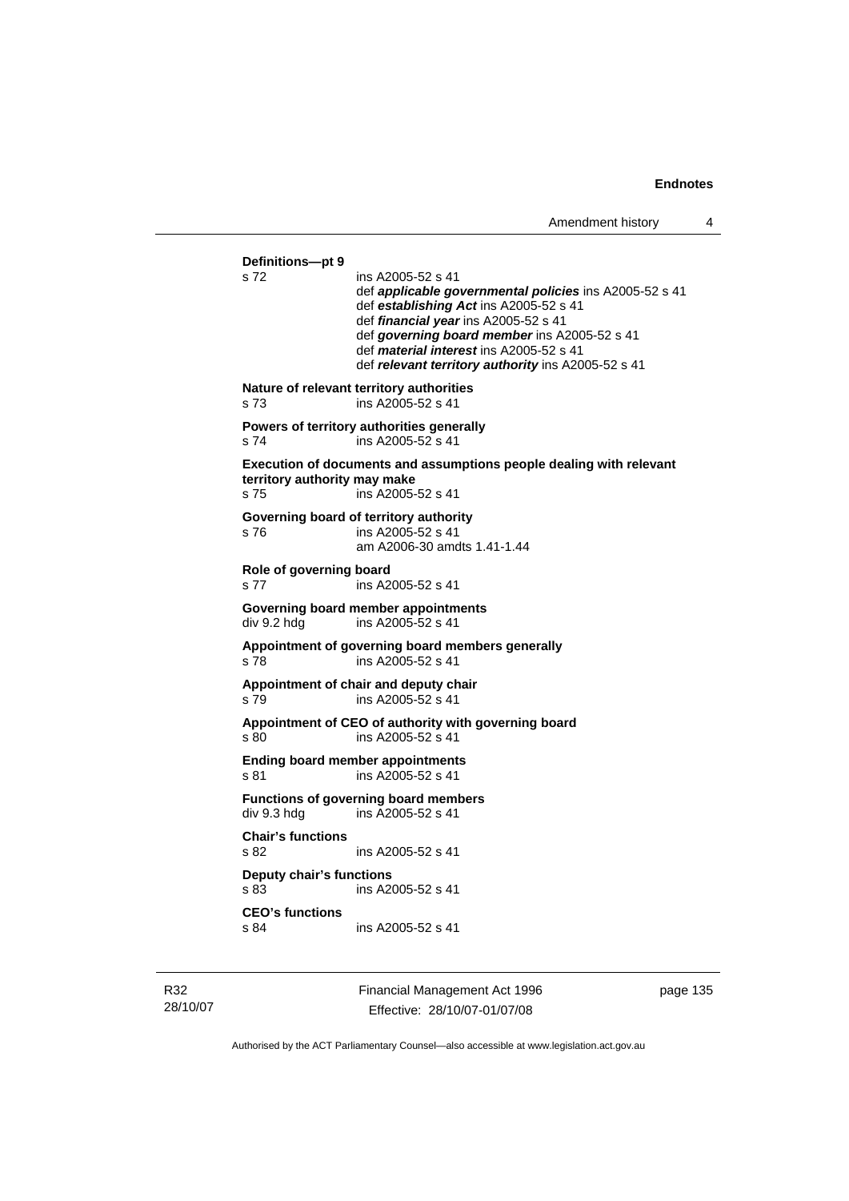**Definitions—pt 9**
s 72 ins A2005-52 s 41
def ***applicable governmental policies*** ins A2005-52 s 41
def ***establishing Act*** ins A2005-52 s 41
def ***financial year*** ins A2005-52 s 41
def ***governing board member*** ins A2005-52 s 41
def ***material interest*** ins A2005-52 s 41
def ***relevant territory authority*** ins A2005-52 s 41

**Nature of relevant territory authorities**
s 73 ins A2005-52 s 41

**Powers of territory authorities generally**
s 74 ins A2005-52 s 41

**Execution of documents and assumptions people dealing with relevant territory authority may make**
s 75 ins A2005-52 s 41

**Governing board of territory authority**
s 76 ins A2005-52 s 41
am A2006-30 amdts 1.41-1.44

**Role of governing board**
s 77 ins A2005-52 s 41

**Governing board member appointments**
div 9.2 hdg ins A2005-52 s 41

**Appointment of governing board members generally**
s 78 ins A2005-52 s 41

**Appointment of chair and deputy chair**
s 79 ins A2005-52 s 41

**Appointment of CEO of authority with governing board**
s 80 ins A2005-52 s 41

**Ending board member appointments**
s 81 ins A2005-52 s 41

**Functions of governing board members**
div 9.3 hdg ins A2005-52 s 41

**Chair's functions**
s 82 ins A2005-52 s 41

**Deputy chair's functions**
s 83 ins A2005-52 s 41

**CEO's functions**
s 84 ins A2005-52 s 41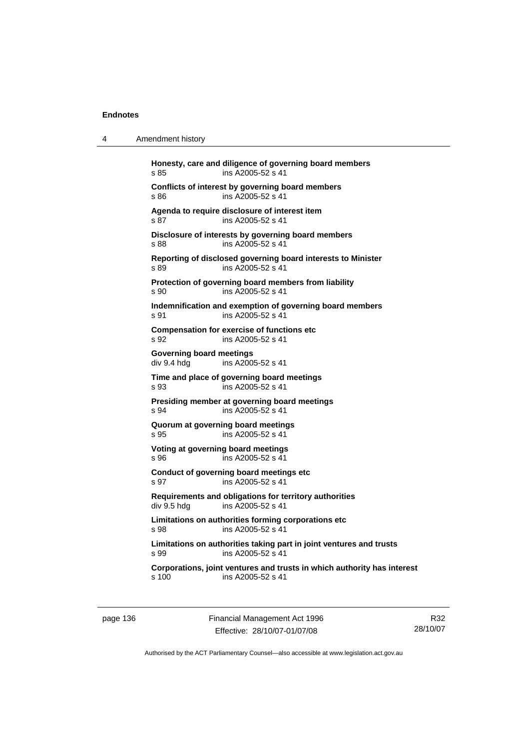**Honesty, care and diligence of governing board members**
s 85 ins A2005-52 s 41

**Conflicts of interest by governing board members**
s 86 ins A2005-52 s 41

**Agenda to require disclosure of interest item**
s 87 ins A2005-52 s 41

**Disclosure of interests by governing board members**
s 88 ins A2005-52 s 41

**Reporting of disclosed governing board interests to Minister**
s 89 ins A2005-52 s 41

**Protection of governing board members from liability**
s 90 ins A2005-52 s 41

**Indemnification and exemption of governing board members**
s 91 ins A2005-52 s 41

**Compensation for exercise of functions etc**
s 92 ins A2005-52 s 41

**Governing board meetings**
div 9.4 hdg ins A2005-52 s 41

**Time and place of governing board meetings**
s 93 ins A2005-52 s 41

**Presiding member at governing board meetings**
s 94 ins A2005-52 s 41

**Quorum at governing board meetings**
s 95 ins A2005-52 s 41

**Voting at governing board meetings**
s 96 ins A2005-52 s 41

**Conduct of governing board meetings etc**
s 97 ins A2005-52 s 41

**Requirements and obligations for territory authorities**
div 9.5 hdg ins A2005-52 s 41

**Limitations on authorities forming corporations etc**
s 98 ins A2005-52 s 41

**Limitations on authorities taking part in joint ventures and trusts**
s 99 ins A2005-52 s 41

**Corporations, joint ventures and trusts in which authority has interest**
s 100 ins A2005-52 s 41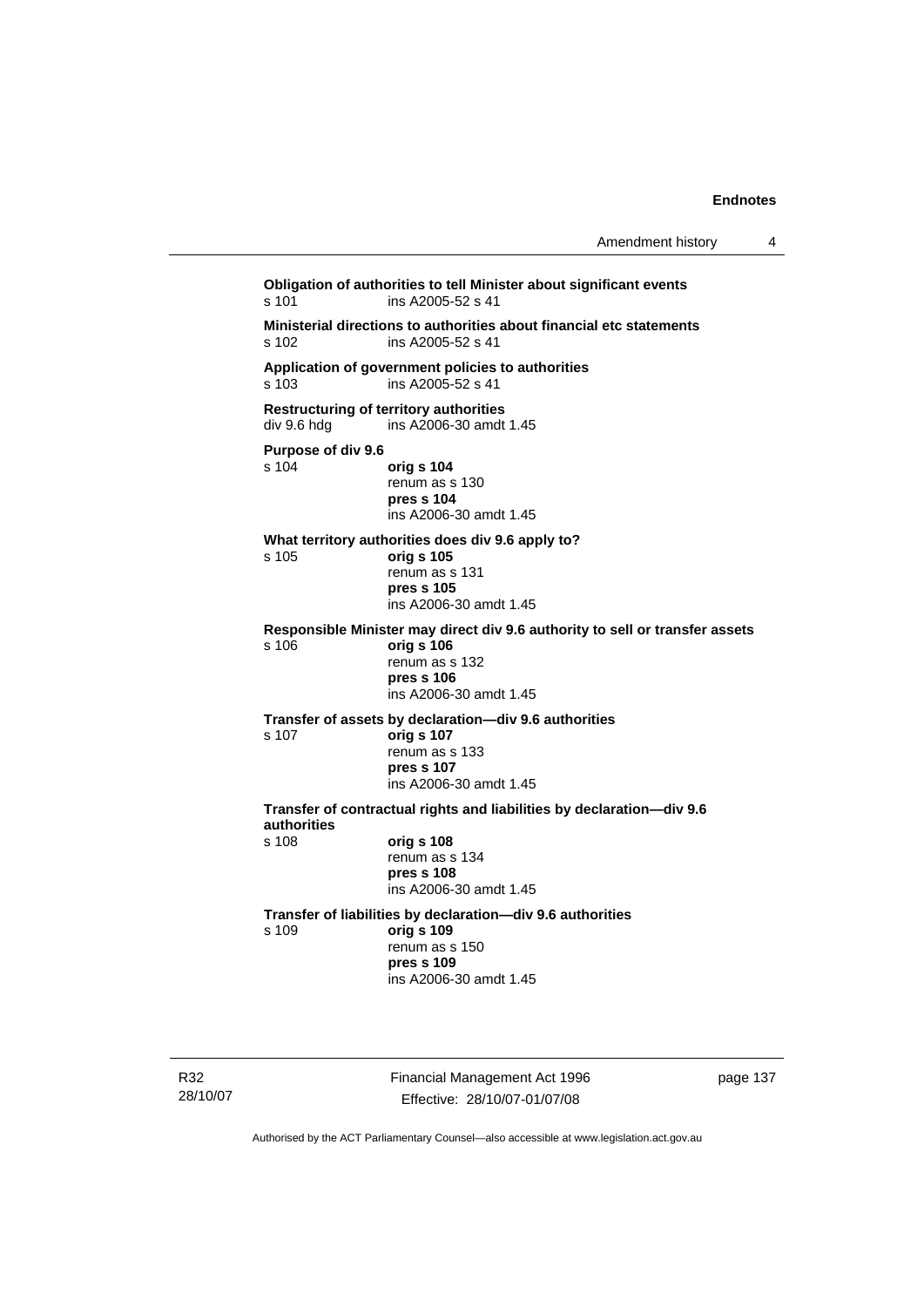**Obligation of authorities to tell Minister about significant events**
s 101 ins A2005-52 s 41

**Ministerial directions to authorities about financial etc statements**
s 102 ins A2005-52 s 41

**Application of government policies to authorities**
s 103 ins A2005-52 s 41

**Restructuring of territory authorities**
div 9.6 hdg ins A2006-30 amdt 1.45

**Purpose of div 9.6**
s 104 **orig s 104**
renum as s 130
**pres s 104**
ins A2006-30 amdt 1.45

**What territory authorities does div 9.6 apply to?**
s 105 **orig s 105**
renum as s 131
**pres s 105**
ins A2006-30 amdt 1.45

**Responsible Minister may direct div 9.6 authority to sell or transfer assets**
s 106 **orig s 106**
renum as s 132
**pres s 106**
ins A2006-30 amdt 1.45

**Transfer of assets by declaration—div 9.6 authorities**
s 107 **orig s 107**
renum as s 133
**pres s 107**
ins A2006-30 amdt 1.45

**Transfer of contractual rights and liabilities by declaration—div 9.6 authorities**
s 108 **orig s 108**
renum as s 134
**pres s 108**
ins A2006-30 amdt 1.45

**Transfer of liabilities by declaration—div 9.6 authorities**
s 109 **orig s 109**
renum as s 150
**pres s 109**
ins A2006-30 amdt 1.45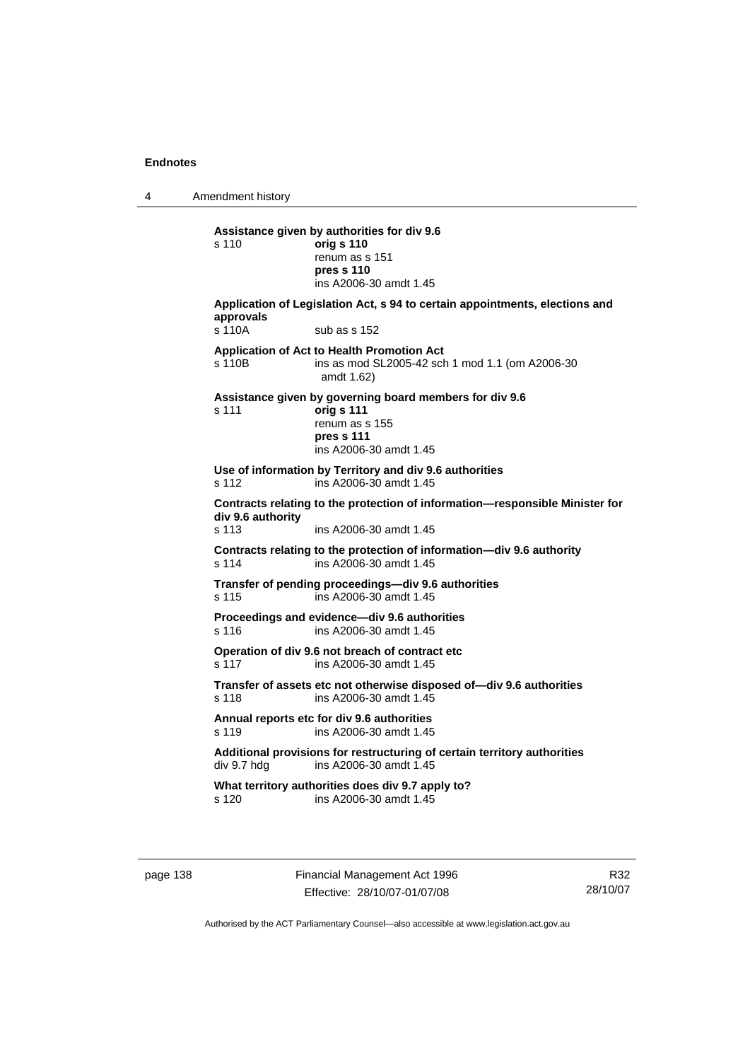**Assistance given by authorities for div 9.6**

s 110 **orig s 110**
renum as s 151
**pres s 110**
ins A2006-30 amdt 1.45

**Application of Legislation Act, s 94 to certain appointments, elections and approvals**

s 110A sub as s 152

**Application of Act to Health Promotion Act**

s 110B ins as mod SL2005-42 sch 1 mod 1.1 (om A2006-30 amdt 1.62)

**Assistance given by governing board members for div 9.6**

s 111 **orig s 111**
renum as s 155
**pres s 111**
ins A2006-30 amdt 1.45

**Use of information by Territory and div 9.6 authorities**

s 112 ins A2006-30 amdt 1.45

**Contracts relating to the protection of information—responsible Minister for div 9.6 authority**

s 113 ins A2006-30 amdt 1.45

**Contracts relating to the protection of information—div 9.6 authority**

s 114 ins A2006-30 amdt 1.45

**Transfer of pending proceedings—div 9.6 authorities**

s 115 ins A2006-30 amdt 1.45

**Proceedings and evidence—div 9.6 authorities**

s 116 ins A2006-30 amdt 1.45

**Operation of div 9.6 not breach of contract etc**

s 117 ins A2006-30 amdt 1.45

**Transfer of assets etc not otherwise disposed of—div 9.6 authorities**

s 118 ins A2006-30 amdt 1.45

**Annual reports etc for div 9.6 authorities**

s 119 ins A2006-30 amdt 1.45

**Additional provisions for restructuring of certain territory authorities**

div 9.7 hdg ins A2006-30 amdt 1.45

**What territory authorities does div 9.7 apply to?**

s 120 ins A2006-30 amdt 1.45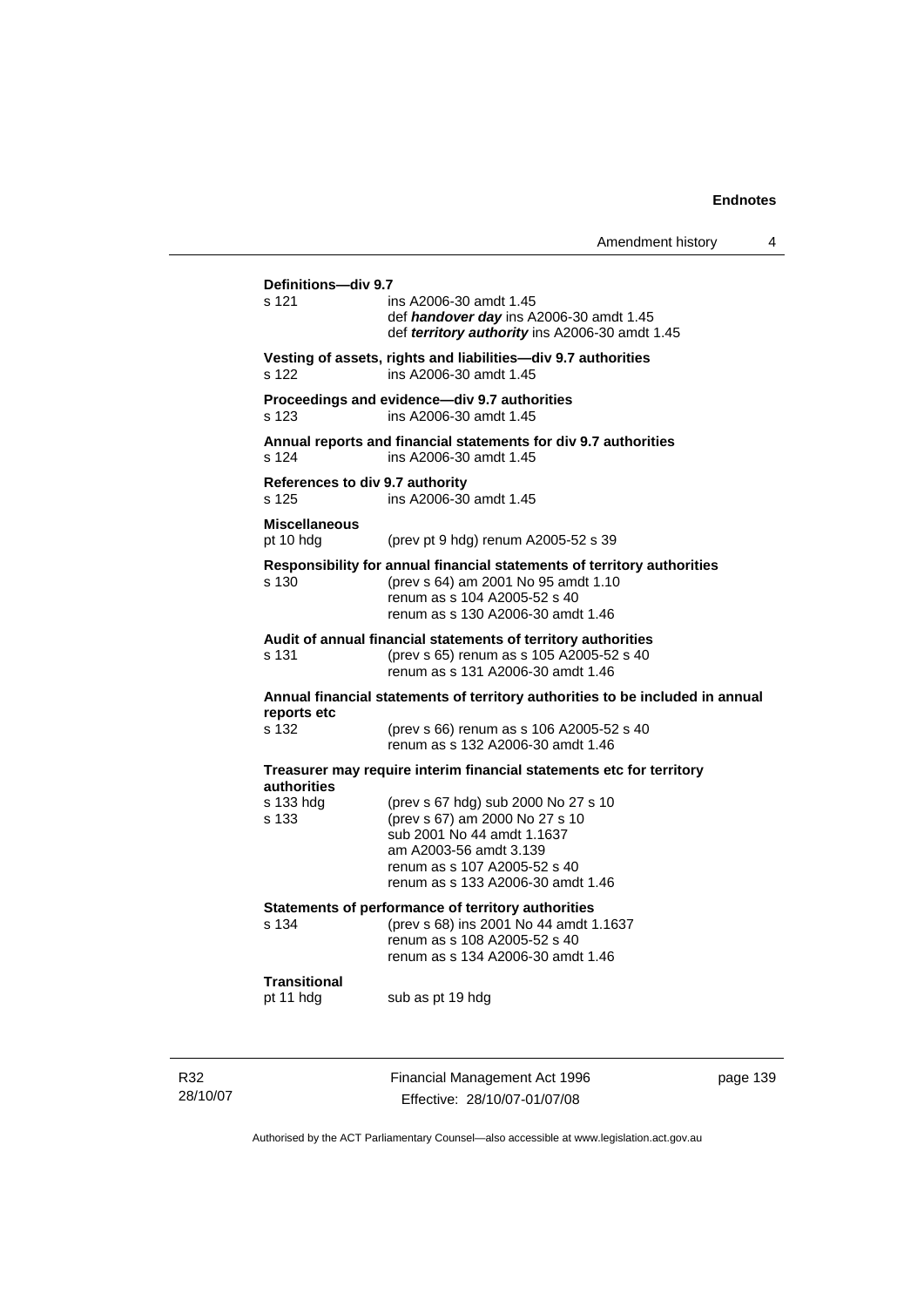**Definitions—div 9.7**

s 121 ins A2006-30 amdt 1.45
def ***handover day*** ins A2006-30 amdt 1.45
def ***territory authority*** ins A2006-30 amdt 1.45

**Vesting of assets, rights and liabilities—div 9.7 authorities**

s 122 ins A2006-30 amdt 1.45

**Proceedings and evidence—div 9.7 authorities**

s 123 ins A2006-30 amdt 1.45

**Annual reports and financial statements for div 9.7 authorities**

s 124 ins A2006-30 amdt 1.45

**References to div 9.7 authority**

s 125 ins A2006-30 amdt 1.45

**Miscellaneous**

pt 10 hdg (prev pt 9 hdg) renum A2005-52 s 39

**Responsibility for annual financial statements of territory authorities**

s 130 (prev s 64) am 2001 No 95 amdt 1.10
renum as s 104 A2005-52 s 40
renum as s 130 A2006-30 amdt 1.46

**Audit of annual financial statements of territory authorities**

s 131 (prev s 65) renum as s 105 A2005-52 s 40
renum as s 131 A2006-30 amdt 1.46

**Annual financial statements of territory authorities to be included in annual reports etc**

s 132 (prev s 66) renum as s 106 A2005-52 s 40
renum as s 132 A2006-30 amdt 1.46

**Treasurer may require interim financial statements etc for territory authorities**

s 133 hdg (prev s 67 hdg) sub 2000 No 27 s 10

s 133 (prev s 67) am 2000 No 27 s 10
sub 2001 No 44 amdt 1.1637
am A2003-56 amdt 3.139
renum as s 107 A2005-52 s 40
renum as s 133 A2006-30 amdt 1.46

**Statements of performance of territory authorities**

s 134 (prev s 68) ins 2001 No 44 amdt 1.1637
renum as s 108 A2005-52 s 40
renum as s 134 A2006-30 amdt 1.46

**Transitional**

pt 11 hdg sub as pt 19 hdg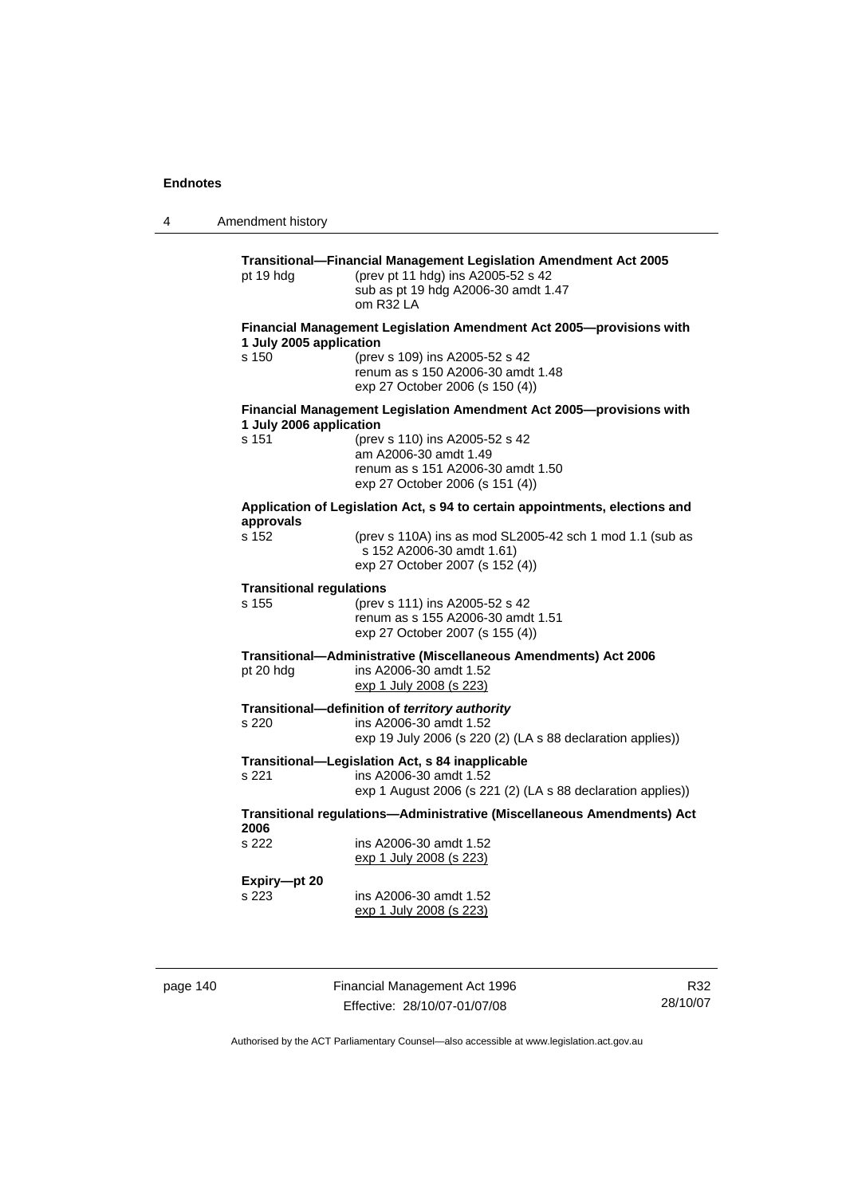**Transitional—Financial Management Legislation Amendment Act 2005**

pt 19 hdg (prev pt 11 hdg) ins A2005-52 s 42
sub as pt 19 hdg A2006-30 amdt 1.47
om R32 LA

**Financial Management Legislation Amendment Act 2005—provisions with 1 July 2005 application**

s 150 (prev s 109) ins A2005-52 s 42
renum as s 150 A2006-30 amdt 1.48
exp 27 October 2006 (s 150 (4))

**Financial Management Legislation Amendment Act 2005—provisions with 1 July 2006 application**

s 151 (prev s 110) ins A2005-52 s 42
am A2006-30 amdt 1.49
renum as s 151 A2006-30 amdt 1.50
exp 27 October 2006 (s 151 (4))

**Application of Legislation Act, s 94 to certain appointments, elections and approvals**

s 152 (prev s 110A) ins as mod SL2005-42 sch 1 mod 1.1 (sub as s 152 A2006-30 amdt 1.61)
exp 27 October 2007 (s 152 (4))

**Transitional regulations**

s 155 (prev s 111) ins A2005-52 s 42
renum as s 155 A2006-30 amdt 1.51
exp 27 October 2007 (s 155 (4))

**Transitional—Administrative (Miscellaneous Amendments) Act 2006**

pt 20 hdg ins A2006-30 amdt 1.52
exp 1 July 2008 (s 223)

**Transitional—definition of *territory authority***

s 220 ins A2006-30 amdt 1.52
exp 19 July 2006 (s 220 (2) (LA s 88 declaration applies))

**Transitional—Legislation Act, s 84 inapplicable**

s 221 ins A2006-30 amdt 1.52
exp 1 August 2006 (s 221 (2) (LA s 88 declaration applies))

**Transitional regulations—Administrative (Miscellaneous Amendments) Act 2006**

s 222 ins A2006-30 amdt 1.52
exp 1 July 2008 (s 223)

**Expiry—pt 20**

s 223 ins A2006-30 amdt 1.52
exp 1 July 2008 (s 223)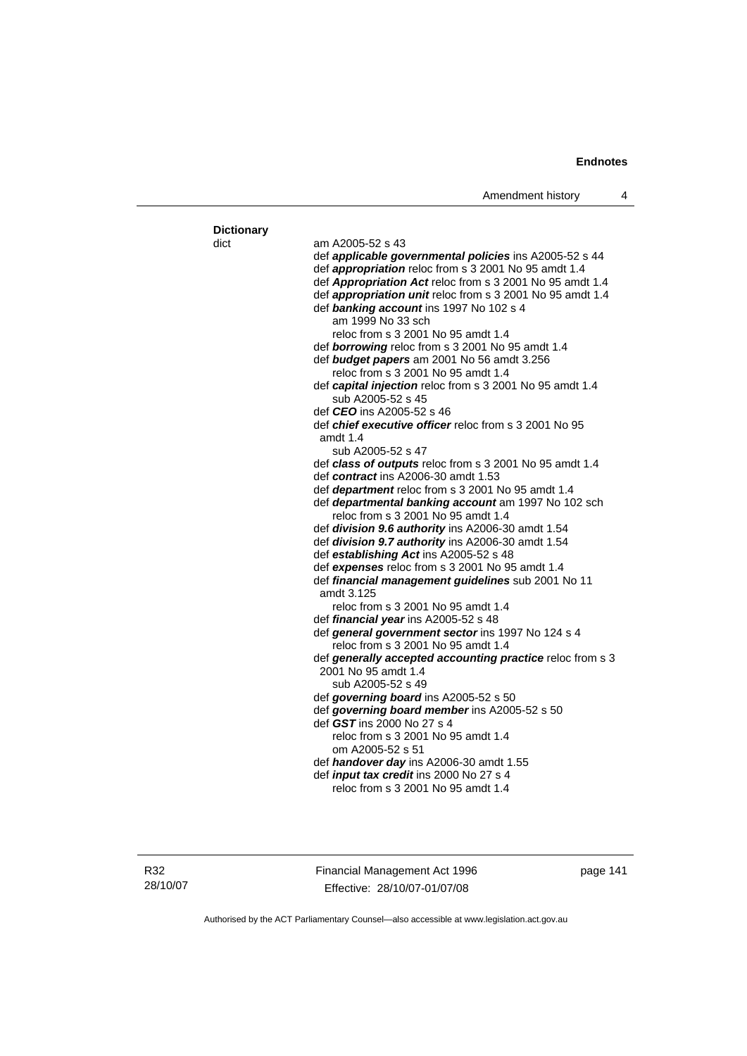**Dictionary**

dict

am A2005-52 s 43

def ***applicable governmental policies*** ins A2005-52 s 44

def ***appropriation*** reloc from s 3 2001 No 95 amdt 1.4

def ***Appropriation Act*** reloc from s 3 2001 No 95 amdt 1.4

def ***appropriation unit*** reloc from s 3 2001 No 95 amdt 1.4

def ***banking account*** ins 1997 No 102 s 4
am 1999 No 33 sch
reloc from s 3 2001 No 95 amdt 1.4

def ***borrowing*** reloc from s 3 2001 No 95 amdt 1.4

def ***budget papers*** am 2001 No 56 amdt 3.256
reloc from s 3 2001 No 95 amdt 1.4

def ***capital injection*** reloc from s 3 2001 No 95 amdt 1.4
sub A2005-52 s 45

def ***CEO*** ins A2005-52 s 46

def ***chief executive officer*** reloc from s 3 2001 No 95 amdt 1.4
sub A2005-52 s 47

def ***class of outputs*** reloc from s 3 2001 No 95 amdt 1.4

def ***contract*** ins A2006-30 amdt 1.53

def ***department*** reloc from s 3 2001 No 95 amdt 1.4

def ***departmental banking account*** am 1997 No 102 sch
reloc from s 3 2001 No 95 amdt 1.4

def ***division 9.6 authority*** ins A2006-30 amdt 1.54

def ***division 9.7 authority*** ins A2006-30 amdt 1.54

def ***establishing Act*** ins A2005-52 s 48

def ***expenses*** reloc from s 3 2001 No 95 amdt 1.4

def ***financial management guidelines*** sub 2001 No 11 amdt 3.125
reloc from s 3 2001 No 95 amdt 1.4

def ***financial year*** ins A2005-52 s 48

def ***general government sector*** ins 1997 No 124 s 4
reloc from s 3 2001 No 95 amdt 1.4

def ***generally accepted accounting practice*** reloc from s 3 2001 No 95 amdt 1.4
sub A2005-52 s 49

def ***governing board*** ins A2005-52 s 50

def ***governing board member*** ins A2005-52 s 50

def ***GST*** ins 2000 No 27 s 4
reloc from s 3 2001 No 95 amdt 1.4
om A2005-52 s 51

def ***handover day*** ins A2006-30 amdt 1.55

def ***input tax credit*** ins 2000 No 27 s 4
reloc from s 3 2001 No 95 amdt 1.4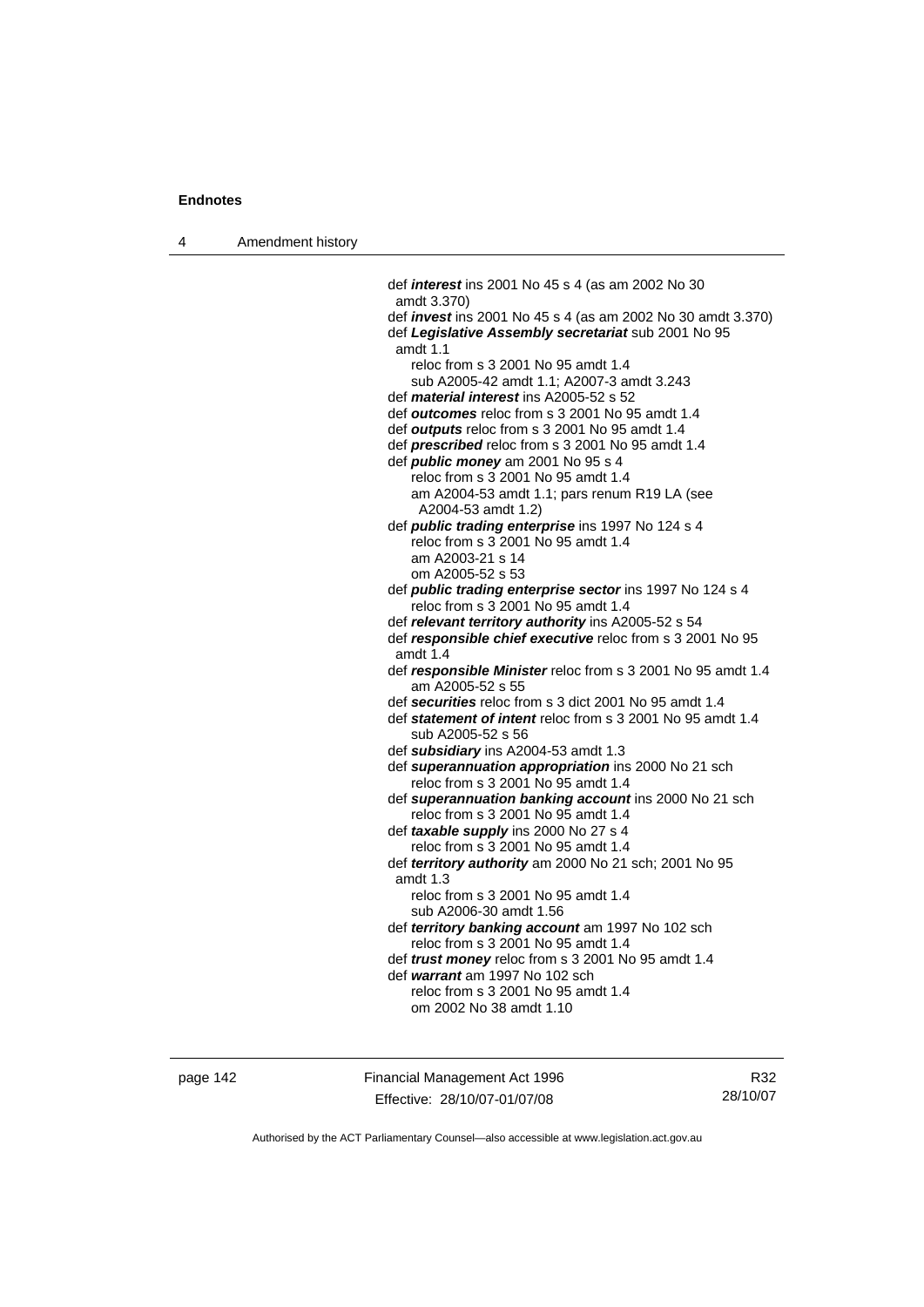def ***interest*** ins 2001 No 45 s 4 (as am 2002 No 30 amdt 3.370)
def ***invest*** ins 2001 No 45 s 4 (as am 2002 No 30 amdt 3.370)
def ***Legislative Assembly secretariat*** sub 2001 No 95 amdt 1.1
    reloc from s 3 2001 No 95 amdt 1.4
    sub A2005-42 amdt 1.1; A2007-3 amdt 3.243
def ***material interest*** ins A2005-52 s 52
def ***outcomes*** reloc from s 3 2001 No 95 amdt 1.4
def ***outputs*** reloc from s 3 2001 No 95 amdt 1.4
def ***prescribed*** reloc from s 3 2001 No 95 amdt 1.4
def ***public money*** am 2001 No 95 s 4
    reloc from s 3 2001 No 95 amdt 1.4
    am A2004-53 amdt 1.1; pars renum R19 LA (see A2004-53 amdt 1.2)
def ***public trading enterprise*** ins 1997 No 124 s 4
    reloc from s 3 2001 No 95 amdt 1.4
    am A2003-21 s 14
    om A2005-52 s 53
def ***public trading enterprise sector*** ins 1997 No 124 s 4
    reloc from s 3 2001 No 95 amdt 1.4
def ***relevant territory authority*** ins A2005-52 s 54
def ***responsible chief executive*** reloc from s 3 2001 No 95 amdt 1.4
def ***responsible Minister*** reloc from s 3 2001 No 95 amdt 1.4
    am A2005-52 s 55
def ***securities*** reloc from s 3 dict 2001 No 95 amdt 1.4
def ***statement of intent*** reloc from s 3 2001 No 95 amdt 1.4
    sub A2005-52 s 56
def ***subsidiary*** ins A2004-53 amdt 1.3
def ***superannuation appropriation*** ins 2000 No 21 sch
    reloc from s 3 2001 No 95 amdt 1.4
def ***superannuation banking account*** ins 2000 No 21 sch
    reloc from s 3 2001 No 95 amdt 1.4
def ***taxable supply*** ins 2000 No 27 s 4
    reloc from s 3 2001 No 95 amdt 1.4
def ***territory authority*** am 2000 No 21 sch; 2001 No 95 amdt 1.3
    reloc from s 3 2001 No 95 amdt 1.4
    sub A2006-30 amdt 1.56
def ***territory banking account*** am 1997 No 102 sch
    reloc from s 3 2001 No 95 amdt 1.4
def ***trust money*** reloc from s 3 2001 No 95 amdt 1.4
def ***warrant*** am 1997 No 102 sch
    reloc from s 3 2001 No 95 amdt 1.4
    om 2002 No 38 amdt 1.10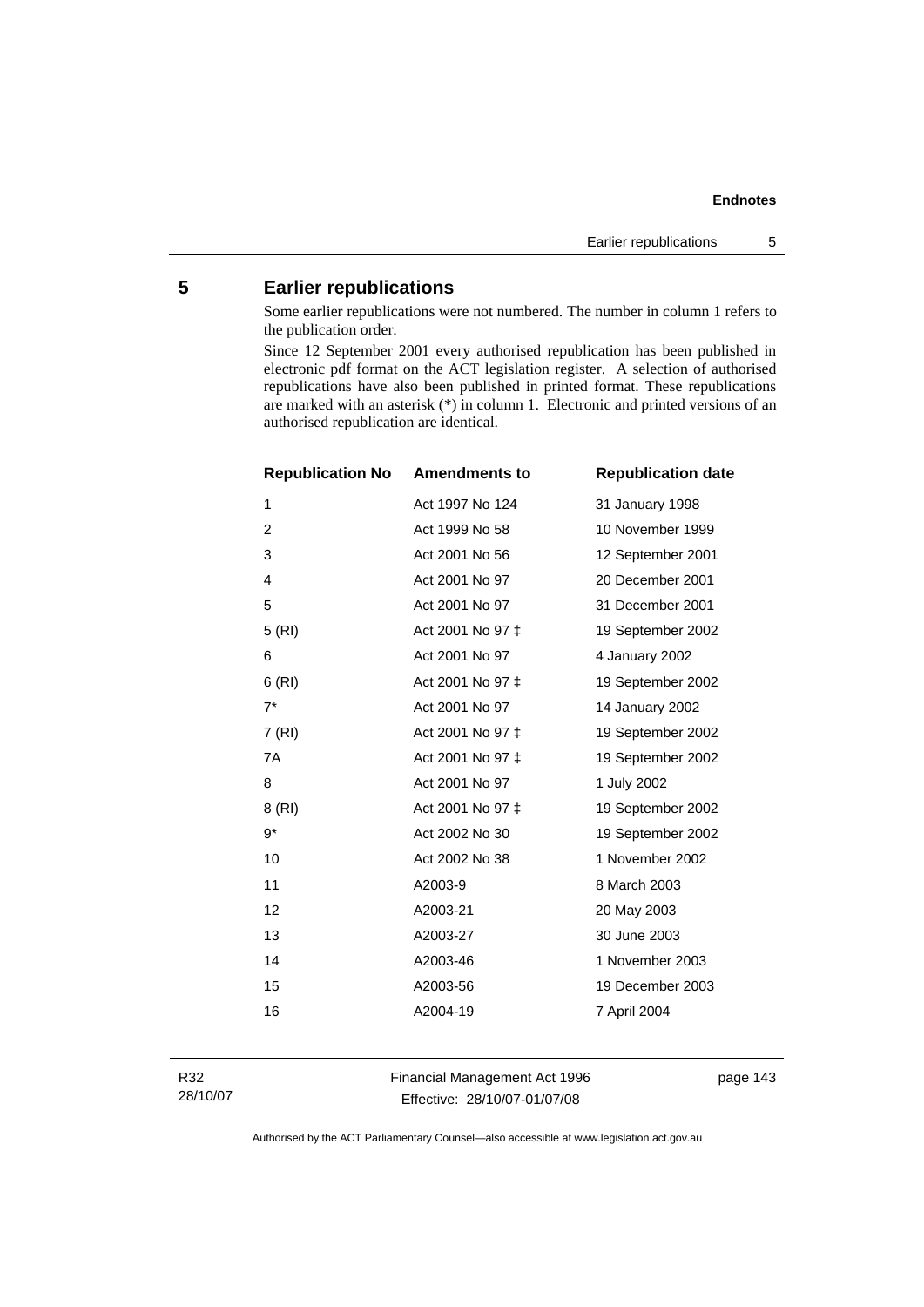## 5 Earlier republications

Some earlier republications were not numbered. The number in column 1 refers to the publication order.

Since 12 September 2001 every authorised republication has been published in electronic pdf format on the ACT legislation register. A selection of authorised republications have also been published in printed format. These republications are marked with an asterisk (*) in column 1. Electronic and printed versions of an authorised republication are identical.

| Republication No | Amendments to | Republication date |
|---|---|---|
| 1 | Act 1997 No 124 | 31 January 1998 |
| 2 | Act 1999 No 58 | 10 November 1999 |
| 3 | Act 2001 No 56 | 12 September 2001 |
| 4 | Act 2001 No 97 | 20 December 2001 |
| 5 | Act 2001 No 97 | 31 December 2001 |
| 5 (RI) | Act 2001 No 97 ‡ | 19 September 2002 |
| 6 | Act 2001 No 97 | 4 January 2002 |
| 6 (RI) | Act 2001 No 97 ‡ | 19 September 2002 |
| 7* | Act 2001 No 97 | 14 January 2002 |
| 7 (RI) | Act 2001 No 97 ‡ | 19 September 2002 |
| 7A | Act 2001 No 97 ‡ | 19 September 2002 |
| 8 | Act 2001 No 97 | 1 July 2002 |
| 8 (RI) | Act 2001 No 97 ‡ | 19 September 2002 |
| 9* | Act 2002 No 30 | 19 September 2002 |
| 10 | Act 2002 No 38 | 1 November 2002 |
| 11 | A2003-9 | 8 March 2003 |
| 12 | A2003-21 | 20 May 2003 |
| 13 | A2003-27 | 30 June 2003 |
| 14 | A2003-46 | 1 November 2003 |
| 15 | A2003-56 | 19 December 2003 |
| 16 | A2004-19 | 7 April 2004 |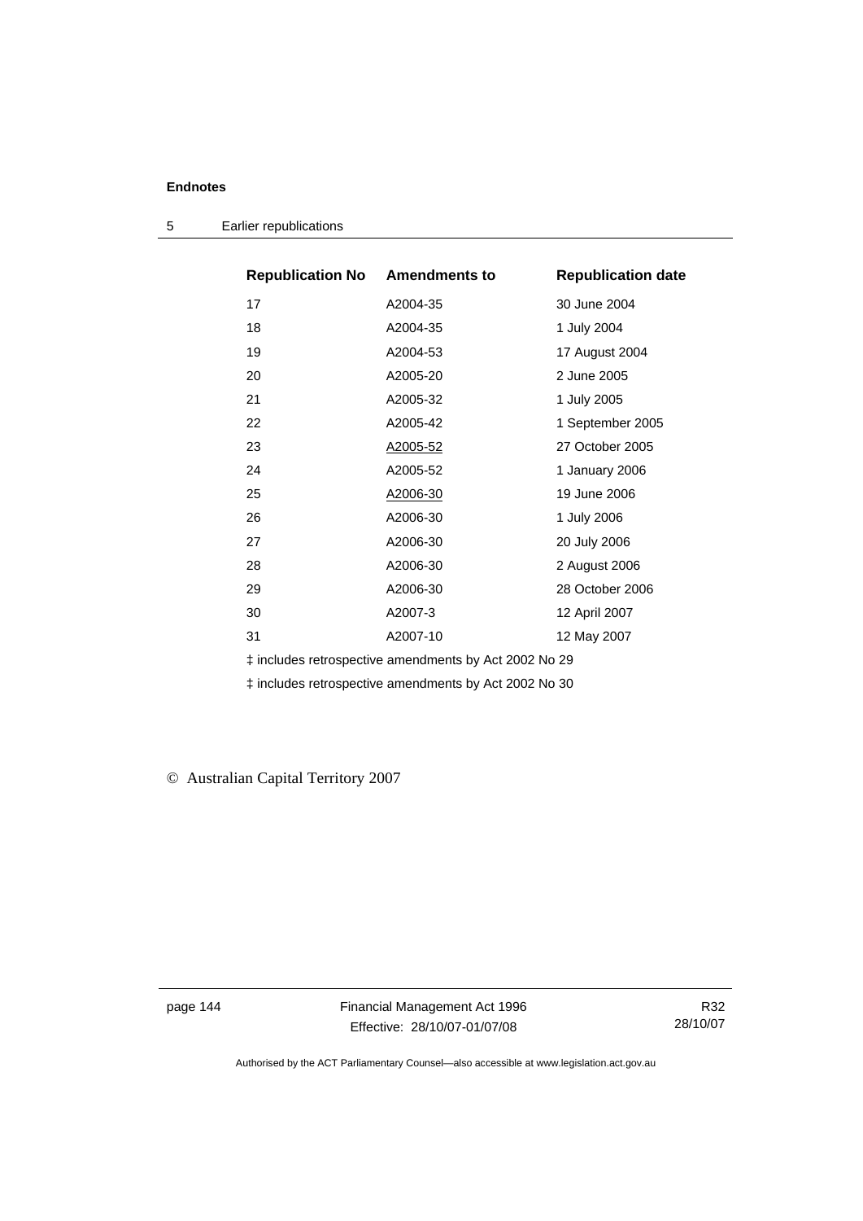| Republication No | Amendments to | Republication date |
|---|---|---|
| 17 | A2004-35 | 30 June 2004 |
| 18 | A2004-35 | 1 July 2004 |
| 19 | A2004-53 | 17 August 2004 |
| 20 | A2005-20 | 2 June 2005 |
| 21 | A2005-32 | 1 July 2005 |
| 22 | A2005-42 | 1 September 2005 |
| 23 | A2005-52 | 27 October 2005 |
| 24 | A2005-52 | 1 January 2006 |
| 25 | A2006-30 | 19 June 2006 |
| 26 | A2006-30 | 1 July 2006 |
| 27 | A2006-30 | 20 July 2006 |
| 28 | A2006-30 | 2 August 2006 |
| 29 | A2006-30 | 28 October 2006 |
| 30 | A2007-3 | 12 April 2007 |
| 31 | A2007-10 | 12 May 2007 |

‡ includes retrospective amendments by Act 2002 No 29

‡ includes retrospective amendments by Act 2002 No 30

© Australian Capital Territory 2007